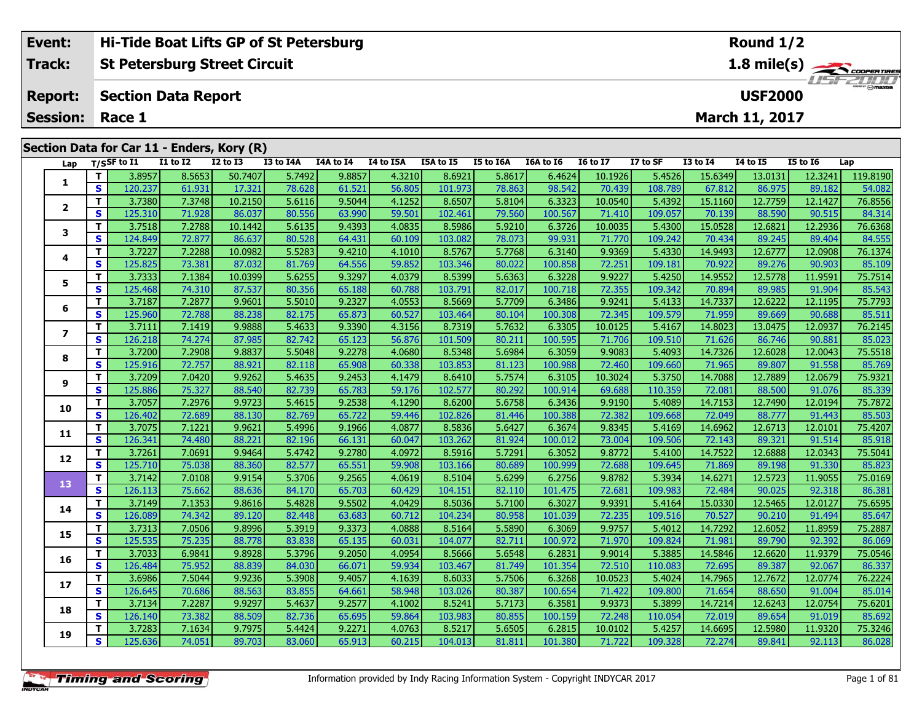| Event: | Hi-Tide Boat Lifts GP of St Petersburg | Round 1/2 |
|---|---|---|
| Track: | St Petersburg Street Circuit | 1.8 mile(s) |
| Report: | Section Data Report | USF2000 |
| Session: | Race 1 | March 11, 2017 |

## Section Data for Car 11 - Enders, Kory (R)

| Lap | T/S | SF to I1 | I1 to I2 | I2 to I3 | I3 to I4A | I4A to I4 | I4 to I5A | I5A to I5 | I5 to I6A | I6A to I6 | I6 to I7 | I7 to SF | I3 to I4 | I4 to I5 | I5 to I6 | Lap |
|---|---|---|---|---|---|---|---|---|---|---|---|---|---|---|---|---|
| 1 | T | 3.8957 | 8.5653 | 50.7407 | 5.7492 | 9.8857 | 4.3210 | 8.6921 | 5.8617 | 6.4624 | 10.1926 | 5.4526 | 15.6349 | 13.0131 | 12.3241 | 119.8190 |
| | S | 120.237 | 61.931 | 17.321 | 78.628 | 61.521 | 56.805 | 101.973 | 78.863 | 98.542 | 70.439 | 108.789 | 67.812 | 86.975 | 89.182 | 54.082 |
| 2 | T | 3.7380 | 7.3748 | 10.2150 | 5.6116 | 9.5044 | 4.1252 | 8.6507 | 5.8104 | 6.3323 | 10.0540 | 5.4392 | 15.1160 | 12.7759 | 12.1427 | 76.8556 |
| | S | 125.310 | 71.928 | 86.037 | 80.556 | 63.990 | 59.501 | 102.461 | 79.560 | 100.567 | 71.410 | 109.057 | 70.139 | 88.590 | 90.515 | 84.314 |
| 3 | T | 3.7518 | 7.2788 | 10.1442 | 5.6135 | 9.4393 | 4.0835 | 8.5986 | 5.9210 | 6.3726 | 10.0035 | 5.4300 | 15.0528 | 12.6821 | 12.2936 | 76.6368 |
| | S | 124.849 | 72.877 | 86.637 | 80.528 | 64.431 | 60.109 | 103.082 | 78.073 | 99.931 | 71.770 | 109.242 | 70.434 | 89.245 | 89.404 | 84.555 |
| 4 | T | 3.7227 | 7.2288 | 10.0982 | 5.5283 | 9.4210 | 4.1010 | 8.5767 | 5.7768 | 6.3140 | 9.9369 | 5.4330 | 14.9493 | 12.6777 | 12.0908 | 76.1374 |
| | S | 125.825 | 73.381 | 87.032 | 81.769 | 64.556 | 59.852 | 103.346 | 80.022 | 100.858 | 72.251 | 109.181 | 70.922 | 89.276 | 90.903 | 85.109 |
| 5 | T | 3.7333 | 7.1384 | 10.0399 | 5.6255 | 9.3297 | 4.0379 | 8.5399 | 5.6363 | 6.3228 | 9.9227 | 5.4250 | 14.9552 | 12.5778 | 11.9591 | 75.7514 |
| | S | 125.468 | 74.310 | 87.537 | 80.356 | 65.188 | 60.788 | 103.791 | 82.017 | 100.718 | 72.355 | 109.342 | 70.894 | 89.985 | 91.904 | 85.543 |
| 6 | T | 3.7187 | 7.2877 | 9.9601 | 5.5010 | 9.2327 | 4.0553 | 8.5669 | 5.7709 | 6.3486 | 9.9241 | 5.4133 | 14.7337 | 12.6222 | 12.1195 | 75.7793 |
| | S | 125.960 | 72.788 | 88.238 | 82.175 | 65.873 | 60.527 | 103.464 | 80.104 | 100.308 | 72.345 | 109.579 | 71.959 | 89.669 | 90.688 | 85.511 |
| 7 | T | 3.7111 | 7.1419 | 9.9888 | 5.4633 | 9.3390 | 4.3156 | 8.7319 | 5.7632 | 6.3305 | 10.0125 | 5.4167 | 14.8023 | 13.0475 | 12.0937 | 76.2145 |
| | S | 126.218 | 74.274 | 87.985 | 82.742 | 65.123 | 56.876 | 101.509 | 80.211 | 100.595 | 71.706 | 109.510 | 71.626 | 86.746 | 90.881 | 85.023 |
| 8 | T | 3.7200 | 7.2908 | 9.8837 | 5.5048 | 9.2278 | 4.0680 | 8.5348 | 5.6984 | 6.3059 | 9.9083 | 5.4093 | 14.7326 | 12.6028 | 12.0043 | 75.5518 |
| | S | 125.916 | 72.757 | 88.921 | 82.118 | 65.908 | 60.338 | 103.853 | 81.123 | 100.988 | 72.460 | 109.660 | 71.965 | 89.807 | 91.558 | 85.769 |
| 9 | T | 3.7209 | 7.0420 | 9.9262 | 5.4635 | 9.2453 | 4.1479 | 8.6410 | 5.7574 | 6.3105 | 10.3024 | 5.3750 | 14.7088 | 12.7889 | 12.0679 | 75.9321 |
| | S | 125.886 | 75.327 | 88.540 | 82.739 | 65.783 | 59.176 | 102.577 | 80.292 | 100.914 | 69.688 | 110.359 | 72.081 | 88.500 | 91.076 | 85.339 |
| 10 | T | 3.7057 | 7.2976 | 9.9723 | 5.4615 | 9.2538 | 4.1290 | 8.6200 | 5.6758 | 6.3436 | 9.9190 | 5.4089 | 14.7153 | 12.7490 | 12.0194 | 75.7872 |
| | S | 126.402 | 72.689 | 88.130 | 82.769 | 65.722 | 59.446 | 102.826 | 81.446 | 100.388 | 72.382 | 109.668 | 72.049 | 88.777 | 91.443 | 85.503 |
| 11 | T | 3.7075 | 7.1221 | 9.9621 | 5.4996 | 9.1966 | 4.0877 | 8.5836 | 5.6427 | 6.3674 | 9.8345 | 5.4169 | 14.6962 | 12.6713 | 12.0101 | 75.4207 |
| | S | 126.341 | 74.480 | 88.221 | 82.196 | 66.131 | 60.047 | 103.262 | 81.924 | 100.012 | 73.004 | 109.506 | 72.143 | 89.321 | 91.514 | 85.918 |
| 12 | T | 3.7261 | 7.0691 | 9.9464 | 5.4742 | 9.2780 | 4.0972 | 8.5916 | 5.7291 | 6.3052 | 9.8772 | 5.4100 | 14.7522 | 12.6888 | 12.0343 | 75.5041 |
| | S | 125.710 | 75.038 | 88.360 | 82.577 | 65.551 | 59.908 | 103.166 | 80.689 | 100.999 | 72.688 | 109.645 | 71.869 | 89.198 | 91.330 | 85.823 |
| 13 | T | 3.7142 | 7.0108 | 9.9154 | 5.3706 | 9.2565 | 4.0619 | 8.5104 | 5.6299 | 6.2756 | 9.8782 | 5.3934 | 14.6271 | 12.5723 | 11.9055 | 75.0169 |
| | S | 126.113 | 75.662 | 88.636 | 84.170 | 65.703 | 60.429 | 104.151 | 82.110 | 101.475 | 72.681 | 109.983 | 72.484 | 90.025 | 92.318 | 86.381 |
| 14 | T | 3.7149 | 7.1353 | 9.8616 | 5.4828 | 9.5502 | 4.0429 | 8.5036 | 5.7100 | 6.3027 | 9.9391 | 5.4164 | 15.0330 | 12.5465 | 12.0127 | 75.6595 |
| | S | 126.089 | 74.342 | 89.120 | 82.448 | 63.683 | 60.712 | 104.234 | 80.958 | 101.039 | 72.235 | 109.516 | 70.527 | 90.210 | 91.494 | 85.647 |
| 15 | T | 3.7313 | 7.0506 | 9.8996 | 5.3919 | 9.3373 | 4.0888 | 8.5164 | 5.5890 | 6.3069 | 9.9757 | 5.4012 | 14.7292 | 12.6052 | 11.8959 | 75.2887 |
| | S | 125.535 | 75.235 | 88.778 | 83.838 | 65.135 | 60.031 | 104.077 | 82.711 | 100.972 | 71.970 | 109.824 | 71.981 | 89.790 | 92.392 | 86.069 |
| 16 | T | 3.7033 | 6.9841 | 9.8928 | 5.3796 | 9.2050 | 4.0954 | 8.5666 | 5.6548 | 6.2831 | 9.9014 | 5.3885 | 14.5846 | 12.6620 | 11.9379 | 75.0546 |
| | S | 126.484 | 75.952 | 88.839 | 84.030 | 66.071 | 59.934 | 103.467 | 81.749 | 101.354 | 72.510 | 110.083 | 72.695 | 89.387 | 92.067 | 86.337 |
| 17 | T | 3.6986 | 7.5044 | 9.9236 | 5.3908 | 9.4057 | 4.1639 | 8.6033 | 5.7506 | 6.3268 | 10.0523 | 5.4024 | 14.7965 | 12.7672 | 12.0774 | 76.2224 |
| | S | 126.645 | 70.686 | 88.563 | 83.855 | 64.661 | 58.948 | 103.026 | 80.387 | 100.654 | 71.422 | 109.800 | 71.654 | 88.650 | 91.004 | 85.014 |
| 18 | T | 3.7134 | 7.2287 | 9.9297 | 5.4637 | 9.2577 | 4.1002 | 8.5241 | 5.7173 | 6.3581 | 9.9373 | 5.3899 | 14.7214 | 12.6243 | 12.0754 | 75.6201 |
| | S | 126.140 | 73.382 | 88.509 | 82.736 | 65.695 | 59.864 | 103.983 | 80.855 | 100.159 | 72.248 | 110.054 | 72.019 | 89.654 | 91.019 | 85.692 |
| 19 | T | 3.7283 | 7.1634 | 9.7975 | 5.4424 | 9.2271 | 4.0763 | 8.5217 | 5.6505 | 6.2815 | 10.0102 | 5.4257 | 14.6695 | 12.5980 | 11.9320 | 75.3246 |
| | S | 125.636 | 74.051 | 89.703 | 83.060 | 65.913 | 60.215 | 104.013 | 81.811 | 101.380 | 71.722 | 109.328 | 72.274 | 89.841 | 92.113 | 86.028 |

Information provided by Indy Racing Information System - Copyright INDYCAR 2017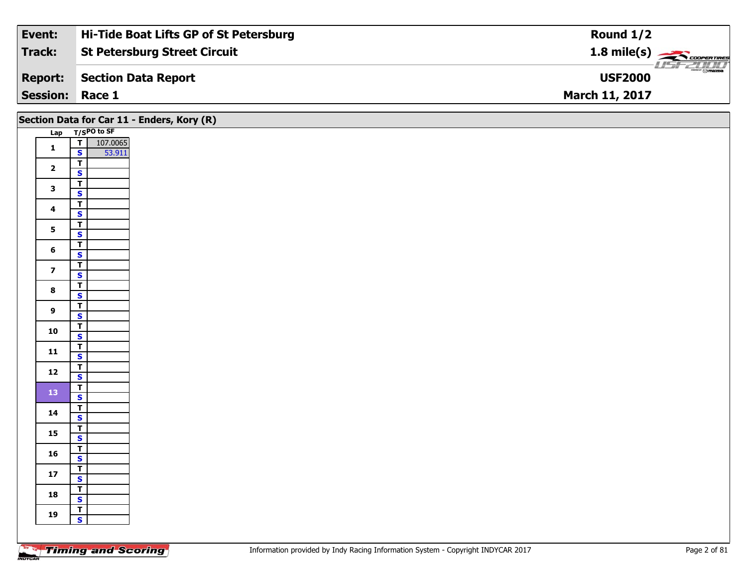| Event: | Hi-Tide Boat Lifts GP of St Petersburg | Round 1/2 |
|---|---|---|
| Track: | St Petersburg Street Circuit | 1.8 mile(s) |
| Report: | Section Data Report | USF2000 |
| Session: | Race 1 | March 11, 2017 |

## Section Data for Car 11 - Enders, Kory (R)

| Lap | T/S | PO to SF |
|---|---|---|
| 1 | T | 107.0065 |
| | S | 53.911 |
| 2 | T | |
| | S | |
| 3 | T | |
| | S | |
| 4 | T | |
| | S | |
| 5 | T | |
| | S | |
| 6 | T | |
| | S | |
| 7 | T | |
| | S | |
| 8 | T | |
| | S | |
| 9 | T | |
| | S | |
| 10 | T | |
| | S | |
| 11 | T | |
| | S | |
| 12 | T | |
| | S | |
| 13 | T | |
| | S | |
| 14 | T | |
| | S | |
| 15 | T | |
| | S | |
| 16 | T | |
| | S | |
| 17 | T | |
| | S | |
| 18 | T | |
| | S | |
| 19 | T | |
| | S | |

Information provided by Indy Racing Information System - Copyright INDYCAR 2017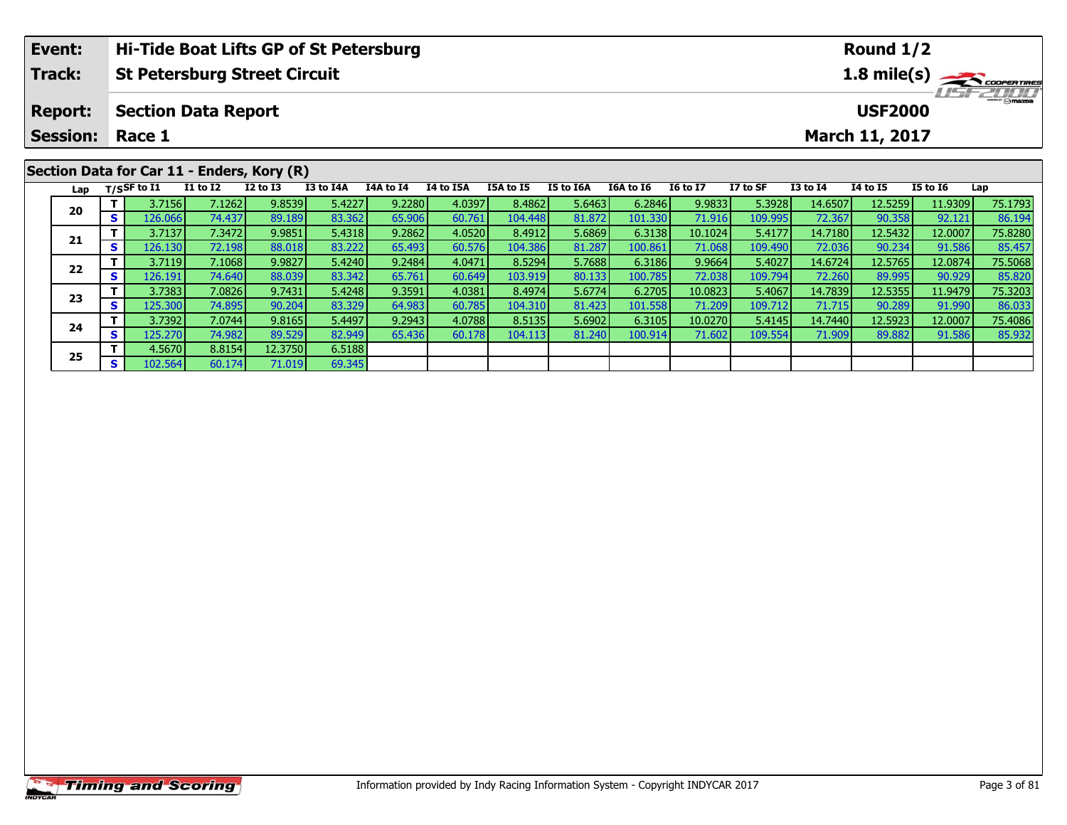| Event: | Hi-Tide Boat Lifts GP of St Petersburg | Round 1/2 |
|---|---|---|
| Track: | St Petersburg Street Circuit | 1.8 mile(s) |
| Report: | Section Data Report | USF2000 |
| Session: | Race 1 | March 11, 2017 |

## Section Data for Car 11 - Enders, Kory (R)

| Lap | T/S | SF to I1 | I1 to I2 | I2 to I3 | I3 to I4A | I4A to I4 | I4 to I5A | I5A to I5 | I5 to I6A | I6A to I6 | I6 to I7 | I7 to SF | I3 to I4 | I4 to I5 | I5 to I6 | Lap |
|---|---|---|---|---|---|---|---|---|---|---|---|---|---|---|---|---|
| 20 | T | 3.7156 | 7.1262 | 9.8539 | 5.4227 | 9.2280 | 4.0397 | 8.4862 | 5.6463 | 6.2846 | 9.9833 | 5.3928 | 14.6507 | 12.5259 | 11.9309 | 75.1793 |
| | S | 126.066 | 74.437 | 89.189 | 83.362 | 65.906 | 60.761 | 104.448 | 81.872 | 101.330 | 71.916 | 109.995 | 72.367 | 90.358 | 92.121 | 86.194 |
| 21 | T | 3.7137 | 7.3472 | 9.9851 | 5.4318 | 9.2862 | 4.0520 | 8.4912 | 5.6869 | 6.3138 | 10.1024 | 5.4177 | 14.7180 | 12.5432 | 12.0007 | 75.8280 |
| | S | 126.130 | 72.198 | 88.018 | 83.222 | 65.493 | 60.576 | 104.386 | 81.287 | 100.861 | 71.068 | 109.490 | 72.036 | 90.234 | 91.586 | 85.457 |
| 22 | T | 3.7119 | 7.1068 | 9.9827 | 5.4240 | 9.2484 | 4.0471 | 8.5294 | 5.7688 | 6.3186 | 9.9664 | 5.4027 | 14.6724 | 12.5765 | 12.0874 | 75.5068 |
| | S | 126.191 | 74.640 | 88.039 | 83.342 | 65.761 | 60.649 | 103.919 | 80.133 | 100.785 | 72.038 | 109.794 | 72.260 | 89.995 | 90.929 | 85.820 |
| 23 | T | 3.7383 | 7.0826 | 9.7431 | 5.4248 | 9.3591 | 4.0381 | 8.4974 | 5.6774 | 6.2705 | 10.0823 | 5.4067 | 14.7839 | 12.5355 | 11.9479 | 75.3203 |
| | S | 125.300 | 74.895 | 90.204 | 83.329 | 64.983 | 60.785 | 104.310 | 81.423 | 101.558 | 71.209 | 109.712 | 71.715 | 90.289 | 91.990 | 86.033 |
| 24 | T | 3.7392 | 7.0744 | 9.8165 | 5.4497 | 9.2943 | 4.0788 | 8.5135 | 5.6902 | 6.3105 | 10.0270 | 5.4145 | 14.7440 | 12.5923 | 12.0007 | 75.4086 |
| | S | 125.270 | 74.982 | 89.529 | 82.949 | 65.436 | 60.178 | 104.113 | 81.240 | 100.914 | 71.602 | 109.554 | 71.909 | 89.882 | 91.586 | 85.932 |
| 25 | T | 4.5670 | 8.8154 | 12.3750 | 6.5188 | | | | | | | | | | | |
| | S | 102.564 | 60.174 | 71.019 | 69.345 | | | | | | | | | | | |

Information provided by Indy Racing Information System - Copyright INDYCAR 2017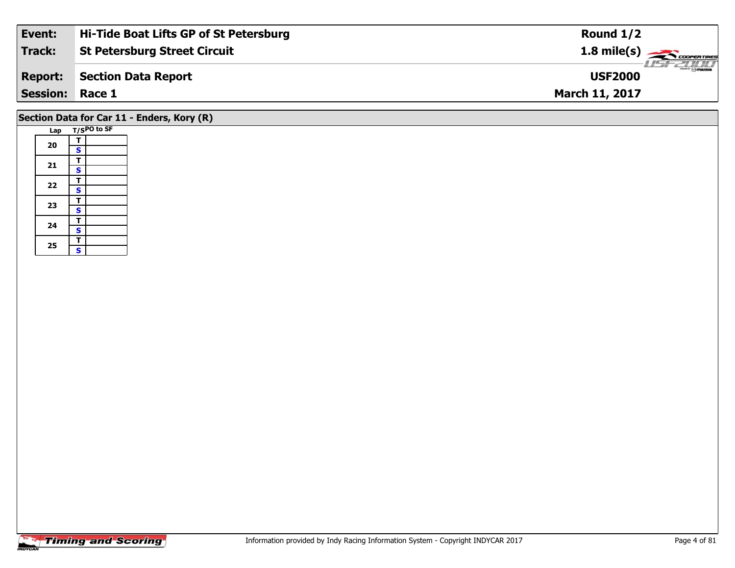| Event: | Hi-Tide Boat Lifts GP of St Petersburg | Round 1/2 |
|---|---|---|
| Track: | St Petersburg Street Circuit | 1.8 mile(s) |
| Report: | Section Data Report | USF2000 |
| Session: | Race 1 | March 11, 2017 |

## Section Data for Car 11 - Enders, Kory (R)

| Lap | T/S | PO to SF |
|---|---|---|
| 20 | T | |
| | S | |
| 21 | T | |
| | S | |
| 22 | T | |
| | S | |
| 23 | T | |
| | S | |
| 24 | T | |
| | S | |
| 25 | T | |
| | S | |

Information provided by Indy Racing Information System - Copyright INDYCAR 2017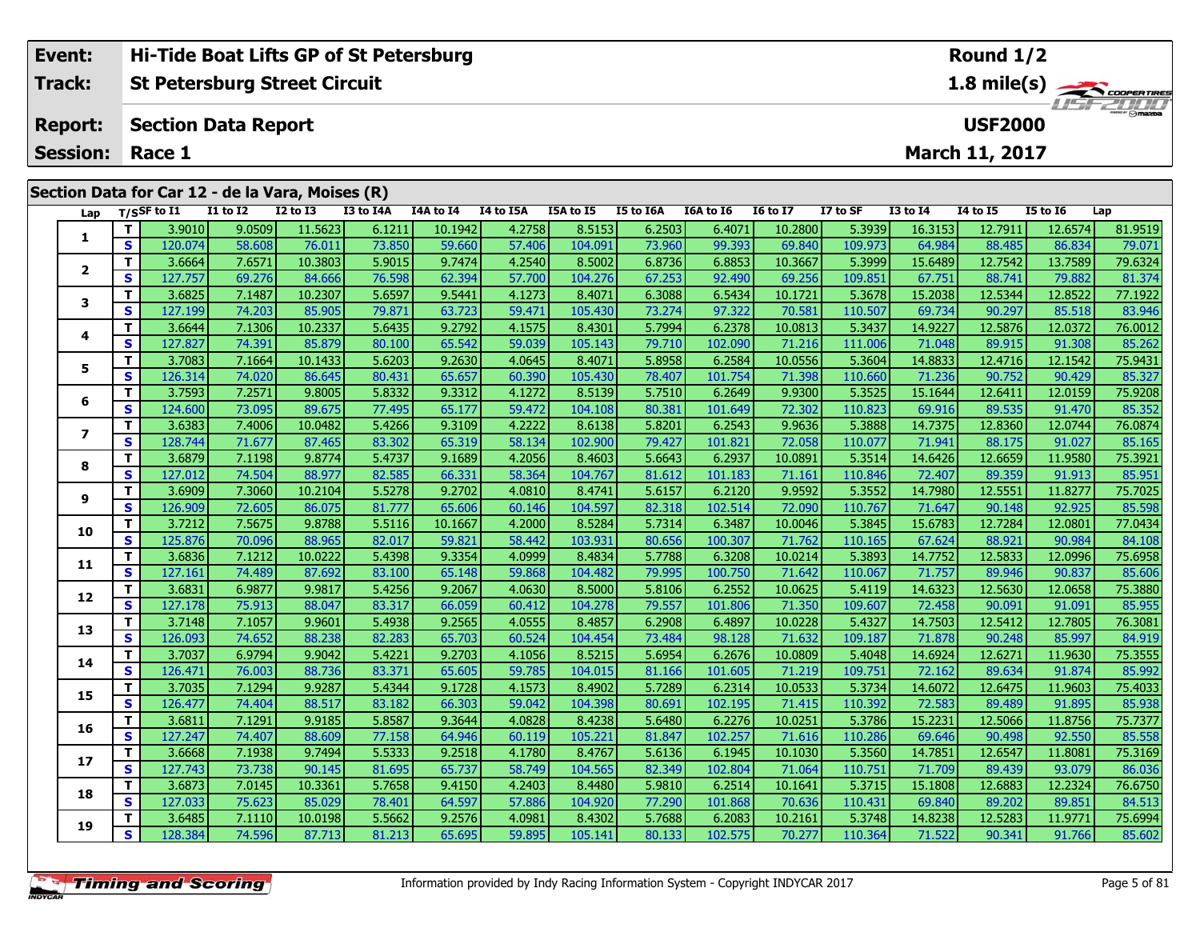| Event: | Hi-Tide Boat Lifts GP of St Petersburg | Round 1/2 |
|---|---|---|
| Track: | St Petersburg Street Circuit | 1.8 mile(s) |
| Report: | Section Data Report | USF2000 |
| Session: | Race 1 | March 11, 2017 |

## Section Data for Car 12 - de la Vara, Moises (R)

| Lap | T/S | SF to I1 | I1 to I2 | I2 to I3 | I3 to I4A | I4A to I4 | I4 to I5A | I5A to I5 | I5 to I6A | I6A to I6 | I6 to I7 | I7 to SF | I3 to I4 | I4 to I5 | I5 to I6 | Lap |
|---|---|---|---|---|---|---|---|---|---|---|---|---|---|---|---|---|
| 1 | T | 3.9010 | 9.0509 | 11.5623 | 6.1211 | 10.1942 | 4.2758 | 8.5153 | 6.2503 | 6.4071 | 10.2800 | 5.3939 | 16.3153 | 12.7911 | 12.6574 | 81.9519 |
| | S | 120.074 | 58.608 | 76.011 | 73.850 | 59.660 | 57.406 | 104.091 | 73.960 | 99.393 | 69.840 | 109.973 | 64.984 | 88.485 | 86.834 | 79.071 |
| 2 | T | 3.6664 | 7.6571 | 10.3803 | 5.9015 | 9.7474 | 4.2540 | 8.5002 | 6.8736 | 6.8853 | 10.3667 | 5.3999 | 15.6489 | 12.7542 | 13.7589 | 79.6324 |
| | S | 127.757 | 69.276 | 84.666 | 76.598 | 62.394 | 57.700 | 104.276 | 67.253 | 92.490 | 69.256 | 109.851 | 67.751 | 88.741 | 79.882 | 81.374 |
| 3 | T | 3.6825 | 7.1487 | 10.2307 | 5.6597 | 9.5441 | 4.1273 | 8.4071 | 6.3088 | 6.5434 | 10.1721 | 5.3678 | 15.2038 | 12.5344 | 12.8522 | 77.1922 |
| | S | 127.199 | 74.203 | 85.905 | 79.871 | 63.723 | 59.471 | 105.430 | 73.274 | 97.322 | 70.581 | 110.507 | 69.734 | 90.297 | 85.518 | 83.946 |
| 4 | T | 3.6644 | 7.1306 | 10.2337 | 5.6435 | 9.2792 | 4.1575 | 8.4301 | 5.7994 | 6.2378 | 10.0813 | 5.3437 | 14.9227 | 12.5876 | 12.0372 | 76.0012 |
| | S | 127.827 | 74.391 | 85.879 | 80.100 | 65.542 | 59.039 | 105.143 | 79.710 | 102.090 | 71.216 | 111.006 | 71.048 | 89.915 | 91.308 | 85.262 |
| 5 | T | 3.7083 | 7.1664 | 10.1433 | 5.6203 | 9.2630 | 4.0645 | 8.4071 | 5.8958 | 6.2584 | 10.0556 | 5.3604 | 14.8833 | 12.4716 | 12.1542 | 75.9431 |
| | S | 126.314 | 74.020 | 86.645 | 80.431 | 65.657 | 60.390 | 105.430 | 78.407 | 101.754 | 71.398 | 110.660 | 71.236 | 90.752 | 90.429 | 85.327 |
| 6 | T | 3.7593 | 7.2571 | 9.8005 | 5.8332 | 9.3312 | 4.1272 | 8.5139 | 5.7510 | 6.2649 | 9.9300 | 5.3525 | 15.1644 | 12.6411 | 12.0159 | 75.9208 |
| | S | 124.600 | 73.095 | 89.675 | 77.495 | 65.177 | 59.472 | 104.108 | 80.381 | 101.649 | 72.302 | 110.823 | 69.916 | 89.535 | 91.470 | 85.352 |
| 7 | T | 3.6383 | 7.4006 | 10.0482 | 5.4266 | 9.3109 | 4.2222 | 8.6138 | 5.8201 | 6.2543 | 9.9636 | 5.3888 | 14.7375 | 12.8360 | 12.0744 | 76.0874 |
| | S | 128.744 | 71.677 | 87.465 | 83.302 | 65.319 | 58.134 | 102.900 | 79.427 | 101.821 | 72.058 | 110.077 | 71.941 | 88.175 | 91.027 | 85.165 |
| 8 | T | 3.6879 | 7.1198 | 9.8774 | 5.4737 | 9.1689 | 4.2056 | 8.4603 | 5.6643 | 6.2937 | 10.0891 | 5.3514 | 14.6426 | 12.6659 | 11.9580 | 75.3921 |
| | S | 127.012 | 74.504 | 88.977 | 82.585 | 66.331 | 58.364 | 104.767 | 81.612 | 101.183 | 71.161 | 110.846 | 72.407 | 89.359 | 91.913 | 85.951 |
| 9 | T | 3.6909 | 7.3060 | 10.2104 | 5.5278 | 9.2702 | 4.0810 | 8.4741 | 5.6157 | 6.2120 | 9.9592 | 5.3552 | 14.7980 | 12.5551 | 11.8277 | 75.7025 |
| | S | 126.909 | 72.605 | 86.075 | 81.777 | 65.606 | 60.146 | 104.597 | 82.318 | 102.514 | 72.090 | 110.767 | 71.647 | 90.148 | 92.925 | 85.598 |
| 10 | T | 3.7212 | 7.5675 | 9.8788 | 5.5116 | 10.1667 | 4.2000 | 8.5284 | 5.7314 | 6.3487 | 10.0046 | 5.3845 | 15.6783 | 12.7284 | 12.0801 | 77.0434 |
| | S | 125.876 | 70.096 | 88.965 | 82.017 | 59.821 | 58.442 | 103.931 | 80.656 | 100.307 | 71.762 | 110.165 | 67.624 | 88.921 | 90.984 | 84.108 |
| 11 | T | 3.6836 | 7.1212 | 10.0222 | 5.4398 | 9.3354 | 4.0999 | 8.4834 | 5.7788 | 6.3208 | 10.0214 | 5.3893 | 14.7752 | 12.5833 | 12.0996 | 75.6958 |
| | S | 127.161 | 74.489 | 87.692 | 83.100 | 65.148 | 59.868 | 104.482 | 79.995 | 100.750 | 71.642 | 110.067 | 71.757 | 89.946 | 90.837 | 85.606 |
| 12 | T | 3.6831 | 6.9877 | 9.9817 | 5.4256 | 9.2067 | 4.0630 | 8.5000 | 5.8106 | 6.2552 | 10.0625 | 5.4119 | 14.6323 | 12.5630 | 12.0658 | 75.3880 |
| | S | 127.178 | 75.913 | 88.047 | 83.317 | 66.059 | 60.412 | 104.278 | 79.557 | 101.806 | 71.350 | 109.607 | 72.458 | 90.091 | 91.091 | 85.955 |
| 13 | T | 3.7148 | 7.1057 | 9.9601 | 5.4938 | 9.2565 | 4.0555 | 8.4857 | 6.2908 | 6.4897 | 10.0228 | 5.4327 | 14.7503 | 12.5412 | 12.7805 | 76.3081 |
| | S | 126.093 | 74.652 | 88.238 | 82.283 | 65.703 | 60.524 | 104.454 | 73.484 | 98.128 | 71.632 | 109.187 | 71.878 | 90.248 | 85.997 | 84.919 |
| 14 | T | 3.7037 | 6.9794 | 9.9042 | 5.4221 | 9.2703 | 4.1056 | 8.5215 | 5.6954 | 6.2676 | 10.0809 | 5.4048 | 14.6924 | 12.6271 | 11.9630 | 75.3555 |
| | S | 126.471 | 76.003 | 88.736 | 83.371 | 65.605 | 59.785 | 104.015 | 81.166 | 101.605 | 71.219 | 109.751 | 72.162 | 89.634 | 91.874 | 85.992 |
| 15 | T | 3.7035 | 7.1294 | 9.9287 | 5.4344 | 9.1728 | 4.1573 | 8.4902 | 5.7289 | 6.2314 | 10.0533 | 5.3734 | 14.6072 | 12.6475 | 11.9603 | 75.4033 |
| | S | 126.477 | 74.404 | 88.517 | 83.182 | 66.303 | 59.042 | 104.398 | 80.691 | 102.195 | 71.415 | 110.392 | 72.583 | 89.489 | 91.895 | 85.938 |
| 16 | T | 3.6811 | 7.1291 | 9.9185 | 5.8587 | 9.3644 | 4.0828 | 8.4238 | 5.6480 | 6.2276 | 10.0251 | 5.3786 | 15.2231 | 12.5066 | 11.8756 | 75.7377 |
| | S | 127.247 | 74.407 | 88.609 | 77.158 | 64.946 | 60.119 | 105.221 | 81.847 | 102.257 | 71.616 | 110.286 | 69.646 | 90.498 | 92.550 | 85.558 |
| 17 | T | 3.6668 | 7.1938 | 9.7494 | 5.5333 | 9.2518 | 4.1780 | 8.4767 | 5.6136 | 6.1945 | 10.1030 | 5.3560 | 14.7851 | 12.6547 | 11.8081 | 75.3169 |
| | S | 127.743 | 73.738 | 90.145 | 81.695 | 65.737 | 58.749 | 104.565 | 82.349 | 102.804 | 71.064 | 110.751 | 71.709 | 89.439 | 93.079 | 86.036 |
| 18 | T | 3.6873 | 7.0145 | 10.3361 | 5.7658 | 9.4150 | 4.2403 | 8.4480 | 5.9810 | 6.2514 | 10.1641 | 5.3715 | 15.1808 | 12.6883 | 12.2324 | 76.6750 |
| | S | 127.033 | 75.623 | 85.029 | 78.401 | 64.597 | 57.886 | 104.920 | 77.290 | 101.868 | 70.636 | 110.431 | 69.840 | 89.202 | 89.851 | 84.513 |
| 19 | T | 3.6485 | 7.1110 | 10.0198 | 5.5662 | 9.2576 | 4.0981 | 8.4302 | 5.7688 | 6.2083 | 10.2161 | 5.3748 | 14.8238 | 12.5283 | 11.9771 | 75.6994 |
| | S | 128.384 | 74.596 | 87.713 | 81.213 | 65.695 | 59.895 | 105.141 | 80.133 | 102.575 | 70.277 | 110.364 | 71.522 | 90.341 | 91.766 | 85.602 |

Information provided by Indy Racing Information System - Copyright INDYCAR 2017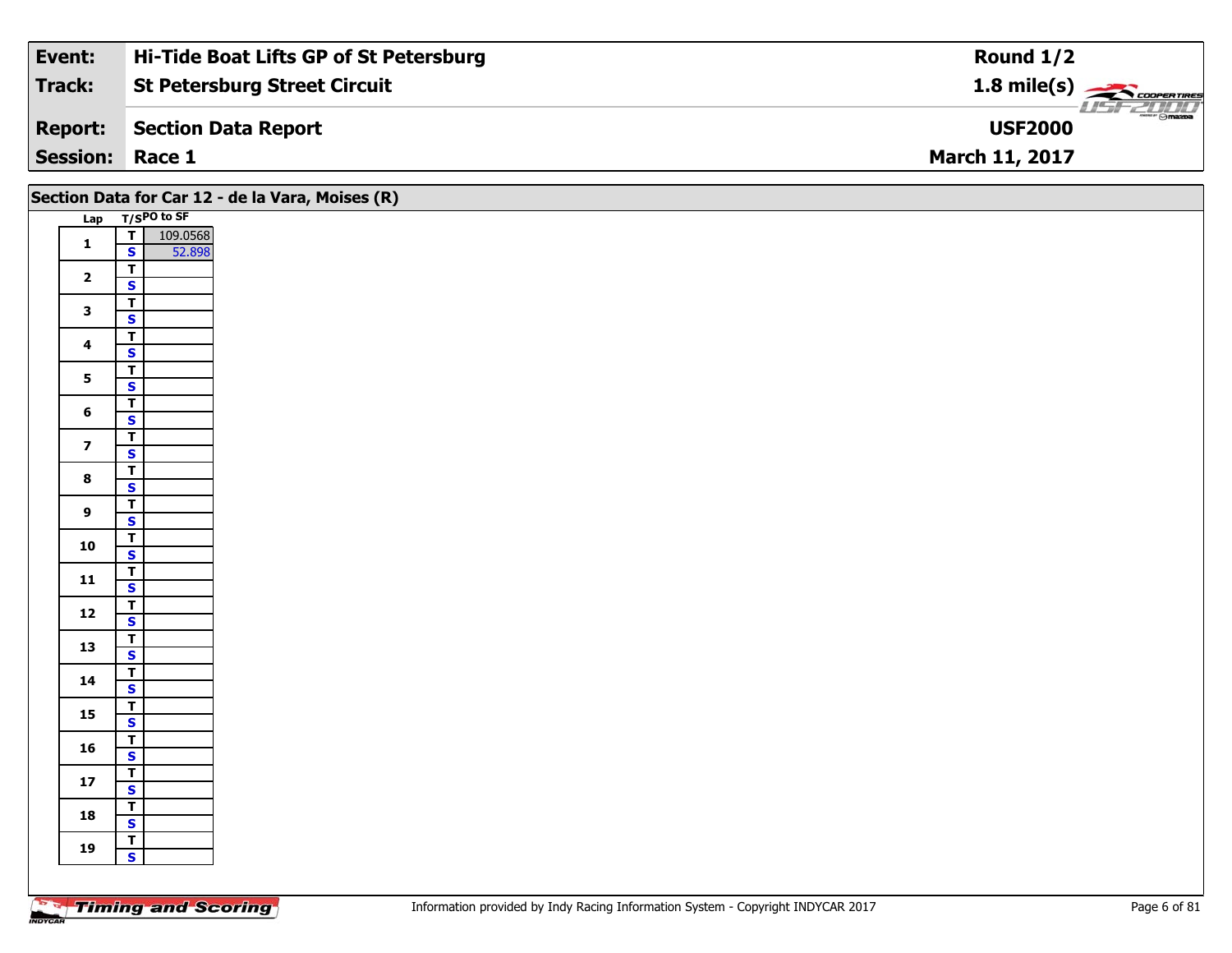| **Event:** | **Hi-Tide Boat Lifts GP of St Petersburg** | **Round 1/2** |
|---|---|---|
| **Track:** | **St Petersburg Street Circuit** | **1.8 mile(s)** |
| **Report:** | **Section Data Report** | **USF2000** |
| **Session:** | **Race 1** | **March 11, 2017** |

## Section Data for Car 12 - de la Vara, Moises (R)

| Lap | T/S | PO to SF |
|---|---|---|
| 1 | T | 109.0568 |
| | S | 52.898 |
| 2 | T | |
| | S | |
| 3 | T | |
| | S | |
| 4 | T | |
| | S | |
| 5 | T | |
| | S | |
| 6 | T | |
| | S | |
| 7 | T | |
| | S | |
| 8 | T | |
| | S | |
| 9 | T | |
| | S | |
| 10 | T | |
| | S | |
| 11 | T | |
| | S | |
| 12 | T | |
| | S | |
| 13 | T | |
| | S | |
| 14 | T | |
| | S | |
| 15 | T | |
| | S | |
| 16 | T | |
| | S | |
| 17 | T | |
| | S | |
| 18 | T | |
| | S | |
| 19 | T | |
| | S | |

Information provided by Indy Racing Information System - Copyright INDYCAR 2017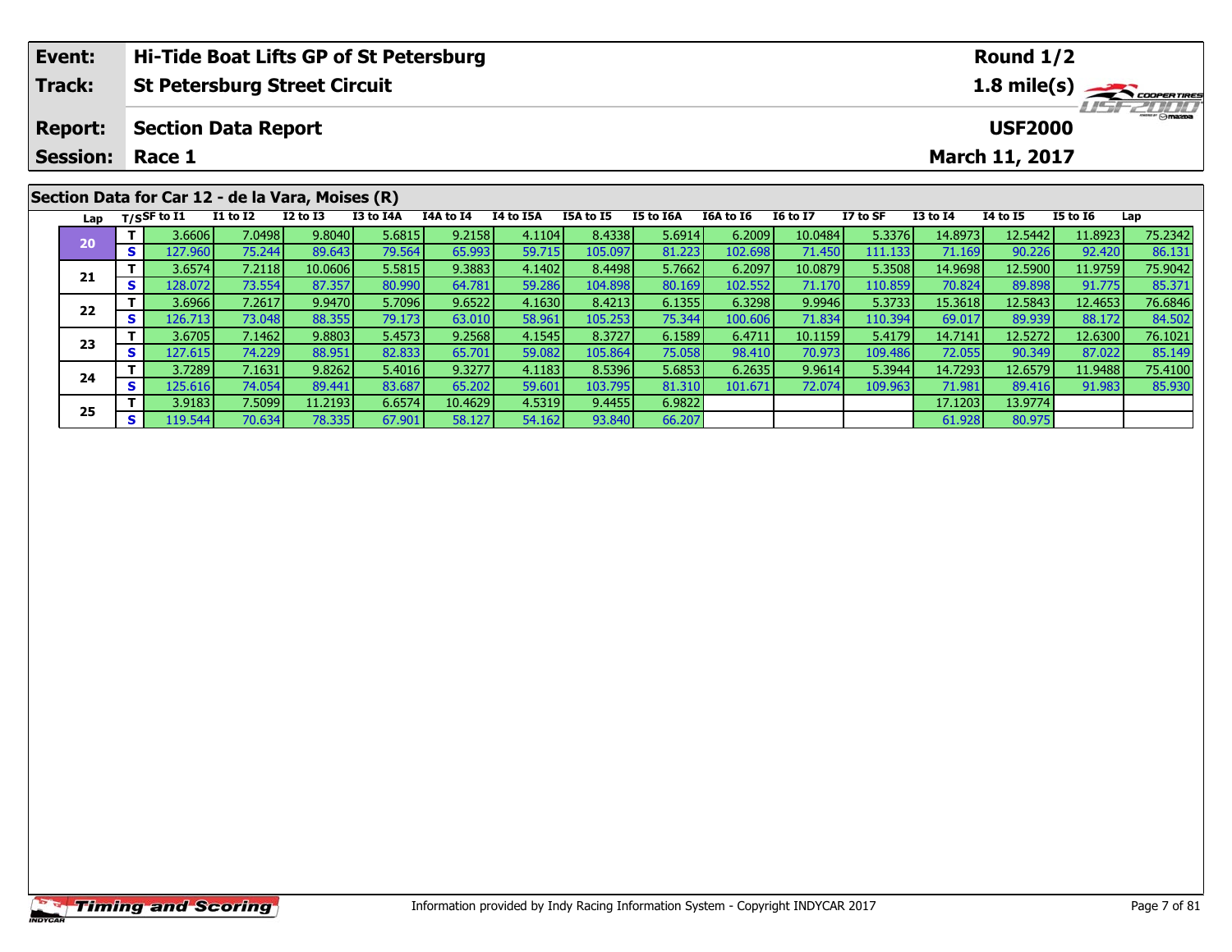| Event: | Hi-Tide Boat Lifts GP of St Petersburg | Round 1/2 |
|---|---|---|
| Track: | St Petersburg Street Circuit | 1.8 mile(s) |
| Report: | Section Data Report | USF2000 |
| Session: | Race 1 | March 11, 2017 |

## Section Data for Car 12 - de la Vara, Moises (R)

| Lap | T/S | SF to I1 | I1 to I2 | I2 to I3 | I3 to I4A | I4A to I4 | I4 to I5A | I5A to I5 | I5 to I6A | I6A to I6 | I6 to I7 | I7 to SF | I3 to I4 | I4 to I5 | I5 to I6 | Lap |
|---|---|---|---|---|---|---|---|---|---|---|---|---|---|---|---|---|
| 20 | T | 3.6606 | 7.0498 | 9.8040 | 5.6815 | 9.2158 | 4.1104 | 8.4338 | 5.6914 | 6.2009 | 10.0484 | 5.3376 | 14.8973 | 12.5442 | 11.8923 | 75.2342 |
| | S | 127.960 | 75.244 | 89.643 | 79.564 | 65.993 | 59.715 | 105.097 | 81.223 | 102.698 | 71.450 | 111.133 | 71.169 | 90.226 | 92.420 | 86.131 |
| 21 | T | 3.6574 | 7.2118 | 10.0606 | 5.5815 | 9.3883 | 4.1402 | 8.4498 | 5.7662 | 6.2097 | 10.0879 | 5.3508 | 14.9698 | 12.5900 | 11.9759 | 75.9042 |
| | S | 128.072 | 73.554 | 87.357 | 80.990 | 64.781 | 59.286 | 104.898 | 80.169 | 102.552 | 71.170 | 110.859 | 70.824 | 89.898 | 91.775 | 85.371 |
| 22 | T | 3.6966 | 7.2617 | 9.9470 | 5.7096 | 9.6522 | 4.1630 | 8.4213 | 6.1355 | 6.3298 | 9.9946 | 5.3733 | 15.3618 | 12.5843 | 12.4653 | 76.6846 |
| | S | 126.713 | 73.048 | 88.355 | 79.173 | 63.010 | 58.961 | 105.253 | 75.344 | 100.606 | 71.834 | 110.394 | 69.017 | 89.939 | 88.172 | 84.502 |
| 23 | T | 3.6705 | 7.1462 | 9.8803 | 5.4573 | 9.2568 | 4.1545 | 8.3727 | 6.1589 | 6.4711 | 10.1159 | 5.4179 | 14.7141 | 12.5272 | 12.6300 | 76.1021 |
| | S | 127.615 | 74.229 | 88.951 | 82.833 | 65.701 | 59.082 | 105.864 | 75.058 | 98.410 | 70.973 | 109.486 | 72.055 | 90.349 | 87.022 | 85.149 |
| 24 | T | 3.7289 | 7.1631 | 9.8262 | 5.4016 | 9.3277 | 4.1183 | 8.5396 | 5.6853 | 6.2635 | 9.9614 | 5.3944 | 14.7293 | 12.6579 | 11.9488 | 75.4100 |
| | S | 125.616 | 74.054 | 89.441 | 83.687 | 65.202 | 59.601 | 103.795 | 81.310 | 101.671 | 72.074 | 109.963 | 71.981 | 89.416 | 91.983 | 85.930 |
| 25 | T | 3.9183 | 7.5099 | 11.2193 | 6.6574 | 10.4629 | 4.5319 | 9.4455 | 6.9822 | | | | 17.1203 | 13.9774 | | |
| | S | 119.544 | 70.634 | 78.335 | 67.901 | 58.127 | 54.162 | 93.840 | 66.207 | | | | 61.928 | 80.975 | | |

Information provided by Indy Racing Information System - Copyright INDYCAR 2017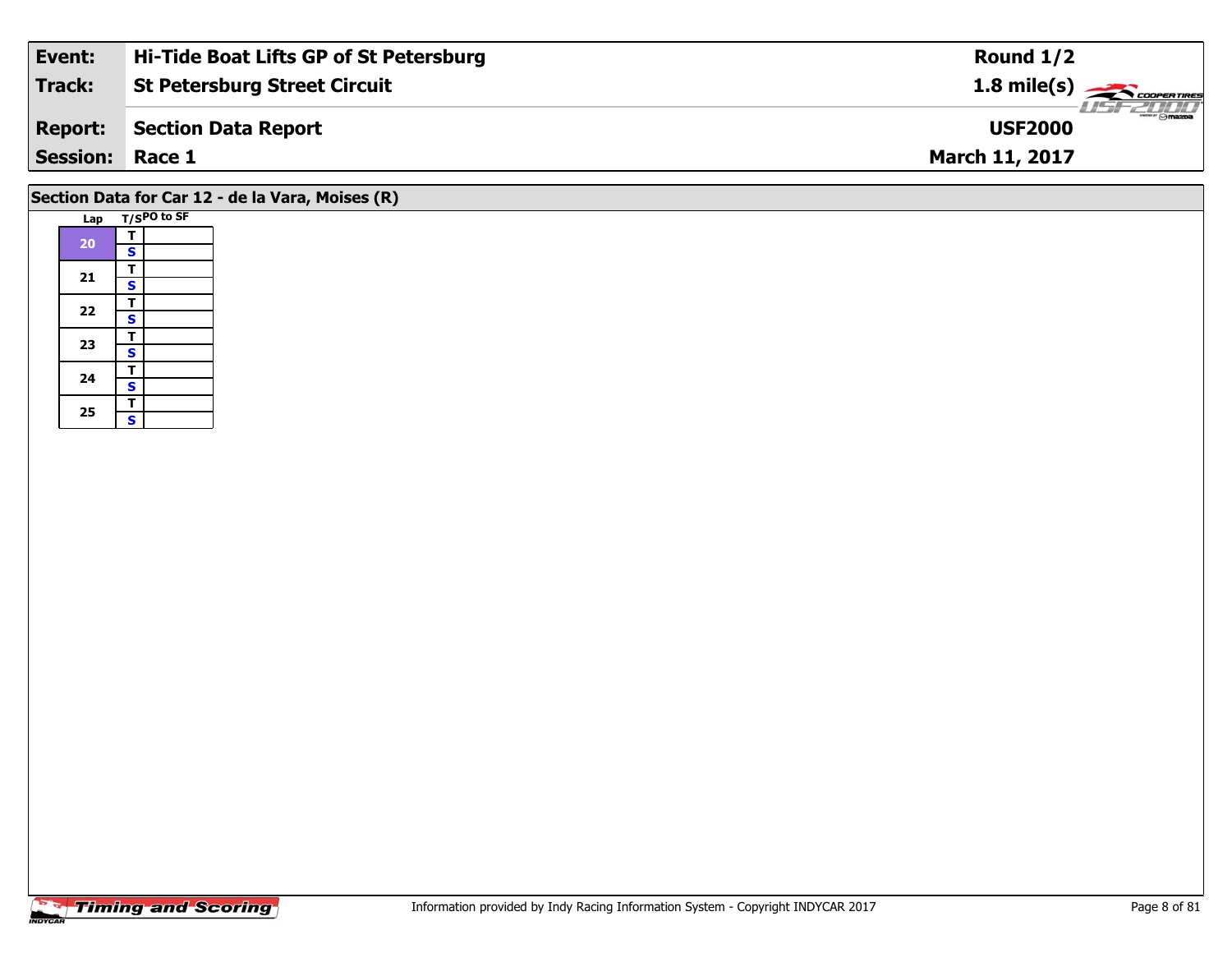| Event: | Hi-Tide Boat Lifts GP of St Petersburg | Round 1/2 |
|---|---|---|
| Track: | St Petersburg Street Circuit | 1.8 mile(s) |
| Report: | Section Data Report | USF2000 |
| Session: | Race 1 | March 11, 2017 |

## Section Data for Car 12 - de la Vara, Moises (R)

| Lap | T/S | PO to SF |
|---|---|---|
| 20 | T | |
| | S | |
| 21 | T | |
| | S | |
| 22 | T | |
| | S | |
| 23 | T | |
| | S | |
| 24 | T | |
| | S | |
| 25 | T | |
| | S | |

Information provided by Indy Racing Information System - Copyright INDYCAR 2017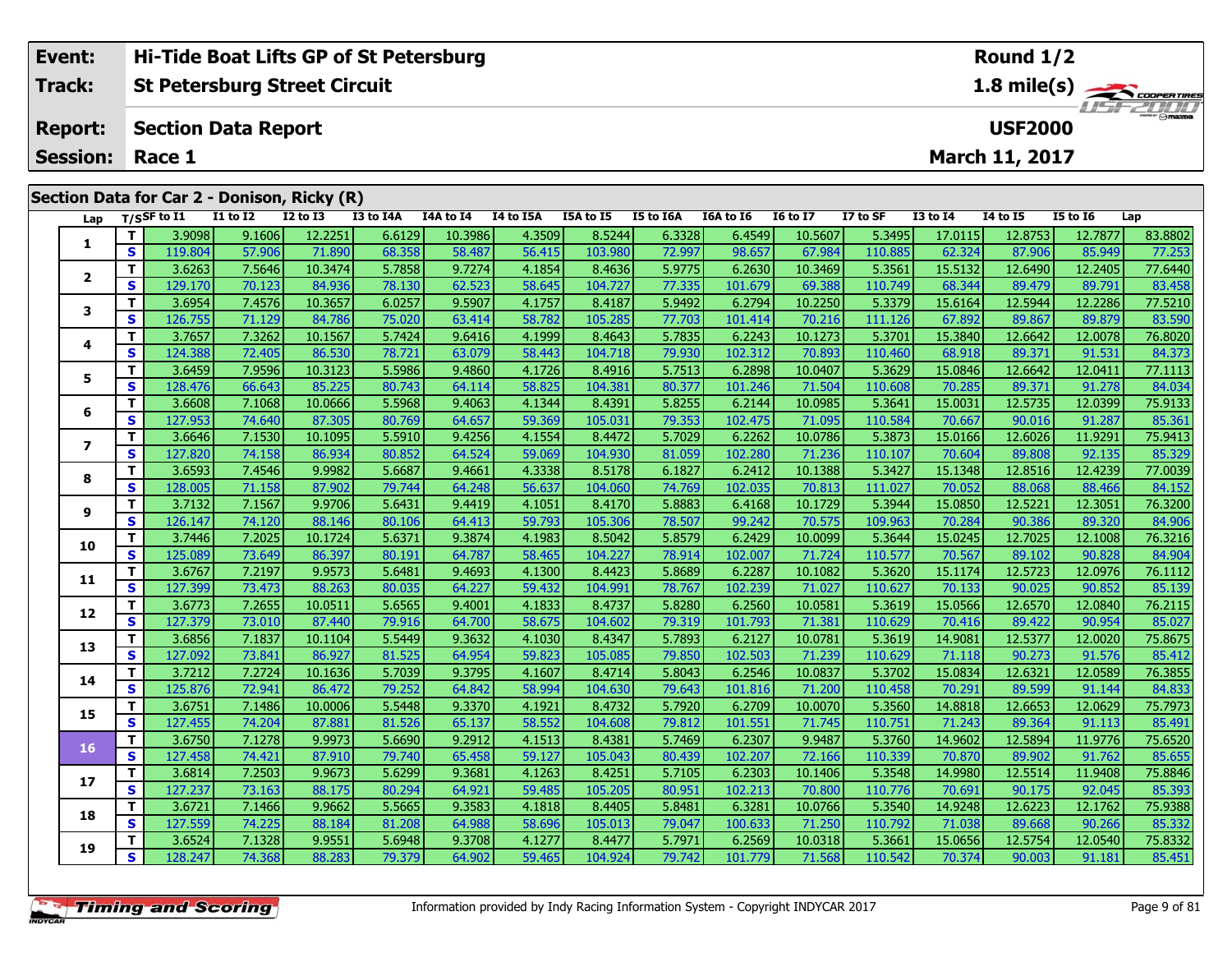| Event: | Hi-Tide Boat Lifts GP of St Petersburg | Round 1/2 |
|---|---|---|
| Track: | St Petersburg Street Circuit | 1.8 mile(s) |
| Report: | Section Data Report | USF2000 |
| Session: | Race 1 | March 11, 2017 |

## Section Data for Car 2 - Donison, Ricky (R)

| Lap | T/S | SF to I1 | I1 to I2 | I2 to I3 | I3 to I4A | I4A to I4 | I4 to I5A | I5A to I5 | I5 to I6A | I6A to I6 | I6 to I7 | I7 to SF | I3 to I4 | I4 to I5 | I5 to I6 | Lap |
|---|---|---|---|---|---|---|---|---|---|---|---|---|---|---|---|---|
| 1 | T | 3.9098 | 9.1606 | 12.2251 | 6.6129 | 10.3986 | 4.3509 | 8.5244 | 6.3328 | 6.4549 | 10.5607 | 5.3495 | 17.0115 | 12.8753 | 12.7877 | 83.8802 |
| | S | 119.804 | 57.906 | 71.890 | 68.358 | 58.487 | 56.415 | 103.980 | 72.997 | 98.657 | 67.984 | 110.885 | 62.324 | 87.906 | 85.949 | 77.253 |
| 2 | T | 3.6263 | 7.5646 | 10.3474 | 5.7858 | 9.7274 | 4.1854 | 8.4636 | 5.9775 | 6.2630 | 10.3469 | 5.3561 | 15.5132 | 12.6490 | 12.2405 | 77.6440 |
| | S | 129.170 | 70.123 | 84.936 | 78.130 | 62.523 | 58.645 | 104.727 | 77.335 | 101.679 | 69.388 | 110.749 | 68.344 | 89.479 | 89.791 | 83.458 |
| 3 | T | 3.6954 | 7.4576 | 10.3657 | 6.0257 | 9.5907 | 4.1757 | 8.4187 | 5.9492 | 6.2794 | 10.2250 | 5.3379 | 15.6164 | 12.5944 | 12.2286 | 77.5210 |
| | S | 126.755 | 71.129 | 84.786 | 75.020 | 63.414 | 58.782 | 105.285 | 77.703 | 101.414 | 70.216 | 111.126 | 67.892 | 89.867 | 89.879 | 83.590 |
| 4 | T | 3.7657 | 7.3262 | 10.1567 | 5.7424 | 9.6416 | 4.1999 | 8.4643 | 5.7835 | 6.2243 | 10.1273 | 5.3701 | 15.3840 | 12.6642 | 12.0078 | 76.8020 |
| | S | 124.388 | 72.405 | 86.530 | 78.721 | 63.079 | 58.443 | 104.718 | 79.930 | 102.312 | 70.893 | 110.460 | 68.918 | 89.371 | 91.531 | 84.373 |
| 5 | T | 3.6459 | 7.9596 | 10.3123 | 5.5986 | 9.4860 | 4.1726 | 8.4916 | 5.7513 | 6.2898 | 10.0407 | 5.3629 | 15.0846 | 12.6642 | 12.0411 | 77.1113 |
| | S | 128.476 | 66.643 | 85.225 | 80.743 | 64.114 | 58.825 | 104.381 | 80.377 | 101.246 | 71.504 | 110.608 | 70.285 | 89.371 | 91.278 | 84.034 |
| 6 | T | 3.6608 | 7.1068 | 10.0666 | 5.5968 | 9.4063 | 4.1344 | 8.4391 | 5.8255 | 6.2144 | 10.0985 | 5.3641 | 15.0031 | 12.5735 | 12.0399 | 75.9133 |
| | S | 127.953 | 74.640 | 87.305 | 80.769 | 64.657 | 59.369 | 105.031 | 79.353 | 102.475 | 71.095 | 110.584 | 70.667 | 90.016 | 91.287 | 85.361 |
| 7 | T | 3.6646 | 7.1530 | 10.1095 | 5.5910 | 9.4256 | 4.1554 | 8.4472 | 5.7029 | 6.2262 | 10.0786 | 5.3873 | 15.0166 | 12.6026 | 11.9291 | 75.9413 |
| | S | 127.820 | 74.158 | 86.934 | 80.852 | 64.524 | 59.069 | 104.930 | 81.059 | 102.280 | 71.236 | 110.107 | 70.604 | 89.808 | 92.135 | 85.329 |
| 8 | T | 3.6593 | 7.4546 | 9.9982 | 5.6687 | 9.4661 | 4.3338 | 8.5178 | 6.1827 | 6.2412 | 10.1388 | 5.3427 | 15.1348 | 12.8516 | 12.4239 | 77.0039 |
| | S | 128.005 | 71.158 | 87.902 | 79.744 | 64.248 | 56.637 | 104.060 | 74.769 | 102.035 | 70.813 | 111.027 | 70.052 | 88.068 | 88.466 | 84.152 |
| 9 | T | 3.7132 | 7.1567 | 9.9706 | 5.6431 | 9.4419 | 4.1051 | 8.4170 | 5.8883 | 6.4168 | 10.1729 | 5.3944 | 15.0850 | 12.5221 | 12.3051 | 76.3200 |
| | S | 126.147 | 74.120 | 88.146 | 80.106 | 64.413 | 59.793 | 105.306 | 78.507 | 99.242 | 70.575 | 109.963 | 70.284 | 90.386 | 89.320 | 84.906 |
| 10 | T | 3.7446 | 7.2025 | 10.1724 | 5.6371 | 9.3874 | 4.1983 | 8.5042 | 5.8579 | 6.2429 | 10.0099 | 5.3644 | 15.0245 | 12.7025 | 12.1008 | 76.3216 |
| | S | 125.089 | 73.649 | 86.397 | 80.191 | 64.787 | 58.465 | 104.227 | 78.914 | 102.007 | 71.724 | 110.577 | 70.567 | 89.102 | 90.828 | 84.904 |
| 11 | T | 3.6767 | 7.2197 | 9.9573 | 5.6481 | 9.4693 | 4.1300 | 8.4423 | 5.8689 | 6.2287 | 10.1082 | 5.3620 | 15.1174 | 12.5723 | 12.0976 | 76.1112 |
| | S | 127.399 | 73.473 | 88.263 | 80.035 | 64.227 | 59.432 | 104.991 | 78.767 | 102.239 | 71.027 | 110.627 | 70.133 | 90.025 | 90.852 | 85.139 |
| 12 | T | 3.6773 | 7.2655 | 10.0511 | 5.6565 | 9.4001 | 4.1833 | 8.4737 | 5.8280 | 6.2560 | 10.0581 | 5.3619 | 15.0566 | 12.6570 | 12.0840 | 76.2115 |
| | S | 127.379 | 73.010 | 87.440 | 79.916 | 64.700 | 58.675 | 104.602 | 79.319 | 101.793 | 71.381 | 110.629 | 70.416 | 89.422 | 90.954 | 85.027 |
| 13 | T | 3.6856 | 7.1837 | 10.1104 | 5.5449 | 9.3632 | 4.1030 | 8.4347 | 5.7893 | 6.2127 | 10.0781 | 5.3619 | 14.9081 | 12.5377 | 12.0020 | 75.8675 |
| | S | 127.092 | 73.841 | 86.927 | 81.525 | 64.954 | 59.823 | 105.085 | 79.850 | 102.503 | 71.239 | 110.629 | 71.118 | 90.273 | 91.576 | 85.412 |
| 14 | T | 3.7212 | 7.2724 | 10.1636 | 5.7039 | 9.3795 | 4.1607 | 8.4714 | 5.8043 | 6.2546 | 10.0837 | 5.3702 | 15.0834 | 12.6321 | 12.0589 | 76.3855 |
| | S | 125.876 | 72.941 | 86.472 | 79.252 | 64.842 | 58.994 | 104.630 | 79.643 | 101.816 | 71.200 | 110.458 | 70.291 | 89.599 | 91.144 | 84.833 |
| 15 | T | 3.6751 | 7.1486 | 10.0006 | 5.5448 | 9.3370 | 4.1921 | 8.4732 | 5.7920 | 6.2709 | 10.0070 | 5.3560 | 14.8818 | 12.6653 | 12.0629 | 75.7973 |
| | S | 127.455 | 74.204 | 87.881 | 81.526 | 65.137 | 58.552 | 104.608 | 79.812 | 101.551 | 71.745 | 110.751 | 71.243 | 89.364 | 91.113 | 85.491 |
| 16 | T | 3.6750 | 7.1278 | 9.9973 | 5.6690 | 9.2912 | 4.1513 | 8.4381 | 5.7469 | 6.2307 | 9.9487 | 5.3760 | 14.9602 | 12.5894 | 11.9776 | 75.6520 |
| | S | 127.458 | 74.421 | 87.910 | 79.740 | 65.458 | 59.127 | 105.043 | 80.439 | 102.207 | 72.166 | 110.339 | 70.870 | 89.902 | 91.762 | 85.655 |
| 17 | T | 3.6814 | 7.2503 | 9.9673 | 5.6299 | 9.3681 | 4.1263 | 8.4251 | 5.7105 | 6.2303 | 10.1406 | 5.3548 | 14.9980 | 12.5514 | 11.9408 | 75.8846 |
| | S | 127.237 | 73.163 | 88.175 | 80.294 | 64.921 | 59.485 | 105.205 | 80.951 | 102.213 | 70.800 | 110.776 | 70.691 | 90.175 | 92.045 | 85.393 |
| 18 | T | 3.6721 | 7.1466 | 9.9662 | 5.5665 | 9.3583 | 4.1818 | 8.4405 | 5.8481 | 6.3281 | 10.0766 | 5.3540 | 14.9248 | 12.6223 | 12.1762 | 75.9388 |
| | S | 127.559 | 74.225 | 88.184 | 81.208 | 64.988 | 58.696 | 105.013 | 79.047 | 100.633 | 71.250 | 110.792 | 71.038 | 89.668 | 90.266 | 85.332 |
| 19 | T | 3.6524 | 7.1328 | 9.9551 | 5.6948 | 9.3708 | 4.1277 | 8.4477 | 5.7971 | 6.2569 | 10.0318 | 5.3661 | 15.0656 | 12.5754 | 12.0540 | 75.8332 |
| | S | 128.247 | 74.368 | 88.283 | 79.379 | 64.902 | 59.465 | 104.924 | 79.742 | 101.779 | 71.568 | 110.542 | 70.374 | 90.003 | 91.181 | 85.451 |

Information provided by Indy Racing Information System - Copyright INDYCAR 2017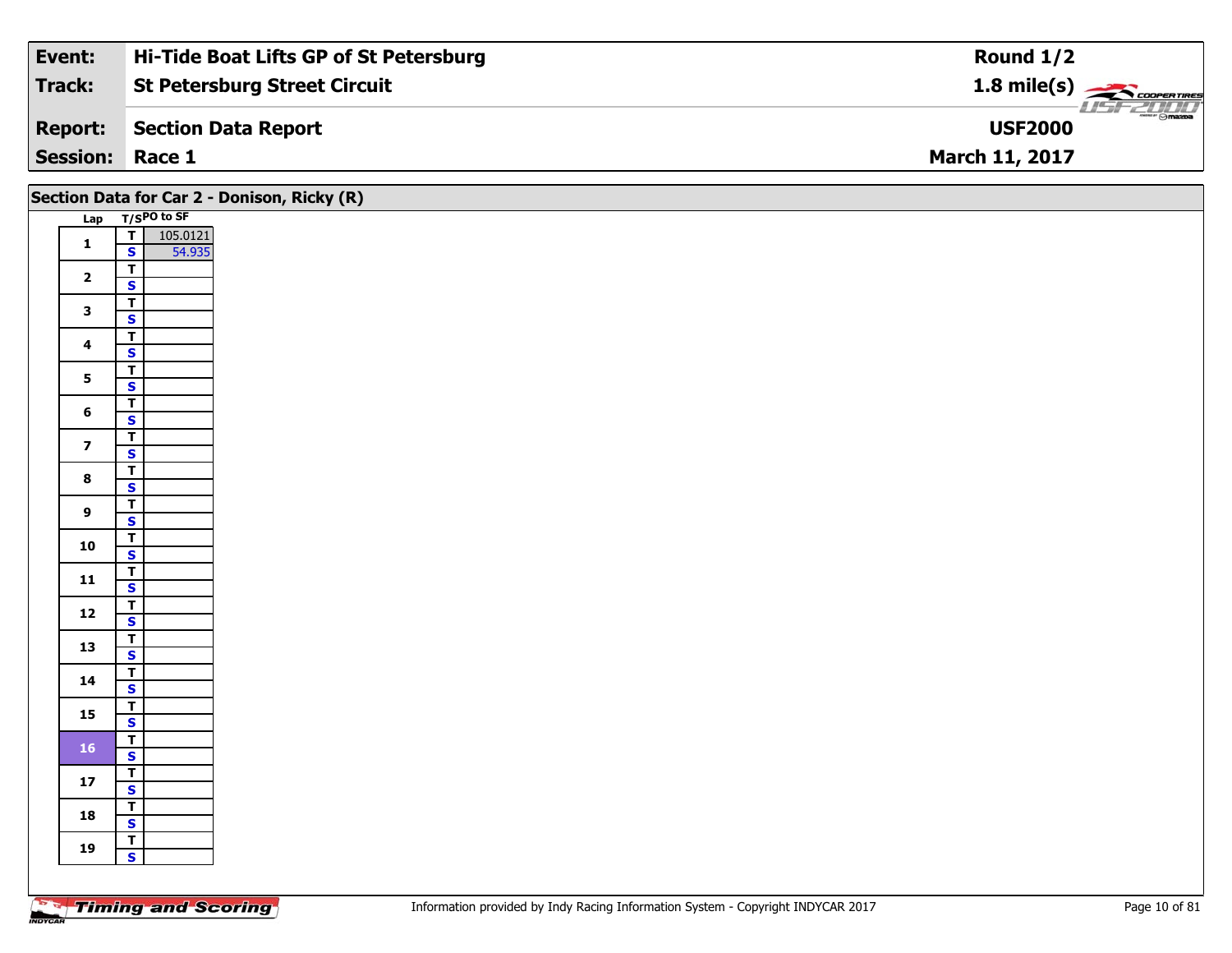| Event: | Hi-Tide Boat Lifts GP of St Petersburg | Round 1/2 |
|---|---|---|
| Track: | St Petersburg Street Circuit | 1.8 mile(s) |
| Report: | Section Data Report | USF2000 |
| Session: | Race 1 | March 11, 2017 |

## Section Data for Car 2 - Donison, Ricky (R)

| Lap | T/S | PO to SF |
|---|---|---|
| 1 | T | 105.0121 |
| | S | 54.935 |
| 2 | T | |
| | S | |
| 3 | T | |
| | S | |
| 4 | T | |
| | S | |
| 5 | T | |
| | S | |
| 6 | T | |
| | S | |
| 7 | T | |
| | S | |
| 8 | T | |
| | S | |
| 9 | T | |
| | S | |
| 10 | T | |
| | S | |
| 11 | T | |
| | S | |
| 12 | T | |
| | S | |
| 13 | T | |
| | S | |
| 14 | T | |
| | S | |
| 15 | T | |
| | S | |
| 16 | T | |
| | S | |
| 17 | T | |
| | S | |
| 18 | T | |
| | S | |
| 19 | T | |
| | S | |

Timing and Scoring

Information provided by Indy Racing Information System - Copyright INDYCAR 2017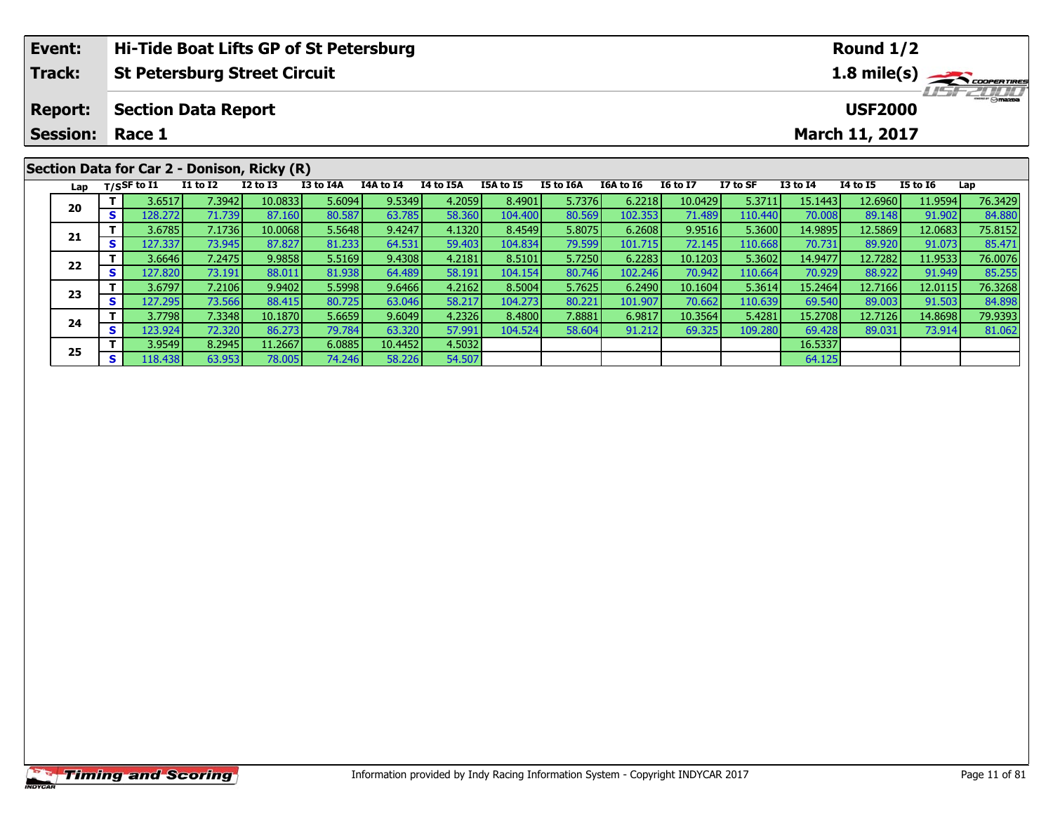| Event: | Hi-Tide Boat Lifts GP of St Petersburg | Round 1/2 |
|---|---|---|
| Track: | St Petersburg Street Circuit | 1.8 mile(s) |
| Report: | Section Data Report | USF2000 |
| Session: | Race 1 | March 11, 2017 |

## Section Data for Car 2 - Donison, Ricky (R)

| Lap | T/S | SF to I1 | I1 to I2 | I2 to I3 | I3 to I4A | I4A to I4 | I4 to I5A | I5A to I5 | I5 to I6A | I6A to I6 | I6 to I7 | I7 to SF | I3 to I4 | I4 to I5 | I5 to I6 | Lap |
|---|---|---|---|---|---|---|---|---|---|---|---|---|---|---|---|---|
| 20 | T | 3.6517 | 7.3942 | 10.0833 | 5.6094 | 9.5349 | 4.2059 | 8.4901 | 5.7376 | 6.2218 | 10.0429 | 5.3711 | 15.1443 | 12.6960 | 11.9594 | 76.3429 |
| | S | 128.272 | 71.739 | 87.160 | 80.587 | 63.785 | 58.360 | 104.400 | 80.569 | 102.353 | 71.489 | 110.440 | 70.008 | 89.148 | 91.902 | 84.880 |
| 21 | T | 3.6785 | 7.1736 | 10.0068 | 5.5648 | 9.4247 | 4.1320 | 8.4549 | 5.8075 | 6.2608 | 9.9516 | 5.3600 | 14.9895 | 12.5869 | 12.0683 | 75.8152 |
| | S | 127.337 | 73.945 | 87.827 | 81.233 | 64.531 | 59.403 | 104.834 | 79.599 | 101.715 | 72.145 | 110.668 | 70.731 | 89.920 | 91.073 | 85.471 |
| 22 | T | 3.6646 | 7.2475 | 9.9858 | 5.5169 | 9.4308 | 4.2181 | 8.5101 | 5.7250 | 6.2283 | 10.1203 | 5.3602 | 14.9477 | 12.7282 | 11.9533 | 76.0076 |
| | S | 127.820 | 73.191 | 88.011 | 81.938 | 64.489 | 58.191 | 104.154 | 80.746 | 102.246 | 70.942 | 110.664 | 70.929 | 88.922 | 91.949 | 85.255 |
| 23 | T | 3.6797 | 7.2106 | 9.9402 | 5.5998 | 9.6466 | 4.2162 | 8.5004 | 5.7625 | 6.2490 | 10.1604 | 5.3614 | 15.2464 | 12.7166 | 12.0115 | 76.3268 |
| | S | 127.295 | 73.566 | 88.415 | 80.725 | 63.046 | 58.217 | 104.273 | 80.221 | 101.907 | 70.662 | 110.639 | 69.540 | 89.003 | 91.503 | 84.898 |
| 24 | T | 3.7798 | 7.3348 | 10.1870 | 5.6659 | 9.6049 | 4.2326 | 8.4800 | 7.8881 | 6.9817 | 10.3564 | 5.4281 | 15.2708 | 12.7126 | 14.8698 | 79.9393 |
| | S | 123.924 | 72.320 | 86.273 | 79.784 | 63.320 | 57.991 | 104.524 | 58.604 | 91.212 | 69.325 | 109.280 | 69.428 | 89.031 | 73.914 | 81.062 |
| 25 | T | 3.9549 | 8.2945 | 11.2667 | 6.0885 | 10.4452 | 4.5032 | | | | | | 16.5337 | | | |
| | S | 118.438 | 63.953 | 78.005 | 74.246 | 58.226 | 54.507 | | | | | | 64.125 | | | |

Information provided by Indy Racing Information System - Copyright INDYCAR 2017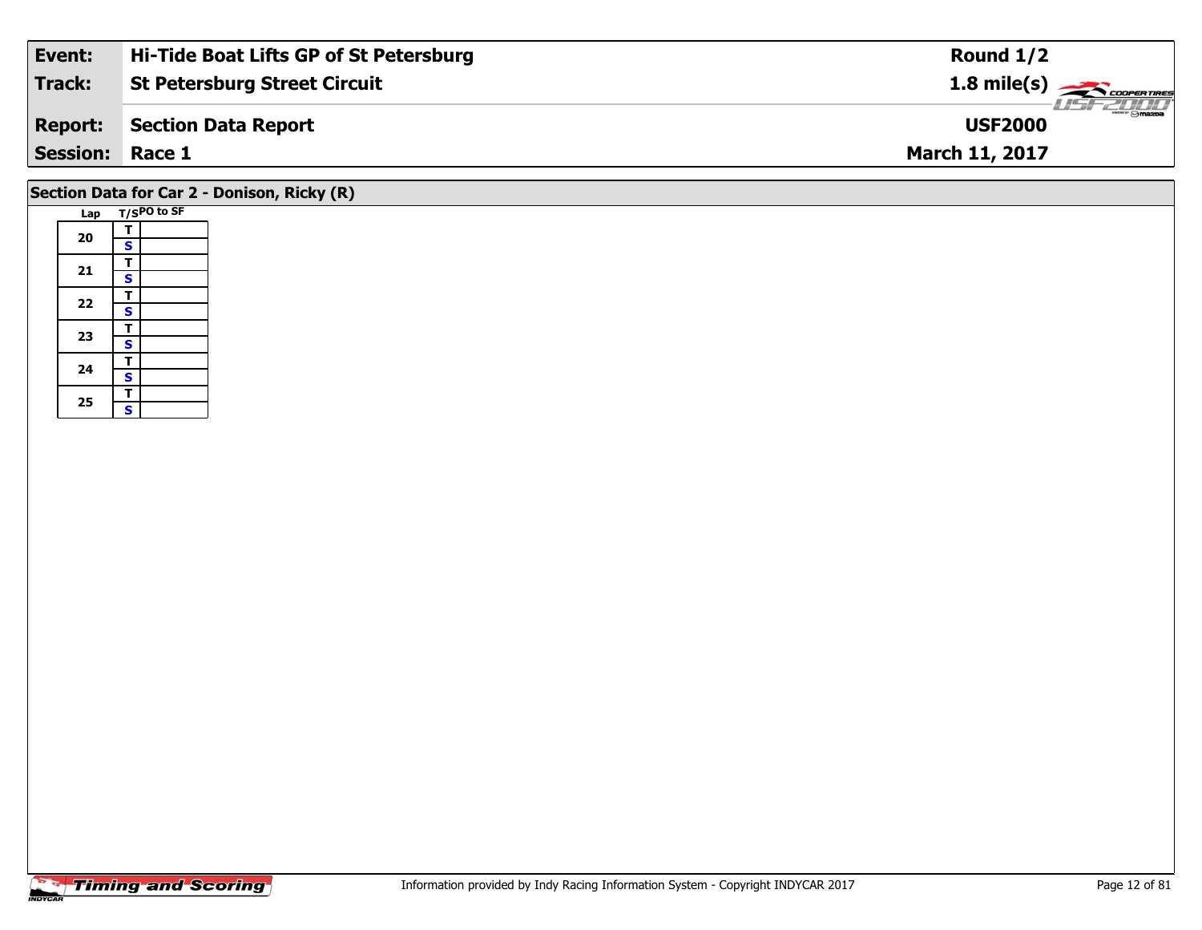| | |
|---|---|
| **Event:** | **Hi-Tide Boat Lifts GP of St Petersburg** |
| **Track:** | **St Petersburg Street Circuit** |
| **Report:** | **Section Data Report** |
| **Session:** | **Race 1** |

**Round 1/2**
**1.8 mile(s)**
**USF2000**
**March 11, 2017**

## Section Data for Car 2 - Donison, Ricky (R)

| Lap | T/S | PO to SF |
|---|---|---|
| 20 | T | |
| | S | |
| 21 | T | |
| | S | |
| 22 | T | |
| | S | |
| 23 | T | |
| | S | |
| 24 | T | |
| | S | |
| 25 | T | |
| | S | |

Information provided by Indy Racing Information System - Copyright INDYCAR 2017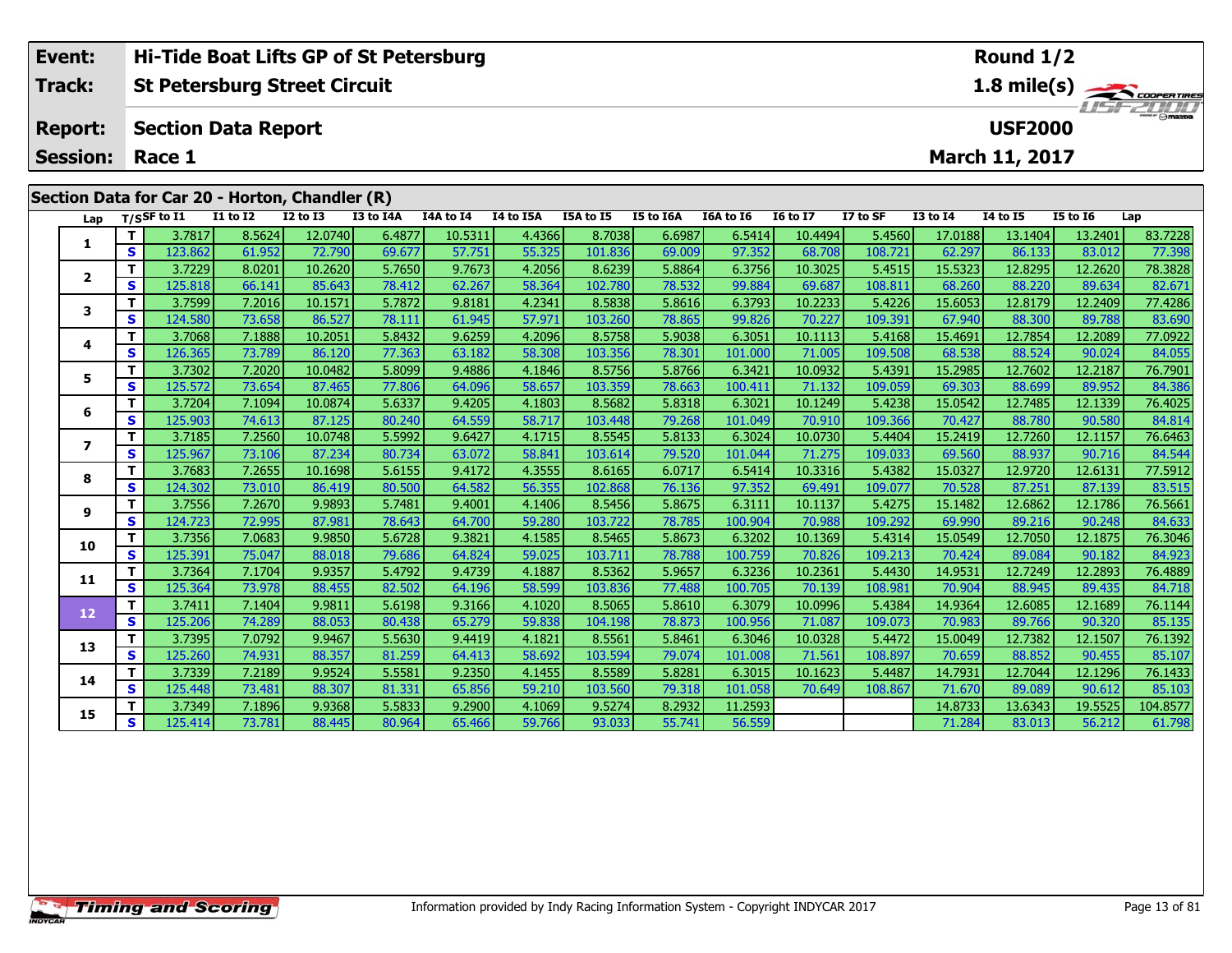| Event: | Hi-Tide Boat Lifts GP of St Petersburg | Round 1/2 |
|---|---|---|
| Track: | St Petersburg Street Circuit | 1.8 mile(s) |
| Report: | Section Data Report | USF2000 |
| Session: | Race 1 | March 11, 2017 |

## Section Data for Car 20 - Horton, Chandler (R)

| Lap | T/S | SF to I1 | I1 to I2 | I2 to I3 | I3 to I4A | I4A to I4 | I4 to I5A | I5A to I5 | I5 to I6A | I6A to I6 | I6 to I7 | I7 to SF | I3 to I4 | I4 to I5 | I5 to I6 | Lap |
|---|---|---|---|---|---|---|---|---|---|---|---|---|---|---|---|---|
| 1 | T | 3.7817 | 8.5624 | 12.0740 | 6.4877 | 10.5311 | 4.4366 | 8.7038 | 6.6987 | 6.5414 | 10.4494 | 5.4560 | 17.0188 | 13.1404 | 13.2401 | 83.7228 |
| | S | 123.862 | 61.952 | 72.790 | 69.677 | 57.751 | 55.325 | 101.836 | 69.009 | 97.352 | 68.708 | 108.721 | 62.297 | 86.133 | 83.012 | 77.398 |
| 2 | T | 3.7229 | 8.0201 | 10.2620 | 5.7650 | 9.7673 | 4.2056 | 8.6239 | 5.8864 | 6.3756 | 10.3025 | 5.4515 | 15.5323 | 12.8295 | 12.2620 | 78.3828 |
| | S | 125.818 | 66.141 | 85.643 | 78.412 | 62.267 | 58.364 | 102.780 | 78.532 | 99.884 | 69.687 | 108.811 | 68.260 | 88.220 | 89.634 | 82.671 |
| 3 | T | 3.7599 | 7.2016 | 10.1571 | 5.7872 | 9.8181 | 4.2341 | 8.5838 | 5.8616 | 6.3793 | 10.2233 | 5.4226 | 15.6053 | 12.8179 | 12.2409 | 77.4286 |
| | S | 124.580 | 73.658 | 86.527 | 78.111 | 61.945 | 57.971 | 103.260 | 78.865 | 99.826 | 70.227 | 109.391 | 67.940 | 88.300 | 89.788 | 83.690 |
| 4 | T | 3.7068 | 7.1888 | 10.2051 | 5.8432 | 9.6259 | 4.2096 | 8.5758 | 5.9038 | 6.3051 | 10.1113 | 5.4168 | 15.4691 | 12.7854 | 12.2089 | 77.0922 |
| | S | 126.365 | 73.789 | 86.120 | 77.363 | 63.182 | 58.308 | 103.356 | 78.301 | 101.000 | 71.005 | 109.508 | 68.538 | 88.524 | 90.024 | 84.055 |
| 5 | T | 3.7302 | 7.2020 | 10.0482 | 5.8099 | 9.4886 | 4.1846 | 8.5756 | 5.8766 | 6.3421 | 10.0932 | 5.4391 | 15.2985 | 12.7602 | 12.2187 | 76.7901 |
| | S | 125.572 | 73.654 | 87.465 | 77.806 | 64.096 | 58.657 | 103.359 | 78.663 | 100.411 | 71.132 | 109.059 | 69.303 | 88.699 | 89.952 | 84.386 |
| 6 | T | 3.7204 | 7.1094 | 10.0874 | 5.6337 | 9.4205 | 4.1803 | 8.5682 | 5.8318 | 6.3021 | 10.1249 | 5.4238 | 15.0542 | 12.7485 | 12.1339 | 76.4025 |
| | S | 125.903 | 74.613 | 87.125 | 80.240 | 64.559 | 58.717 | 103.448 | 79.268 | 101.049 | 70.910 | 109.366 | 70.427 | 88.780 | 90.580 | 84.814 |
| 7 | T | 3.7185 | 7.2560 | 10.0748 | 5.5992 | 9.6427 | 4.1715 | 8.5545 | 5.8133 | 6.3024 | 10.0730 | 5.4404 | 15.2419 | 12.7260 | 12.1157 | 76.6463 |
| | S | 125.967 | 73.106 | 87.234 | 80.734 | 63.072 | 58.841 | 103.614 | 79.520 | 101.044 | 71.275 | 109.033 | 69.560 | 88.937 | 90.716 | 84.544 |
| 8 | T | 3.7683 | 7.2655 | 10.1698 | 5.6155 | 9.4172 | 4.3555 | 8.6165 | 6.0717 | 6.5414 | 10.3316 | 5.4382 | 15.0327 | 12.9720 | 12.6131 | 77.5912 |
| | S | 124.302 | 73.010 | 86.419 | 80.500 | 64.582 | 56.355 | 102.868 | 76.136 | 97.352 | 69.491 | 109.077 | 70.528 | 87.251 | 87.139 | 83.515 |
| 9 | T | 3.7556 | 7.2670 | 9.9893 | 5.7481 | 9.4001 | 4.1406 | 8.5456 | 5.8675 | 6.3111 | 10.1137 | 5.4275 | 15.1482 | 12.6862 | 12.1786 | 76.5661 |
| | S | 124.723 | 72.995 | 87.981 | 78.643 | 64.700 | 59.280 | 103.722 | 78.785 | 100.904 | 70.988 | 109.292 | 69.990 | 89.216 | 90.248 | 84.633 |
| 10 | T | 3.7356 | 7.0683 | 9.9850 | 5.6728 | 9.3821 | 4.1585 | 8.5465 | 5.8673 | 6.3202 | 10.1369 | 5.4314 | 15.0549 | 12.7050 | 12.1875 | 76.3046 |
| | S | 125.391 | 75.047 | 88.018 | 79.686 | 64.824 | 59.025 | 103.711 | 78.788 | 100.759 | 70.826 | 109.213 | 70.424 | 89.084 | 90.182 | 84.923 |
| 11 | T | 3.7364 | 7.1704 | 9.9357 | 5.4792 | 9.4739 | 4.1887 | 8.5362 | 5.9657 | 6.3236 | 10.2361 | 5.4430 | 14.9531 | 12.7249 | 12.2893 | 76.4889 |
| | S | 125.364 | 73.978 | 88.455 | 82.502 | 64.196 | 58.599 | 103.836 | 77.488 | 100.705 | 70.139 | 108.981 | 70.904 | 88.945 | 89.435 | 84.718 |
| 12 | T | 3.7411 | 7.1404 | 9.9811 | 5.6198 | 9.3166 | 4.1020 | 8.5065 | 5.8610 | 6.3079 | 10.0996 | 5.4384 | 14.9364 | 12.6085 | 12.1689 | 76.1144 |
| | S | 125.206 | 74.289 | 88.053 | 80.438 | 65.279 | 59.838 | 104.198 | 78.873 | 100.956 | 71.087 | 109.073 | 70.983 | 89.766 | 90.320 | 85.135 |
| 13 | T | 3.7395 | 7.0792 | 9.9467 | 5.5630 | 9.4419 | 4.1821 | 8.5561 | 5.8461 | 6.3046 | 10.0328 | 5.4472 | 15.0049 | 12.7382 | 12.1507 | 76.1392 |
| | S | 125.260 | 74.931 | 88.357 | 81.259 | 64.413 | 58.692 | 103.594 | 79.074 | 101.008 | 71.561 | 108.897 | 70.659 | 88.852 | 90.455 | 85.107 |
| 14 | T | 3.7339 | 7.2189 | 9.9524 | 5.5581 | 9.2350 | 4.1455 | 8.5589 | 5.8281 | 6.3015 | 10.1623 | 5.4487 | 14.7931 | 12.7044 | 12.1296 | 76.1433 |
| | S | 125.448 | 73.481 | 88.307 | 81.331 | 65.856 | 59.210 | 103.560 | 79.318 | 101.058 | 70.649 | 108.867 | 71.670 | 89.089 | 90.612 | 85.103 |
| 15 | T | 3.7349 | 7.1896 | 9.9368 | 5.5833 | 9.2900 | 4.1069 | 9.5274 | 8.2932 | 11.2593 | | | 14.8733 | 13.6343 | 19.5525 | 104.8577 |
| | S | 125.414 | 73.781 | 88.445 | 80.964 | 65.466 | 59.766 | 93.033 | 55.741 | 56.559 | | | 71.284 | 83.013 | 56.212 | 61.798 |

Information provided by Indy Racing Information System - Copyright INDYCAR 2017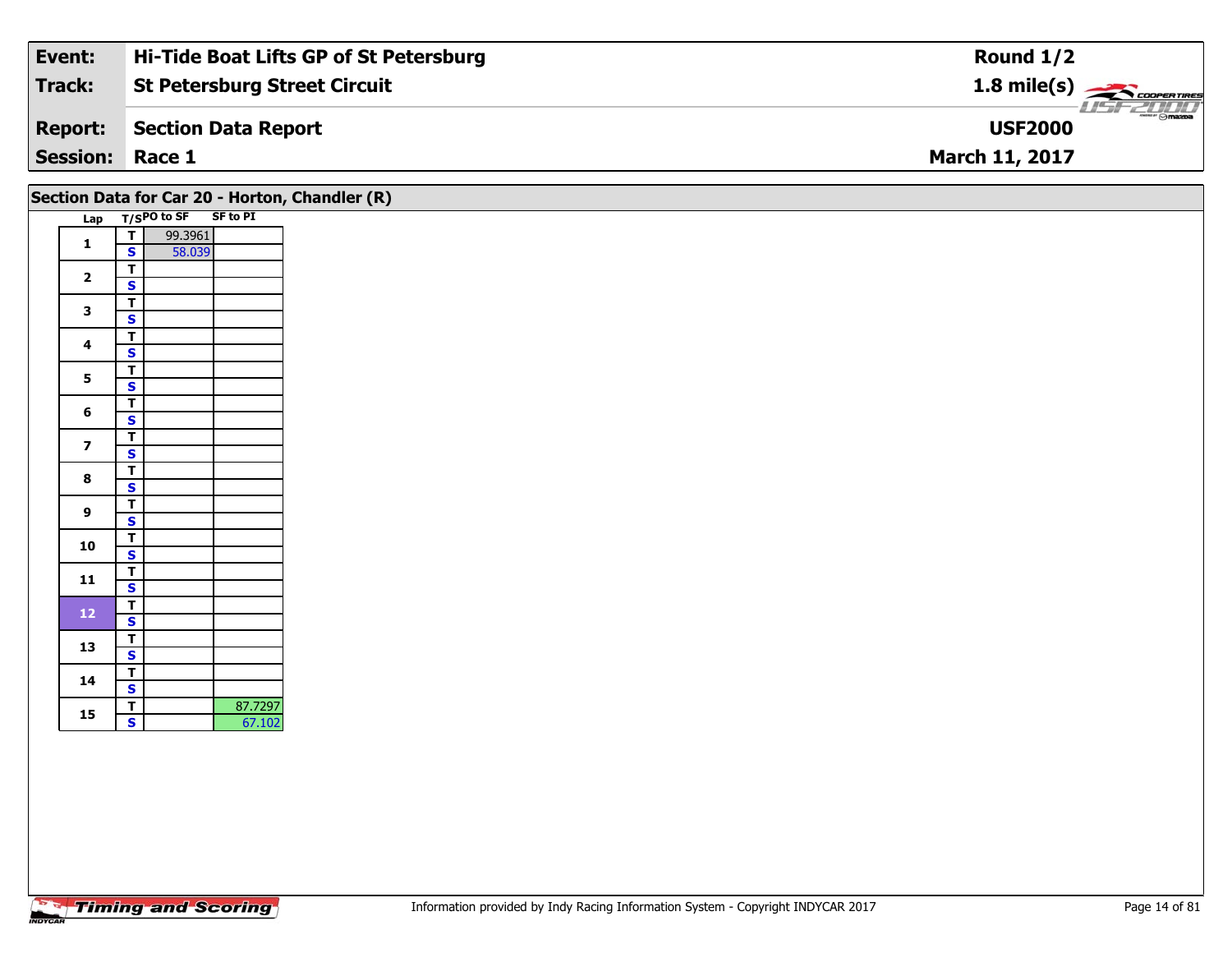| Event: | Hi-Tide Boat Lifts GP of St Petersburg | Round 1/2 |
|---|---|---|
| Track: | St Petersburg Street Circuit | 1.8 mile(s) |
| Report: | Section Data Report | USF2000 |
| Session: | Race 1 | March 11, 2017 |

## Section Data for Car 20 - Horton, Chandler (R)

| Lap | T/S | PO to SF | SF to PI |
|---|---|---|---|
| 1 | T | 99.3961 | |
| | S | 58.039 | |
| 2 | T | | |
| | S | | |
| 3 | T | | |
| | S | | |
| 4 | T | | |
| | S | | |
| 5 | T | | |
| | S | | |
| 6 | T | | |
| | S | | |
| 7 | T | | |
| | S | | |
| 8 | T | | |
| | S | | |
| 9 | T | | |
| | S | | |
| 10 | T | | |
| | S | | |
| 11 | T | | |
| | S | | |
| 12 | T | | |
| | S | | |
| 13 | T | | |
| | S | | |
| 14 | T | | |
| | S | | |
| 15 | T | | 87.7297 |
| | S | | 67.102 |

Information provided by Indy Racing Information System - Copyright INDYCAR 2017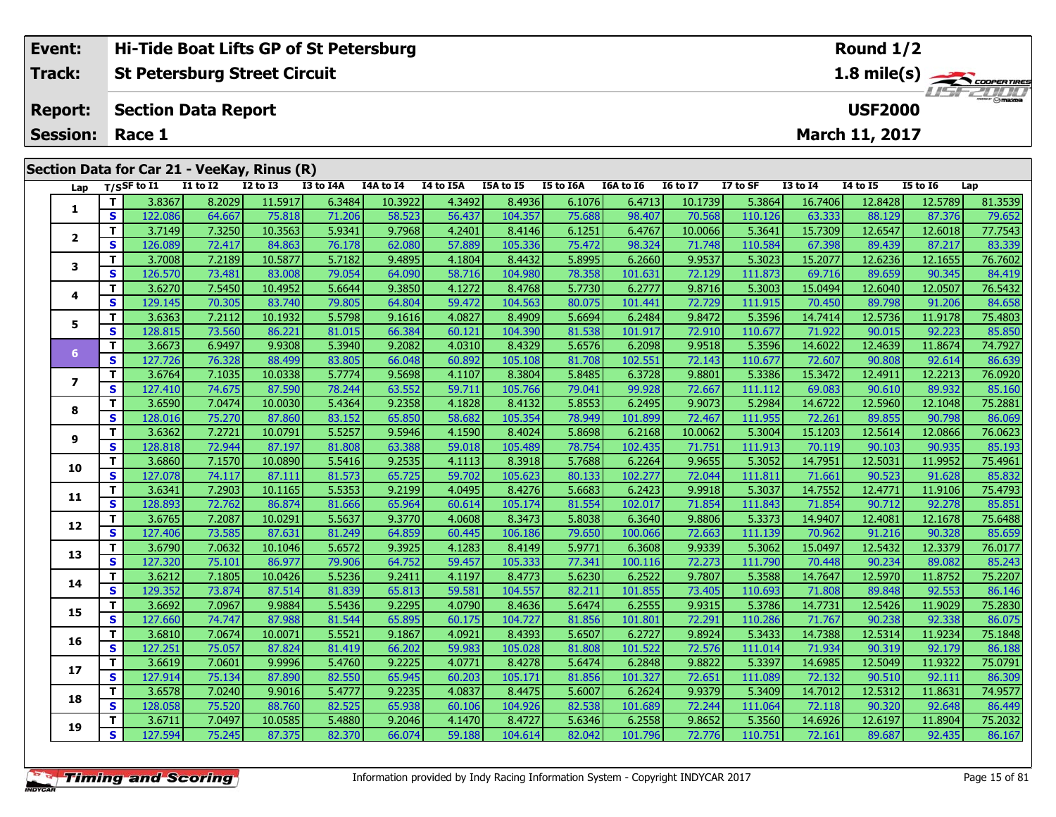| Event: | Hi-Tide Boat Lifts GP of St Petersburg | Round 1/2 |
|---|---|---|
| Track: | St Petersburg Street Circuit | 1.8 mile(s) |
| Report: | Section Data Report | USF2000 |
| Session: | Race 1 | March 11, 2017 |

## Section Data for Car 21 - VeeKay, Rinus (R)

| Lap | T/S | SF to I1 | I1 to I2 | I2 to I3 | I3 to I4A | I4A to I4 | I4 to I5A | I5A to I5 | I5 to I6A | I6A to I6 | I6 to I7 | I7 to SF | I3 to I4 | I4 to I5 | I5 to I6 | Lap |
|---|---|---|---|---|---|---|---|---|---|---|---|---|---|---|---|---|
| 1 | T | 3.8367 | 8.2029 | 11.5917 | 6.3484 | 10.3922 | 4.3492 | 8.4936 | 6.1076 | 6.4713 | 10.1739 | 5.3864 | 16.7406 | 12.8428 | 12.5789 | 81.3539 |
| | S | 122.086 | 64.667 | 75.818 | 71.206 | 58.523 | 56.437 | 104.357 | 75.688 | 98.407 | 70.568 | 110.126 | 63.333 | 88.129 | 87.376 | 79.652 |
| 2 | T | 3.7149 | 7.3250 | 10.3563 | 5.9341 | 9.7968 | 4.2401 | 8.4146 | 6.1251 | 6.4767 | 10.0066 | 5.3641 | 15.7309 | 12.6547 | 12.6018 | 77.7543 |
| | S | 126.089 | 72.417 | 84.863 | 76.178 | 62.080 | 57.889 | 105.336 | 75.472 | 98.324 | 71.748 | 110.584 | 67.398 | 89.439 | 87.217 | 83.339 |
| 3 | T | 3.7008 | 7.2189 | 10.5877 | 5.7182 | 9.4895 | 4.1804 | 8.4432 | 5.8995 | 6.2660 | 9.9537 | 5.3023 | 15.2077 | 12.6236 | 12.1655 | 76.7602 |
| | S | 126.570 | 73.481 | 83.008 | 79.054 | 64.090 | 58.716 | 104.980 | 78.358 | 101.631 | 72.129 | 111.873 | 69.716 | 89.659 | 90.345 | 84.419 |
| 4 | T | 3.6270 | 7.5450 | 10.4952 | 5.6644 | 9.3850 | 4.1272 | 8.4768 | 5.7730 | 6.2777 | 9.8716 | 5.3003 | 15.0494 | 12.6040 | 12.0507 | 76.5432 |
| | S | 129.145 | 70.305 | 83.740 | 79.805 | 64.804 | 59.472 | 104.563 | 80.075 | 101.441 | 72.729 | 111.915 | 70.450 | 89.798 | 91.206 | 84.658 |
| 5 | T | 3.6363 | 7.2112 | 10.1932 | 5.5798 | 9.1616 | 4.0827 | 8.4909 | 5.6694 | 6.2484 | 9.8472 | 5.3596 | 14.7414 | 12.5736 | 11.9178 | 75.4803 |
| | S | 128.815 | 73.560 | 86.221 | 81.015 | 66.384 | 60.121 | 104.390 | 81.538 | 101.917 | 72.910 | 110.677 | 71.922 | 90.015 | 92.223 | 85.850 |
| 6 | T | 3.6673 | 6.9497 | 9.9308 | 5.3940 | 9.2082 | 4.0310 | 8.4329 | 5.6576 | 6.2098 | 9.9518 | 5.3596 | 14.6022 | 12.4639 | 11.8674 | 74.7927 |
| | S | 127.726 | 76.328 | 88.499 | 83.805 | 66.048 | 60.892 | 105.108 | 81.708 | 102.551 | 72.143 | 110.677 | 72.607 | 90.808 | 92.614 | 86.639 |
| 7 | T | 3.6764 | 7.1035 | 10.0338 | 5.7774 | 9.5698 | 4.1107 | 8.3804 | 5.8485 | 6.3728 | 9.8801 | 5.3386 | 15.3472 | 12.4911 | 12.2213 | 76.0920 |
| | S | 127.410 | 74.675 | 87.590 | 78.244 | 63.552 | 59.711 | 105.766 | 79.041 | 99.928 | 72.667 | 111.112 | 69.083 | 90.610 | 89.932 | 85.160 |
| 8 | T | 3.6590 | 7.0474 | 10.0030 | 5.4364 | 9.2358 | 4.1828 | 8.4132 | 5.8553 | 6.2495 | 9.9073 | 5.2984 | 14.6722 | 12.5960 | 12.1048 | 75.2881 |
| | S | 128.016 | 75.270 | 87.860 | 83.152 | 65.850 | 58.682 | 105.354 | 78.949 | 101.899 | 72.467 | 111.955 | 72.261 | 89.855 | 90.798 | 86.069 |
| 9 | T | 3.6362 | 7.2721 | 10.0791 | 5.5257 | 9.5946 | 4.1590 | 8.4024 | 5.8698 | 6.2168 | 10.0062 | 5.3004 | 15.1203 | 12.5614 | 12.0866 | 76.0623 |
| | S | 128.818 | 72.944 | 87.197 | 81.808 | 63.388 | 59.018 | 105.489 | 78.754 | 102.435 | 71.751 | 111.913 | 70.119 | 90.103 | 90.935 | 85.193 |
| 10 | T | 3.6860 | 7.1570 | 10.0890 | 5.5416 | 9.2535 | 4.1113 | 8.3918 | 5.7688 | 6.2264 | 9.9655 | 5.3052 | 14.7951 | 12.5031 | 11.9952 | 75.4961 |
| | S | 127.078 | 74.117 | 87.111 | 81.573 | 65.725 | 59.702 | 105.623 | 80.133 | 102.277 | 72.044 | 111.811 | 71.661 | 90.523 | 91.628 | 85.832 |
| 11 | T | 3.6341 | 7.2903 | 10.1165 | 5.5353 | 9.2199 | 4.0495 | 8.4276 | 5.6683 | 6.2423 | 9.9918 | 5.3037 | 14.7552 | 12.4771 | 11.9106 | 75.4793 |
| | S | 128.893 | 72.762 | 86.874 | 81.666 | 65.964 | 60.614 | 105.174 | 81.554 | 102.017 | 71.854 | 111.843 | 71.854 | 90.712 | 92.278 | 85.851 |
| 12 | T | 3.6765 | 7.2087 | 10.0291 | 5.5637 | 9.3770 | 4.0608 | 8.3473 | 5.8038 | 6.3640 | 9.8806 | 5.3373 | 14.9407 | 12.4081 | 12.1678 | 75.6488 |
| | S | 127.406 | 73.585 | 87.631 | 81.249 | 64.859 | 60.445 | 106.186 | 79.650 | 100.066 | 72.663 | 111.139 | 70.962 | 91.216 | 90.328 | 85.659 |
| 13 | T | 3.6790 | 7.0632 | 10.1046 | 5.6572 | 9.3925 | 4.1283 | 8.4149 | 5.9771 | 6.3608 | 9.9339 | 5.3062 | 15.0497 | 12.5432 | 12.3379 | 76.0177 |
| | S | 127.320 | 75.101 | 86.977 | 79.906 | 64.752 | 59.457 | 105.333 | 77.341 | 100.116 | 72.273 | 111.790 | 70.448 | 90.234 | 89.082 | 85.243 |
| 14 | T | 3.6212 | 7.1805 | 10.0426 | 5.5236 | 9.2411 | 4.1197 | 8.4773 | 5.6230 | 6.2522 | 9.7807 | 5.3588 | 14.7647 | 12.5970 | 11.8752 | 75.2207 |
| | S | 129.352 | 73.874 | 87.514 | 81.839 | 65.813 | 59.581 | 104.557 | 82.211 | 101.855 | 73.405 | 110.693 | 71.808 | 89.848 | 92.553 | 86.146 |
| 15 | T | 3.6692 | 7.0967 | 9.9884 | 5.5436 | 9.2295 | 4.0790 | 8.4636 | 5.6474 | 6.2555 | 9.9315 | 5.3786 | 14.7731 | 12.5426 | 11.9029 | 75.2830 |
| | S | 127.660 | 74.747 | 87.988 | 81.544 | 65.895 | 60.175 | 104.727 | 81.856 | 101.801 | 72.291 | 110.286 | 71.767 | 90.238 | 92.338 | 86.075 |
| 16 | T | 3.6810 | 7.0674 | 10.0071 | 5.5521 | 9.1867 | 4.0921 | 8.4393 | 5.6507 | 6.2727 | 9.8924 | 5.3433 | 14.7388 | 12.5314 | 11.9234 | 75.1848 |
| | S | 127.251 | 75.057 | 87.824 | 81.419 | 66.202 | 59.983 | 105.028 | 81.808 | 101.522 | 72.576 | 111.014 | 71.934 | 90.319 | 92.179 | 86.188 |
| 17 | T | 3.6619 | 7.0601 | 9.9996 | 5.4760 | 9.2225 | 4.0771 | 8.4278 | 5.6474 | 6.2848 | 9.8822 | 5.3397 | 14.6985 | 12.5049 | 11.9322 | 75.0791 |
| | S | 127.914 | 75.134 | 87.890 | 82.550 | 65.945 | 60.203 | 105.171 | 81.856 | 101.327 | 72.651 | 111.089 | 72.132 | 90.510 | 92.111 | 86.309 |
| 18 | T | 3.6578 | 7.0240 | 9.9016 | 5.4777 | 9.2235 | 4.0837 | 8.4475 | 5.6007 | 6.2624 | 9.9379 | 5.3409 | 14.7012 | 12.5312 | 11.8631 | 74.9577 |
| | S | 128.058 | 75.520 | 88.760 | 82.525 | 65.938 | 60.106 | 104.926 | 82.538 | 101.689 | 72.244 | 111.064 | 72.118 | 90.320 | 92.648 | 86.449 |
| 19 | T | 3.6711 | 7.0497 | 10.0585 | 5.4880 | 9.2046 | 4.1470 | 8.4727 | 5.6346 | 6.2558 | 9.8652 | 5.3560 | 14.6926 | 12.6197 | 11.8904 | 75.2032 |
| | S | 127.594 | 75.245 | 87.375 | 82.370 | 66.074 | 59.188 | 104.614 | 82.042 | 101.796 | 72.776 | 110.751 | 72.161 | 89.687 | 92.435 | 86.167 |

Information provided by Indy Racing Information System - Copyright INDYCAR 2017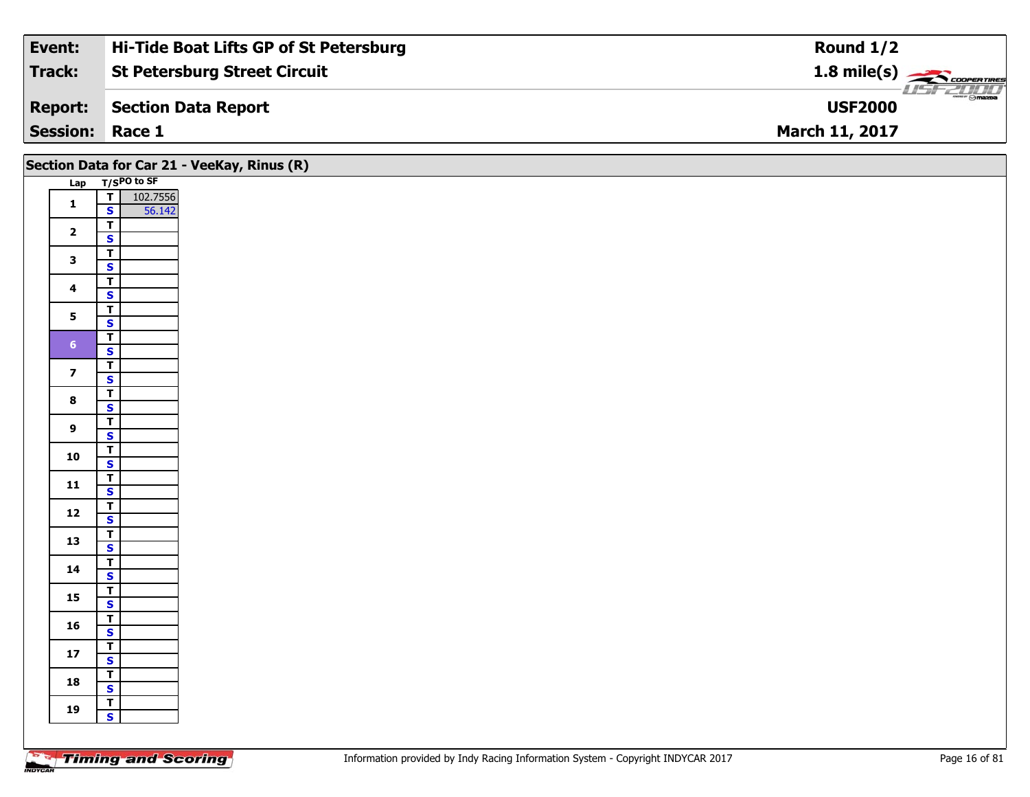| Event: | Hi-Tide Boat Lifts GP of St Petersburg | Round 1/2 |
|---|---|---|
| Track: | St Petersburg Street Circuit | 1.8 mile(s) |
| Report: | Section Data Report | USF2000 |
| Session: | Race 1 | March 11, 2017 |

## Section Data for Car 21 - VeeKay, Rinus (R)

| Lap | T/S | PO to SF |
|---|---|---|
| 1 | T | 102.7556 |
| | S | 56.142 |
| 2 | T | |
| | S | |
| 3 | T | |
| | S | |
| 4 | T | |
| | S | |
| 5 | T | |
| | S | |
| 6 | T | |
| | S | |
| 7 | T | |
| | S | |
| 8 | T | |
| | S | |
| 9 | T | |
| | S | |
| 10 | T | |
| | S | |
| 11 | T | |
| | S | |
| 12 | T | |
| | S | |
| 13 | T | |
| | S | |
| 14 | T | |
| | S | |
| 15 | T | |
| | S | |
| 16 | T | |
| | S | |
| 17 | T | |
| | S | |
| 18 | T | |
| | S | |
| 19 | T | |
| | S | |

Information provided by Indy Racing Information System - Copyright INDYCAR 2017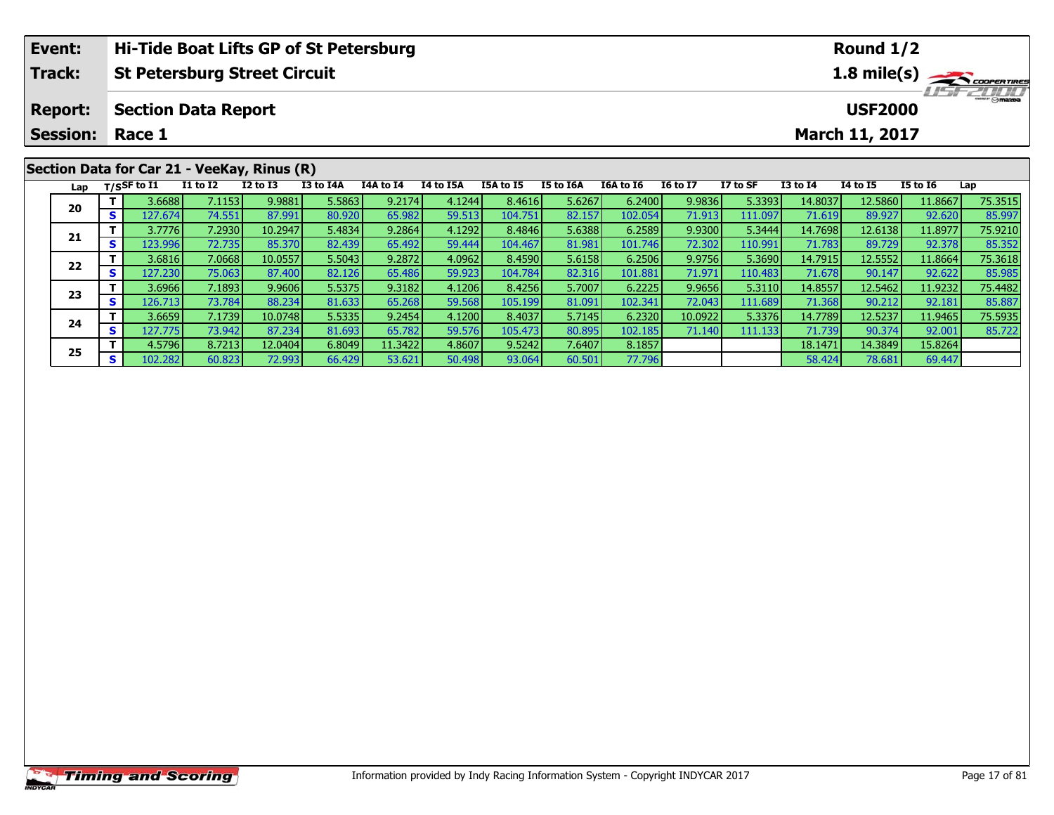| **Event:** | **Hi-Tide Boat Lifts GP of St Petersburg** | **Round 1/2** |
|---|---|---|
| **Track:** | **St Petersburg Street Circuit** | **1.8 mile(s)** |
| **Report:** | **Section Data Report** | **USF2000** |
| **Session:** | **Race 1** | **March 11, 2017** |

## Section Data for Car 21 - VeeKay, Rinus (R)

| Lap | T/S | SF to I1 | I1 to I2 | I2 to I3 | I3 to I4A | I4A to I4 | I4 to I5A | I5A to I5 | I5 to I6A | I6A to I6 | I6 to I7 | I7 to SF | I3 to I4 | I4 to I5 | I5 to I6 | Lap |
|---|---|---|---|---|---|---|---|---|---|---|---|---|---|---|---|---|
| 20 | T | 3.6688 | 7.1153 | 9.9881 | 5.5863 | 9.2174 | 4.1244 | 8.4616 | 5.6267 | 6.2400 | 9.9836 | 5.3393 | 14.8037 | 12.5860 | 11.8667 | 75.3515 |
| | S | 127.674 | 74.551 | 87.991 | 80.920 | 65.982 | 59.513 | 104.751 | 82.157 | 102.054 | 71.913 | 111.097 | 71.619 | 89.927 | 92.620 | 85.997 |
| 21 | T | 3.7776 | 7.2930 | 10.2947 | 5.4834 | 9.2864 | 4.1292 | 8.4846 | 5.6388 | 6.2589 | 9.9300 | 5.3444 | 14.7698 | 12.6138 | 11.8977 | 75.9210 |
| | S | 123.996 | 72.735 | 85.370 | 82.439 | 65.492 | 59.444 | 104.467 | 81.981 | 101.746 | 72.302 | 110.991 | 71.783 | 89.729 | 92.378 | 85.352 |
| 22 | T | 3.6816 | 7.0668 | 10.0557 | 5.5043 | 9.2872 | 4.0962 | 8.4590 | 5.6158 | 6.2506 | 9.9756 | 5.3690 | 14.7915 | 12.5552 | 11.8664 | 75.3618 |
| | S | 127.230 | 75.063 | 87.400 | 82.126 | 65.486 | 59.923 | 104.784 | 82.316 | 101.881 | 71.971 | 110.483 | 71.678 | 90.147 | 92.622 | 85.985 |
| 23 | T | 3.6966 | 7.1893 | 9.9606 | 5.5375 | 9.3182 | 4.1206 | 8.4256 | 5.7007 | 6.2225 | 9.9656 | 5.3110 | 14.8557 | 12.5462 | 11.9232 | 75.4482 |
| | S | 126.713 | 73.784 | 88.234 | 81.633 | 65.268 | 59.568 | 105.199 | 81.091 | 102.341 | 72.043 | 111.689 | 71.368 | 90.212 | 92.181 | 85.887 |
| 24 | T | 3.6659 | 7.1739 | 10.0748 | 5.5335 | 9.2454 | 4.1200 | 8.4037 | 5.7145 | 6.2320 | 10.0922 | 5.3376 | 14.7789 | 12.5237 | 11.9465 | 75.5935 |
| | S | 127.775 | 73.942 | 87.234 | 81.693 | 65.782 | 59.576 | 105.473 | 80.895 | 102.185 | 71.140 | 111.133 | 71.739 | 90.374 | 92.001 | 85.722 |
| 25 | T | 4.5796 | 8.7213 | 12.0404 | 6.8049 | 11.3422 | 4.8607 | 9.5242 | 7.6407 | 8.1857 | | | 18.1471 | 14.3849 | 15.8264 | |
| | S | 102.282 | 60.823 | 72.993 | 66.429 | 53.621 | 50.498 | 93.064 | 60.501 | 77.796 | | | 58.424 | 78.681 | 69.447 | |

Information provided by Indy Racing Information System - Copyright INDYCAR 2017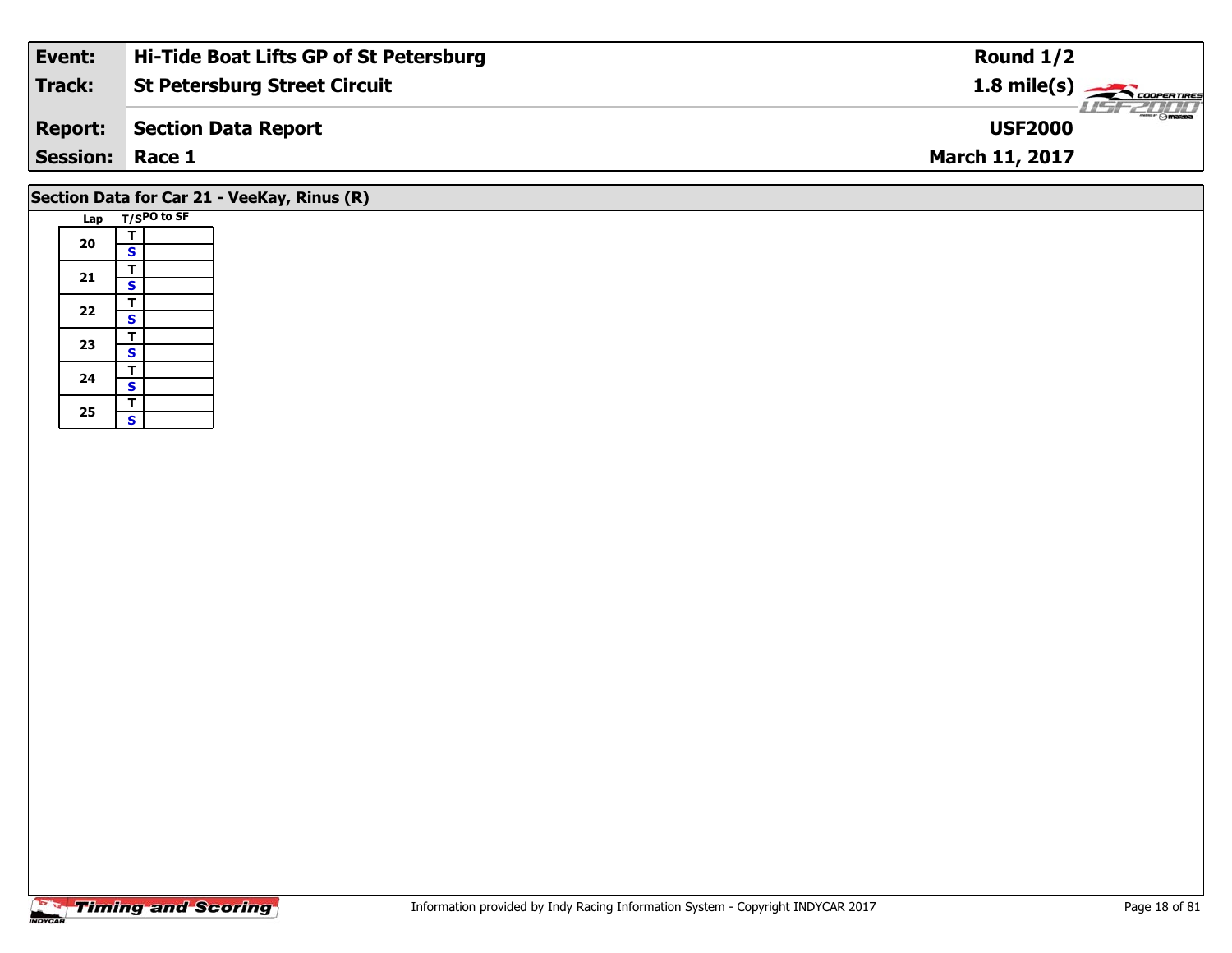| Event: | Hi-Tide Boat Lifts GP of St Petersburg | Round 1/2 |
| --- | --- | --- |
| Track: | St Petersburg Street Circuit | 1.8 mile(s) |
| Report: | Section Data Report | USF2000 |
| Session: | Race 1 | March 11, 2017 |

## Section Data for Car 21 - VeeKay, Rinus (R)

| Lap | T/S | PO to SF |
| --- | --- | --- |
| 20 | T | |
| | S | |
| 21 | T | |
| | S | |
| 22 | T | |
| | S | |
| 23 | T | |
| | S | |
| 24 | T | |
| | S | |
| 25 | T | |
| | S | |

Information provided by Indy Racing Information System - Copyright INDYCAR 2017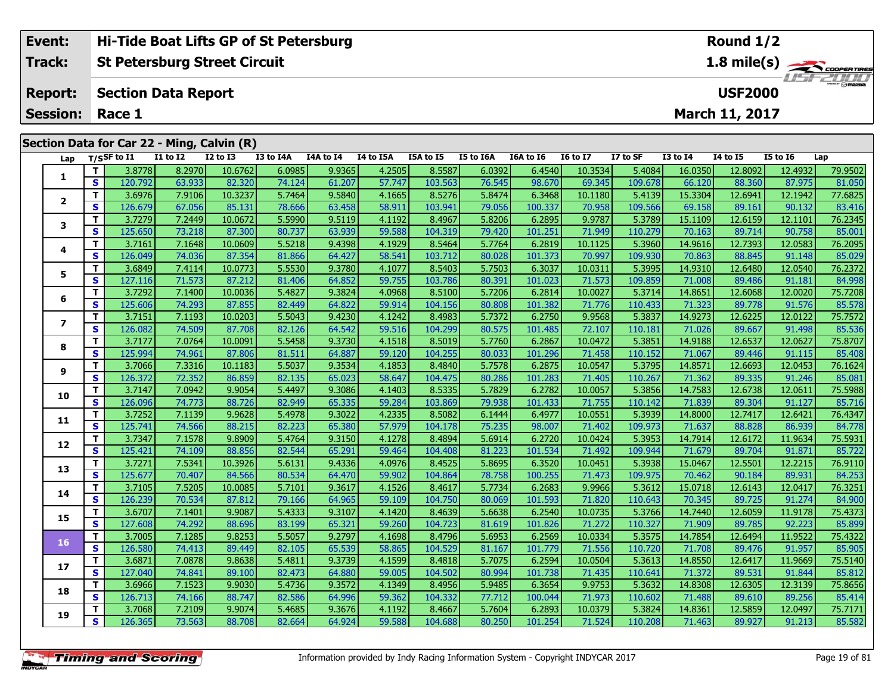| Event: | Hi-Tide Boat Lifts GP of St Petersburg | Round 1/2 |
|---|---|---|
| Track: | St Petersburg Street Circuit | 1.8 mile(s) |
| Report: | Section Data Report | USF2000 |
| Session: | Race 1 | March 11, 2017 |

## Section Data for Car 22 - Ming, Calvin (R)

| Lap | T/S | SF to I1 | I1 to I2 | I2 to I3 | I3 to I4A | I4A to I4 | I4 to I5A | I5A to I5 | I5 to I6A | I6A to I6 | I6 to I7 | I7 to SF | I3 to I4 | I4 to I5 | I5 to I6 | Lap |
|---|---|---|---|---|---|---|---|---|---|---|---|---|---|---|---|---|
| 1 | T | 3.8778 | 8.2970 | 10.6762 | 6.0985 | 9.9365 | 4.2505 | 8.5587 | 6.0392 | 6.4540 | 10.3534 | 5.4084 | 16.0350 | 12.8092 | 12.4932 | 79.9502 |
| | S | 120.792 | 63.933 | 82.320 | 74.124 | 61.207 | 57.747 | 103.563 | 76.545 | 98.670 | 69.345 | 109.678 | 66.120 | 88.360 | 87.975 | 81.050 |
| 2 | T | 3.6976 | 7.9106 | 10.3237 | 5.7464 | 9.5840 | 4.1665 | 8.5276 | 5.8474 | 6.3468 | 10.1180 | 5.4139 | 15.3304 | 12.6941 | 12.1942 | 77.6825 |
| | S | 126.679 | 67.056 | 85.131 | 78.666 | 63.458 | 58.911 | 103.941 | 79.056 | 100.337 | 70.958 | 109.566 | 69.158 | 89.161 | 90.132 | 83.416 |
| 3 | T | 3.7279 | 7.2449 | 10.0672 | 5.5990 | 9.5119 | 4.1192 | 8.4967 | 5.8206 | 6.2895 | 9.9787 | 5.3789 | 15.1109 | 12.6159 | 12.1101 | 76.2345 |
| | S | 125.650 | 73.218 | 87.300 | 80.737 | 63.939 | 59.588 | 104.319 | 79.420 | 101.251 | 71.949 | 110.279 | 70.163 | 89.714 | 90.758 | 85.001 |
| 4 | T | 3.7161 | 7.1648 | 10.0609 | 5.5218 | 9.4398 | 4.1929 | 8.5464 | 5.7764 | 6.2819 | 10.1125 | 5.3960 | 14.9616 | 12.7393 | 12.0583 | 76.2095 |
| | S | 126.049 | 74.036 | 87.354 | 81.866 | 64.427 | 58.541 | 103.712 | 80.028 | 101.373 | 70.997 | 109.930 | 70.863 | 88.845 | 91.148 | 85.029 |
| 5 | T | 3.6849 | 7.4114 | 10.0773 | 5.5530 | 9.3780 | 4.1077 | 8.5403 | 5.7503 | 6.3037 | 10.0311 | 5.3995 | 14.9310 | 12.6480 | 12.0540 | 76.2372 |
| | S | 127.116 | 71.573 | 87.212 | 81.406 | 64.852 | 59.755 | 103.786 | 80.391 | 101.023 | 71.573 | 109.859 | 71.008 | 89.486 | 91.181 | 84.998 |
| 6 | T | 3.7292 | 7.1400 | 10.0036 | 5.4827 | 9.3824 | 4.0968 | 8.5100 | 5.7206 | 6.2814 | 10.0027 | 5.3714 | 14.8651 | 12.6068 | 12.0020 | 75.7208 |
| | S | 125.606 | 74.293 | 87.855 | 82.449 | 64.822 | 59.914 | 104.156 | 80.808 | 101.382 | 71.776 | 110.433 | 71.323 | 89.778 | 91.576 | 85.578 |
| 7 | T | 3.7151 | 7.1193 | 10.0203 | 5.5043 | 9.4230 | 4.1242 | 8.4983 | 5.7372 | 6.2750 | 9.9568 | 5.3837 | 14.9273 | 12.6225 | 12.0122 | 75.7572 |
| | S | 126.082 | 74.509 | 87.708 | 82.126 | 64.542 | 59.516 | 104.299 | 80.575 | 101.485 | 72.107 | 110.181 | 71.026 | 89.667 | 91.498 | 85.536 |
| 8 | T | 3.7177 | 7.0764 | 10.0091 | 5.5458 | 9.3730 | 4.1518 | 8.5019 | 5.7760 | 6.2867 | 10.0472 | 5.3851 | 14.9188 | 12.6537 | 12.0627 | 75.8707 |
| | S | 125.994 | 74.961 | 87.806 | 81.511 | 64.887 | 59.120 | 104.255 | 80.033 | 101.296 | 71.458 | 110.152 | 71.067 | 89.446 | 91.115 | 85.408 |
| 9 | T | 3.7066 | 7.3316 | 10.1183 | 5.5037 | 9.3534 | 4.1853 | 8.4840 | 5.7578 | 6.2875 | 10.0547 | 5.3795 | 14.8571 | 12.6693 | 12.0453 | 76.1624 |
| | S | 126.372 | 72.352 | 86.859 | 82.135 | 65.023 | 58.647 | 104.475 | 80.286 | 101.283 | 71.405 | 110.267 | 71.362 | 89.335 | 91.246 | 85.081 |
| 10 | T | 3.7147 | 7.0942 | 9.9054 | 5.4497 | 9.3086 | 4.1403 | 8.5335 | 5.7829 | 6.2782 | 10.0057 | 5.3856 | 14.7583 | 12.6738 | 12.0611 | 75.5988 |
| | S | 126.096 | 74.773 | 88.726 | 82.949 | 65.335 | 59.284 | 103.869 | 79.938 | 101.433 | 71.755 | 110.142 | 71.839 | 89.304 | 91.127 | 85.716 |
| 11 | T | 3.7252 | 7.1139 | 9.9628 | 5.4978 | 9.3022 | 4.2335 | 8.5082 | 6.1444 | 6.4977 | 10.0551 | 5.3939 | 14.8000 | 12.7417 | 12.6421 | 76.4347 |
| | S | 125.741 | 74.566 | 88.215 | 82.223 | 65.380 | 57.979 | 104.178 | 75.235 | 98.007 | 71.402 | 109.973 | 71.637 | 88.828 | 86.939 | 84.778 |
| 12 | T | 3.7347 | 7.1578 | 9.8909 | 5.4764 | 9.3150 | 4.1278 | 8.4894 | 5.6914 | 6.2720 | 10.0424 | 5.3953 | 14.7914 | 12.6172 | 11.9634 | 75.5931 |
| | S | 125.421 | 74.109 | 88.856 | 82.544 | 65.291 | 59.464 | 104.408 | 81.223 | 101.534 | 71.492 | 109.944 | 71.679 | 89.704 | 91.871 | 85.722 |
| 13 | T | 3.7271 | 7.5341 | 10.3926 | 5.6131 | 9.4336 | 4.0976 | 8.4525 | 5.8695 | 6.3520 | 10.0451 | 5.3938 | 15.0467 | 12.5501 | 12.2215 | 76.9110 |
| | S | 125.677 | 70.407 | 84.566 | 80.534 | 64.470 | 59.902 | 104.864 | 78.758 | 100.255 | 71.473 | 109.975 | 70.462 | 90.184 | 89.931 | 84.253 |
| 14 | T | 3.7105 | 7.5205 | 10.0085 | 5.7101 | 9.3617 | 4.1526 | 8.4617 | 5.7734 | 6.2683 | 9.9966 | 5.3612 | 15.0718 | 12.6143 | 12.0417 | 76.3251 |
| | S | 126.239 | 70.534 | 87.812 | 79.166 | 64.965 | 59.109 | 104.750 | 80.069 | 101.593 | 71.820 | 110.643 | 70.345 | 89.725 | 91.274 | 84.900 |
| 15 | T | 3.6707 | 7.1401 | 9.9087 | 5.4333 | 9.3107 | 4.1420 | 8.4639 | 5.6638 | 6.2540 | 10.0735 | 5.3766 | 14.7440 | 12.6059 | 11.9178 | 75.4373 |
| | S | 127.608 | 74.292 | 88.696 | 83.199 | 65.321 | 59.260 | 104.723 | 81.619 | 101.826 | 71.272 | 110.327 | 71.909 | 89.785 | 92.223 | 85.899 |
| 16 | T | 3.7005 | 7.1285 | 9.8253 | 5.5057 | 9.2797 | 4.1698 | 8.4796 | 5.6953 | 6.2569 | 10.0334 | 5.3575 | 14.7854 | 12.6494 | 11.9522 | 75.4322 |
| | S | 126.580 | 74.413 | 89.449 | 82.105 | 65.539 | 58.865 | 104.529 | 81.167 | 101.779 | 71.556 | 110.720 | 71.708 | 89.476 | 91.957 | 85.905 |
| 17 | T | 3.6871 | 7.0878 | 9.8638 | 5.4811 | 9.3739 | 4.1599 | 8.4818 | 5.7075 | 6.2594 | 10.0504 | 5.3613 | 14.8550 | 12.6417 | 11.9669 | 75.5140 |
| | S | 127.040 | 74.841 | 89.100 | 82.473 | 64.880 | 59.005 | 104.502 | 80.994 | 101.738 | 71.435 | 110.641 | 71.372 | 89.531 | 91.844 | 85.812 |
| 18 | T | 3.6966 | 7.1523 | 9.9030 | 5.4736 | 9.3572 | 4.1349 | 8.4956 | 5.9485 | 6.3654 | 9.9753 | 5.3632 | 14.8308 | 12.6305 | 12.3139 | 75.8656 |
| | S | 126.713 | 74.166 | 88.747 | 82.586 | 64.996 | 59.362 | 104.332 | 77.712 | 100.044 | 71.973 | 110.602 | 71.488 | 89.610 | 89.256 | 85.414 |
| 19 | T | 3.7068 | 7.2109 | 9.9074 | 5.4685 | 9.3676 | 4.1192 | 8.4667 | 5.7604 | 6.2893 | 10.0379 | 5.3824 | 14.8361 | 12.5859 | 12.0497 | 75.7171 |
| | S | 126.365 | 73.563 | 88.708 | 82.664 | 64.924 | 59.588 | 104.688 | 80.250 | 101.254 | 71.524 | 110.208 | 71.463 | 89.927 | 91.213 | 85.582 |

Information provided by Indy Racing Information System - Copyright INDYCAR 2017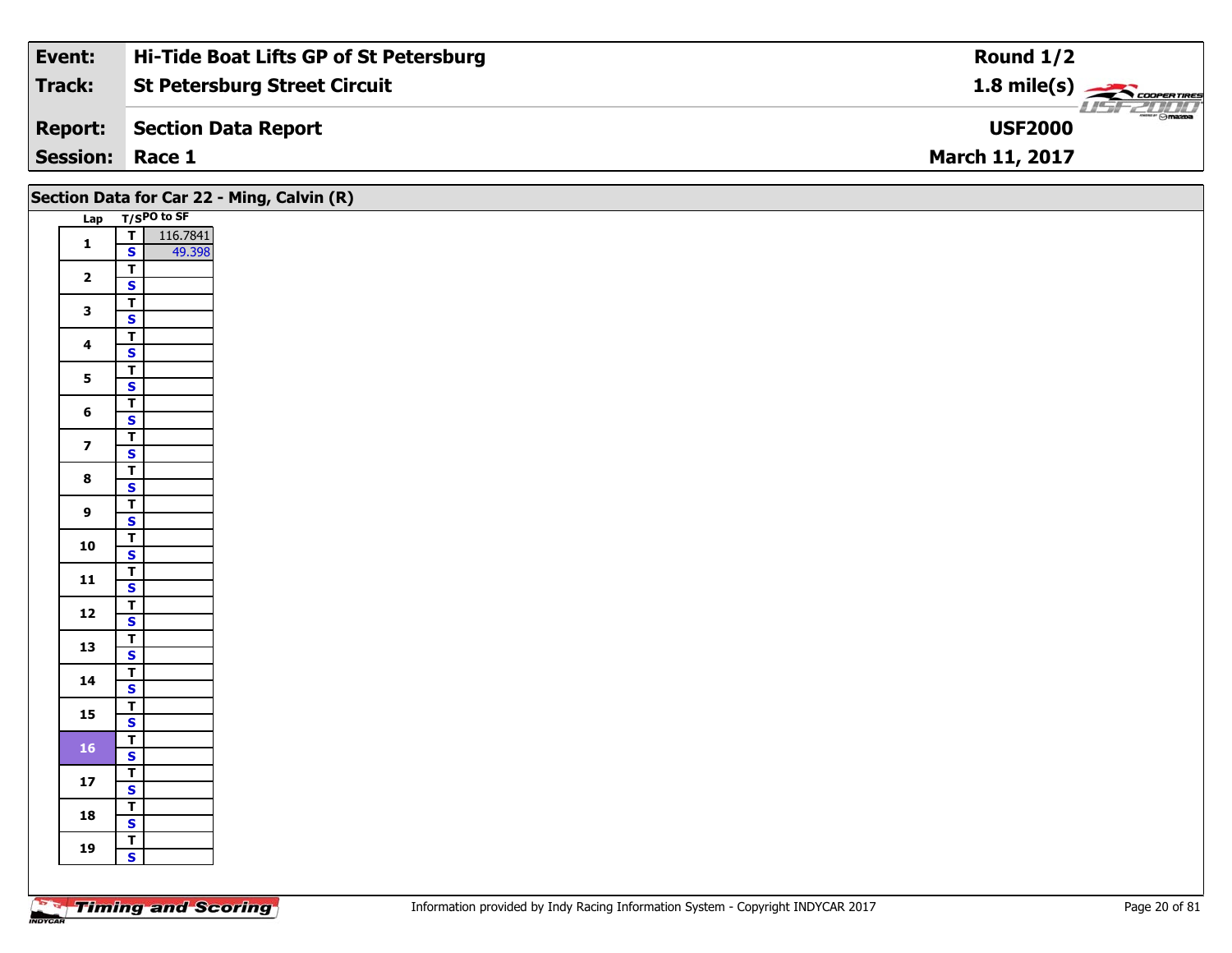| Event: | Hi-Tide Boat Lifts GP of St Petersburg | Round 1/2 |
|---|---|---|
| Track: | St Petersburg Street Circuit | 1.8 mile(s) |
| Report: | Section Data Report | USF2000 |
| Session: | Race 1 | March 11, 2017 |

## Section Data for Car 22 - Ming, Calvin (R)

| Lap | T/S | PO to SF |
|---|---|---|
| 1 | T | 116.7841 |
| | S | 49.398 |
| 2 | T | |
| | S | |
| 3 | T | |
| | S | |
| 4 | T | |
| | S | |
| 5 | T | |
| | S | |
| 6 | T | |
| | S | |
| 7 | T | |
| | S | |
| 8 | T | |
| | S | |
| 9 | T | |
| | S | |
| 10 | T | |
| | S | |
| 11 | T | |
| | S | |
| 12 | T | |
| | S | |
| 13 | T | |
| | S | |
| 14 | T | |
| | S | |
| 15 | T | |
| | S | |
| 16 | T | |
| | S | |
| 17 | T | |
| | S | |
| 18 | T | |
| | S | |
| 19 | T | |
| | S | |

Timing and Scoring

Information provided by Indy Racing Information System - Copyright INDYCAR 2017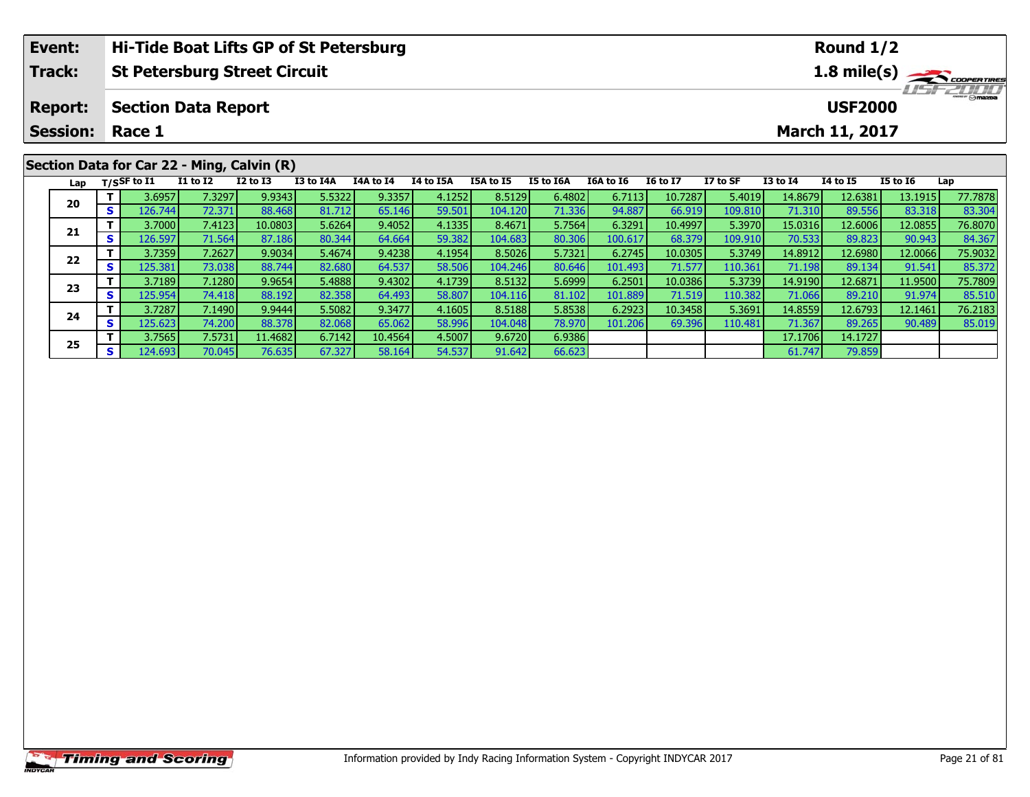| Event: | Hi-Tide Boat Lifts GP of St Petersburg | Round 1/2 |
|---|---|---|
| Track: | St Petersburg Street Circuit | 1.8 mile(s) |
| Report: | Section Data Report | USF2000 |
| Session: | Race 1 | March 11, 2017 |

## Section Data for Car 22 - Ming, Calvin (R)

| Lap | T/S | SF to I1 | I1 to I2 | I2 to I3 | I3 to I4A | I4A to I4 | I4 to I5A | I5A to I5 | I5 to I6A | I6A to I6 | I6 to I7 | I7 to SF | I3 to I4 | I4 to I5 | I5 to I6 | Lap |
|---|---|---|---|---|---|---|---|---|---|---|---|---|---|---|---|---|
| 20 | T | 3.6957 | 7.3297 | 9.9343 | 5.5322 | 9.3357 | 4.1252 | 8.5129 | 6.4802 | 6.7113 | 10.7287 | 5.4019 | 14.8679 | 12.6381 | 13.1915 | 77.7878 |
| | S | 126.744 | 72.371 | 88.468 | 81.712 | 65.146 | 59.501 | 104.120 | 71.336 | 94.887 | 66.919 | 109.810 | 71.310 | 89.556 | 83.318 | 83.304 |
| 21 | T | 3.7000 | 7.4123 | 10.0803 | 5.6264 | 9.4052 | 4.1335 | 8.4671 | 5.7564 | 6.3291 | 10.4997 | 5.3970 | 15.0316 | 12.6006 | 12.0855 | 76.8070 |
| | S | 126.597 | 71.564 | 87.186 | 80.344 | 64.664 | 59.382 | 104.683 | 80.306 | 100.617 | 68.379 | 109.910 | 70.533 | 89.823 | 90.943 | 84.367 |
| 22 | T | 3.7359 | 7.2627 | 9.9034 | 5.4674 | 9.4238 | 4.1954 | 8.5026 | 5.7321 | 6.2745 | 10.0305 | 5.3749 | 14.8912 | 12.6980 | 12.0066 | 75.9032 |
| | S | 125.381 | 73.038 | 88.744 | 82.680 | 64.537 | 58.506 | 104.246 | 80.646 | 101.493 | 71.577 | 110.361 | 71.198 | 89.134 | 91.541 | 85.372 |
| 23 | T | 3.7189 | 7.1280 | 9.9654 | 5.4888 | 9.4302 | 4.1739 | 8.5132 | 5.6999 | 6.2501 | 10.0386 | 5.3739 | 14.9190 | 12.6871 | 11.9500 | 75.7809 |
| | S | 125.954 | 74.418 | 88.192 | 82.358 | 64.493 | 58.807 | 104.116 | 81.102 | 101.889 | 71.519 | 110.382 | 71.066 | 89.210 | 91.974 | 85.510 |
| 24 | T | 3.7287 | 7.1490 | 9.9444 | 5.5082 | 9.3477 | 4.1605 | 8.5188 | 5.8538 | 6.2923 | 10.3458 | 5.3691 | 14.8559 | 12.6793 | 12.1461 | 76.2183 |
| | S | 125.623 | 74.200 | 88.378 | 82.068 | 65.062 | 58.996 | 104.048 | 78.970 | 101.206 | 69.396 | 110.481 | 71.367 | 89.265 | 90.489 | 85.019 |
| 25 | T | 3.7565 | 7.5731 | 11.4682 | 6.7142 | 10.4564 | 4.5007 | 9.6720 | 6.9386 | | | | 17.1706 | 14.1727 | | |
| | S | 124.693 | 70.045 | 76.635 | 67.327 | 58.164 | 54.537 | 91.642 | 66.623 | | | | 61.747 | 79.859 | | |

Information provided by Indy Racing Information System - Copyright INDYCAR 2017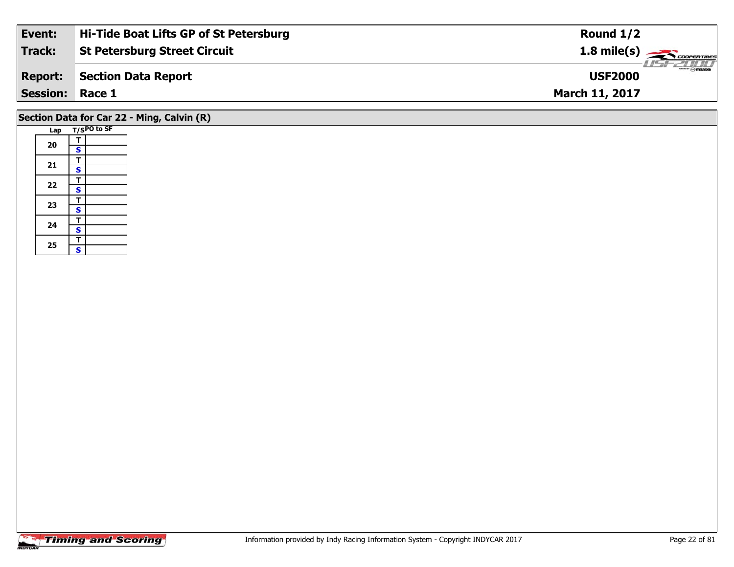| Event: | Hi-Tide Boat Lifts GP of St Petersburg | Round 1/2 |
|---|---|---|
| Track: | St Petersburg Street Circuit | 1.8 mile(s) |
| Report: | Section Data Report | USF2000 |
| Session: | Race 1 | March 11, 2017 |

## Section Data for Car 22 - Ming, Calvin (R)

| Lap | T/S | PO to SF |
|---|---|---|
| 20 | T | |
| | S | |
| 21 | T | |
| | S | |
| 22 | T | |
| | S | |
| 23 | T | |
| | S | |
| 24 | T | |
| | S | |
| 25 | T | |
| | S | |

Information provided by Indy Racing Information System - Copyright INDYCAR 2017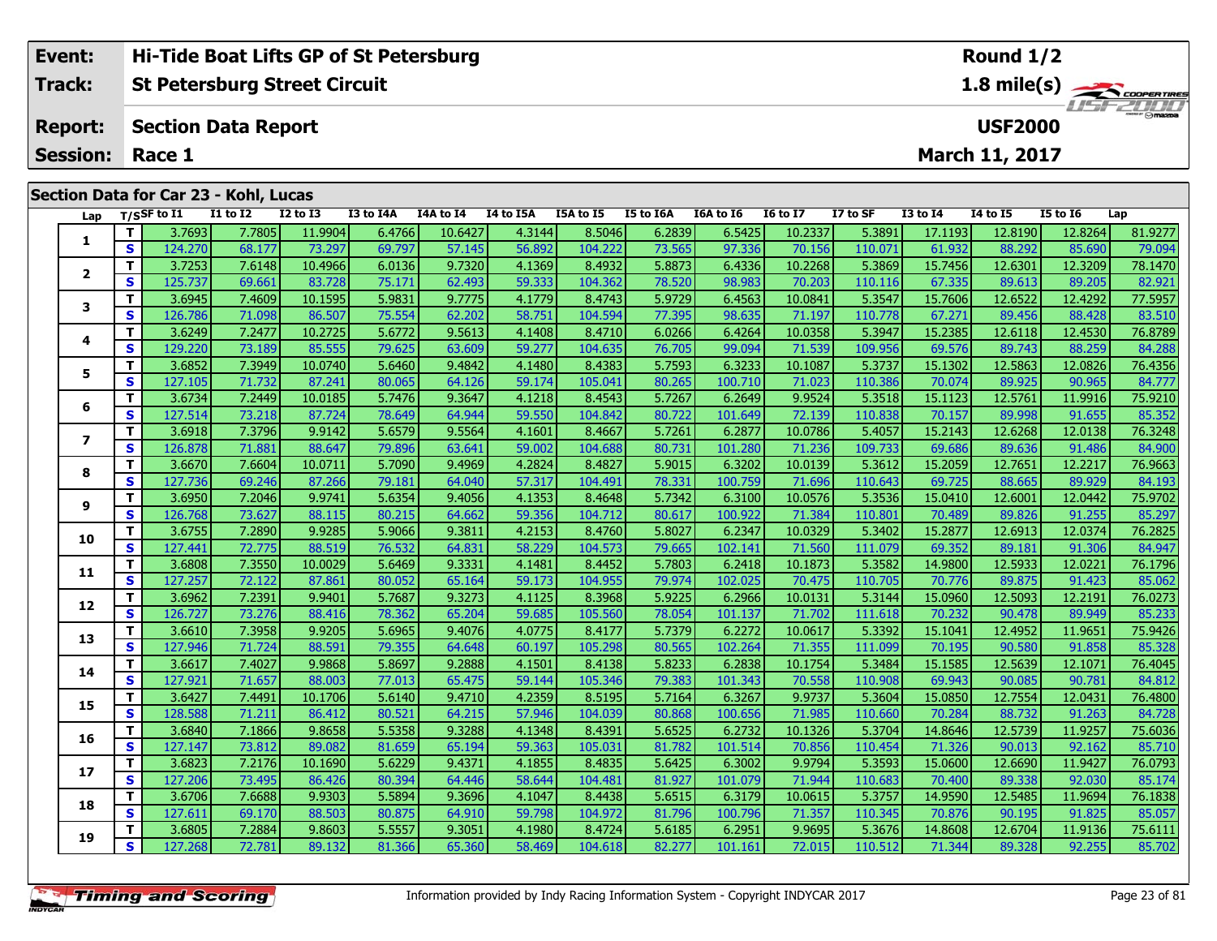| Event: | Hi-Tide Boat Lifts GP of St Petersburg | Round 1/2 |
|---|---|---|
| Track: | St Petersburg Street Circuit | 1.8 mile(s) |
| Report: | Section Data Report | USF2000 |
| Session: | Race 1 | March 11, 2017 |

## Section Data for Car 23 - Kohl, Lucas

| Lap | T/S | SF to I1 | I1 to I2 | I2 to I3 | I3 to I4A | I4A to I4 | I4 to I5A | I5A to I5 | I5 to I6A | I6A to I6 | I6 to I7 | I7 to SF | I3 to I4 | I4 to I5 | I5 to I6 | Lap |
|---|---|---|---|---|---|---|---|---|---|---|---|---|---|---|---|---|
| 1 | T | 3.7693 | 7.7805 | 11.9904 | 6.4766 | 10.6427 | 4.3144 | 8.5046 | 6.2839 | 6.5425 | 10.2337 | 5.3891 | 17.1193 | 12.8190 | 12.8264 | 81.9277 |
| | S | 124.270 | 68.177 | 73.297 | 69.797 | 57.145 | 56.892 | 104.222 | 73.565 | 97.336 | 70.156 | 110.071 | 61.932 | 88.292 | 85.690 | 79.094 |
| 2 | T | 3.7253 | 7.6148 | 10.4966 | 6.0136 | 9.7320 | 4.1369 | 8.4932 | 5.8873 | 6.4336 | 10.2268 | 5.3869 | 15.7456 | 12.6301 | 12.3209 | 78.1470 |
| | S | 125.737 | 69.661 | 83.728 | 75.171 | 62.493 | 59.333 | 104.362 | 78.520 | 98.983 | 70.203 | 110.116 | 67.335 | 89.613 | 89.205 | 82.921 |
| 3 | T | 3.6945 | 7.4609 | 10.1595 | 5.9831 | 9.7775 | 4.1779 | 8.4743 | 5.9729 | 6.4563 | 10.0841 | 5.3547 | 15.7606 | 12.6522 | 12.4292 | 77.5957 |
| | S | 126.786 | 71.098 | 86.507 | 75.554 | 62.202 | 58.751 | 104.594 | 77.395 | 98.635 | 71.197 | 110.778 | 67.271 | 89.456 | 88.428 | 83.510 |
| 4 | T | 3.6249 | 7.2477 | 10.2725 | 5.6772 | 9.5613 | 4.1408 | 8.4710 | 6.0266 | 6.4264 | 10.0358 | 5.3947 | 15.2385 | 12.6118 | 12.4530 | 76.8789 |
| | S | 129.220 | 73.189 | 85.555 | 79.625 | 63.609 | 59.277 | 104.635 | 76.705 | 99.094 | 71.539 | 109.956 | 69.576 | 89.743 | 88.259 | 84.288 |
| 5 | T | 3.6852 | 7.3949 | 10.0740 | 5.6460 | 9.4842 | 4.1480 | 8.4383 | 5.7593 | 6.3233 | 10.1087 | 5.3737 | 15.1302 | 12.5863 | 12.0826 | 76.4356 |
| | S | 127.105 | 71.732 | 87.241 | 80.065 | 64.126 | 59.174 | 105.041 | 80.265 | 100.710 | 71.023 | 110.386 | 70.074 | 89.925 | 90.965 | 84.777 |
| 6 | T | 3.6734 | 7.2449 | 10.0185 | 5.7476 | 9.3647 | 4.1218 | 8.4543 | 5.7267 | 6.2649 | 9.9524 | 5.3518 | 15.1123 | 12.5761 | 11.9916 | 75.9210 |
| | S | 127.514 | 73.218 | 87.724 | 78.649 | 64.944 | 59.550 | 104.842 | 80.722 | 101.649 | 72.139 | 110.838 | 70.157 | 89.998 | 91.655 | 85.352 |
| 7 | T | 3.6918 | 7.3796 | 9.9142 | 5.6579 | 9.5564 | 4.1601 | 8.4667 | 5.7261 | 6.2877 | 10.0786 | 5.4057 | 15.2143 | 12.6268 | 12.0138 | 76.3248 |
| | S | 126.878 | 71.881 | 88.647 | 79.896 | 63.641 | 59.002 | 104.688 | 80.731 | 101.280 | 71.236 | 109.733 | 69.686 | 89.636 | 91.486 | 84.900 |
| 8 | T | 3.6670 | 7.6604 | 10.0711 | 5.7090 | 9.4969 | 4.2824 | 8.4827 | 5.9015 | 6.3202 | 10.0139 | 5.3612 | 15.2059 | 12.7651 | 12.2217 | 76.9663 |
| | S | 127.736 | 69.246 | 87.266 | 79.181 | 64.040 | 57.317 | 104.491 | 78.331 | 100.759 | 71.696 | 110.643 | 69.725 | 88.665 | 89.929 | 84.193 |
| 9 | T | 3.6950 | 7.2046 | 9.9741 | 5.6354 | 9.4056 | 4.1353 | 8.4648 | 5.7342 | 6.3100 | 10.0576 | 5.3536 | 15.0410 | 12.6001 | 12.0442 | 75.9702 |
| | S | 126.768 | 73.627 | 88.115 | 80.215 | 64.662 | 59.356 | 104.712 | 80.617 | 100.922 | 71.384 | 110.801 | 70.489 | 89.826 | 91.255 | 85.297 |
| 10 | T | 3.6755 | 7.2890 | 9.9285 | 5.9066 | 9.3811 | 4.2153 | 8.4760 | 5.8027 | 6.2347 | 10.0329 | 5.3402 | 15.2877 | 12.6913 | 12.0374 | 76.2825 |
| | S | 127.441 | 72.775 | 88.519 | 76.532 | 64.831 | 58.229 | 104.573 | 79.665 | 102.141 | 71.560 | 111.079 | 69.352 | 89.181 | 91.306 | 84.947 |
| 11 | T | 3.6808 | 7.3550 | 10.0029 | 5.6469 | 9.3331 | 4.1481 | 8.4452 | 5.7803 | 6.2418 | 10.1873 | 5.3582 | 14.9800 | 12.5933 | 12.0221 | 76.1796 |
| | S | 127.257 | 72.122 | 87.861 | 80.052 | 65.164 | 59.173 | 104.955 | 79.974 | 102.025 | 70.475 | 110.705 | 70.776 | 89.875 | 91.423 | 85.062 |
| 12 | T | 3.6962 | 7.2391 | 9.9401 | 5.7687 | 9.3273 | 4.1125 | 8.3968 | 5.9225 | 6.2966 | 10.0131 | 5.3144 | 15.0960 | 12.5093 | 12.2191 | 76.0273 |
| | S | 126.727 | 73.276 | 88.416 | 78.362 | 65.204 | 59.685 | 105.560 | 78.054 | 101.137 | 71.702 | 111.618 | 70.232 | 90.478 | 89.949 | 85.233 |
| 13 | T | 3.6610 | 7.3958 | 9.9205 | 5.6965 | 9.4076 | 4.0775 | 8.4177 | 5.7379 | 6.2272 | 10.0617 | 5.3392 | 15.1041 | 12.4952 | 11.9651 | 75.9426 |
| | S | 127.946 | 71.724 | 88.591 | 79.355 | 64.648 | 60.197 | 105.298 | 80.565 | 102.264 | 71.355 | 111.099 | 70.195 | 90.580 | 91.858 | 85.328 |
| 14 | T | 3.6617 | 7.4027 | 9.9868 | 5.8697 | 9.2888 | 4.1501 | 8.4138 | 5.8233 | 6.2838 | 10.1754 | 5.3484 | 15.1585 | 12.5639 | 12.1071 | 76.4045 |
| | S | 127.921 | 71.657 | 88.003 | 77.013 | 65.475 | 59.144 | 105.346 | 79.383 | 101.343 | 70.558 | 110.908 | 69.943 | 90.085 | 90.781 | 84.812 |
| 15 | T | 3.6427 | 7.4491 | 10.1706 | 5.6140 | 9.4710 | 4.2359 | 8.5195 | 5.7164 | 6.3267 | 9.9737 | 5.3604 | 15.0850 | 12.7554 | 12.0431 | 76.4800 |
| | S | 128.588 | 71.211 | 86.412 | 80.521 | 64.215 | 57.946 | 104.039 | 80.868 | 100.656 | 71.985 | 110.660 | 70.284 | 88.732 | 91.263 | 84.728 |
| 16 | T | 3.6840 | 7.1866 | 9.8658 | 5.5358 | 9.3288 | 4.1348 | 8.4391 | 5.6525 | 6.2732 | 10.1326 | 5.3704 | 14.8646 | 12.5739 | 11.9257 | 75.6036 |
| | S | 127.147 | 73.812 | 89.082 | 81.659 | 65.194 | 59.363 | 105.031 | 81.782 | 101.514 | 70.856 | 110.454 | 71.326 | 90.013 | 92.162 | 85.710 |
| 17 | T | 3.6823 | 7.2176 | 10.1690 | 5.6229 | 9.4371 | 4.1855 | 8.4835 | 5.6425 | 6.3002 | 9.9794 | 5.3593 | 15.0600 | 12.6690 | 11.9427 | 76.0793 |
| | S | 127.206 | 73.495 | 86.426 | 80.394 | 64.446 | 58.644 | 104.481 | 81.927 | 101.079 | 71.944 | 110.683 | 70.400 | 89.338 | 92.030 | 85.174 |
| 18 | T | 3.6706 | 7.6688 | 9.9303 | 5.5894 | 9.3696 | 4.1047 | 8.4438 | 5.6515 | 6.3179 | 10.0615 | 5.3757 | 14.9590 | 12.5485 | 11.9694 | 76.1838 |
| | S | 127.611 | 69.170 | 88.503 | 80.875 | 64.910 | 59.798 | 104.972 | 81.796 | 100.796 | 71.357 | 110.345 | 70.876 | 90.195 | 91.825 | 85.057 |
| 19 | T | 3.6805 | 7.2884 | 9.8603 | 5.5557 | 9.3051 | 4.1980 | 8.4724 | 5.6185 | 6.2951 | 9.9695 | 5.3676 | 14.8608 | 12.6704 | 11.9136 | 75.6111 |
| | S | 127.268 | 72.781 | 89.132 | 81.366 | 65.360 | 58.469 | 104.618 | 82.277 | 101.161 | 72.015 | 110.512 | 71.344 | 89.328 | 92.255 | 85.702 |

Information provided by Indy Racing Information System - Copyright INDYCAR 2017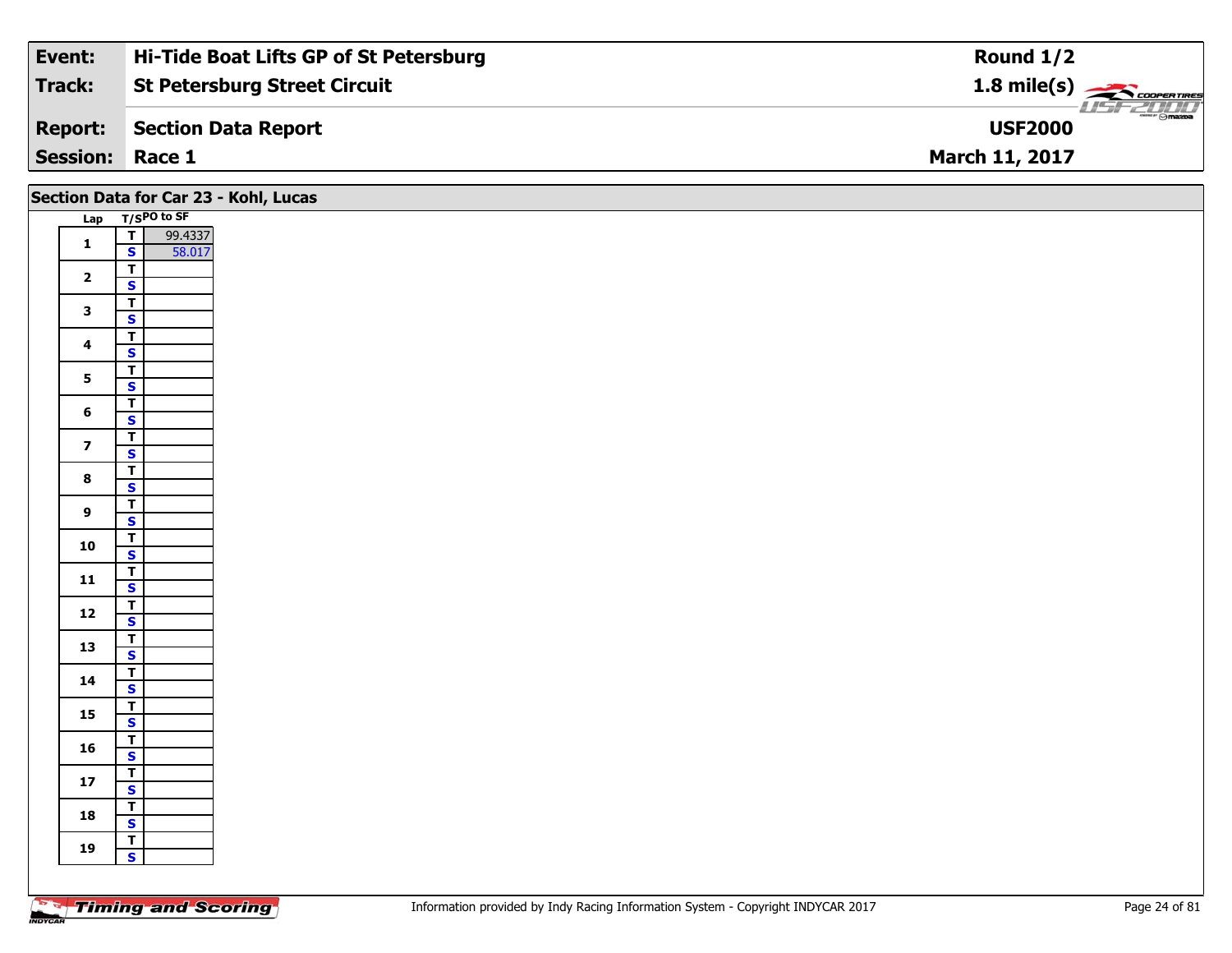| Event: | Hi-Tide Boat Lifts GP of St Petersburg | Round 1/2 |
|---|---|---|
| Track: | St Petersburg Street Circuit | 1.8 mile(s) |
| Report: | Section Data Report | USF2000 |
| Session: | Race 1 | March 11, 2017 |

## Section Data for Car 23 - Kohl, Lucas

| Lap | T/S | PO to SF |
|---|---|---|
| 1 | T | 99.4337 |
| | S | 58.017 |
| 2 | T | |
| | S | |
| 3 | T | |
| | S | |
| 4 | T | |
| | S | |
| 5 | T | |
| | S | |
| 6 | T | |
| | S | |
| 7 | T | |
| | S | |
| 8 | T | |
| | S | |
| 9 | T | |
| | S | |
| 10 | T | |
| | S | |
| 11 | T | |
| | S | |
| 12 | T | |
| | S | |
| 13 | T | |
| | S | |
| 14 | T | |
| | S | |
| 15 | T | |
| | S | |
| 16 | T | |
| | S | |
| 17 | T | |
| | S | |
| 18 | T | |
| | S | |
| 19 | T | |
| | S | |

Information provided by Indy Racing Information System - Copyright INDYCAR 2017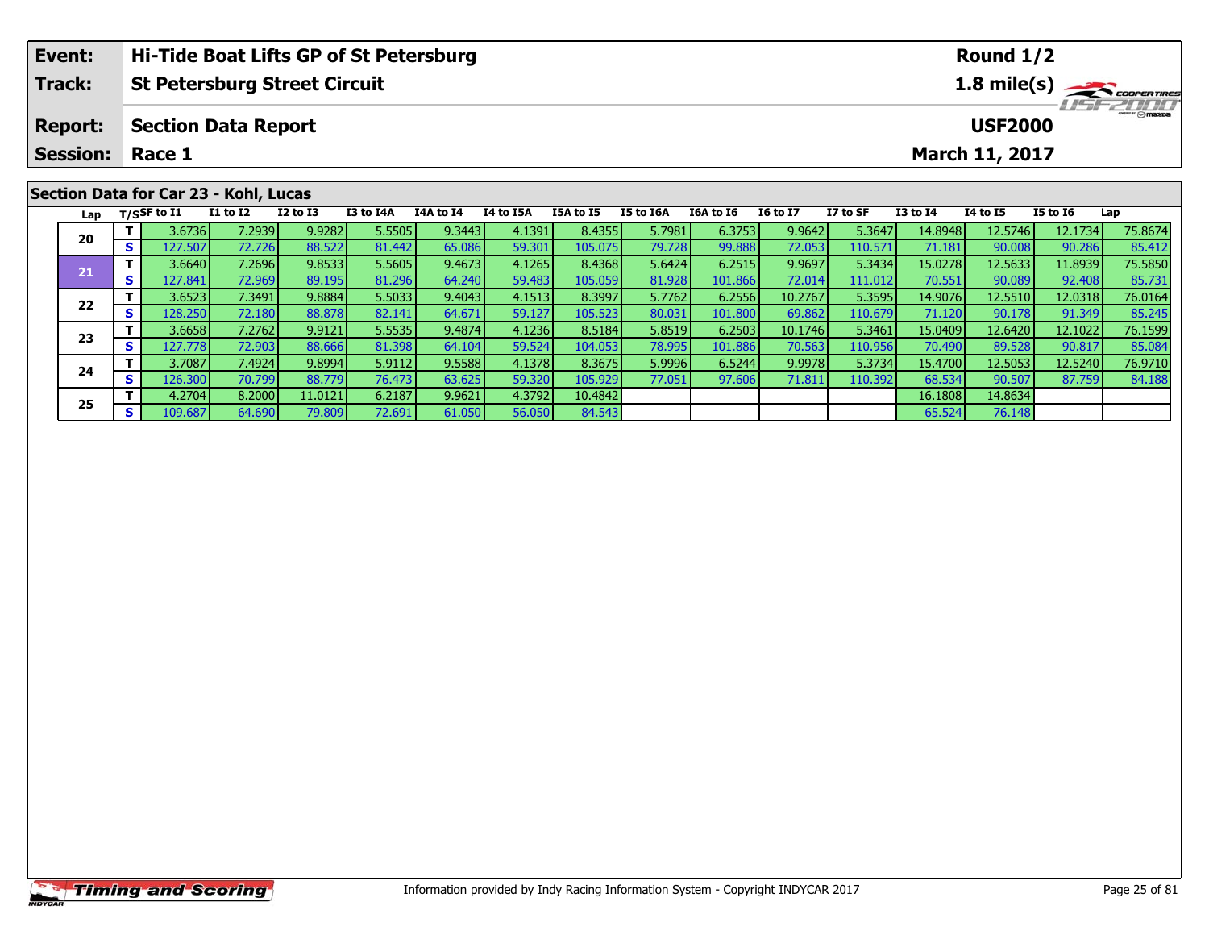| Event: | Hi-Tide Boat Lifts GP of St Petersburg | Round 1/2 |
|---|---|---|
| Track: | St Petersburg Street Circuit | 1.8 mile(s) |
| Report: | Section Data Report | USF2000 |
| Session: | Race 1 | March 11, 2017 |

## Section Data for Car 23 - Kohl, Lucas

| Lap | T/S | SF to I1 | I1 to I2 | I2 to I3 | I3 to I4A | I4A to I4 | I4 to I5A | I5A to I5 | I5 to I6A | I6A to I6 | I6 to I7 | I7 to SF | I3 to I4 | I4 to I5 | I5 to I6 | Lap |
|---|---|---|---|---|---|---|---|---|---|---|---|---|---|---|---|---|
| 20 | T | 3.6736 | 7.2939 | 9.9282 | 5.5505 | 9.3443 | 4.1391 | 8.4355 | 5.7981 | 6.3753 | 9.9642 | 5.3647 | 14.8948 | 12.5746 | 12.1734 | 75.8674 |
| | S | 127.507 | 72.726 | 88.522 | 81.442 | 65.086 | 59.301 | 105.075 | 79.728 | 99.888 | 72.053 | 110.571 | 71.181 | 90.008 | 90.286 | 85.412 |
| 21 | T | 3.6640 | 7.2696 | 9.8533 | 5.5605 | 9.4673 | 4.1265 | 8.4368 | 5.6424 | 6.2515 | 9.9697 | 5.3434 | 15.0278 | 12.5633 | 11.8939 | 75.5850 |
| | S | 127.841 | 72.969 | 89.195 | 81.296 | 64.240 | 59.483 | 105.059 | 81.928 | 101.866 | 72.014 | 111.012 | 70.551 | 90.089 | 92.408 | 85.731 |
| 22 | T | 3.6523 | 7.3491 | 9.8884 | 5.5033 | 9.4043 | 4.1513 | 8.3997 | 5.7762 | 6.2556 | 10.2767 | 5.3595 | 14.9076 | 12.5510 | 12.0318 | 76.0164 |
| | S | 128.250 | 72.180 | 88.878 | 82.141 | 64.671 | 59.127 | 105.523 | 80.031 | 101.800 | 69.862 | 110.679 | 71.120 | 90.178 | 91.349 | 85.245 |
| 23 | T | 3.6658 | 7.2762 | 9.9121 | 5.5535 | 9.4874 | 4.1236 | 8.5184 | 5.8519 | 6.2503 | 10.1746 | 5.3461 | 15.0409 | 12.6420 | 12.1022 | 76.1599 |
| | S | 127.778 | 72.903 | 88.666 | 81.398 | 64.104 | 59.524 | 104.053 | 78.995 | 101.886 | 70.563 | 110.956 | 70.490 | 89.528 | 90.817 | 85.084 |
| 24 | T | 3.7087 | 7.4924 | 9.8994 | 5.9112 | 9.5588 | 4.1378 | 8.3675 | 5.9996 | 6.5244 | 9.9978 | 5.3734 | 15.4700 | 12.5053 | 12.5240 | 76.9710 |
| | S | 126.300 | 70.799 | 88.779 | 76.473 | 63.625 | 59.320 | 105.929 | 77.051 | 97.606 | 71.811 | 110.392 | 68.534 | 90.507 | 87.759 | 84.188 |
| 25 | T | 4.2704 | 8.2000 | 11.0121 | 6.2187 | 9.9621 | 4.3792 | 10.4842 | | | | | 16.1808 | 14.8634 | | |
| | S | 109.687 | 64.690 | 79.809 | 72.691 | 61.050 | 56.050 | 84.543 | | | | | 65.524 | 76.148 | | |

Information provided by Indy Racing Information System - Copyright INDYCAR 2017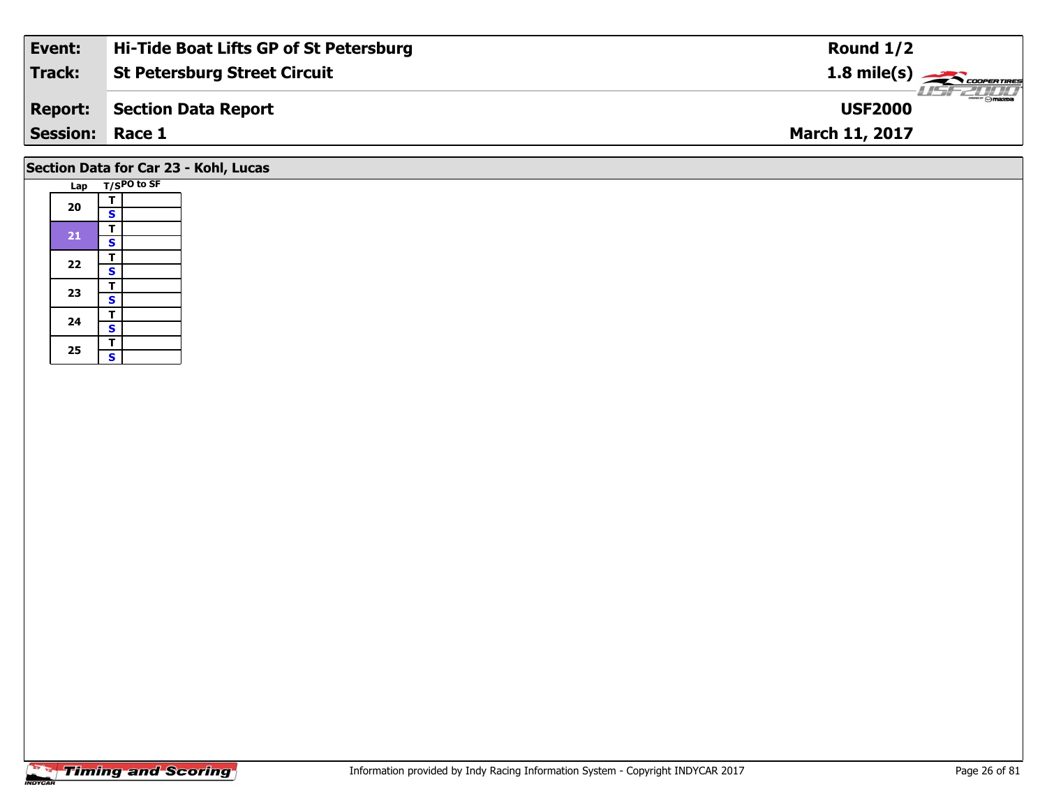| Event: | Hi-Tide Boat Lifts GP of St Petersburg | Round 1/2 |
| --- | --- | --- |
| Track: | St Petersburg Street Circuit | 1.8 mile(s) |
| Report: | Section Data Report | USF2000 |
| Session: | Race 1 | March 11, 2017 |

## Section Data for Car 23 - Kohl, Lucas

| Lap | T/S | PO to SF |
| --- | --- | --- |
| 20 | T | |
| | S | |
| 21 | T | |
| | S | |
| 22 | T | |
| | S | |
| 23 | T | |
| | S | |
| 24 | T | |
| | S | |
| 25 | T | |
| | S | |

Information provided by Indy Racing Information System - Copyright INDYCAR 2017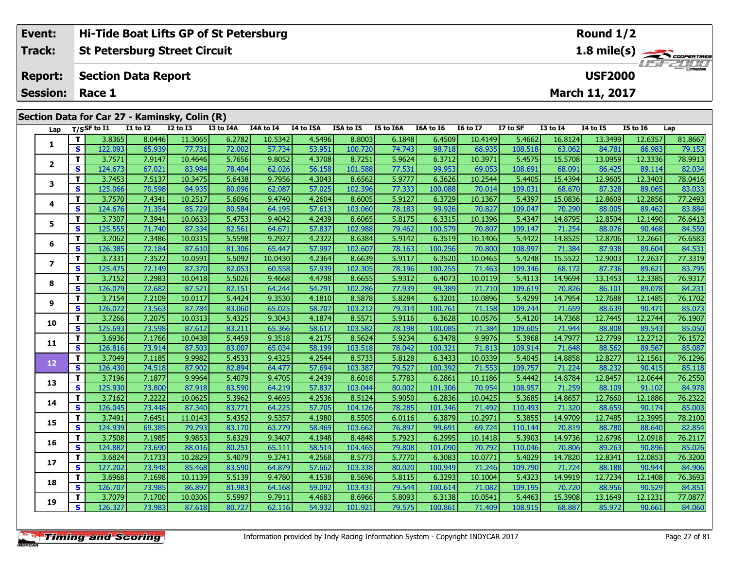| | |
|---|---|
| **Event:** | Hi-Tide Boat Lifts GP of St Petersburg |
| **Track:** | St Petersburg Street Circuit |
| **Report:** | Section Data Report |
| **Session:** | Race 1 |

Round 1/2
1.8 mile(s)
USF2000
March 11, 2017

## Section Data for Car 27 - Kaminsky, Colin (R)

| Lap | T/S | SF to I1 | I1 to I2 | I2 to I3 | I3 to I4A | I4A to I4 | I4 to I5A | I5A to I5 | I5 to I6A | I6A to I6 | I6 to I7 | I7 to SF | I3 to I4 | I4 to I5 | I5 to I6 | Lap |
|---|---|---|---|---|---|---|---|---|---|---|---|---|---|---|---|---|
| 1 | T | 3.8365 | 8.0446 | 11.3065 | 6.2782 | 10.5342 | 4.5496 | 8.8003 | 6.1848 | 6.4509 | 10.4149 | 5.4662 | 16.8124 | 13.3499 | 12.6357 | 81.8667 |
| | S | 122.093 | 65.939 | 77.731 | 72.002 | 57.734 | 53.951 | 100.720 | 74.743 | 98.718 | 68.935 | 108.518 | 63.062 | 84.781 | 86.983 | 79.153 |
| 2 | T | 3.7571 | 7.9147 | 10.4646 | 5.7656 | 9.8052 | 4.3708 | 8.7251 | 5.9624 | 6.3712 | 10.3971 | 5.4575 | 15.5708 | 13.0959 | 12.3336 | 78.9913 |
| | S | 124.673 | 67.021 | 83.984 | 78.404 | 62.026 | 56.158 | 101.588 | 77.531 | 99.953 | 69.053 | 108.691 | 68.091 | 86.425 | 89.114 | 82.034 |
| 3 | T | 3.7453 | 7.5137 | 10.3475 | 5.6438 | 9.7956 | 4.3043 | 8.6562 | 5.9777 | 6.3626 | 10.2544 | 5.4405 | 15.4394 | 12.9605 | 12.3403 | 78.0416 |
| | S | 125.066 | 70.598 | 84.935 | 80.096 | 62.087 | 57.025 | 102.396 | 77.333 | 100.088 | 70.014 | 109.031 | 68.670 | 87.328 | 89.065 | 83.033 |
| 4 | T | 3.7570 | 7.4341 | 10.2517 | 5.6096 | 9.4740 | 4.2604 | 8.6005 | 5.9127 | 6.3729 | 10.1367 | 5.4397 | 15.0836 | 12.8609 | 12.2856 | 77.2493 |
| | S | 124.676 | 71.354 | 85.729 | 80.584 | 64.195 | 57.613 | 103.060 | 78.183 | 99.926 | 70.827 | 109.047 | 70.290 | 88.005 | 89.462 | 83.884 |
| 5 | T | 3.7307 | 7.3941 | 10.0633 | 5.4753 | 9.4042 | 4.2439 | 8.6065 | 5.8175 | 6.3315 | 10.1396 | 5.4347 | 14.8795 | 12.8504 | 12.1490 | 76.6413 |
| | S | 125.555 | 71.740 | 87.334 | 82.561 | 64.671 | 57.837 | 102.988 | 79.462 | 100.579 | 70.807 | 109.147 | 71.254 | 88.076 | 90.468 | 84.550 |
| 6 | T | 3.7062 | 7.3486 | 10.0315 | 5.5598 | 9.2927 | 4.2322 | 8.6384 | 5.9142 | 6.3519 | 10.1406 | 5.4422 | 14.8525 | 12.8706 | 12.2661 | 76.6583 |
| | S | 126.385 | 72.184 | 87.610 | 81.306 | 65.447 | 57.997 | 102.607 | 78.163 | 100.256 | 70.800 | 108.997 | 71.384 | 87.938 | 89.604 | 84.531 |
| 7 | T | 3.7331 | 7.3522 | 10.0591 | 5.5092 | 10.0430 | 4.2364 | 8.6639 | 5.9117 | 6.3520 | 10.0465 | 5.4248 | 15.5522 | 12.9003 | 12.2637 | 77.3319 |
| | S | 125.475 | 72.149 | 87.370 | 82.053 | 60.558 | 57.939 | 102.305 | 78.196 | 100.255 | 71.463 | 109.346 | 68.172 | 87.736 | 89.621 | 83.795 |
| 8 | T | 3.7152 | 7.2983 | 10.0418 | 5.5026 | 9.4668 | 4.4798 | 8.6655 | 5.9312 | 6.4073 | 10.0119 | 5.4113 | 14.9694 | 13.1453 | 12.3385 | 76.9317 |
| | S | 126.079 | 72.682 | 87.521 | 82.151 | 64.244 | 54.791 | 102.286 | 77.939 | 99.389 | 71.710 | 109.619 | 70.826 | 86.101 | 89.078 | 84.231 |
| 9 | T | 3.7154 | 7.2109 | 10.0117 | 5.4424 | 9.3530 | 4.1810 | 8.5878 | 5.8284 | 6.3201 | 10.0896 | 5.4299 | 14.7954 | 12.7688 | 12.1485 | 76.1702 |
| | S | 126.072 | 73.563 | 87.784 | 83.060 | 65.025 | 58.707 | 103.212 | 79.314 | 100.761 | 71.158 | 109.244 | 71.659 | 88.639 | 90.471 | 85.073 |
| 10 | T | 3.7266 | 7.2075 | 10.0313 | 5.4325 | 9.3043 | 4.1874 | 8.5571 | 5.9116 | 6.3628 | 10.0576 | 5.4120 | 14.7368 | 12.7445 | 12.2744 | 76.1907 |
| | S | 125.693 | 73.598 | 87.612 | 83.211 | 65.366 | 58.617 | 103.582 | 78.198 | 100.085 | 71.384 | 109.605 | 71.944 | 88.808 | 89.543 | 85.050 |
| 11 | T | 3.6936 | 7.1766 | 10.0438 | 5.4459 | 9.3518 | 4.2175 | 8.5624 | 5.9234 | 6.3478 | 9.9976 | 5.3968 | 14.7977 | 12.7799 | 12.2712 | 76.1572 |
| | S | 126.816 | 73.914 | 87.503 | 83.007 | 65.034 | 58.199 | 103.518 | 78.042 | 100.321 | 71.813 | 109.914 | 71.648 | 88.562 | 89.567 | 85.087 |
| 12 | T | 3.7049 | 7.1185 | 9.9982 | 5.4533 | 9.4325 | 4.2544 | 8.5733 | 5.8128 | 6.3433 | 10.0339 | 5.4045 | 14.8858 | 12.8277 | 12.1561 | 76.1296 |
| | S | 126.430 | 74.518 | 87.902 | 82.894 | 64.477 | 57.694 | 103.387 | 79.527 | 100.392 | 71.553 | 109.757 | 71.224 | 88.232 | 90.415 | 85.118 |
| 13 | T | 3.7196 | 7.1877 | 9.9964 | 5.4079 | 9.4705 | 4.2439 | 8.6018 | 5.7783 | 6.2861 | 10.1186 | 5.4442 | 14.8784 | 12.8457 | 12.0644 | 76.2550 |
| | S | 125.930 | 73.800 | 87.918 | 83.590 | 64.219 | 57.837 | 103.044 | 80.002 | 101.306 | 70.954 | 108.957 | 71.259 | 88.109 | 91.102 | 84.978 |
| 14 | T | 3.7162 | 7.2222 | 10.0625 | 5.3962 | 9.4695 | 4.2536 | 8.5124 | 5.9050 | 6.2836 | 10.0425 | 5.3685 | 14.8657 | 12.7660 | 12.1886 | 76.2322 |
| | S | 126.045 | 73.448 | 87.340 | 83.771 | 64.225 | 57.705 | 104.126 | 78.285 | 101.346 | 71.492 | 110.493 | 71.320 | 88.659 | 90.174 | 85.003 |
| 15 | T | 3.7491 | 7.6451 | 11.0143 | 5.4352 | 9.5357 | 4.1980 | 8.5505 | 6.0116 | 6.3879 | 10.2971 | 5.3855 | 14.9709 | 12.7485 | 12.3995 | 78.2100 |
| | S | 124.939 | 69.385 | 79.793 | 83.170 | 63.779 | 58.469 | 103.662 | 76.897 | 99.691 | 69.724 | 110.144 | 70.819 | 88.780 | 88.640 | 82.854 |
| 16 | T | 3.7508 | 7.1985 | 9.9853 | 5.6329 | 9.3407 | 4.1948 | 8.4848 | 5.7923 | 6.2995 | 10.1418 | 5.3903 | 14.9736 | 12.6796 | 12.0918 | 76.2117 |
| | S | 124.882 | 73.690 | 88.016 | 80.251 | 65.111 | 58.514 | 104.465 | 79.808 | 101.090 | 70.792 | 110.046 | 70.806 | 89.263 | 90.896 | 85.026 |
| 17 | T | 3.6824 | 7.1733 | 10.2829 | 5.4079 | 9.3741 | 4.2568 | 8.5773 | 5.7770 | 6.3083 | 10.0771 | 5.4029 | 14.7820 | 12.8341 | 12.0853 | 76.3200 |
| | S | 127.202 | 73.948 | 85.468 | 83.590 | 64.879 | 57.662 | 103.338 | 80.020 | 100.949 | 71.246 | 109.790 | 71.724 | 88.188 | 90.944 | 84.906 |
| 18 | T | 3.6968 | 7.1698 | 10.1139 | 5.5139 | 9.4780 | 4.1538 | 8.5696 | 5.8115 | 6.3293 | 10.1004 | 5.4323 | 14.9919 | 12.7234 | 12.1408 | 76.3693 |
| | S | 126.707 | 73.985 | 86.897 | 81.983 | 64.168 | 59.092 | 103.431 | 79.544 | 100.614 | 71.082 | 109.195 | 70.720 | 88.956 | 90.529 | 84.851 |
| 19 | T | 3.7079 | 7.1700 | 10.0306 | 5.5997 | 9.7911 | 4.4683 | 8.6966 | 5.8093 | 6.3138 | 10.0541 | 5.4463 | 15.3908 | 13.1649 | 12.1231 | 77.0877 |
| | S | 126.327 | 73.983 | 87.618 | 80.727 | 62.116 | 54.932 | 101.921 | 79.575 | 100.861 | 71.409 | 108.915 | 68.887 | 85.972 | 90.661 | 84.060 |

Information provided by Indy Racing Information System - Copyright INDYCAR 2017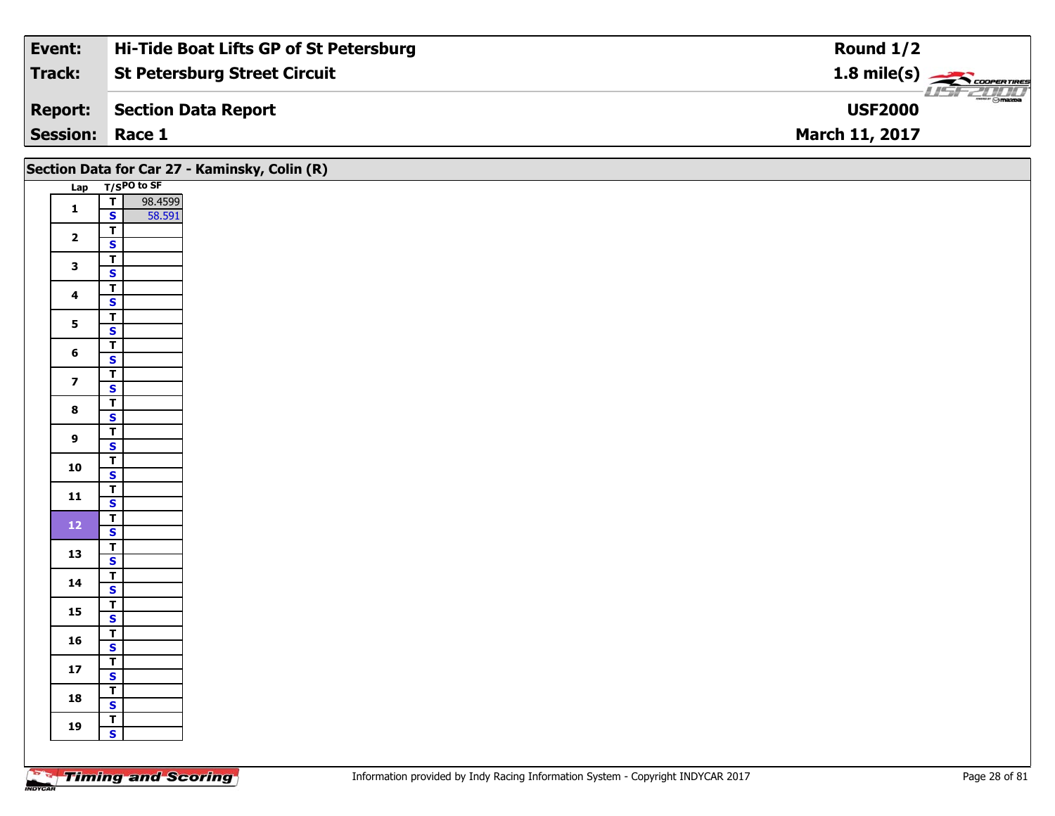| Event: | Hi-Tide Boat Lifts GP of St Petersburg | Round 1/2 |
|---|---|---|
| Track: | St Petersburg Street Circuit | 1.8 mile(s) |
| Report: | Section Data Report | USF2000 |
| Session: | Race 1 | March 11, 2017 |

## Section Data for Car 27 - Kaminsky, Colin (R)

| Lap | T/S | PO to SF |
|---|---|---|
| 1 | T | 98.4599 |
| | S | 58.591 |
| 2 | T | |
| | S | |
| 3 | T | |
| | S | |
| 4 | T | |
| | S | |
| 5 | T | |
| | S | |
| 6 | T | |
| | S | |
| 7 | T | |
| | S | |
| 8 | T | |
| | S | |
| 9 | T | |
| | S | |
| 10 | T | |
| | S | |
| 11 | T | |
| | S | |
| 12 | T | |
| | S | |
| 13 | T | |
| | S | |
| 14 | T | |
| | S | |
| 15 | T | |
| | S | |
| 16 | T | |
| | S | |
| 17 | T | |
| | S | |
| 18 | T | |
| | S | |
| 19 | T | |
| | S | |

Information provided by Indy Racing Information System - Copyright INDYCAR 2017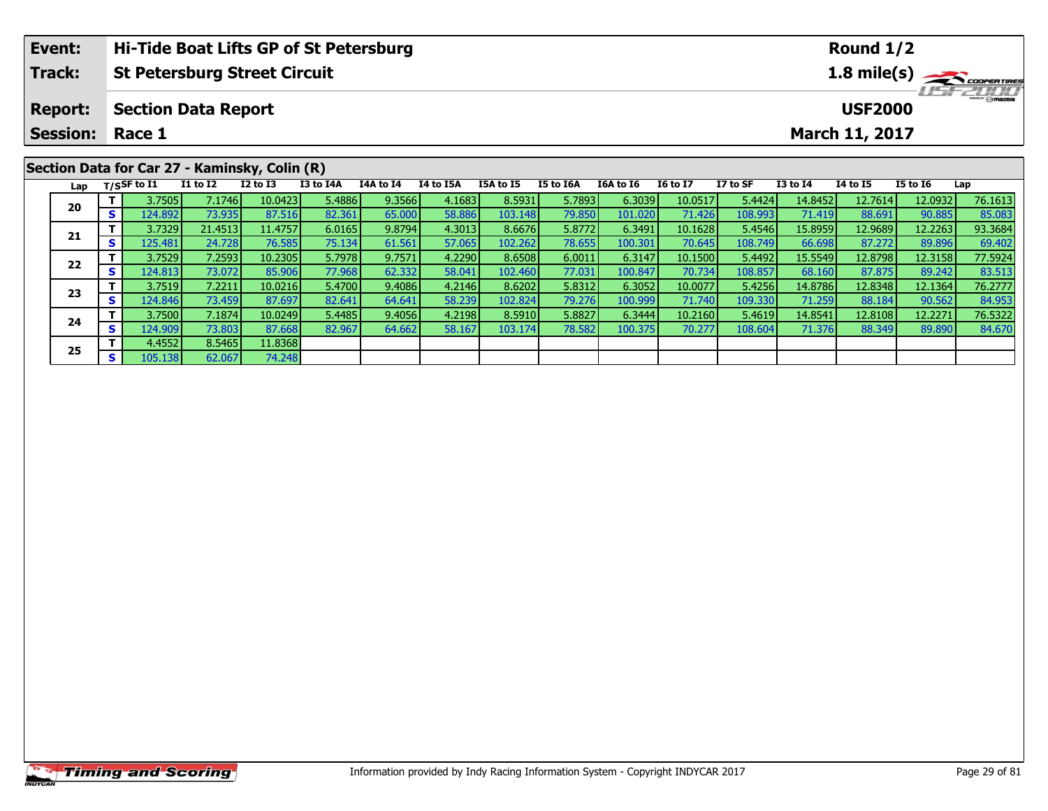| Event: | Hi-Tide Boat Lifts GP of St Petersburg | Round 1/2 |
|---|---|---|
| Track: | St Petersburg Street Circuit | 1.8 mile(s) |
| Report: | Section Data Report | USF2000 |
| Session: | Race 1 | March 11, 2017 |

## Section Data for Car 27 - Kaminsky, Colin (R)

| Lap | T/S | SF to I1 | I1 to I2 | I2 to I3 | I3 to I4A | I4A to I4 | I4 to I5A | I5A to I5 | I5 to I6A | I6A to I6 | I6 to I7 | I7 to SF | I3 to I4 | I4 to I5 | I5 to I6 | Lap |
|---|---|---|---|---|---|---|---|---|---|---|---|---|---|---|---|---|
| 20 | T | 3.7505 | 7.1746 | 10.0423 | 5.4886 | 9.3566 | 4.1683 | 8.5931 | 5.7893 | 6.3039 | 10.0517 | 5.4424 | 14.8452 | 12.7614 | 12.0932 | 76.1613 |
| | S | 124.892 | 73.935 | 87.516 | 82.361 | 65.000 | 58.886 | 103.148 | 79.850 | 101.020 | 71.426 | 108.993 | 71.419 | 88.691 | 90.885 | 85.083 |
| 21 | T | 3.7329 | 21.4513 | 11.4757 | 6.0165 | 9.8794 | 4.3013 | 8.6676 | 5.8772 | 6.3491 | 10.1628 | 5.4546 | 15.8959 | 12.9689 | 12.2263 | 93.3684 |
| | S | 125.481 | 24.728 | 76.585 | 75.134 | 61.561 | 57.065 | 102.262 | 78.655 | 100.301 | 70.645 | 108.749 | 66.698 | 87.272 | 89.896 | 69.402 |
| 22 | T | 3.7529 | 7.2593 | 10.2305 | 5.7978 | 9.7571 | 4.2290 | 8.6508 | 6.0011 | 6.3147 | 10.1500 | 5.4492 | 15.5549 | 12.8798 | 12.3158 | 77.5924 |
| | S | 124.813 | 73.072 | 85.906 | 77.968 | 62.332 | 58.041 | 102.460 | 77.031 | 100.847 | 70.734 | 108.857 | 68.160 | 87.875 | 89.242 | 83.513 |
| 23 | T | 3.7519 | 7.2211 | 10.0216 | 5.4700 | 9.4086 | 4.2146 | 8.6202 | 5.8312 | 6.3052 | 10.0077 | 5.4256 | 14.8786 | 12.8348 | 12.1364 | 76.2777 |
| | S | 124.846 | 73.459 | 87.697 | 82.641 | 64.641 | 58.239 | 102.824 | 79.276 | 100.999 | 71.740 | 109.330 | 71.259 | 88.184 | 90.562 | 84.953 |
| 24 | T | 3.7500 | 7.1874 | 10.0249 | 5.4485 | 9.4056 | 4.2198 | 8.5910 | 5.8827 | 6.3444 | 10.2160 | 5.4619 | 14.8541 | 12.8108 | 12.2271 | 76.5322 |
| | S | 124.909 | 73.803 | 87.668 | 82.967 | 64.662 | 58.167 | 103.174 | 78.582 | 100.375 | 70.277 | 108.604 | 71.376 | 88.349 | 89.890 | 84.670 |
| 25 | T | 4.4552 | 8.5465 | 11.8368 | | | | | | | | | | | | |
| | S | 105.138 | 62.067 | 74.248 | | | | | | | | | | | | |

Information provided by Indy Racing Information System - Copyright INDYCAR 2017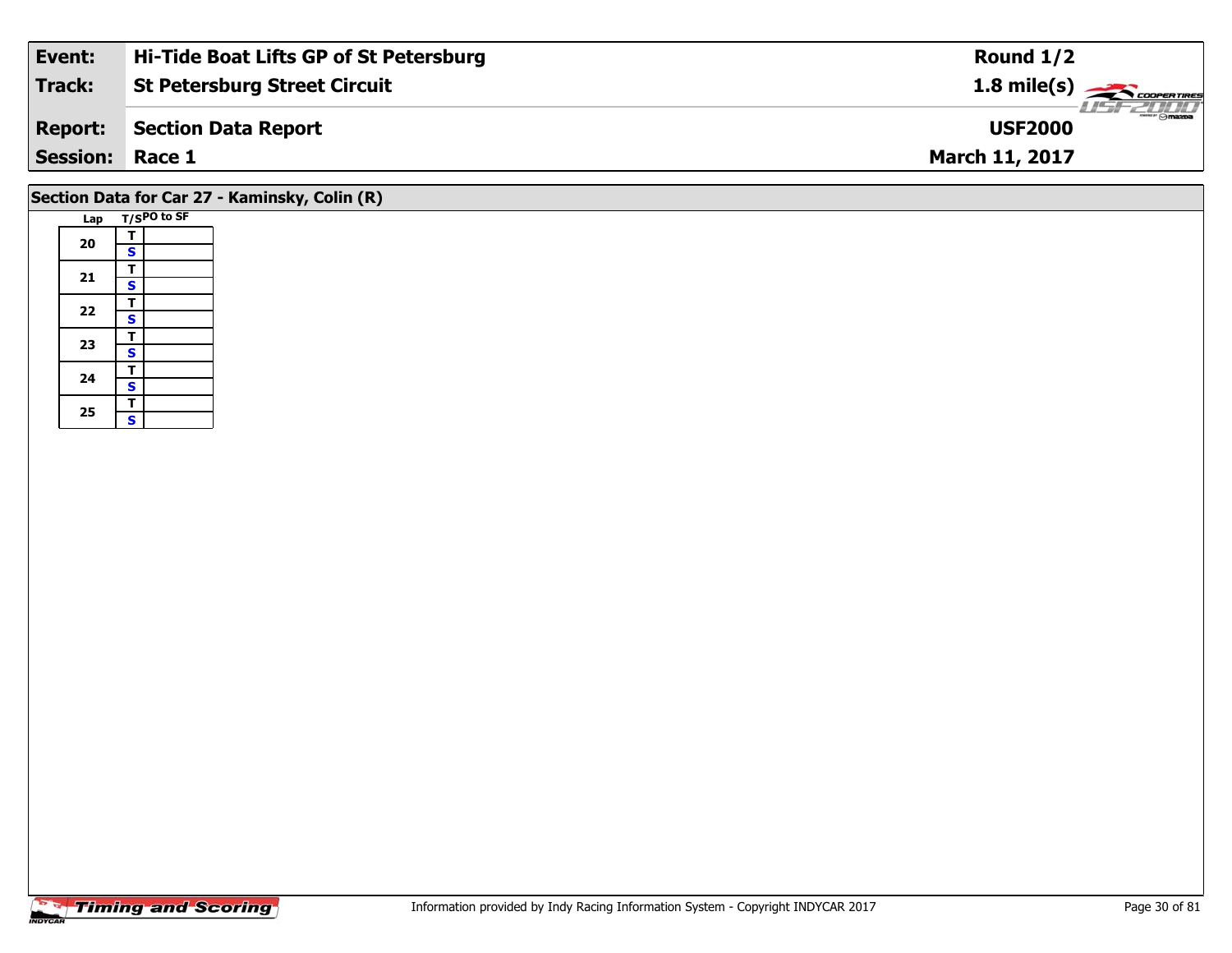| Event: | Hi-Tide Boat Lifts GP of St Petersburg | Round 1/2 |
|---|---|---|
| Track: | St Petersburg Street Circuit | 1.8 mile(s) |
| Report: | Section Data Report | USF2000 |
| Session: | Race 1 | March 11, 2017 |

## Section Data for Car 27 - Kaminsky, Colin (R)

| Lap | T/S | PO to SF |
|---|---|---|
| 20 | T | |
| | S | |
| 21 | T | |
| | S | |
| 22 | T | |
| | S | |
| 23 | T | |
| | S | |
| 24 | T | |
| | S | |
| 25 | T | |
| | S | |

Information provided by Indy Racing Information System - Copyright INDYCAR 2017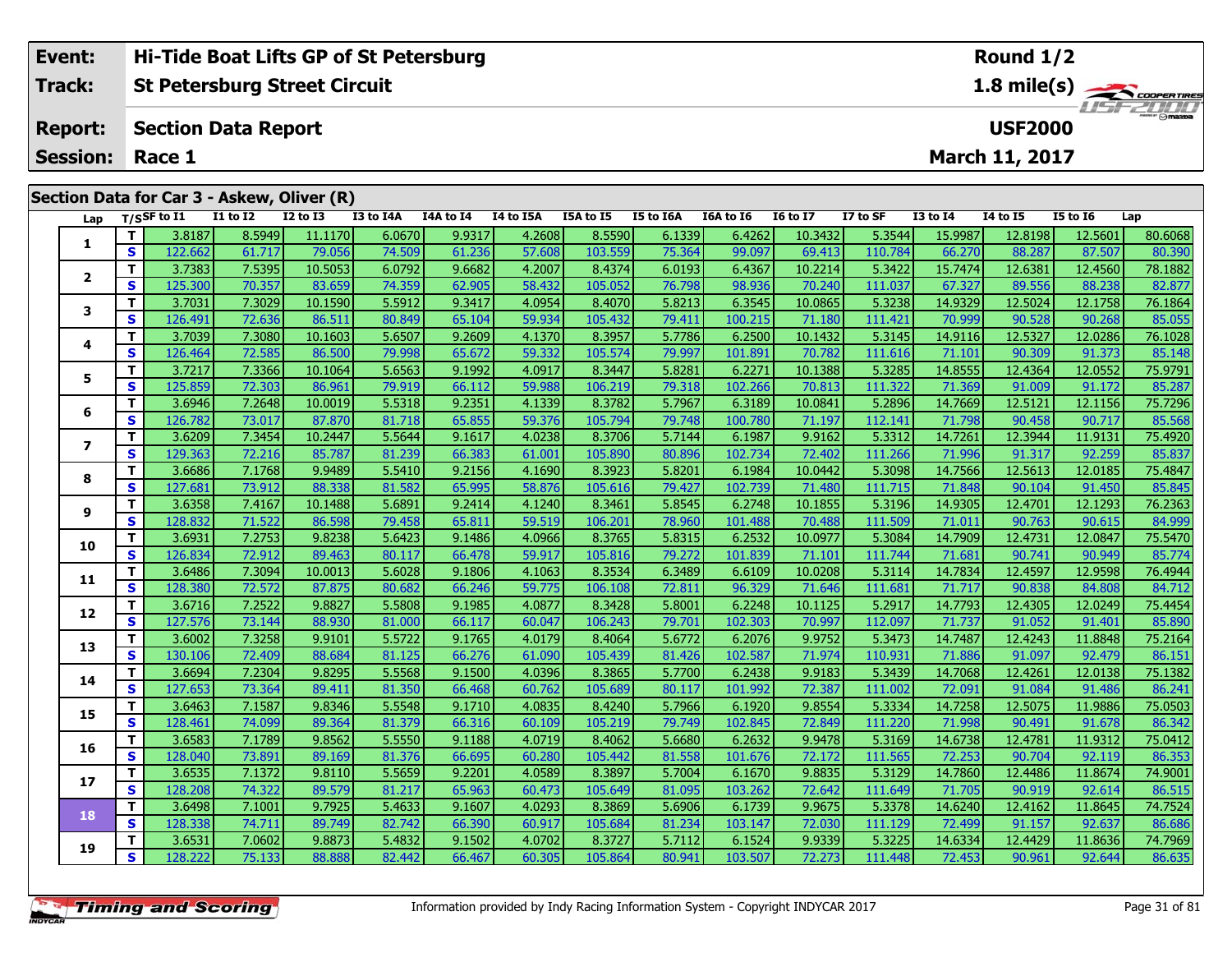| Event: | Hi-Tide Boat Lifts GP of St Petersburg | Round 1/2 |
|---|---|---|
| Track: | St Petersburg Street Circuit | 1.8 mile(s) |
| Report: | Section Data Report | USF2000 |
| Session: | Race 1 | March 11, 2017 |

## Section Data for Car 3 - Askew, Oliver (R)

| Lap | T/S | SF to I1 | I1 to I2 | I2 to I3 | I3 to I4A | I4A to I4 | I4 to I5A | I5A to I5 | I5 to I6A | I6A to I6 | I6 to I7 | I7 to SF | I3 to I4 | I4 to I5 | I5 to I6 | Lap |
|---|---|---|---|---|---|---|---|---|---|---|---|---|---|---|---|---|
| 1 | T | 3.8187 | 8.5949 | 11.1170 | 6.0670 | 9.9317 | 4.2608 | 8.5590 | 6.1339 | 6.4262 | 10.3432 | 5.3544 | 15.9987 | 12.8198 | 12.5601 | 80.6068 |
| | S | 122.662 | 61.717 | 79.056 | 74.509 | 61.236 | 57.608 | 103.559 | 75.364 | 99.097 | 69.413 | 110.784 | 66.270 | 88.287 | 87.507 | 80.390 |
| 2 | T | 3.7383 | 7.5395 | 10.5053 | 6.0792 | 9.6682 | 4.2007 | 8.4374 | 6.0193 | 6.4367 | 10.2214 | 5.3422 | 15.7474 | 12.6381 | 12.4560 | 78.1882 |
| | S | 125.300 | 70.357 | 83.659 | 74.359 | 62.905 | 58.432 | 105.052 | 76.798 | 98.936 | 70.240 | 111.037 | 67.327 | 89.556 | 88.238 | 82.877 |
| 3 | T | 3.7031 | 7.3029 | 10.1590 | 5.5912 | 9.3417 | 4.0954 | 8.4070 | 5.8213 | 6.3545 | 10.0865 | 5.3238 | 14.9329 | 12.5024 | 12.1758 | 76.1864 |
| | S | 126.491 | 72.636 | 86.511 | 80.849 | 65.104 | 59.934 | 105.432 | 79.411 | 100.215 | 71.180 | 111.421 | 70.999 | 90.528 | 90.268 | 85.055 |
| 4 | T | 3.7039 | 7.3080 | 10.1603 | 5.6507 | 9.2609 | 4.1370 | 8.3957 | 5.7786 | 6.2500 | 10.1432 | 5.3145 | 14.9116 | 12.5327 | 12.0286 | 76.1028 |
| | S | 126.464 | 72.585 | 86.500 | 79.998 | 65.672 | 59.332 | 105.574 | 79.997 | 101.891 | 70.782 | 111.616 | 71.101 | 90.309 | 91.373 | 85.148 |
| 5 | T | 3.7217 | 7.3366 | 10.1064 | 5.6563 | 9.1992 | 4.0917 | 8.3447 | 5.8281 | 6.2271 | 10.1388 | 5.3285 | 14.8555 | 12.4364 | 12.0552 | 75.9791 |
| | S | 125.859 | 72.303 | 86.961 | 79.919 | 66.112 | 59.988 | 106.219 | 79.318 | 102.266 | 70.813 | 111.322 | 71.369 | 91.009 | 91.172 | 85.287 |
| 6 | T | 3.6946 | 7.2648 | 10.0019 | 5.5318 | 9.2351 | 4.1339 | 8.3782 | 5.7967 | 6.3189 | 10.0841 | 5.2896 | 14.7669 | 12.5121 | 12.1156 | 75.7296 |
| | S | 126.782 | 73.017 | 87.870 | 81.718 | 65.855 | 59.376 | 105.794 | 79.748 | 100.780 | 71.197 | 112.141 | 71.798 | 90.458 | 90.717 | 85.568 |
| 7 | T | 3.6209 | 7.3454 | 10.2447 | 5.5644 | 9.1617 | 4.0238 | 8.3706 | 5.7144 | 6.1987 | 9.9162 | 5.3312 | 14.7261 | 12.3944 | 11.9131 | 75.4920 |
| | S | 129.363 | 72.216 | 85.787 | 81.239 | 66.383 | 61.001 | 105.890 | 80.896 | 102.734 | 72.402 | 111.266 | 71.996 | 91.317 | 92.259 | 85.837 |
| 8 | T | 3.6686 | 7.1768 | 9.9489 | 5.5410 | 9.2156 | 4.1690 | 8.3923 | 5.8201 | 6.1984 | 10.0442 | 5.3098 | 14.7566 | 12.5613 | 12.0185 | 75.4847 |
| | S | 127.681 | 73.912 | 88.338 | 81.582 | 65.995 | 58.876 | 105.616 | 79.427 | 102.739 | 71.480 | 111.715 | 71.848 | 90.104 | 91.450 | 85.845 |
| 9 | T | 3.6358 | 7.4167 | 10.1488 | 5.6891 | 9.2414 | 4.1240 | 8.3461 | 5.8545 | 6.2748 | 10.1855 | 5.3196 | 14.9305 | 12.4701 | 12.1293 | 76.2363 |
| | S | 128.832 | 71.522 | 86.598 | 79.458 | 65.811 | 59.519 | 106.201 | 78.960 | 101.488 | 70.488 | 111.509 | 71.011 | 90.763 | 90.615 | 84.999 |
| 10 | T | 3.6931 | 7.2753 | 9.8238 | 5.6423 | 9.1486 | 4.0966 | 8.3765 | 5.8315 | 6.2532 | 10.0977 | 5.3084 | 14.7909 | 12.4731 | 12.0847 | 75.5470 |
| | S | 126.834 | 72.912 | 89.463 | 80.117 | 66.478 | 59.917 | 105.816 | 79.272 | 101.839 | 71.101 | 111.744 | 71.681 | 90.741 | 90.949 | 85.774 |
| 11 | T | 3.6486 | 7.3094 | 10.0013 | 5.6028 | 9.1806 | 4.1063 | 8.3534 | 6.3489 | 6.6109 | 10.0208 | 5.3114 | 14.7834 | 12.4597 | 12.9598 | 76.4944 |
| | S | 128.380 | 72.572 | 87.875 | 80.682 | 66.246 | 59.775 | 106.108 | 72.811 | 96.329 | 71.646 | 111.681 | 71.717 | 90.838 | 84.808 | 84.712 |
| 12 | T | 3.6716 | 7.2522 | 9.8827 | 5.5808 | 9.1985 | 4.0877 | 8.3428 | 5.8001 | 6.2248 | 10.1125 | 5.2917 | 14.7793 | 12.4305 | 12.0249 | 75.4454 |
| | S | 127.576 | 73.144 | 88.930 | 81.000 | 66.117 | 60.047 | 106.243 | 79.701 | 102.303 | 70.997 | 112.097 | 71.737 | 91.052 | 91.401 | 85.890 |
| 13 | T | 3.6002 | 7.3258 | 9.9101 | 5.5722 | 9.1765 | 4.0179 | 8.4064 | 5.6772 | 6.2076 | 9.9752 | 5.3473 | 14.7487 | 12.4243 | 11.8848 | 75.2164 |
| | S | 130.106 | 72.409 | 88.684 | 81.125 | 66.276 | 61.090 | 105.439 | 81.426 | 102.587 | 71.974 | 110.931 | 71.886 | 91.097 | 92.479 | 86.151 |
| 14 | T | 3.6694 | 7.2304 | 9.8295 | 5.5568 | 9.1500 | 4.0396 | 8.3865 | 5.7700 | 6.2438 | 9.9183 | 5.3439 | 14.7068 | 12.4261 | 12.0138 | 75.1382 |
| | S | 127.653 | 73.364 | 89.411 | 81.350 | 66.468 | 60.762 | 105.689 | 80.117 | 101.992 | 72.387 | 111.002 | 72.091 | 91.084 | 91.486 | 86.241 |
| 15 | T | 3.6463 | 7.1587 | 9.8346 | 5.5548 | 9.1710 | 4.0835 | 8.4240 | 5.7966 | 6.1920 | 9.8554 | 5.3334 | 14.7258 | 12.5075 | 11.9886 | 75.0503 |
| | S | 128.461 | 74.099 | 89.364 | 81.379 | 66.316 | 60.109 | 105.219 | 79.749 | 102.845 | 72.849 | 111.220 | 71.998 | 90.491 | 91.678 | 86.342 |
| 16 | T | 3.6583 | 7.1789 | 9.8562 | 5.5550 | 9.1188 | 4.0719 | 8.4062 | 5.6680 | 6.2632 | 9.9478 | 5.3169 | 14.6738 | 12.4781 | 11.9312 | 75.0412 |
| | S | 128.040 | 73.891 | 89.169 | 81.376 | 66.695 | 60.280 | 105.442 | 81.558 | 101.676 | 72.172 | 111.565 | 72.253 | 90.704 | 92.119 | 86.353 |
| 17 | T | 3.6535 | 7.1372 | 9.8110 | 5.5659 | 9.2201 | 4.0589 | 8.3897 | 5.7004 | 6.1670 | 9.8835 | 5.3129 | 14.7860 | 12.4486 | 11.8674 | 74.9001 |
| | S | 128.208 | 74.322 | 89.579 | 81.217 | 65.963 | 60.473 | 105.649 | 81.095 | 103.262 | 72.642 | 111.649 | 71.705 | 90.919 | 92.614 | 86.515 |
| 18 | T | 3.6498 | 7.1001 | 9.7925 | 5.4633 | 9.1607 | 4.0293 | 8.3869 | 5.6906 | 6.1739 | 9.9675 | 5.3378 | 14.6240 | 12.4162 | 11.8645 | 74.7524 |
| | S | 128.338 | 74.711 | 89.749 | 82.742 | 66.390 | 60.917 | 105.684 | 81.234 | 103.147 | 72.030 | 111.129 | 72.499 | 91.157 | 92.637 | 86.686 |
| 19 | T | 3.6531 | 7.0602 | 9.8873 | 5.4832 | 9.1502 | 4.0702 | 8.3727 | 5.7112 | 6.1524 | 9.9339 | 5.3225 | 14.6334 | 12.4429 | 11.8636 | 74.7969 |
| | S | 128.222 | 75.133 | 88.888 | 82.442 | 66.467 | 60.305 | 105.864 | 80.941 | 103.507 | 72.273 | 111.448 | 72.453 | 90.961 | 92.644 | 86.635 |

Information provided by Indy Racing Information System - Copyright INDYCAR 2017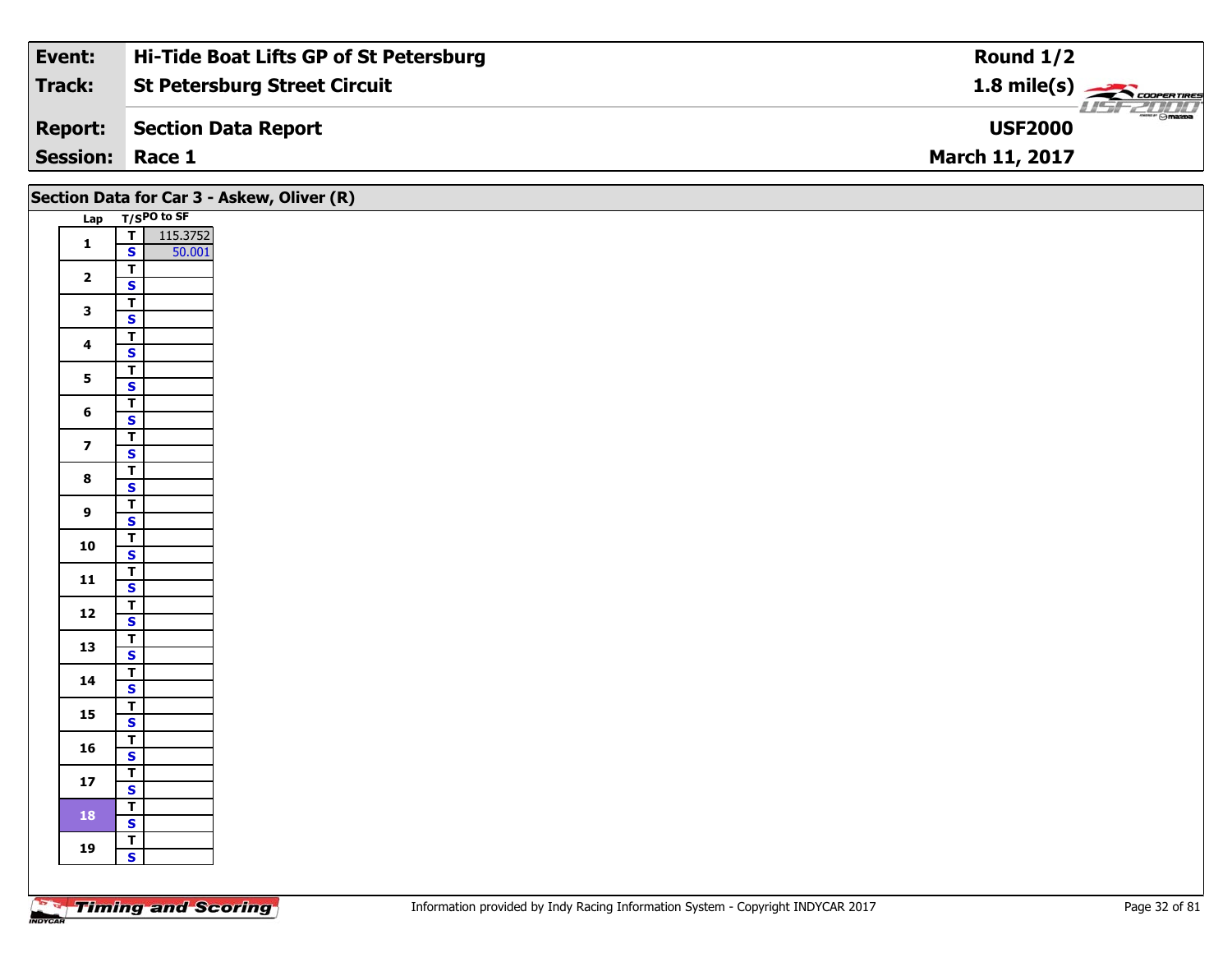| | |
|---|---|
| **Event:** | **Hi-Tide Boat Lifts GP of St Petersburg** |
| **Track:** | **St Petersburg Street Circuit** |
| **Report:** | **Section Data Report** |
| **Session:** | **Race 1** |

**Round 1/2**
**1.8 mile(s)**
**USF2000**
**March 11, 2017**

## Section Data for Car 3 - Askew, Oliver (R)

| Lap | T/S | PO to SF |
|---|---|---|
| 1 | T | 115.3752 |
| | S | 50.001 |
| 2 | T | |
| | S | |
| 3 | T | |
| | S | |
| 4 | T | |
| | S | |
| 5 | T | |
| | S | |
| 6 | T | |
| | S | |
| 7 | T | |
| | S | |
| 8 | T | |
| | S | |
| 9 | T | |
| | S | |
| 10 | T | |
| | S | |
| 11 | T | |
| | S | |
| 12 | T | |
| | S | |
| 13 | T | |
| | S | |
| 14 | T | |
| | S | |
| 15 | T | |
| | S | |
| 16 | T | |
| | S | |
| 17 | T | |
| | S | |
| 18 | T | |
| | S | |
| 19 | T | |
| | S | |

Information provided by Indy Racing Information System - Copyright INDYCAR 2017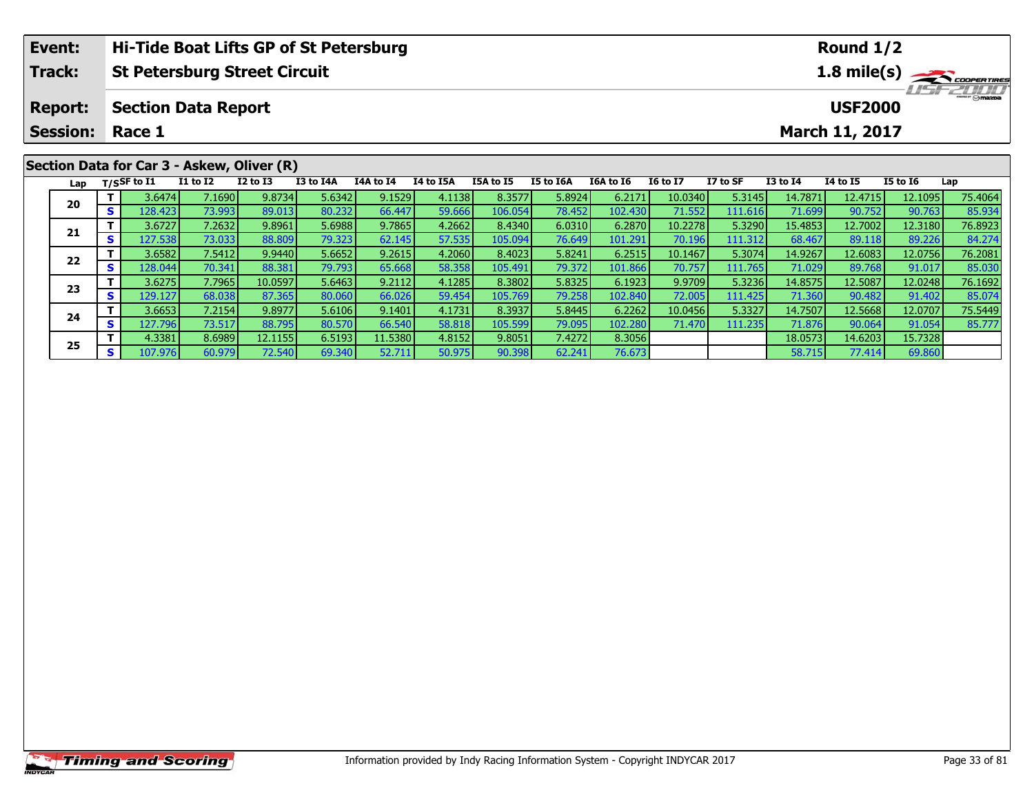| Event: | Hi-Tide Boat Lifts GP of St Petersburg | Round 1/2 |
|---|---|---|
| Track: | St Petersburg Street Circuit | 1.8 mile(s) |
| Report: | Section Data Report | USF2000 |
| Session: | Race 1 | March 11, 2017 |

## Section Data for Car 3 - Askew, Oliver (R)

| Lap | T/S | SF to I1 | I1 to I2 | I2 to I3 | I3 to I4A | I4A to I4 | I4 to I5A | I5A to I5 | I5 to I6A | I6A to I6 | I6 to I7 | I7 to SF | I3 to I4 | I4 to I5 | I5 to I6 | Lap |
|---|---|---|---|---|---|---|---|---|---|---|---|---|---|---|---|---|
| 20 | T | 3.6474 | 7.1690 | 9.8734 | 5.6342 | 9.1529 | 4.1138 | 8.3577 | 5.8924 | 6.2171 | 10.0340 | 5.3145 | 14.7871 | 12.4715 | 12.1095 | 75.4064 |
| | S | 128.423 | 73.993 | 89.013 | 80.232 | 66.447 | 59.666 | 106.054 | 78.452 | 102.430 | 71.552 | 111.616 | 71.699 | 90.752 | 90.763 | 85.934 |
| 21 | T | 3.6727 | 7.2632 | 9.8961 | 5.6988 | 9.7865 | 4.2662 | 8.4340 | 6.0310 | 6.2870 | 10.2278 | 5.3290 | 15.4853 | 12.7002 | 12.3180 | 76.8923 |
| | S | 127.538 | 73.033 | 88.809 | 79.323 | 62.145 | 57.535 | 105.094 | 76.649 | 101.291 | 70.196 | 111.312 | 68.467 | 89.118 | 89.226 | 84.274 |
| 22 | T | 3.6582 | 7.5412 | 9.9440 | 5.6652 | 9.2615 | 4.2060 | 8.4023 | 5.8241 | 6.2515 | 10.1467 | 5.3074 | 14.9267 | 12.6083 | 12.0756 | 76.2081 |
| | S | 128.044 | 70.341 | 88.381 | 79.793 | 65.668 | 58.358 | 105.491 | 79.372 | 101.866 | 70.757 | 111.765 | 71.029 | 89.768 | 91.017 | 85.030 |
| 23 | T | 3.6275 | 7.7965 | 10.0597 | 5.6463 | 9.2112 | 4.1285 | 8.3802 | 5.8325 | 6.1923 | 9.9709 | 5.3236 | 14.8575 | 12.5087 | 12.0248 | 76.1692 |
| | S | 129.127 | 68.038 | 87.365 | 80.060 | 66.026 | 59.454 | 105.769 | 79.258 | 102.840 | 72.005 | 111.425 | 71.360 | 90.482 | 91.402 | 85.074 |
| 24 | T | 3.6653 | 7.2154 | 9.8977 | 5.6106 | 9.1401 | 4.1731 | 8.3937 | 5.8445 | 6.2262 | 10.0456 | 5.3327 | 14.7507 | 12.5668 | 12.0707 | 75.5449 |
| | S | 127.796 | 73.517 | 88.795 | 80.570 | 66.540 | 58.818 | 105.599 | 79.095 | 102.280 | 71.470 | 111.235 | 71.876 | 90.064 | 91.054 | 85.777 |
| 25 | T | 4.3381 | 8.6989 | 12.1155 | 6.5193 | 11.5380 | 4.8152 | 9.8051 | 7.4272 | 8.3056 | | | 18.0573 | 14.6203 | 15.7328 | |
| | S | 107.976 | 60.979 | 72.540 | 69.340 | 52.711 | 50.975 | 90.398 | 62.241 | 76.673 | | | 58.715 | 77.414 | 69.860 | |

Information provided by Indy Racing Information System - Copyright INDYCAR 2017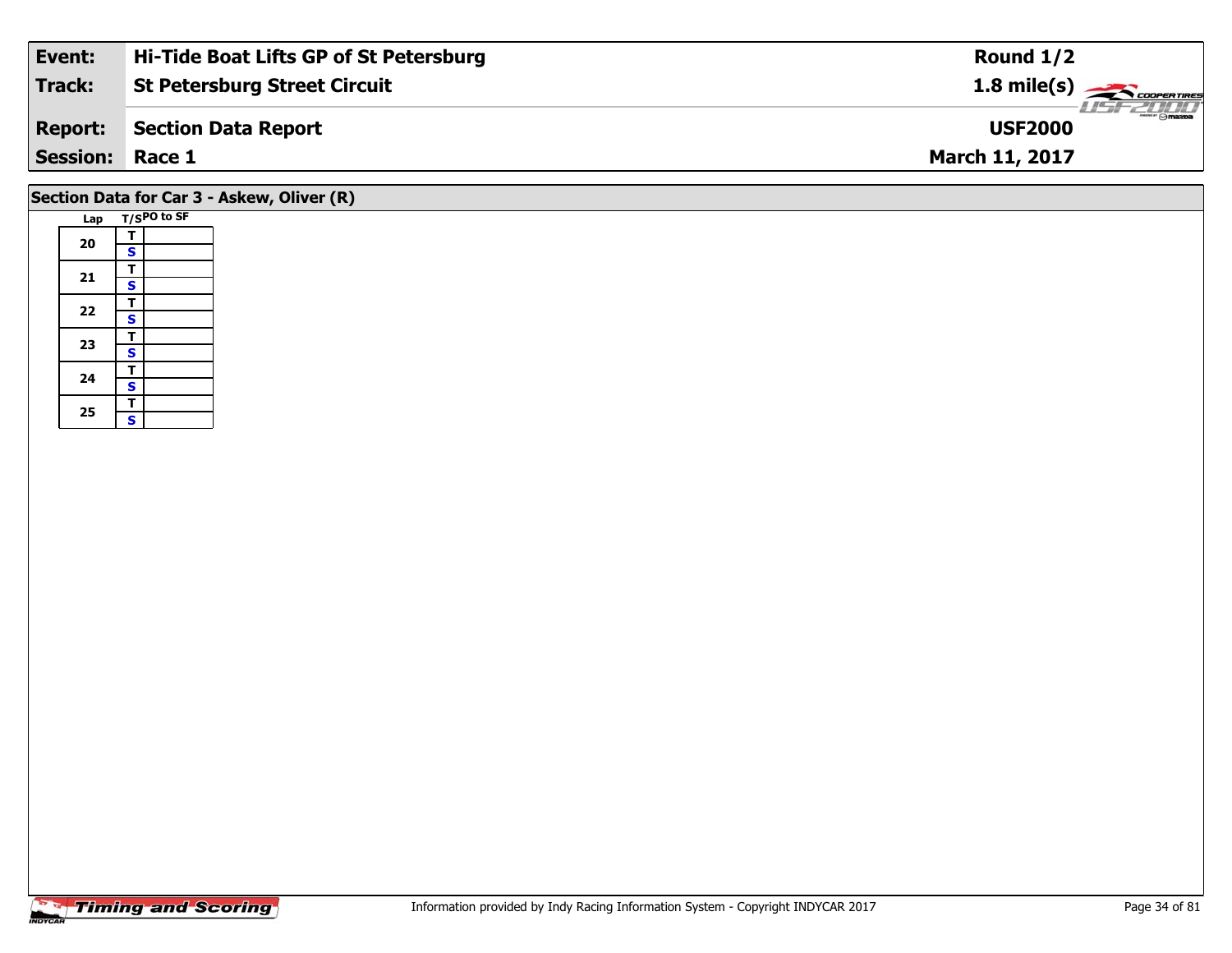| Event: | Hi-Tide Boat Lifts GP of St Petersburg | Round 1/2 |
|---|---|---|
| Track: | St Petersburg Street Circuit | 1.8 mile(s) |
| Report: | Section Data Report | USF2000 |
| Session: | Race 1 | March 11, 2017 |

## Section Data for Car 3 - Askew, Oliver (R)

| Lap | T/S | PO to SF |
|---|---|---|
| 20 | T | |
| | S | |
| 21 | T | |
| | S | |
| 22 | T | |
| | S | |
| 23 | T | |
| | S | |
| 24 | T | |
| | S | |
| 25 | T | |
| | S | |

Information provided by Indy Racing Information System - Copyright INDYCAR 2017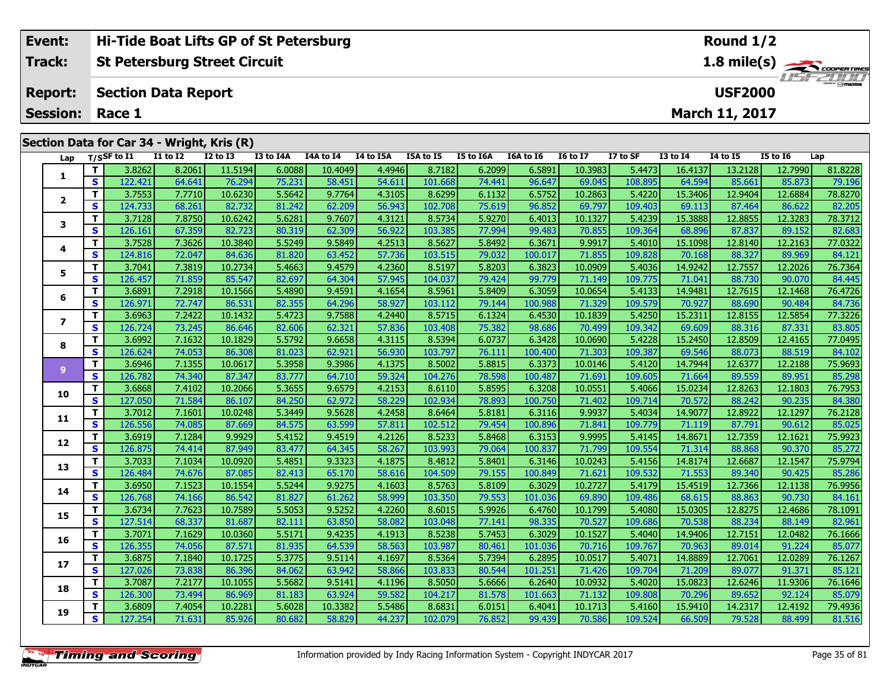| Event: | Hi-Tide Boat Lifts GP of St Petersburg | Round 1/2 |
|---|---|---|
| Track: | St Petersburg Street Circuit | 1.8 mile(s) |
| Report: | Section Data Report | USF2000 |
| Session: | Race 1 | March 11, 2017 |

## Section Data for Car 34 - Wright, Kris (R)

| Lap | T/S | SF to I1 | I1 to I2 | I2 to I3 | I3 to I4A | I4A to I4 | I4 to I5A | I5A to I5 | I5 to I6A | I6A to I6 | I6 to I7 | I7 to SF | I3 to I4 | I4 to I5 | I5 to I6 | Lap |
|---|---|---|---|---|---|---|---|---|---|---|---|---|---|---|---|---|
| 1 | T | 3.8262 | 8.2061 | 11.5194 | 6.0088 | 10.4049 | 4.4946 | 8.7182 | 6.2099 | 6.5891 | 10.3983 | 5.4473 | 16.4137 | 13.2128 | 12.7990 | 81.8228 |
| | S | 122.421 | 64.641 | 76.294 | 75.231 | 58.451 | 54.611 | 101.668 | 74.441 | 96.647 | 69.045 | 108.895 | 64.594 | 85.661 | 85.873 | 79.196 |
| 2 | T | 3.7553 | 7.7710 | 10.6230 | 5.5642 | 9.7764 | 4.3105 | 8.6299 | 6.1132 | 6.5752 | 10.2863 | 5.4220 | 15.3406 | 12.9404 | 12.6884 | 78.8270 |
| | S | 124.733 | 68.261 | 82.732 | 81.242 | 62.209 | 56.943 | 102.708 | 75.619 | 96.852 | 69.797 | 109.403 | 69.113 | 87.464 | 86.622 | 82.205 |
| 3 | T | 3.7128 | 7.8750 | 10.6242 | 5.6281 | 9.7607 | 4.3121 | 8.5734 | 5.9270 | 6.4013 | 10.1327 | 5.4239 | 15.3888 | 12.8855 | 12.3283 | 78.3712 |
| | S | 126.161 | 67.359 | 82.723 | 80.319 | 62.309 | 56.922 | 103.385 | 77.994 | 99.483 | 70.855 | 109.364 | 68.896 | 87.837 | 89.152 | 82.683 |
| 4 | T | 3.7528 | 7.3626 | 10.3840 | 5.5249 | 9.5849 | 4.2513 | 8.5627 | 5.8492 | 6.3671 | 9.9917 | 5.4010 | 15.1098 | 12.8140 | 12.2163 | 77.0322 |
| | S | 124.816 | 72.047 | 84.636 | 81.820 | 63.452 | 57.736 | 103.515 | 79.032 | 100.017 | 71.855 | 109.828 | 70.168 | 88.327 | 89.969 | 84.121 |
| 5 | T | 3.7041 | 7.3819 | 10.2734 | 5.4663 | 9.4579 | 4.2360 | 8.5197 | 5.8203 | 6.3823 | 10.0909 | 5.4036 | 14.9242 | 12.7557 | 12.2026 | 76.7364 |
| | S | 126.457 | 71.859 | 85.547 | 82.697 | 64.304 | 57.945 | 104.037 | 79.424 | 99.779 | 71.149 | 109.775 | 71.041 | 88.730 | 90.070 | 84.445 |
| 6 | T | 3.6891 | 7.2918 | 10.1566 | 5.4890 | 9.4591 | 4.1654 | 8.5961 | 5.8409 | 6.3059 | 10.0654 | 5.4133 | 14.9481 | 12.7615 | 12.1468 | 76.4726 |
| | S | 126.971 | 72.747 | 86.531 | 82.355 | 64.296 | 58.927 | 103.112 | 79.144 | 100.988 | 71.329 | 109.579 | 70.927 | 88.690 | 90.484 | 84.736 |
| 7 | T | 3.6963 | 7.2422 | 10.1432 | 5.4723 | 9.7588 | 4.2440 | 8.5715 | 6.1324 | 6.4530 | 10.1839 | 5.4250 | 15.2311 | 12.8155 | 12.5854 | 77.3226 |
| | S | 126.724 | 73.245 | 86.646 | 82.606 | 62.321 | 57.836 | 103.408 | 75.382 | 98.686 | 70.499 | 109.342 | 69.609 | 88.316 | 87.331 | 83.805 |
| 8 | T | 3.6992 | 7.1632 | 10.1829 | 5.5792 | 9.6658 | 4.3115 | 8.5394 | 6.0737 | 6.3428 | 10.0690 | 5.4228 | 15.2450 | 12.8509 | 12.4165 | 77.0495 |
| | S | 126.624 | 74.053 | 86.308 | 81.023 | 62.921 | 56.930 | 103.797 | 76.111 | 100.400 | 71.303 | 109.387 | 69.546 | 88.073 | 88.519 | 84.102 |
| 9 | T | 3.6946 | 7.1355 | 10.0617 | 5.3958 | 9.3986 | 4.1375 | 8.5002 | 5.8815 | 6.3373 | 10.0146 | 5.4120 | 14.7944 | 12.6377 | 12.2188 | 75.9693 |
| | S | 126.782 | 74.340 | 87.347 | 83.777 | 64.710 | 59.324 | 104.276 | 78.598 | 100.487 | 71.691 | 109.605 | 71.664 | 89.559 | 89.951 | 85.298 |
| 10 | T | 3.6868 | 7.4102 | 10.2066 | 5.3655 | 9.6579 | 4.2153 | 8.6110 | 5.8595 | 6.3208 | 10.0551 | 5.4066 | 15.0234 | 12.8263 | 12.1803 | 76.7953 |
| | S | 127.050 | 71.584 | 86.107 | 84.250 | 62.972 | 58.229 | 102.934 | 78.893 | 100.750 | 71.402 | 109.714 | 70.572 | 88.242 | 90.235 | 84.380 |
| 11 | T | 3.7012 | 7.1601 | 10.0248 | 5.3449 | 9.5628 | 4.2458 | 8.6464 | 5.8181 | 6.3116 | 9.9937 | 5.4034 | 14.9077 | 12.8922 | 12.1297 | 76.2128 |
| | S | 126.556 | 74.085 | 87.669 | 84.575 | 63.599 | 57.811 | 102.512 | 79.454 | 100.896 | 71.841 | 109.779 | 71.119 | 87.791 | 90.612 | 85.025 |
| 12 | T | 3.6919 | 7.1284 | 9.9929 | 5.4152 | 9.4519 | 4.2126 | 8.5233 | 5.8468 | 6.3153 | 9.9995 | 5.4145 | 14.8671 | 12.7359 | 12.1621 | 75.9923 |
| | S | 126.875 | 74.414 | 87.949 | 83.477 | 64.345 | 58.267 | 103.993 | 79.064 | 100.837 | 71.799 | 109.554 | 71.314 | 88.868 | 90.370 | 85.272 |
| 13 | T | 3.7033 | 7.1034 | 10.0920 | 5.4851 | 9.3323 | 4.1875 | 8.4812 | 5.8401 | 6.3146 | 10.0243 | 5.4156 | 14.8174 | 12.6687 | 12.1547 | 75.9794 |
| | S | 126.484 | 74.676 | 87.085 | 82.413 | 65.170 | 58.616 | 104.509 | 79.155 | 100.849 | 71.621 | 109.532 | 71.553 | 89.340 | 90.425 | 85.286 |
| 14 | T | 3.6950 | 7.1523 | 10.1554 | 5.5244 | 9.9275 | 4.1603 | 8.5763 | 5.8109 | 6.3029 | 10.2727 | 5.4179 | 15.4519 | 12.7366 | 12.1138 | 76.9956 |
| | S | 126.768 | 74.166 | 86.542 | 81.827 | 61.262 | 58.999 | 103.350 | 79.553 | 101.036 | 69.890 | 109.486 | 68.615 | 88.863 | 90.730 | 84.161 |
| 15 | T | 3.6734 | 7.7623 | 10.7589 | 5.5053 | 9.5252 | 4.2260 | 8.6015 | 5.9926 | 6.4760 | 10.1799 | 5.4080 | 15.0305 | 12.8275 | 12.4686 | 78.1091 |
| | S | 127.514 | 68.337 | 81.687 | 82.111 | 63.850 | 58.082 | 103.048 | 77.141 | 98.335 | 70.527 | 109.686 | 70.538 | 88.234 | 88.149 | 82.961 |
| 16 | T | 3.7071 | 7.1629 | 10.0360 | 5.5171 | 9.4235 | 4.1913 | 8.5238 | 5.7453 | 6.3029 | 10.1527 | 5.4040 | 14.9406 | 12.7151 | 12.0482 | 76.1666 |
| | S | 126.355 | 74.056 | 87.571 | 81.935 | 64.539 | 58.563 | 103.987 | 80.461 | 101.036 | 70.716 | 109.767 | 70.963 | 89.014 | 91.224 | 85.077 |
| 17 | T | 3.6875 | 7.1840 | 10.1725 | 5.3775 | 9.5114 | 4.1697 | 8.5364 | 5.7394 | 6.2895 | 10.0517 | 5.4071 | 14.8889 | 12.7061 | 12.0289 | 76.1267 |
| | S | 127.026 | 73.838 | 86.396 | 84.062 | 63.942 | 58.866 | 103.833 | 80.544 | 101.251 | 71.426 | 109.704 | 71.209 | 89.077 | 91.371 | 85.121 |
| 18 | T | 3.7087 | 7.2177 | 10.1055 | 5.5682 | 9.5141 | 4.1196 | 8.5050 | 5.6666 | 6.2640 | 10.0932 | 5.4020 | 15.0823 | 12.6246 | 11.9306 | 76.1646 |
| | S | 126.300 | 73.494 | 86.969 | 81.183 | 63.924 | 59.582 | 104.217 | 81.578 | 101.663 | 71.132 | 109.808 | 70.296 | 89.652 | 92.124 | 85.079 |
| 19 | T | 3.6809 | 7.4054 | 10.2281 | 5.6028 | 10.3382 | 5.5486 | 8.6831 | 6.0151 | 6.4041 | 10.1713 | 5.4160 | 15.9410 | 14.2317 | 12.4192 | 79.4936 |
| | S | 127.254 | 71.631 | 85.926 | 80.682 | 58.829 | 44.237 | 102.079 | 76.852 | 99.439 | 70.586 | 109.524 | 66.509 | 79.528 | 88.499 | 81.516 |

Information provided by Indy Racing Information System - Copyright INDYCAR 2017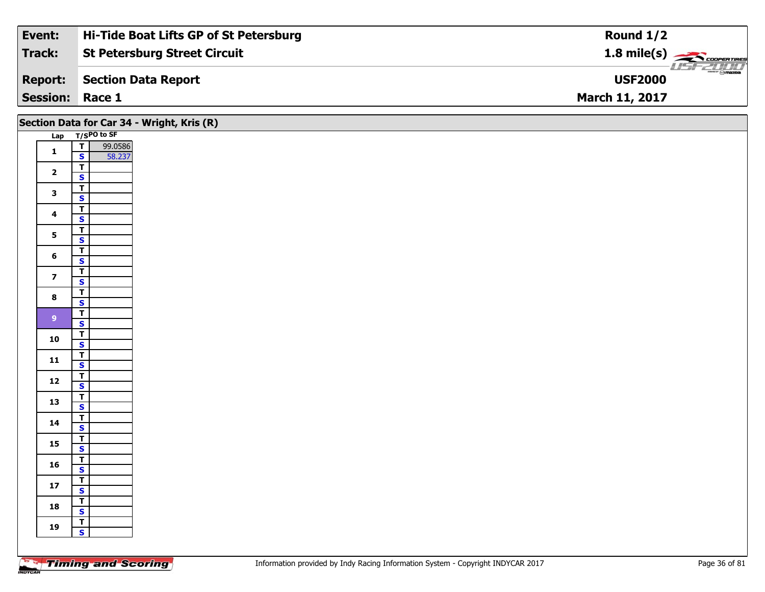| Event: | Hi-Tide Boat Lifts GP of St Petersburg | Round 1/2 |
|---|---|---|
| Track: | St Petersburg Street Circuit | 1.8 mile(s) |
| Report: | Section Data Report | USF2000 |
| Session: | Race 1 | March 11, 2017 |

## Section Data for Car 34 - Wright, Kris (R)

| Lap | T/S | PO to SF |
|---|---|---|
| 1 | T | 99.0586 |
| | S | 58.237 |
| 2 | T | |
| | S | |
| 3 | T | |
| | S | |
| 4 | T | |
| | S | |
| 5 | T | |
| | S | |
| 6 | T | |
| | S | |
| 7 | T | |
| | S | |
| 8 | T | |
| | S | |
| 9 | T | |
| | S | |
| 10 | T | |
| | S | |
| 11 | T | |
| | S | |
| 12 | T | |
| | S | |
| 13 | T | |
| | S | |
| 14 | T | |
| | S | |
| 15 | T | |
| | S | |
| 16 | T | |
| | S | |
| 17 | T | |
| | S | |
| 18 | T | |
| | S | |
| 19 | T | |
| | S | |

Information provided by Indy Racing Information System - Copyright INDYCAR 2017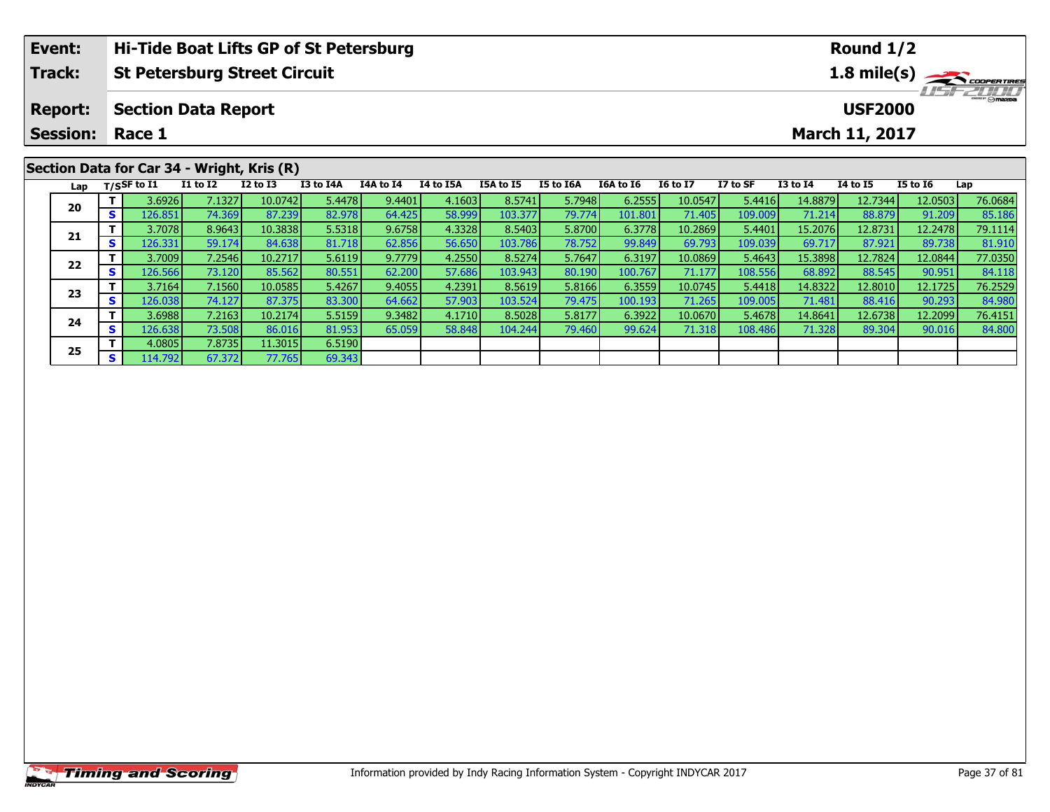| Event: | Hi-Tide Boat Lifts GP of St Petersburg | Round 1/2 |
|---|---|---|
| Track: | St Petersburg Street Circuit | 1.8 mile(s) |
| Report: | Section Data Report | USF2000 |
| Session: | Race 1 | March 11, 2017 |

## Section Data for Car 34 - Wright, Kris (R)

| Lap | T/S | SF to I1 | I1 to I2 | I2 to I3 | I3 to I4A | I4A to I4 | I4 to I5A | I5A to I5 | I5 to I6A | I6A to I6 | I6 to I7 | I7 to SF | I3 to I4 | I4 to I5 | I5 to I6 | Lap |
|---|---|---|---|---|---|---|---|---|---|---|---|---|---|---|---|---|
| 20 | T | 3.6926 | 7.1327 | 10.0742 | 5.4478 | 9.4401 | 4.1603 | 8.5741 | 5.7948 | 6.2555 | 10.0547 | 5.4416 | 14.8879 | 12.7344 | 12.0503 | 76.0684 |
| | S | 126.851 | 74.369 | 87.239 | 82.978 | 64.425 | 58.999 | 103.377 | 79.774 | 101.801 | 71.405 | 109.009 | 71.214 | 88.879 | 91.209 | 85.186 |
| 21 | T | 3.7078 | 8.9643 | 10.3838 | 5.5318 | 9.6758 | 4.3328 | 8.5403 | 5.8700 | 6.3778 | 10.2869 | 5.4401 | 15.2076 | 12.8731 | 12.2478 | 79.1114 |
| | S | 126.331 | 59.174 | 84.638 | 81.718 | 62.856 | 56.650 | 103.786 | 78.752 | 99.849 | 69.793 | 109.039 | 69.717 | 87.921 | 89.738 | 81.910 |
| 22 | T | 3.7009 | 7.2546 | 10.2717 | 5.6119 | 9.7779 | 4.2550 | 8.5274 | 5.7647 | 6.3197 | 10.0869 | 5.4643 | 15.3898 | 12.7824 | 12.0844 | 77.0350 |
| | S | 126.566 | 73.120 | 85.562 | 80.551 | 62.200 | 57.686 | 103.943 | 80.190 | 100.767 | 71.177 | 108.556 | 68.892 | 88.545 | 90.951 | 84.118 |
| 23 | T | 3.7164 | 7.1560 | 10.0585 | 5.4267 | 9.4055 | 4.2391 | 8.5619 | 5.8166 | 6.3559 | 10.0745 | 5.4418 | 14.8322 | 12.8010 | 12.1725 | 76.2529 |
| | S | 126.038 | 74.127 | 87.375 | 83.300 | 64.662 | 57.903 | 103.524 | 79.475 | 100.193 | 71.265 | 109.005 | 71.481 | 88.416 | 90.293 | 84.980 |
| 24 | T | 3.6988 | 7.2163 | 10.2174 | 5.5159 | 9.3482 | 4.1710 | 8.5028 | 5.8177 | 6.3922 | 10.0670 | 5.4678 | 14.8641 | 12.6738 | 12.2099 | 76.4151 |
| | S | 126.638 | 73.508 | 86.016 | 81.953 | 65.059 | 58.848 | 104.244 | 79.460 | 99.624 | 71.318 | 108.486 | 71.328 | 89.304 | 90.016 | 84.800 |
| 25 | T | 4.0805 | 7.8735 | 11.3015 | 6.5190 | | | | | | | | | | | |
| | S | 114.792 | 67.372 | 77.765 | 69.343 | | | | | | | | | | | |

Information provided by Indy Racing Information System - Copyright INDYCAR 2017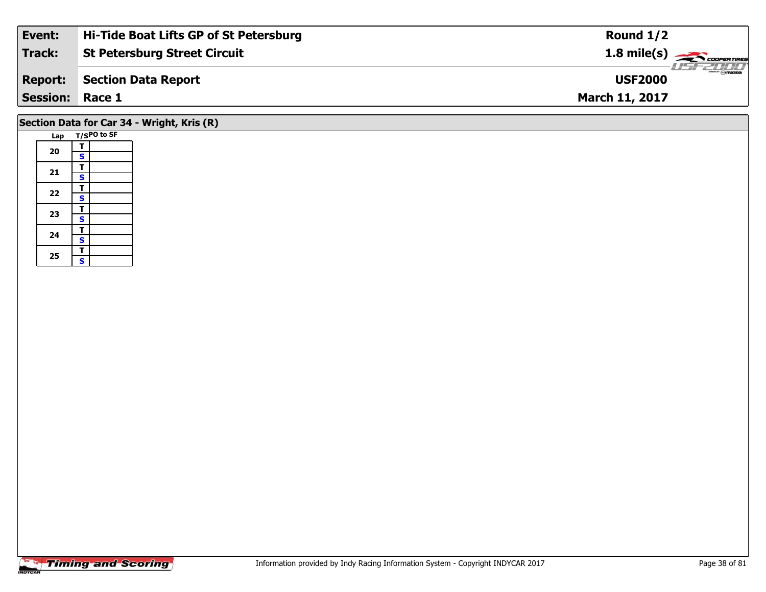| **Event:** | **Hi-Tide Boat Lifts GP of St Petersburg** | **Round 1/2** |
|---|---|---|
| **Track:** | **St Petersburg Street Circuit** | **1.8 mile(s)** |
| **Report:** | **Section Data Report** | **USF2000** |
| **Session:** | **Race 1** | **March 11, 2017** |

## Section Data for Car 34 - Wright, Kris (R)

| Lap | T/S | PO to SF |
|---|---|---|
| 20 | T | |
| | S | |
| 21 | T | |
| | S | |
| 22 | T | |
| | S | |
| 23 | T | |
| | S | |
| 24 | T | |
| | S | |
| 25 | T | |
| | S | |

Information provided by Indy Racing Information System - Copyright INDYCAR 2017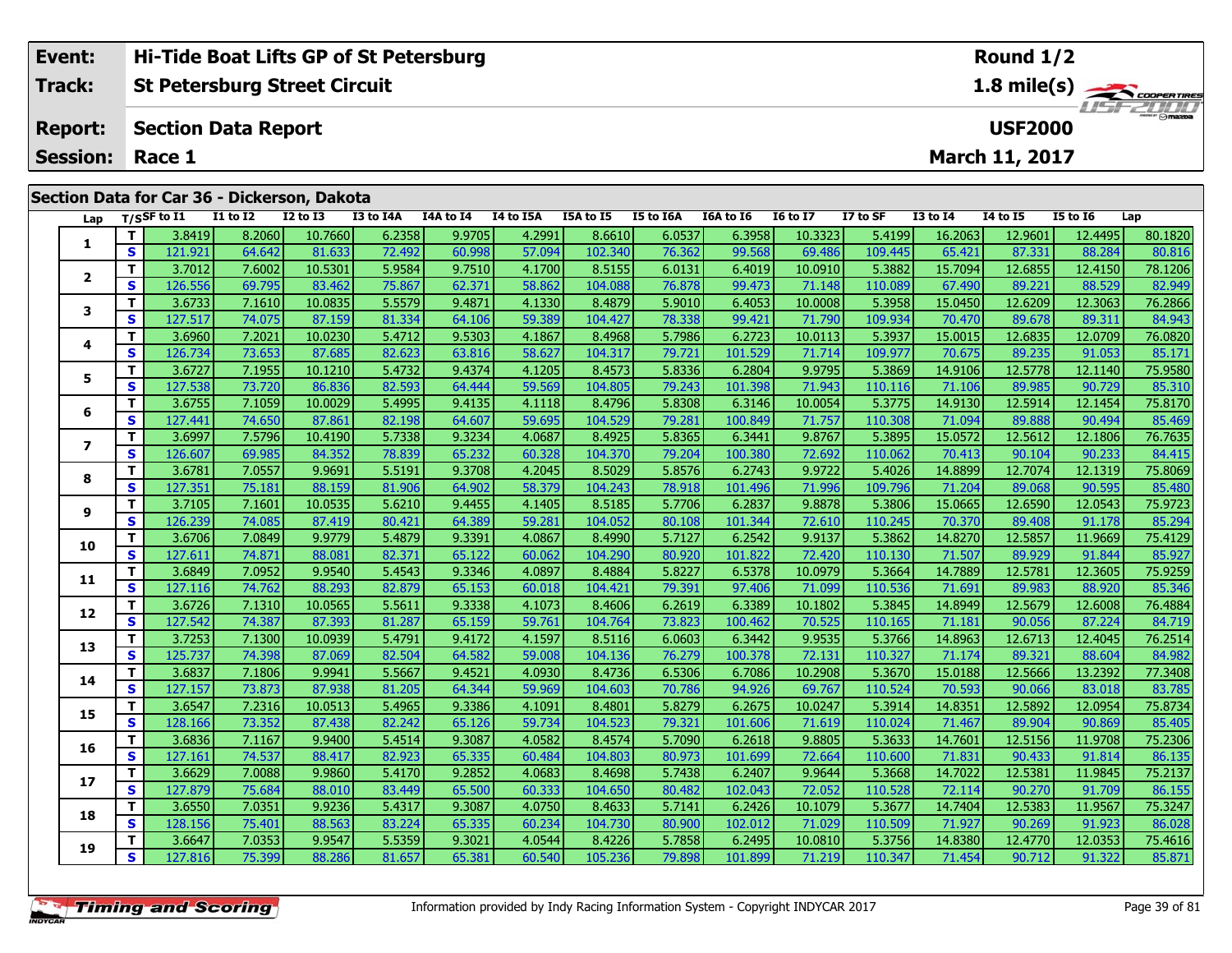| Event: | Hi-Tide Boat Lifts GP of St Petersburg | Round 1/2 |
|---|---|---|
| Track: | St Petersburg Street Circuit | 1.8 mile(s) |
| Report: | Section Data Report | USF2000 |
| Session: | Race 1 | March 11, 2017 |

## Section Data for Car 36 - Dickerson, Dakota

| Lap | T/S | SF to I1 | I1 to I2 | I2 to I3 | I3 to I4A | I4A to I4 | I4 to I5A | I5A to I5 | I5 to I6A | I6A to I6 | I6 to I7 | I7 to SF | I3 to I4 | I4 to I5 | I5 to I6 | Lap |
|---|---|---|---|---|---|---|---|---|---|---|---|---|---|---|---|---|
| 1 | T | 3.8419 | 8.2060 | 10.7660 | 6.2358 | 9.9705 | 4.2991 | 8.6610 | 6.0537 | 6.3958 | 10.3323 | 5.4199 | 16.2063 | 12.9601 | 12.4495 | 80.1820 |
| | S | 121.921 | 64.642 | 81.633 | 72.492 | 60.998 | 57.094 | 102.340 | 76.362 | 99.568 | 69.486 | 109.445 | 65.421 | 87.331 | 88.284 | 80.816 |
| 2 | T | 3.7012 | 7.6002 | 10.5301 | 5.9584 | 9.7510 | 4.1700 | 8.5155 | 6.0131 | 6.4019 | 10.0910 | 5.3882 | 15.7094 | 12.6855 | 12.4150 | 78.1206 |
| | S | 126.556 | 69.795 | 83.462 | 75.867 | 62.371 | 58.862 | 104.088 | 76.878 | 99.473 | 71.148 | 110.089 | 67.490 | 89.221 | 88.529 | 82.949 |
| 3 | T | 3.6733 | 7.1610 | 10.0835 | 5.5579 | 9.4871 | 4.1330 | 8.4879 | 5.9010 | 6.4053 | 10.0008 | 5.3958 | 15.0450 | 12.6209 | 12.3063 | 76.2866 |
| | S | 127.517 | 74.075 | 87.159 | 81.334 | 64.106 | 59.389 | 104.427 | 78.338 | 99.421 | 71.790 | 109.934 | 70.470 | 89.678 | 89.311 | 84.943 |
| 4 | T | 3.6960 | 7.2021 | 10.0230 | 5.4712 | 9.5303 | 4.1867 | 8.4968 | 5.7986 | 6.2723 | 10.0113 | 5.3937 | 15.0015 | 12.6835 | 12.0709 | 76.0820 |
| | S | 126.734 | 73.653 | 87.685 | 82.623 | 63.816 | 58.627 | 104.317 | 79.721 | 101.529 | 71.714 | 109.977 | 70.675 | 89.235 | 91.053 | 85.171 |
| 5 | T | 3.6727 | 7.1955 | 10.1210 | 5.4732 | 9.4374 | 4.1205 | 8.4573 | 5.8336 | 6.2804 | 9.9795 | 5.3869 | 14.9106 | 12.5778 | 12.1140 | 75.9580 |
| | S | 127.538 | 73.720 | 86.836 | 82.593 | 64.444 | 59.569 | 104.805 | 79.243 | 101.398 | 71.943 | 110.116 | 71.106 | 89.985 | 90.729 | 85.310 |
| 6 | T | 3.6755 | 7.1059 | 10.0029 | 5.4995 | 9.4135 | 4.1118 | 8.4796 | 5.8308 | 6.3146 | 10.0054 | 5.3775 | 14.9130 | 12.5914 | 12.1454 | 75.8170 |
| | S | 127.441 | 74.650 | 87.861 | 82.198 | 64.607 | 59.695 | 104.529 | 79.281 | 100.849 | 71.757 | 110.308 | 71.094 | 89.888 | 90.494 | 85.469 |
| 7 | T | 3.6997 | 7.5796 | 10.4190 | 5.7338 | 9.3234 | 4.0687 | 8.4925 | 5.8365 | 6.3441 | 9.8767 | 5.3895 | 15.0572 | 12.5612 | 12.1806 | 76.7635 |
| | S | 126.607 | 69.985 | 84.352 | 78.839 | 65.232 | 60.328 | 104.370 | 79.204 | 100.380 | 72.692 | 110.062 | 70.413 | 90.104 | 90.233 | 84.415 |
| 8 | T | 3.6781 | 7.0557 | 9.9691 | 5.5191 | 9.3708 | 4.2045 | 8.5029 | 5.8576 | 6.2743 | 9.9722 | 5.4026 | 14.8899 | 12.7074 | 12.1319 | 75.8069 |
| | S | 127.351 | 75.181 | 88.159 | 81.906 | 64.902 | 58.379 | 104.243 | 78.918 | 101.496 | 71.996 | 109.796 | 71.204 | 89.068 | 90.595 | 85.480 |
| 9 | T | 3.7105 | 7.1601 | 10.0535 | 5.6210 | 9.4455 | 4.1405 | 8.5185 | 5.7706 | 6.2837 | 9.8878 | 5.3806 | 15.0665 | 12.6590 | 12.0543 | 75.9723 |
| | S | 126.239 | 74.085 | 87.419 | 80.421 | 64.389 | 59.281 | 104.052 | 80.108 | 101.344 | 72.610 | 110.245 | 70.370 | 89.408 | 91.178 | 85.294 |
| 10 | T | 3.6706 | 7.0849 | 9.9779 | 5.4879 | 9.3391 | 4.0867 | 8.4990 | 5.7127 | 6.2542 | 9.9137 | 5.3862 | 14.8270 | 12.5857 | 11.9669 | 75.4129 |
| | S | 127.611 | 74.871 | 88.081 | 82.371 | 65.122 | 60.062 | 104.290 | 80.920 | 101.822 | 72.420 | 110.130 | 71.507 | 89.929 | 91.844 | 85.927 |
| 11 | T | 3.6849 | 7.0952 | 9.9540 | 5.4543 | 9.3346 | 4.0897 | 8.4884 | 5.8227 | 6.5378 | 10.0979 | 5.3664 | 14.7889 | 12.5781 | 12.3605 | 75.9259 |
| | S | 127.116 | 74.762 | 88.293 | 82.879 | 65.153 | 60.018 | 104.421 | 79.391 | 97.406 | 71.099 | 110.536 | 71.691 | 89.983 | 88.920 | 85.346 |
| 12 | T | 3.6726 | 7.1310 | 10.0565 | 5.5611 | 9.3338 | 4.1073 | 8.4606 | 6.2619 | 6.3389 | 10.1802 | 5.3845 | 14.8949 | 12.5679 | 12.6008 | 76.4884 |
| | S | 127.542 | 74.387 | 87.393 | 81.287 | 65.159 | 59.761 | 104.764 | 73.823 | 100.462 | 70.525 | 110.165 | 71.181 | 90.056 | 87.224 | 84.719 |
| 13 | T | 3.7253 | 7.1300 | 10.0939 | 5.4791 | 9.4172 | 4.1597 | 8.5116 | 6.0603 | 6.3442 | 9.9535 | 5.3766 | 14.8963 | 12.6713 | 12.4045 | 76.2514 |
| | S | 125.737 | 74.398 | 87.069 | 82.504 | 64.582 | 59.008 | 104.136 | 76.279 | 100.378 | 72.131 | 110.327 | 71.174 | 89.321 | 88.604 | 84.982 |
| 14 | T | 3.6837 | 7.1806 | 9.9941 | 5.5667 | 9.4521 | 4.0930 | 8.4736 | 6.5306 | 6.7086 | 10.2908 | 5.3670 | 15.0188 | 12.5666 | 13.2392 | 77.3408 |
| | S | 127.157 | 73.873 | 87.938 | 81.205 | 64.344 | 59.969 | 104.603 | 70.786 | 94.926 | 69.767 | 110.524 | 70.593 | 90.066 | 83.018 | 83.785 |
| 15 | T | 3.6547 | 7.2316 | 10.0513 | 5.4965 | 9.3386 | 4.1091 | 8.4801 | 5.8279 | 6.2675 | 10.0247 | 5.3914 | 14.8351 | 12.5892 | 12.0954 | 75.8734 |
| | S | 128.166 | 73.352 | 87.438 | 82.242 | 65.126 | 59.734 | 104.523 | 79.321 | 101.606 | 71.619 | 110.024 | 71.467 | 89.904 | 90.869 | 85.405 |
| 16 | T | 3.6836 | 7.1167 | 9.9400 | 5.4514 | 9.3087 | 4.0582 | 8.4574 | 5.7090 | 6.2618 | 9.8805 | 5.3633 | 14.7601 | 12.5156 | 11.9708 | 75.2306 |
| | S | 127.161 | 74.537 | 88.417 | 82.923 | 65.335 | 60.484 | 104.803 | 80.973 | 101.699 | 72.664 | 110.600 | 71.831 | 90.433 | 91.814 | 86.135 |
| 17 | T | 3.6629 | 7.0088 | 9.9860 | 5.4170 | 9.2852 | 4.0683 | 8.4698 | 5.7438 | 6.2407 | 9.9644 | 5.3668 | 14.7022 | 12.5381 | 11.9845 | 75.2137 |
| | S | 127.879 | 75.684 | 88.010 | 83.449 | 65.500 | 60.333 | 104.650 | 80.482 | 102.043 | 72.052 | 110.528 | 72.114 | 90.270 | 91.709 | 86.155 |
| 18 | T | 3.6550 | 7.0351 | 9.9236 | 5.4317 | 9.3087 | 4.0750 | 8.4633 | 5.7141 | 6.2426 | 10.1079 | 5.3677 | 14.7404 | 12.5383 | 11.9567 | 75.3247 |
| | S | 128.156 | 75.401 | 88.563 | 83.224 | 65.335 | 60.234 | 104.730 | 80.900 | 102.012 | 71.029 | 110.509 | 71.927 | 90.269 | 91.923 | 86.028 |
| 19 | T | 3.6647 | 7.0353 | 9.9547 | 5.5359 | 9.3021 | 4.0544 | 8.4226 | 5.7858 | 6.2495 | 10.0810 | 5.3756 | 14.8380 | 12.4770 | 12.0353 | 75.4616 |
| | S | 127.816 | 75.399 | 88.286 | 81.657 | 65.381 | 60.540 | 105.236 | 79.898 | 101.899 | 71.219 | 110.347 | 71.454 | 90.712 | 91.322 | 85.871 |

Information provided by Indy Racing Information System - Copyright INDYCAR 2017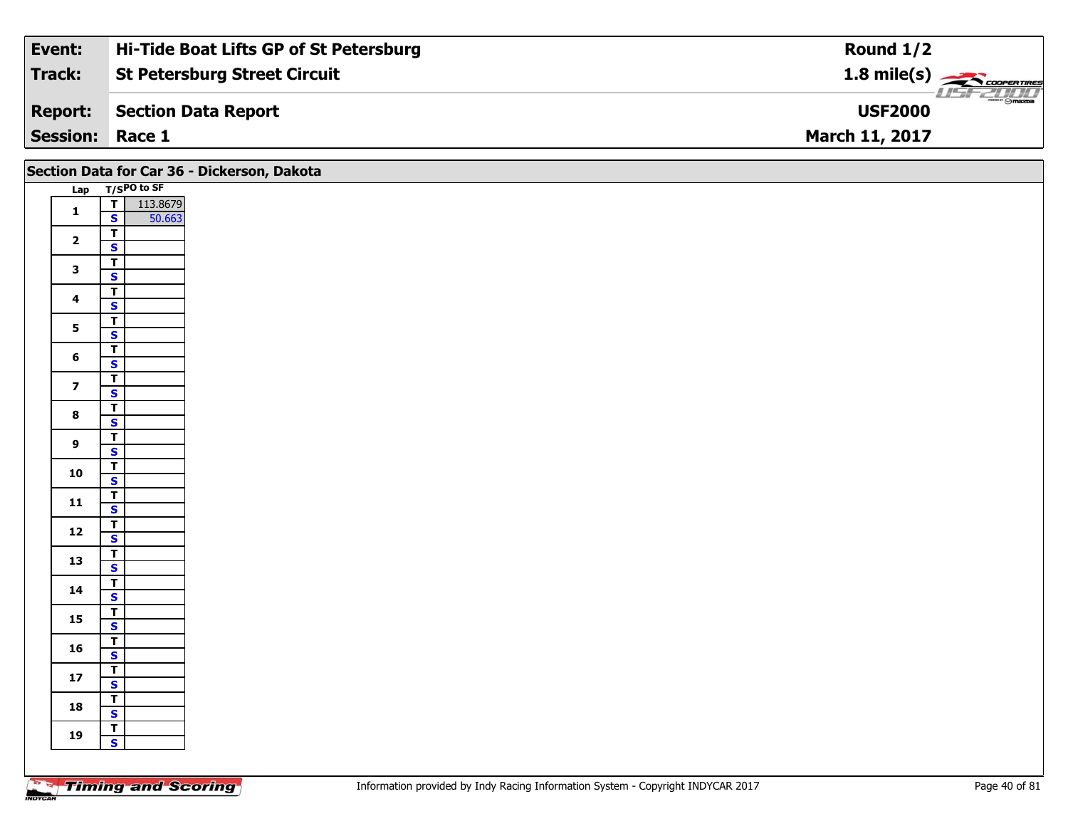| **Event:** | **Hi-Tide Boat Lifts GP of St Petersburg** | **Round 1/2** |
|---|---|---|
| **Track:** | **St Petersburg Street Circuit** | **1.8 mile(s)** |
| **Report:** | **Section Data Report** | **USF2000** |
| **Session:** | **Race 1** | **March 11, 2017** |

## Section Data for Car 36 - Dickerson, Dakota

| Lap | T/S | PO to SF |
|---|---|---|
| 1 | T | 113.8679 |
| | S | 50.663 |
| 2 | T | |
| | S | |
| 3 | T | |
| | S | |
| 4 | T | |
| | S | |
| 5 | T | |
| | S | |
| 6 | T | |
| | S | |
| 7 | T | |
| | S | |
| 8 | T | |
| | S | |
| 9 | T | |
| | S | |
| 10 | T | |
| | S | |
| 11 | T | |
| | S | |
| 12 | T | |
| | S | |
| 13 | T | |
| | S | |
| 14 | T | |
| | S | |
| 15 | T | |
| | S | |
| 16 | T | |
| | S | |
| 17 | T | |
| | S | |
| 18 | T | |
| | S | |
| 19 | T | |
| | S | |

Information provided by Indy Racing Information System - Copyright INDYCAR 2017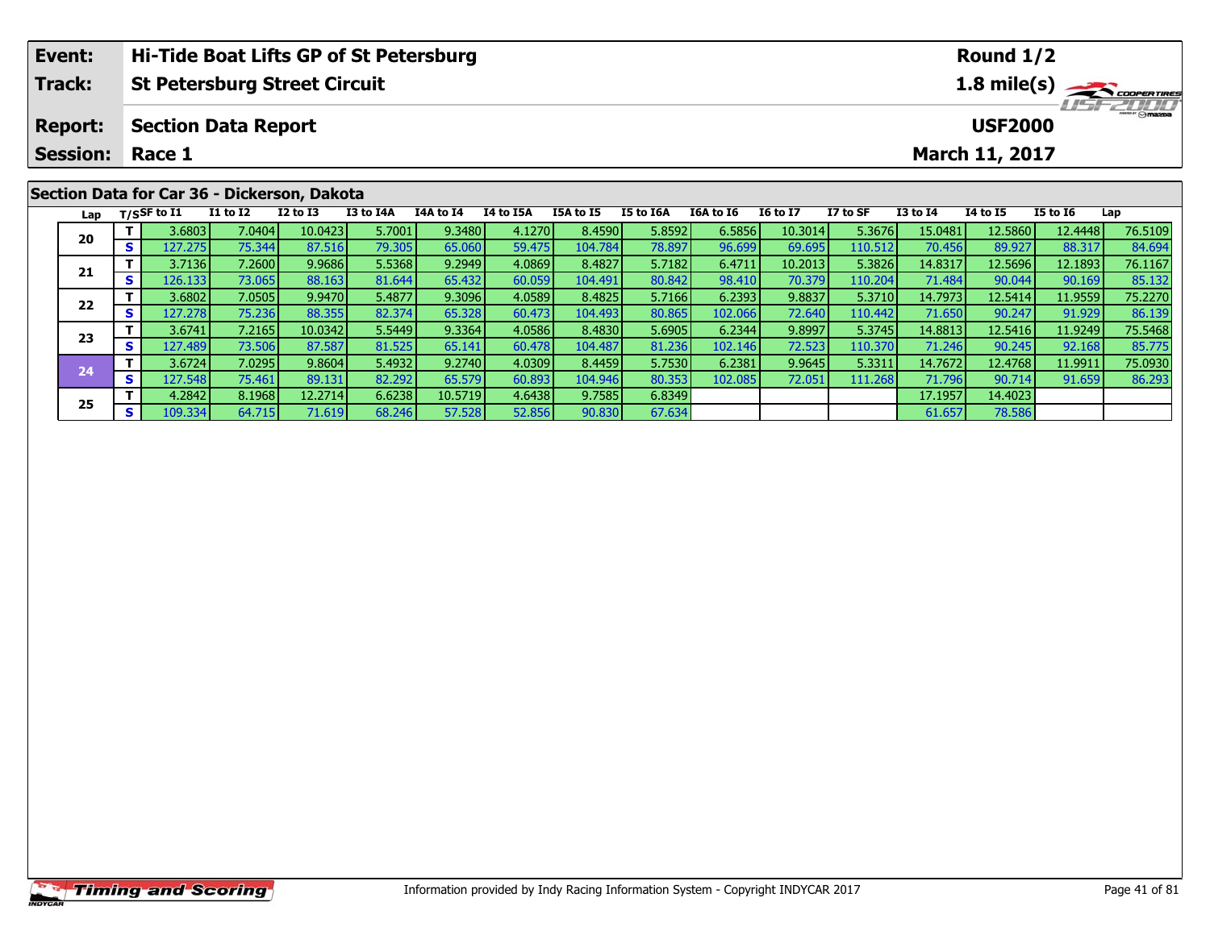| Event: | Hi-Tide Boat Lifts GP of St Petersburg | Round 1/2 |
|---|---|---|
| Track: | St Petersburg Street Circuit | 1.8 mile(s) |
| Report: | Section Data Report | USF2000 |
| Session: | Race 1 | March 11, 2017 |

## Section Data for Car 36 - Dickerson, Dakota

| Lap | T/S | SF to I1 | I1 to I2 | I2 to I3 | I3 to I4A | I4A to I4 | I4 to I5A | I5A to I5 | I5 to I6A | I6A to I6 | I6 to I7 | I7 to SF | I3 to I4 | I4 to I5 | I5 to I6 | Lap |
|---|---|---|---|---|---|---|---|---|---|---|---|---|---|---|---|---|
| 20 | T | 3.6803 | 7.0404 | 10.0423 | 5.7001 | 9.3480 | 4.1270 | 8.4590 | 5.8592 | 6.5856 | 10.3014 | 5.3676 | 15.0481 | 12.5860 | 12.4448 | 76.5109 |
| | S | 127.275 | 75.344 | 87.516 | 79.305 | 65.060 | 59.475 | 104.784 | 78.897 | 96.699 | 69.695 | 110.512 | 70.456 | 89.927 | 88.317 | 84.694 |
| 21 | T | 3.7136 | 7.2600 | 9.9686 | 5.5368 | 9.2949 | 4.0869 | 8.4827 | 5.7182 | 6.4711 | 10.2013 | 5.3826 | 14.8317 | 12.5696 | 12.1893 | 76.1167 |
| | S | 126.133 | 73.065 | 88.163 | 81.644 | 65.432 | 60.059 | 104.491 | 80.842 | 98.410 | 70.379 | 110.204 | 71.484 | 90.044 | 90.169 | 85.132 |
| 22 | T | 3.6802 | 7.0505 | 9.9470 | 5.4877 | 9.3096 | 4.0589 | 8.4825 | 5.7166 | 6.2393 | 9.8837 | 5.3710 | 14.7973 | 12.5414 | 11.9559 | 75.2270 |
| | S | 127.278 | 75.236 | 88.355 | 82.374 | 65.328 | 60.473 | 104.493 | 80.865 | 102.066 | 72.640 | 110.442 | 71.650 | 90.247 | 91.929 | 86.139 |
| 23 | T | 3.6741 | 7.2165 | 10.0342 | 5.5449 | 9.3364 | 4.0586 | 8.4830 | 5.6905 | 6.2344 | 9.8997 | 5.3745 | 14.8813 | 12.5416 | 11.9249 | 75.5468 |
| | S | 127.489 | 73.506 | 87.587 | 81.525 | 65.141 | 60.478 | 104.487 | 81.236 | 102.146 | 72.523 | 110.370 | 71.246 | 90.245 | 92.168 | 85.775 |
| 24 | T | 3.6724 | 7.0295 | 9.8604 | 5.4932 | 9.2740 | 4.0309 | 8.4459 | 5.7530 | 6.2381 | 9.9645 | 5.3311 | 14.7672 | 12.4768 | 11.9911 | 75.0930 |
| | S | 127.548 | 75.461 | 89.131 | 82.292 | 65.579 | 60.893 | 104.946 | 80.353 | 102.085 | 72.051 | 111.268 | 71.796 | 90.714 | 91.659 | 86.293 |
| 25 | T | 4.2842 | 8.1968 | 12.2714 | 6.6238 | 10.5719 | 4.6438 | 9.7585 | 6.8349 | | | | 17.1957 | 14.4023 | | |
| | S | 109.334 | 64.715 | 71.619 | 68.246 | 57.528 | 52.856 | 90.830 | 67.634 | | | | 61.657 | 78.586 | | |

Information provided by Indy Racing Information System - Copyright INDYCAR 2017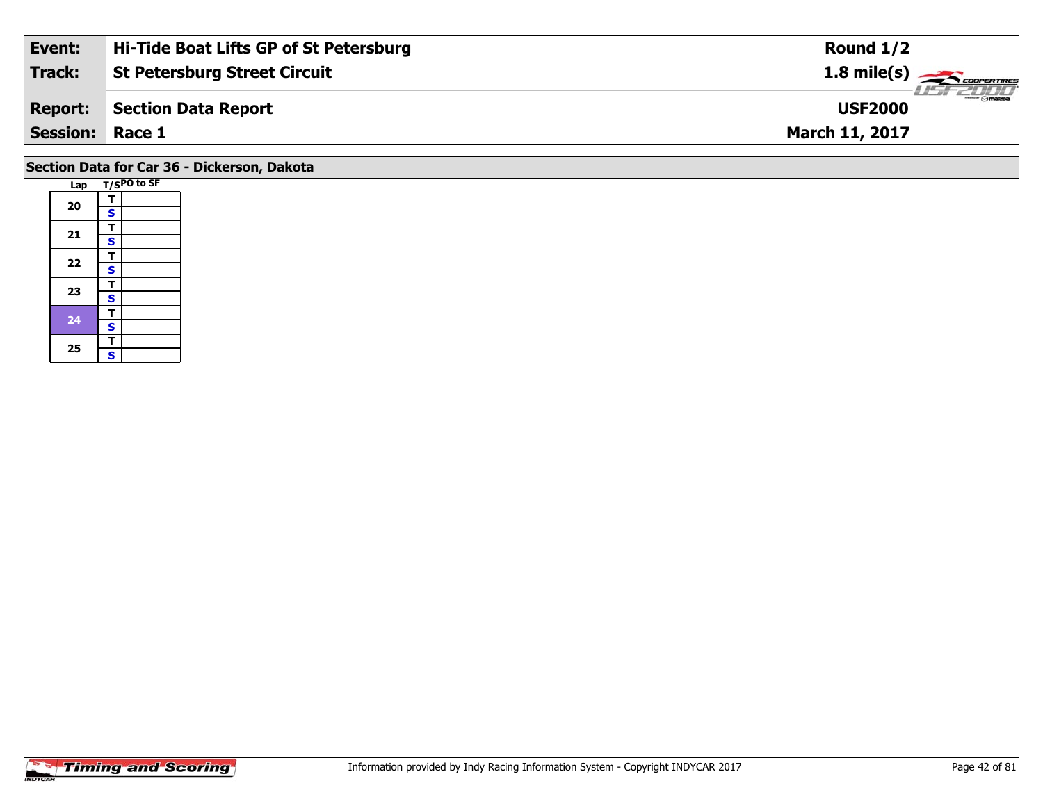| Event: | Hi-Tide Boat Lifts GP of St Petersburg | Round 1/2 |
|---|---|---|
| Track: | St Petersburg Street Circuit | 1.8 mile(s) |
| Report: | Section Data Report | USF2000 |
| Session: | Race 1 | March 11, 2017 |

## Section Data for Car 36 - Dickerson, Dakota

| Lap | T/S | PO to SF |
|---|---|---|
| 20 | T | |
| | S | |
| 21 | T | |
| | S | |
| 22 | T | |
| | S | |
| 23 | T | |
| | S | |
| 24 | T | |
| | S | |
| 25 | T | |
| | S | |

Information provided by Indy Racing Information System - Copyright INDYCAR 2017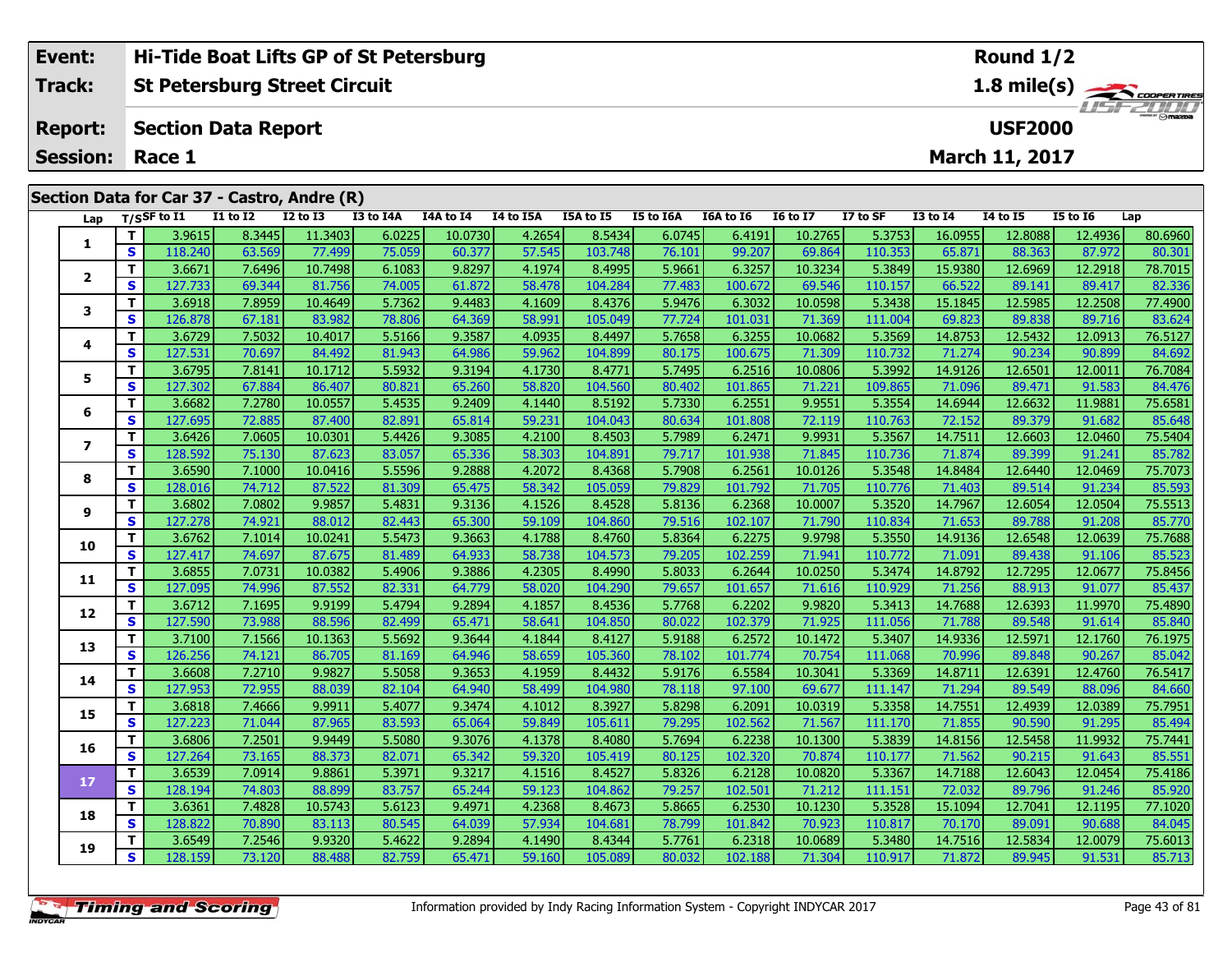| Event: | Hi-Tide Boat Lifts GP of St Petersburg | Round 1/2 |
|---|---|---|
| Track: | St Petersburg Street Circuit | 1.8 mile(s) |
| Report: | Section Data Report | USF2000 |
| Session: | Race 1 | March 11, 2017 |

## Section Data for Car 37 - Castro, Andre (R)

| Lap | T/S | SF to I1 | I1 to I2 | I2 to I3 | I3 to I4A | I4A to I4 | I4 to I5A | I5A to I5 | I5 to I6A | I6A to I6 | I6 to I7 | I7 to SF | I3 to I4 | I4 to I5 | I5 to I6 | Lap |
|---|---|---|---|---|---|---|---|---|---|---|---|---|---|---|---|---|
| 1 | T | 3.9615 | 8.3445 | 11.3403 | 6.0225 | 10.0730 | 4.2654 | 8.5434 | 6.0745 | 6.4191 | 10.2765 | 5.3753 | 16.0955 | 12.8088 | 12.4936 | 80.6960 |
| | S | 118.240 | 63.569 | 77.499 | 75.059 | 60.377 | 57.545 | 103.748 | 76.101 | 99.207 | 69.864 | 110.353 | 65.871 | 88.363 | 87.972 | 80.301 |
| 2 | T | 3.6671 | 7.6496 | 10.7498 | 6.1083 | 9.8297 | 4.1974 | 8.4995 | 5.9661 | 6.3257 | 10.3234 | 5.3849 | 15.9380 | 12.6969 | 12.2918 | 78.7015 |
| | S | 127.733 | 69.344 | 81.756 | 74.005 | 61.872 | 58.478 | 104.284 | 77.483 | 100.672 | 69.546 | 110.157 | 66.522 | 89.141 | 89.417 | 82.336 |
| 3 | T | 3.6918 | 7.8959 | 10.4649 | 5.7362 | 9.4483 | 4.1609 | 8.4376 | 5.9476 | 6.3032 | 10.0598 | 5.3438 | 15.1845 | 12.5985 | 12.2508 | 77.4900 |
| | S | 126.878 | 67.181 | 83.982 | 78.806 | 64.369 | 58.991 | 105.049 | 77.724 | 101.031 | 71.369 | 111.004 | 69.823 | 89.838 | 89.716 | 83.624 |
| 4 | T | 3.6729 | 7.5032 | 10.4017 | 5.5166 | 9.3587 | 4.0935 | 8.4497 | 5.7658 | 6.3255 | 10.0682 | 5.3569 | 14.8753 | 12.5432 | 12.0913 | 76.5127 |
| | S | 127.531 | 70.697 | 84.492 | 81.943 | 64.986 | 59.962 | 104.899 | 80.175 | 100.675 | 71.309 | 110.732 | 71.274 | 90.234 | 90.899 | 84.692 |
| 5 | T | 3.6795 | 7.8141 | 10.1712 | 5.5932 | 9.3194 | 4.1730 | 8.4771 | 5.7495 | 6.2516 | 10.0806 | 5.3992 | 14.9126 | 12.6501 | 12.0011 | 76.7084 |
| | S | 127.302 | 67.884 | 86.407 | 80.821 | 65.260 | 58.820 | 104.560 | 80.402 | 101.865 | 71.221 | 109.865 | 71.096 | 89.471 | 91.583 | 84.476 |
| 6 | T | 3.6682 | 7.2780 | 10.0557 | 5.4535 | 9.2409 | 4.1440 | 8.5192 | 5.7330 | 6.2551 | 9.9551 | 5.3554 | 14.6944 | 12.6632 | 11.9881 | 75.6581 |
| | S | 127.695 | 72.885 | 87.400 | 82.891 | 65.814 | 59.231 | 104.043 | 80.634 | 101.808 | 72.119 | 110.763 | 72.152 | 89.379 | 91.682 | 85.648 |
| 7 | T | 3.6426 | 7.0605 | 10.0301 | 5.4426 | 9.3085 | 4.2100 | 8.4503 | 5.7989 | 6.2471 | 9.9931 | 5.3567 | 14.7511 | 12.6603 | 12.0460 | 75.5404 |
| | S | 128.592 | 75.130 | 87.623 | 83.057 | 65.336 | 58.303 | 104.891 | 79.717 | 101.938 | 71.845 | 110.736 | 71.874 | 89.399 | 91.241 | 85.782 |
| 8 | T | 3.6590 | 7.1000 | 10.0416 | 5.5596 | 9.2888 | 4.2072 | 8.4368 | 5.7908 | 6.2561 | 10.0126 | 5.3548 | 14.8484 | 12.6440 | 12.0469 | 75.7073 |
| | S | 128.016 | 74.712 | 87.522 | 81.309 | 65.475 | 58.342 | 105.059 | 79.829 | 101.792 | 71.705 | 110.776 | 71.403 | 89.514 | 91.234 | 85.593 |
| 9 | T | 3.6802 | 7.0802 | 9.9857 | 5.4831 | 9.3136 | 4.1526 | 8.4528 | 5.8136 | 6.2368 | 10.0007 | 5.3520 | 14.7967 | 12.6054 | 12.0504 | 75.5513 |
| | S | 127.278 | 74.921 | 88.012 | 82.443 | 65.300 | 59.109 | 104.860 | 79.516 | 102.107 | 71.790 | 110.834 | 71.653 | 89.788 | 91.208 | 85.770 |
| 10 | T | 3.6762 | 7.1014 | 10.0241 | 5.5473 | 9.3663 | 4.1788 | 8.4760 | 5.8364 | 6.2275 | 9.9798 | 5.3550 | 14.9136 | 12.6548 | 12.0639 | 75.7688 |
| | S | 127.417 | 74.697 | 87.675 | 81.489 | 64.933 | 58.738 | 104.573 | 79.205 | 102.259 | 71.941 | 110.772 | 71.091 | 89.438 | 91.106 | 85.523 |
| 11 | T | 3.6855 | 7.0731 | 10.0382 | 5.4906 | 9.3886 | 4.2305 | 8.4990 | 5.8033 | 6.2644 | 10.0250 | 5.3474 | 14.8792 | 12.7295 | 12.0677 | 75.8456 |
| | S | 127.095 | 74.996 | 87.552 | 82.331 | 64.779 | 58.020 | 104.290 | 79.657 | 101.657 | 71.616 | 110.929 | 71.256 | 88.913 | 91.077 | 85.437 |
| 12 | T | 3.6712 | 7.1695 | 9.9199 | 5.4794 | 9.2894 | 4.1857 | 8.4536 | 5.7768 | 6.2202 | 9.9820 | 5.3413 | 14.7688 | 12.6393 | 11.9970 | 75.4890 |
| | S | 127.590 | 73.988 | 88.596 | 82.499 | 65.471 | 58.641 | 104.850 | 80.022 | 102.379 | 71.925 | 111.056 | 71.788 | 89.548 | 91.614 | 85.840 |
| 13 | T | 3.7100 | 7.1566 | 10.1363 | 5.5692 | 9.3644 | 4.1844 | 8.4127 | 5.9188 | 6.2572 | 10.1472 | 5.3407 | 14.9336 | 12.5971 | 12.1760 | 76.1975 |
| | S | 126.256 | 74.121 | 86.705 | 81.169 | 64.946 | 58.659 | 105.360 | 78.102 | 101.774 | 70.754 | 111.068 | 70.996 | 89.848 | 90.267 | 85.042 |
| 14 | T | 3.6608 | 7.2710 | 9.9827 | 5.5058 | 9.3653 | 4.1959 | 8.4432 | 5.9176 | 6.5584 | 10.3041 | 5.3369 | 14.8711 | 12.6391 | 12.4760 | 76.5417 |
| | S | 127.953 | 72.955 | 88.039 | 82.104 | 64.940 | 58.499 | 104.980 | 78.118 | 97.100 | 69.677 | 111.147 | 71.294 | 89.549 | 88.096 | 84.660 |
| 15 | T | 3.6818 | 7.4666 | 9.9911 | 5.4077 | 9.3474 | 4.1012 | 8.3927 | 5.8298 | 6.2091 | 10.0319 | 5.3358 | 14.7551 | 12.4939 | 12.0389 | 75.7951 |
| | S | 127.223 | 71.044 | 87.965 | 83.593 | 65.064 | 59.849 | 105.611 | 79.295 | 102.562 | 71.567 | 111.170 | 71.855 | 90.590 | 91.295 | 85.494 |
| 16 | T | 3.6806 | 7.2501 | 9.9449 | 5.5080 | 9.3076 | 4.1378 | 8.4080 | 5.7694 | 6.2238 | 10.1300 | 5.3839 | 14.8156 | 12.5458 | 11.9932 | 75.7441 |
| | S | 127.264 | 73.165 | 88.373 | 82.071 | 65.342 | 59.320 | 105.419 | 80.125 | 102.320 | 70.874 | 110.177 | 71.562 | 90.215 | 91.643 | 85.551 |
| 17 | T | 3.6539 | 7.0914 | 9.8861 | 5.3971 | 9.3217 | 4.1516 | 8.4527 | 5.8326 | 6.2128 | 10.0820 | 5.3367 | 14.7188 | 12.6043 | 12.0454 | 75.4186 |
| | S | 128.194 | 74.803 | 88.899 | 83.757 | 65.244 | 59.123 | 104.862 | 79.257 | 102.501 | 71.212 | 111.151 | 72.032 | 89.796 | 91.246 | 85.920 |
| 18 | T | 3.6361 | 7.4828 | 10.5743 | 5.6123 | 9.4971 | 4.2368 | 8.4673 | 5.8665 | 6.2530 | 10.1230 | 5.3528 | 15.1094 | 12.7041 | 12.1195 | 77.1020 |
| | S | 128.822 | 70.890 | 83.113 | 80.545 | 64.039 | 57.934 | 104.681 | 78.799 | 101.842 | 70.923 | 110.817 | 70.170 | 89.091 | 90.688 | 84.045 |
| 19 | T | 3.6549 | 7.2546 | 9.9320 | 5.4622 | 9.2894 | 4.1490 | 8.4344 | 5.7761 | 6.2318 | 10.0689 | 5.3480 | 14.7516 | 12.5834 | 12.0079 | 75.6013 |
| | S | 128.159 | 73.120 | 88.488 | 82.759 | 65.471 | 59.160 | 105.089 | 80.032 | 102.188 | 71.304 | 110.917 | 71.872 | 89.945 | 91.531 | 85.713 |

Information provided by Indy Racing Information System - Copyright INDYCAR 2017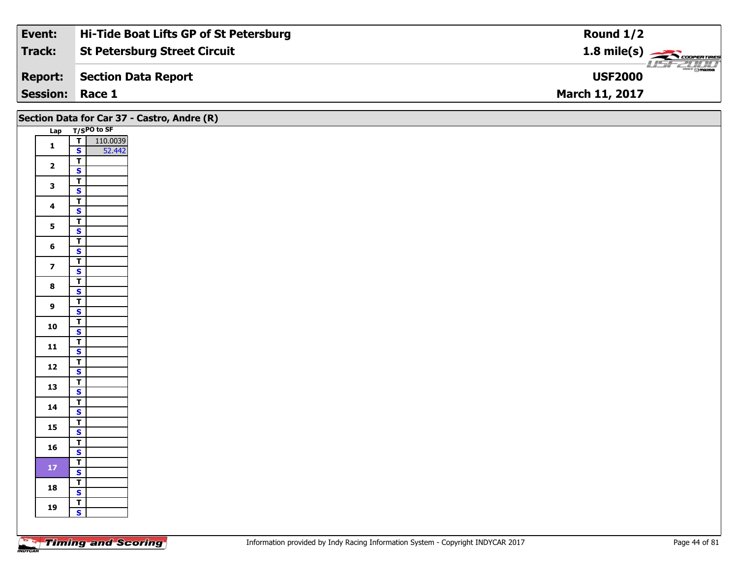| **Event:** | **Hi-Tide Boat Lifts GP of St Petersburg** | **Round 1/2** |
|---|---|---|
| **Track:** | **St Petersburg Street Circuit** | **1.8 mile(s)** |
| **Report:** | **Section Data Report** | **USF2000** |
| **Session:** | **Race 1** | **March 11, 2017** |

## Section Data for Car 37 - Castro, Andre (R)

| Lap | T/S | PO to SF |
|---|---|---|
| 1 | T | 110.0039 |
| | S | 52.442 |
| 2 | T | |
| | S | |
| 3 | T | |
| | S | |
| 4 | T | |
| | S | |
| 5 | T | |
| | S | |
| 6 | T | |
| | S | |
| 7 | T | |
| | S | |
| 8 | T | |
| | S | |
| 9 | T | |
| | S | |
| 10 | T | |
| | S | |
| 11 | T | |
| | S | |
| 12 | T | |
| | S | |
| 13 | T | |
| | S | |
| 14 | T | |
| | S | |
| 15 | T | |
| | S | |
| 16 | T | |
| | S | |
| 17 | T | |
| | S | |
| 18 | T | |
| | S | |
| 19 | T | |
| | S | |

Information provided by Indy Racing Information System - Copyright INDYCAR 2017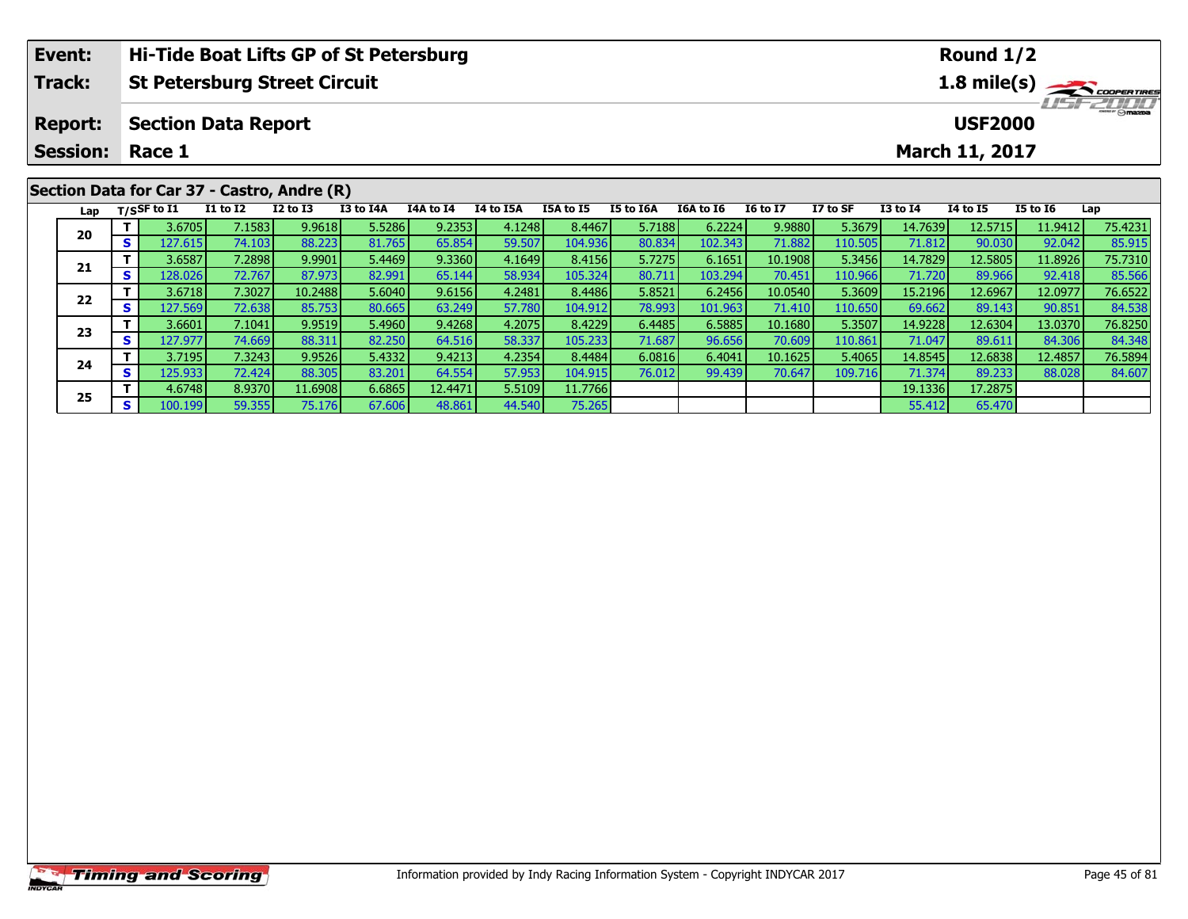| Event: | Hi-Tide Boat Lifts GP of St Petersburg | Round 1/2 |
|---|---|---|
| Track: | St Petersburg Street Circuit | 1.8 mile(s) |
| Report: | Section Data Report | USF2000 |
| Session: | Race 1 | March 11, 2017 |

## Section Data for Car 37 - Castro, Andre (R)

| Lap | T/S | SF to I1 | I1 to I2 | I2 to I3 | I3 to I4A | I4A to I4 | I4 to I5A | I5A to I5 | I5 to I6A | I6A to I6 | I6 to I7 | I7 to SF | I3 to I4 | I4 to I5 | I5 to I6 | Lap |
|---|---|---|---|---|---|---|---|---|---|---|---|---|---|---|---|---|
| 20 | T | 3.6705 | 7.1583 | 9.9618 | 5.5286 | 9.2353 | 4.1248 | 8.4467 | 5.7188 | 6.2224 | 9.9880 | 5.3679 | 14.7639 | 12.5715 | 11.9412 | 75.4231 |
| | S | 127.615 | 74.103 | 88.223 | 81.765 | 65.854 | 59.507 | 104.936 | 80.834 | 102.343 | 71.882 | 110.505 | 71.812 | 90.030 | 92.042 | 85.915 |
| 21 | T | 3.6587 | 7.2898 | 9.9901 | 5.4469 | 9.3360 | 4.1649 | 8.4156 | 5.7275 | 6.1651 | 10.1908 | 5.3456 | 14.7829 | 12.5805 | 11.8926 | 75.7310 |
| | S | 128.026 | 72.767 | 87.973 | 82.991 | 65.144 | 58.934 | 105.324 | 80.711 | 103.294 | 70.451 | 110.966 | 71.720 | 89.966 | 92.418 | 85.566 |
| 22 | T | 3.6718 | 7.3027 | 10.2488 | 5.6040 | 9.6156 | 4.2481 | 8.4486 | 5.8521 | 6.2456 | 10.0540 | 5.3609 | 15.2196 | 12.6967 | 12.0977 | 76.6522 |
| | S | 127.569 | 72.638 | 85.753 | 80.665 | 63.249 | 57.780 | 104.912 | 78.993 | 101.963 | 71.410 | 110.650 | 69.662 | 89.143 | 90.851 | 84.538 |
| 23 | T | 3.6601 | 7.1041 | 9.9519 | 5.4960 | 9.4268 | 4.2075 | 8.4229 | 6.4485 | 6.5885 | 10.1680 | 5.3507 | 14.9228 | 12.6304 | 13.0370 | 76.8250 |
| | S | 127.977 | 74.669 | 88.311 | 82.250 | 64.516 | 58.337 | 105.233 | 71.687 | 96.656 | 70.609 | 110.861 | 71.047 | 89.611 | 84.306 | 84.348 |
| 24 | T | 3.7195 | 7.3243 | 9.9526 | 5.4332 | 9.4213 | 4.2354 | 8.4484 | 6.0816 | 6.4041 | 10.1625 | 5.4065 | 14.8545 | 12.6838 | 12.4857 | 76.5894 |
| | S | 125.933 | 72.424 | 88.305 | 83.201 | 64.554 | 57.953 | 104.915 | 76.012 | 99.439 | 70.647 | 109.716 | 71.374 | 89.233 | 88.028 | 84.607 |
| 25 | T | 4.6748 | 8.9370 | 11.6908 | 6.6865 | 12.4471 | 5.5109 | 11.7766 | | | | | 19.1336 | 17.2875 | | |
| | S | 100.199 | 59.355 | 75.176 | 67.606 | 48.861 | 44.540 | 75.265 | | | | | 55.412 | 65.470 | | |

Information provided by Indy Racing Information System - Copyright INDYCAR 2017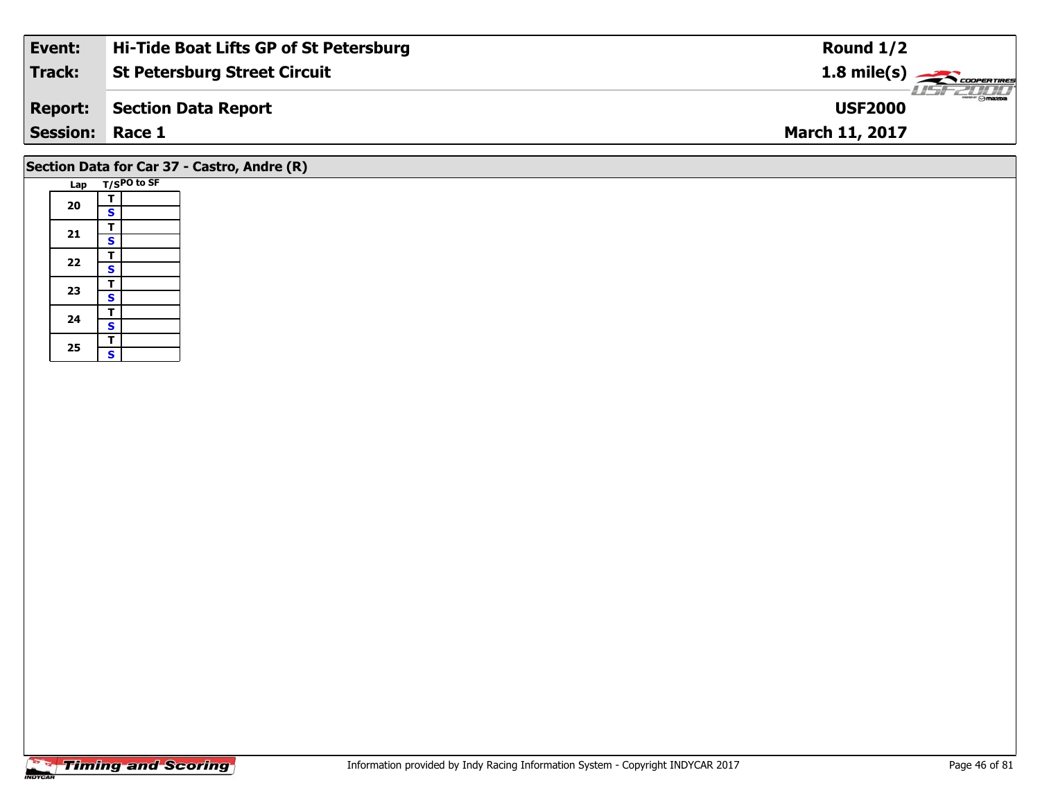| **Event:** | **Hi-Tide Boat Lifts GP of St Petersburg** | **Round 1/2** |
| --- | --- | --- |
| **Track:** | **St Petersburg Street Circuit** | **1.8 mile(s)** |
| **Report:** | **Section Data Report** | **USF2000** |
| **Session:** | **Race 1** | **March 11, 2017** |

## Section Data for Car 37 - Castro, Andre (R)

| Lap | T/S | PO to SF |
| --- | --- | --- |
| 20 | T | |
| | S | |
| 21 | T | |
| | S | |
| 22 | T | |
| | S | |
| 23 | T | |
| | S | |
| 24 | T | |
| | S | |
| 25 | T | |
| | S | |

Information provided by Indy Racing Information System - Copyright INDYCAR 2017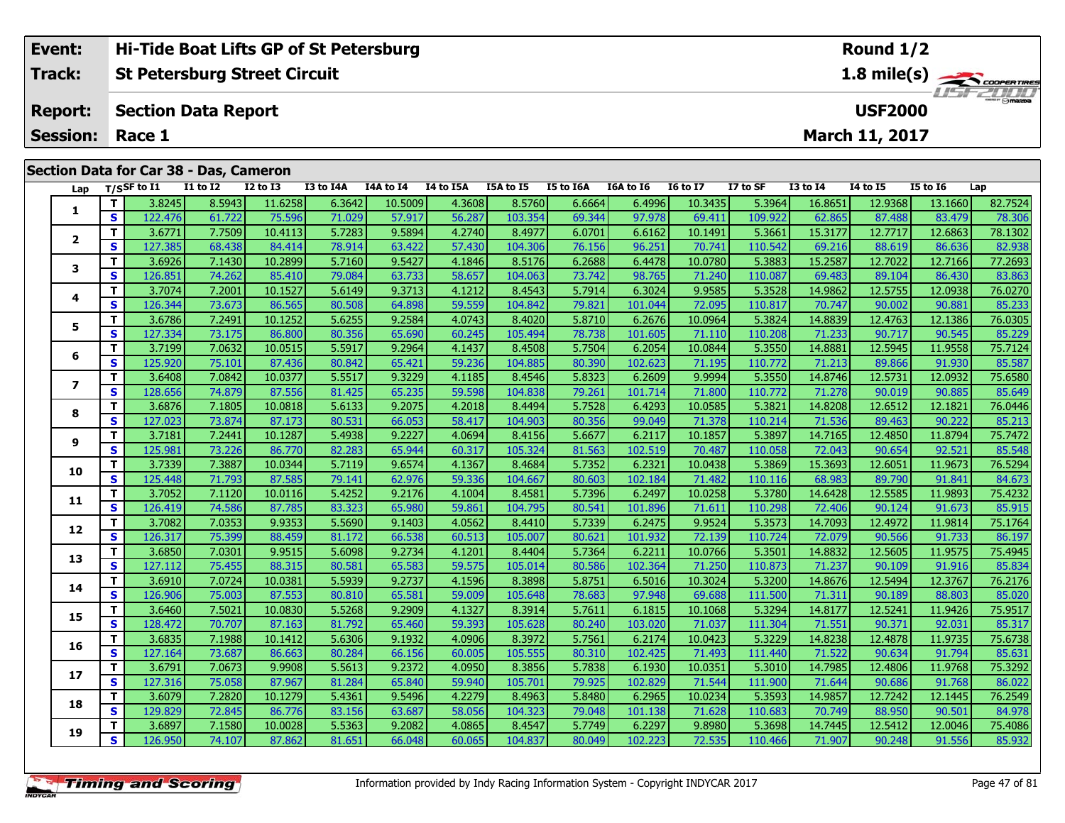| Event: | Hi-Tide Boat Lifts GP of St Petersburg | Round 1/2 |
|---|---|---|
| Track: | St Petersburg Street Circuit | 1.8 mile(s) |
| Report: | Section Data Report | USF2000 |
| Session: | Race 1 | March 11, 2017 |

## Section Data for Car 38 - Das, Cameron

| Lap | T/S | SF to I1 | I1 to I2 | I2 to I3 | I3 to I4A | I4A to I4 | I4 to I5A | I5A to I5 | I5 to I6A | I6A to I6 | I6 to I7 | I7 to SF | I3 to I4 | I4 to I5 | I5 to I6 | Lap |
|---|---|---|---|---|---|---|---|---|---|---|---|---|---|---|---|---|
| 1 | T | 3.8245 | 8.5943 | 11.6258 | 6.3642 | 10.5009 | 4.3608 | 8.5760 | 6.6664 | 6.4996 | 10.3435 | 5.3964 | 16.8651 | 12.9368 | 13.1660 | 82.7524 |
| | S | 122.476 | 61.722 | 75.596 | 71.029 | 57.917 | 56.287 | 103.354 | 69.344 | 97.978 | 69.411 | 109.922 | 62.865 | 87.488 | 83.479 | 78.306 |
| 2 | T | 3.6771 | 7.7509 | 10.4113 | 5.7283 | 9.5894 | 4.2740 | 8.4977 | 6.0701 | 6.6162 | 10.1491 | 5.3661 | 15.3177 | 12.7717 | 12.6863 | 78.1302 |
| | S | 127.385 | 68.438 | 84.414 | 78.914 | 63.422 | 57.430 | 104.306 | 76.156 | 96.251 | 70.741 | 110.542 | 69.216 | 88.619 | 86.636 | 82.938 |
| 3 | T | 3.6926 | 7.1430 | 10.2899 | 5.7160 | 9.5427 | 4.1846 | 8.5176 | 6.2688 | 6.4478 | 10.0780 | 5.3883 | 15.2587 | 12.7022 | 12.7166 | 77.2693 |
| | S | 126.851 | 74.262 | 85.410 | 79.084 | 63.733 | 58.657 | 104.063 | 73.742 | 98.765 | 71.240 | 110.087 | 69.483 | 89.104 | 86.430 | 83.863 |
| 4 | T | 3.7074 | 7.2001 | 10.1527 | 5.6149 | 9.3713 | 4.1212 | 8.4543 | 5.7914 | 6.3024 | 9.9585 | 5.3528 | 14.9862 | 12.5755 | 12.0938 | 76.0270 |
| | S | 126.344 | 73.673 | 86.565 | 80.508 | 64.898 | 59.559 | 104.842 | 79.821 | 101.044 | 72.095 | 110.817 | 70.747 | 90.002 | 90.881 | 85.233 |
| 5 | T | 3.6786 | 7.2491 | 10.1252 | 5.6255 | 9.2584 | 4.0743 | 8.4020 | 5.8710 | 6.2676 | 10.0964 | 5.3824 | 14.8839 | 12.4763 | 12.1386 | 76.0305 |
| | S | 127.334 | 73.175 | 86.800 | 80.356 | 65.690 | 60.245 | 105.494 | 78.738 | 101.605 | 71.110 | 110.208 | 71.233 | 90.717 | 90.545 | 85.229 |
| 6 | T | 3.7199 | 7.0632 | 10.0515 | 5.5917 | 9.2964 | 4.1437 | 8.4508 | 5.7504 | 6.2054 | 10.0844 | 5.3550 | 14.8881 | 12.5945 | 11.9558 | 75.7124 |
| | S | 125.920 | 75.101 | 87.436 | 80.842 | 65.421 | 59.236 | 104.885 | 80.390 | 102.623 | 71.195 | 110.772 | 71.213 | 89.866 | 91.930 | 85.587 |
| 7 | T | 3.6408 | 7.0842 | 10.0377 | 5.5517 | 9.3229 | 4.1185 | 8.4546 | 5.8323 | 6.2609 | 9.9994 | 5.3550 | 14.8746 | 12.5731 | 12.0932 | 75.6580 |
| | S | 128.656 | 74.879 | 87.556 | 81.425 | 65.235 | 59.598 | 104.838 | 79.261 | 101.714 | 71.800 | 110.772 | 71.278 | 90.019 | 90.885 | 85.649 |
| 8 | T | 3.6876 | 7.1805 | 10.0818 | 5.6133 | 9.2075 | 4.2018 | 8.4494 | 5.7528 | 6.4293 | 10.0585 | 5.3821 | 14.8208 | 12.6512 | 12.1821 | 76.0446 |
| | S | 127.023 | 73.874 | 87.173 | 80.531 | 66.053 | 58.417 | 104.903 | 80.356 | 99.049 | 71.378 | 110.214 | 71.536 | 89.463 | 90.222 | 85.213 |
| 9 | T | 3.7181 | 7.2441 | 10.1287 | 5.4938 | 9.2227 | 4.0694 | 8.4156 | 5.6677 | 6.2117 | 10.1857 | 5.3897 | 14.7165 | 12.4850 | 11.8794 | 75.7472 |
| | S | 125.981 | 73.226 | 86.770 | 82.283 | 65.944 | 60.317 | 105.324 | 81.563 | 102.519 | 70.487 | 110.058 | 72.043 | 90.654 | 92.521 | 85.548 |
| 10 | T | 3.7339 | 7.3887 | 10.0344 | 5.7119 | 9.6574 | 4.1367 | 8.4684 | 5.7352 | 6.2321 | 10.0438 | 5.3869 | 15.3693 | 12.6051 | 11.9673 | 76.5294 |
| | S | 125.448 | 71.793 | 87.585 | 79.141 | 62.976 | 59.336 | 104.667 | 80.603 | 102.184 | 71.482 | 110.116 | 68.983 | 89.790 | 91.841 | 84.673 |
| 11 | T | 3.7052 | 7.1120 | 10.0116 | 5.4252 | 9.2176 | 4.1004 | 8.4581 | 5.7396 | 6.2497 | 10.0258 | 5.3780 | 14.6428 | 12.5585 | 11.9893 | 75.4232 |
| | S | 126.419 | 74.586 | 87.785 | 83.323 | 65.980 | 59.861 | 104.795 | 80.541 | 101.896 | 71.611 | 110.298 | 72.406 | 90.124 | 91.673 | 85.915 |
| 12 | T | 3.7082 | 7.0353 | 9.9353 | 5.5690 | 9.1403 | 4.0562 | 8.4410 | 5.7339 | 6.2475 | 9.9524 | 5.3573 | 14.7093 | 12.4972 | 11.9814 | 75.1764 |
| | S | 126.317 | 75.399 | 88.459 | 81.172 | 66.538 | 60.513 | 105.007 | 80.621 | 101.932 | 72.139 | 110.724 | 72.079 | 90.566 | 91.733 | 86.197 |
| 13 | T | 3.6850 | 7.0301 | 9.9515 | 5.6098 | 9.2734 | 4.1201 | 8.4404 | 5.7364 | 6.2211 | 10.0766 | 5.3501 | 14.8832 | 12.5605 | 11.9575 | 75.4945 |
| | S | 127.112 | 75.455 | 88.315 | 80.581 | 65.583 | 59.575 | 105.014 | 80.586 | 102.364 | 71.250 | 110.873 | 71.237 | 90.109 | 91.916 | 85.834 |
| 14 | T | 3.6910 | 7.0724 | 10.0381 | 5.5939 | 9.2737 | 4.1596 | 8.3898 | 5.8751 | 6.5016 | 10.3024 | 5.3200 | 14.8676 | 12.5494 | 12.3767 | 76.2176 |
| | S | 126.906 | 75.003 | 87.553 | 80.810 | 65.581 | 59.009 | 105.648 | 78.683 | 97.948 | 69.688 | 111.500 | 71.311 | 90.189 | 88.803 | 85.020 |
| 15 | T | 3.6460 | 7.5021 | 10.0830 | 5.5268 | 9.2909 | 4.1327 | 8.3914 | 5.7611 | 6.1815 | 10.1068 | 5.3294 | 14.8177 | 12.5241 | 11.9426 | 75.9517 |
| | S | 128.472 | 70.707 | 87.163 | 81.792 | 65.460 | 59.393 | 105.628 | 80.240 | 103.020 | 71.037 | 111.304 | 71.551 | 90.371 | 92.031 | 85.317 |
| 16 | T | 3.6835 | 7.1988 | 10.1412 | 5.6306 | 9.1932 | 4.0906 | 8.3972 | 5.7561 | 6.2174 | 10.0423 | 5.3229 | 14.8238 | 12.4878 | 11.9735 | 75.6738 |
| | S | 127.164 | 73.687 | 86.663 | 80.284 | 66.156 | 60.005 | 105.555 | 80.310 | 102.425 | 71.493 | 111.440 | 71.522 | 90.634 | 91.794 | 85.631 |
| 17 | T | 3.6791 | 7.0673 | 9.9908 | 5.5613 | 9.2372 | 4.0950 | 8.3856 | 5.7838 | 6.1930 | 10.0351 | 5.3010 | 14.7985 | 12.4806 | 11.9768 | 75.3292 |
| | S | 127.316 | 75.058 | 87.967 | 81.284 | 65.840 | 59.940 | 105.701 | 79.925 | 102.829 | 71.544 | 111.900 | 71.644 | 90.686 | 91.768 | 86.022 |
| 18 | T | 3.6079 | 7.2820 | 10.1279 | 5.4361 | 9.5496 | 4.2279 | 8.4963 | 5.8480 | 6.2965 | 10.0234 | 5.3593 | 14.9857 | 12.7242 | 12.1445 | 76.2549 |
| | S | 129.829 | 72.845 | 86.776 | 83.156 | 63.687 | 58.056 | 104.323 | 79.048 | 101.138 | 71.628 | 110.683 | 70.749 | 88.950 | 90.501 | 84.978 |
| 19 | T | 3.6897 | 7.1580 | 10.0028 | 5.5363 | 9.2082 | 4.0865 | 8.4547 | 5.7749 | 6.2297 | 9.8980 | 5.3698 | 14.7445 | 12.5412 | 12.0046 | 75.4086 |
| | S | 126.950 | 74.107 | 87.862 | 81.651 | 66.048 | 60.065 | 104.837 | 80.049 | 102.223 | 72.535 | 110.466 | 71.907 | 90.248 | 91.556 | 85.932 |

Information provided by Indy Racing Information System - Copyright INDYCAR 2017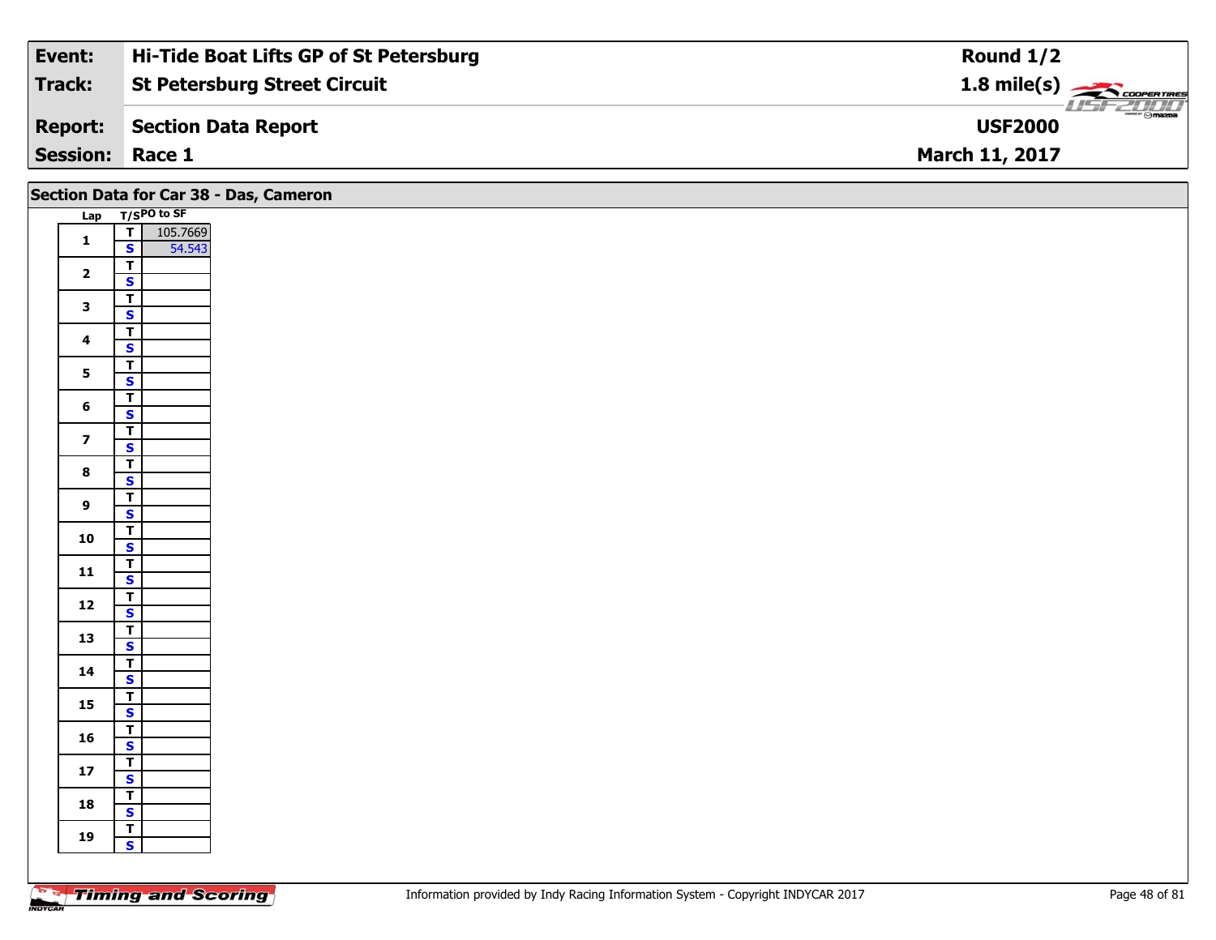| Event: | Hi-Tide Boat Lifts GP of St Petersburg | Round 1/2 |
|---|---|---|
| Track: | St Petersburg Street Circuit | 1.8 mile(s) |
| Report: | Section Data Report | USF2000 |
| Session: | Race 1 | March 11, 2017 |

## Section Data for Car 38 - Das, Cameron

| Lap | T/S | PO to SF |
|---|---|---|
| 1 | T | 105.7669 |
| | S | 54.543 |
| 2 | T | |
| | S | |
| 3 | T | |
| | S | |
| 4 | T | |
| | S | |
| 5 | T | |
| | S | |
| 6 | T | |
| | S | |
| 7 | T | |
| | S | |
| 8 | T | |
| | S | |
| 9 | T | |
| | S | |
| 10 | T | |
| | S | |
| 11 | T | |
| | S | |
| 12 | T | |
| | S | |
| 13 | T | |
| | S | |
| 14 | T | |
| | S | |
| 15 | T | |
| | S | |
| 16 | T | |
| | S | |
| 17 | T | |
| | S | |
| 18 | T | |
| | S | |
| 19 | T | |
| | S | |

Timing and Scoring

Information provided by Indy Racing Information System - Copyright INDYCAR 2017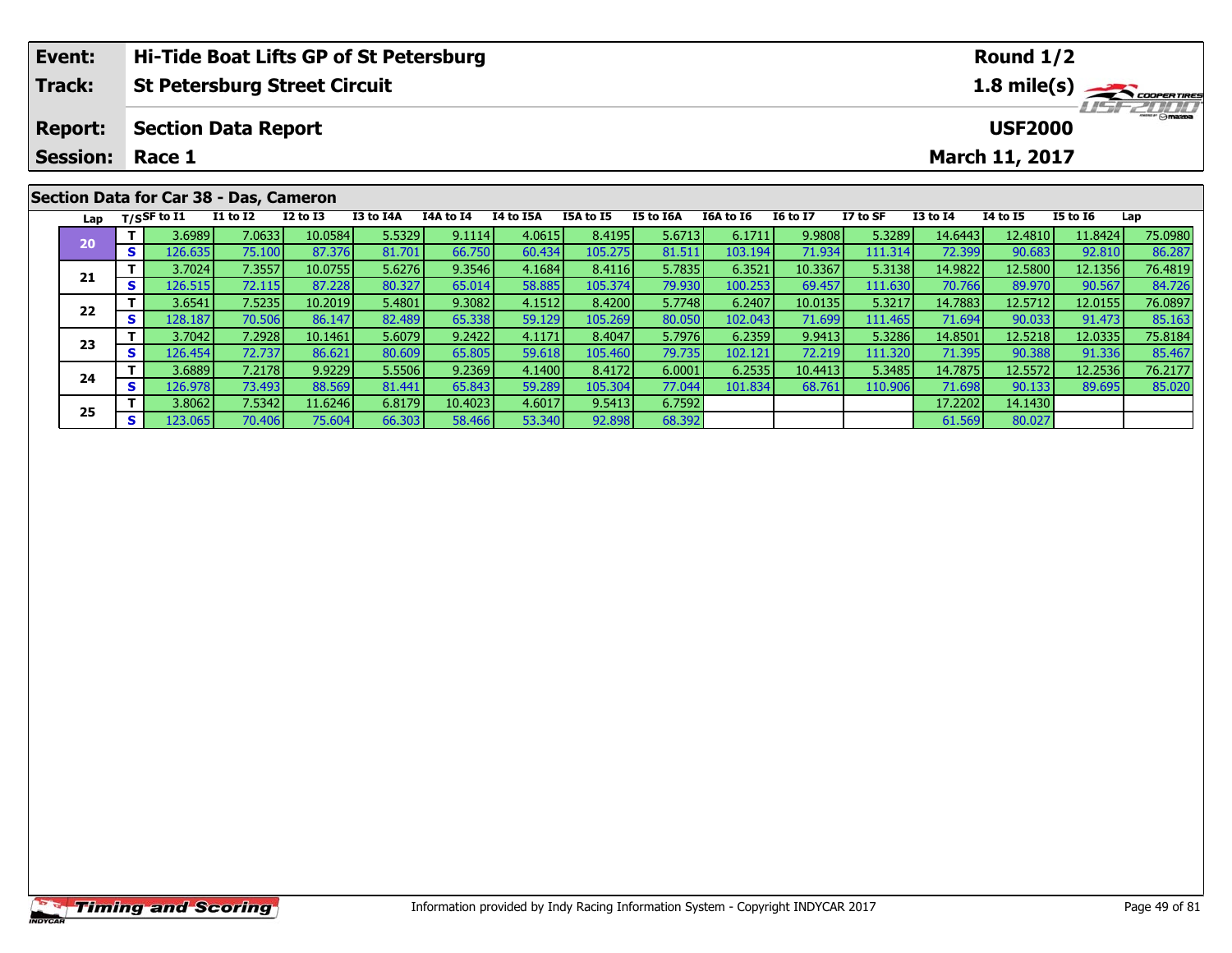| Event: | Hi-Tide Boat Lifts GP of St Petersburg | Round 1/2 |
|---|---|---|
| Track: | St Petersburg Street Circuit | 1.8 mile(s) |
| Report: | Section Data Report | USF2000 |
| Session: | Race 1 | March 11, 2017 |

## Section Data for Car 38 - Das, Cameron

| Lap | T/S | SF to I1 | I1 to I2 | I2 to I3 | I3 to I4A | I4A to I4 | I4 to I5A | I5A to I5 | I5 to I6A | I6A to I6 | I6 to I7 | I7 to SF | I3 to I4 | I4 to I5 | I5 to I6 | Lap |
|---|---|---|---|---|---|---|---|---|---|---|---|---|---|---|---|---|
| 20 | T | 3.6989 | 7.0633 | 10.0584 | 5.5329 | 9.1114 | 4.0615 | 8.4195 | 5.6713 | 6.1711 | 9.9808 | 5.3289 | 14.6443 | 12.4810 | 11.8424 | 75.0980 |
| | S | 126.635 | 75.100 | 87.376 | 81.701 | 66.750 | 60.434 | 105.275 | 81.511 | 103.194 | 71.934 | 111.314 | 72.399 | 90.683 | 92.810 | 86.287 |
| 21 | T | 3.7024 | 7.3557 | 10.0755 | 5.6276 | 9.3546 | 4.1684 | 8.4116 | 5.7835 | 6.3521 | 10.3367 | 5.3138 | 14.9822 | 12.5800 | 12.1356 | 76.4819 |
| | S | 126.515 | 72.115 | 87.228 | 80.327 | 65.014 | 58.885 | 105.374 | 79.930 | 100.253 | 69.457 | 111.630 | 70.766 | 89.970 | 90.567 | 84.726 |
| 22 | T | 3.6541 | 7.5235 | 10.2019 | 5.4801 | 9.3082 | 4.1512 | 8.4200 | 5.7748 | 6.2407 | 10.0135 | 5.3217 | 14.7883 | 12.5712 | 12.0155 | 76.0897 |
| | S | 128.187 | 70.506 | 86.147 | 82.489 | 65.338 | 59.129 | 105.269 | 80.050 | 102.043 | 71.699 | 111.465 | 71.694 | 90.033 | 91.473 | 85.163 |
| 23 | T | 3.7042 | 7.2928 | 10.1461 | 5.6079 | 9.2422 | 4.1171 | 8.4047 | 5.7976 | 6.2359 | 9.9413 | 5.3286 | 14.8501 | 12.5218 | 12.0335 | 75.8184 |
| | S | 126.454 | 72.737 | 86.621 | 80.609 | 65.805 | 59.618 | 105.460 | 79.735 | 102.121 | 72.219 | 111.320 | 71.395 | 90.388 | 91.336 | 85.467 |
| 24 | T | 3.6889 | 7.2178 | 9.9229 | 5.5506 | 9.2369 | 4.1400 | 8.4172 | 6.0001 | 6.2535 | 10.4413 | 5.3485 | 14.7875 | 12.5572 | 12.2536 | 76.2177 |
| | S | 126.978 | 73.493 | 88.569 | 81.441 | 65.843 | 59.289 | 105.304 | 77.044 | 101.834 | 68.761 | 110.906 | 71.698 | 90.133 | 89.695 | 85.020 |
| 25 | T | 3.8062 | 7.5342 | 11.6246 | 6.8179 | 10.4023 | 4.6017 | 9.5413 | 6.7592 | | | | 17.2202 | 14.1430 | | |
| | S | 123.065 | 70.406 | 75.604 | 66.303 | 58.466 | 53.340 | 92.898 | 68.392 | | | | 61.569 | 80.027 | | |

Information provided by Indy Racing Information System - Copyright INDYCAR 2017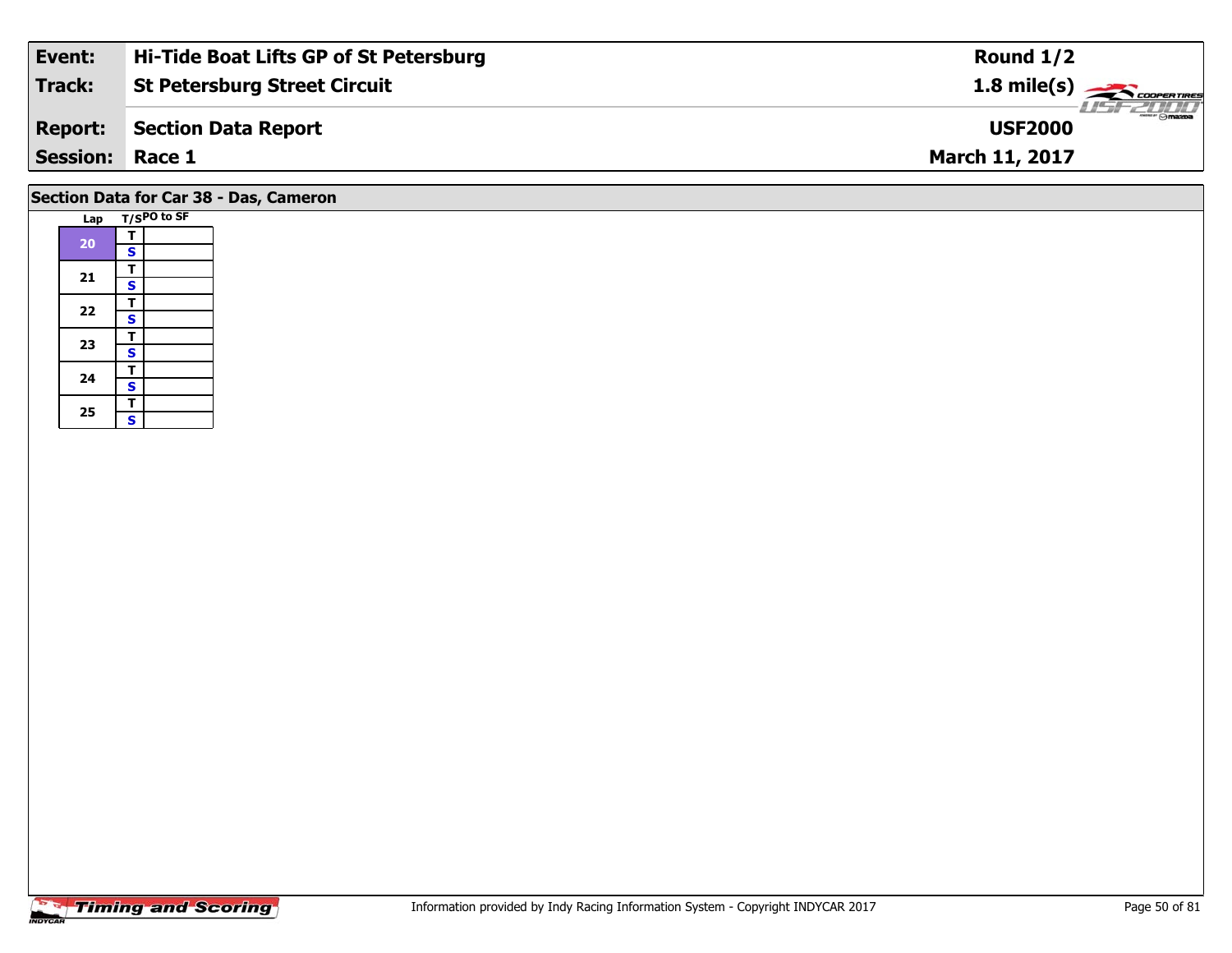| Event: | Hi-Tide Boat Lifts GP of St Petersburg | Round 1/2 |
|---|---|---|
| Track: | St Petersburg Street Circuit | 1.8 mile(s) |
| Report: | Section Data Report | USF2000 |
| Session: | Race 1 | March 11, 2017 |

## Section Data for Car 38 - Das, Cameron

| Lap | T/S | PO to SF |
|---|---|---|
| 20 | T | |
| | S | |
| 21 | T | |
| | S | |
| 22 | T | |
| | S | |
| 23 | T | |
| | S | |
| 24 | T | |
| | S | |
| 25 | T | |
| | S | |

Information provided by Indy Racing Information System - Copyright INDYCAR 2017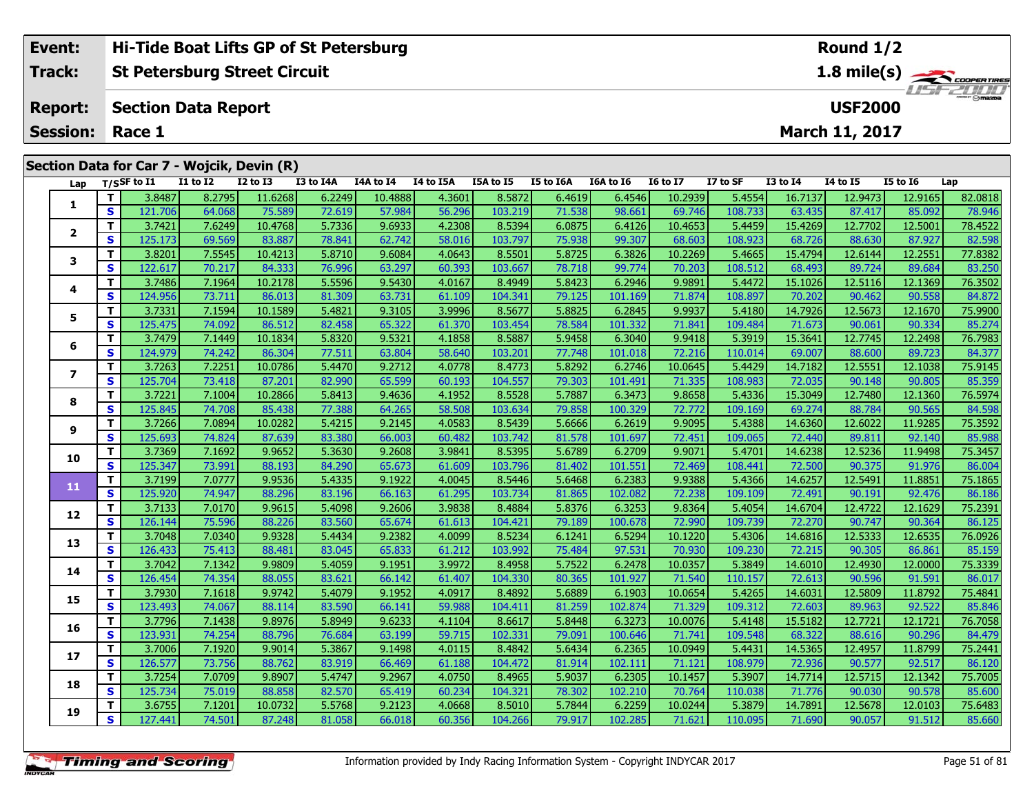| Event: | Hi-Tide Boat Lifts GP of St Petersburg | Round 1/2 |
|---|---|---|
| Track: | St Petersburg Street Circuit | 1.8 mile(s) |
| Report: | Section Data Report | USF2000 |
| Session: | Race 1 | March 11, 2017 |

## Section Data for Car 7 - Wojcik, Devin (R)

| Lap | T/S | SF to I1 | I1 to I2 | I2 to I3 | I3 to I4A | I4A to I4 | I4 to I5A | I5A to I5 | I5 to I6A | I6A to I6 | I6 to I7 | I7 to SF | I3 to I4 | I4 to I5 | I5 to I6 | Lap |
|---|---|---|---|---|---|---|---|---|---|---|---|---|---|---|---|---|
| 1 | T | 3.8487 | 8.2795 | 11.6268 | 6.2249 | 10.4888 | 4.3601 | 8.5872 | 6.4619 | 6.4546 | 10.2939 | 5.4554 | 16.7137 | 12.9473 | 12.9165 | 82.0818 |
| | S | 121.706 | 64.068 | 75.589 | 72.619 | 57.984 | 56.296 | 103.219 | 71.538 | 98.661 | 69.746 | 108.733 | 63.435 | 87.417 | 85.092 | 78.946 |
| 2 | T | 3.7421 | 7.6249 | 10.4768 | 5.7336 | 9.6933 | 4.2308 | 8.5394 | 6.0875 | 6.4126 | 10.4653 | 5.4459 | 15.4269 | 12.7702 | 12.5001 | 78.4522 |
| | S | 125.173 | 69.569 | 83.887 | 78.841 | 62.742 | 58.016 | 103.797 | 75.938 | 99.307 | 68.603 | 108.923 | 68.726 | 88.630 | 87.927 | 82.598 |
| 3 | T | 3.8201 | 7.5545 | 10.4213 | 5.8710 | 9.6084 | 4.0643 | 8.5501 | 5.8725 | 6.3826 | 10.2269 | 5.4665 | 15.4794 | 12.6144 | 12.2551 | 77.8382 |
| | S | 122.617 | 70.217 | 84.333 | 76.996 | 63.297 | 60.393 | 103.667 | 78.718 | 99.774 | 70.203 | 108.512 | 68.493 | 89.724 | 89.684 | 83.250 |
| 4 | T | 3.7486 | 7.1964 | 10.2178 | 5.5596 | 9.5430 | 4.0167 | 8.4949 | 5.8423 | 6.2946 | 9.9891 | 5.4472 | 15.1026 | 12.5116 | 12.1369 | 76.3502 |
| | S | 124.956 | 73.711 | 86.013 | 81.309 | 63.731 | 61.109 | 104.341 | 79.125 | 101.169 | 71.874 | 108.897 | 70.202 | 90.462 | 90.558 | 84.872 |
| 5 | T | 3.7331 | 7.1594 | 10.1589 | 5.4821 | 9.3105 | 3.9996 | 8.5677 | 5.8825 | 6.2845 | 9.9937 | 5.4180 | 14.7926 | 12.5673 | 12.1670 | 75.9900 |
| | S | 125.475 | 74.092 | 86.512 | 82.458 | 65.322 | 61.370 | 103.454 | 78.584 | 101.332 | 71.841 | 109.484 | 71.673 | 90.061 | 90.334 | 85.274 |
| 6 | T | 3.7479 | 7.1449 | 10.1834 | 5.8320 | 9.5321 | 4.1858 | 8.5887 | 5.9458 | 6.3040 | 9.9418 | 5.3919 | 15.3641 | 12.7745 | 12.2498 | 76.7983 |
| | S | 124.979 | 74.242 | 86.304 | 77.511 | 63.804 | 58.640 | 103.201 | 77.748 | 101.018 | 72.216 | 110.014 | 69.007 | 88.600 | 89.723 | 84.377 |
| 7 | T | 3.7263 | 7.2251 | 10.0786 | 5.4470 | 9.2712 | 4.0778 | 8.4773 | 5.8292 | 6.2746 | 10.0645 | 5.4429 | 14.7182 | 12.5551 | 12.1038 | 75.9145 |
| | S | 125.704 | 73.418 | 87.201 | 82.990 | 65.599 | 60.193 | 104.557 | 79.303 | 101.491 | 71.335 | 108.983 | 72.035 | 90.148 | 90.805 | 85.359 |
| 8 | T | 3.7221 | 7.1004 | 10.2866 | 5.8413 | 9.4636 | 4.1952 | 8.5528 | 5.7887 | 6.3473 | 9.8658 | 5.4336 | 15.3049 | 12.7480 | 12.1360 | 76.5974 |
| | S | 125.845 | 74.708 | 85.438 | 77.388 | 64.265 | 58.508 | 103.634 | 79.858 | 100.329 | 72.772 | 109.169 | 69.274 | 88.784 | 90.565 | 84.598 |
| 9 | T | 3.7266 | 7.0894 | 10.0282 | 5.4215 | 9.2145 | 4.0583 | 8.5439 | 5.6666 | 6.2619 | 9.9095 | 5.4388 | 14.6360 | 12.6022 | 11.9285 | 75.3592 |
| | S | 125.693 | 74.824 | 87.639 | 83.380 | 66.003 | 60.482 | 103.742 | 81.578 | 101.697 | 72.451 | 109.065 | 72.440 | 89.811 | 92.140 | 85.988 |
| 10 | T | 3.7369 | 7.1692 | 9.9652 | 5.3630 | 9.2608 | 3.9841 | 8.5395 | 5.6789 | 6.2709 | 9.9071 | 5.4701 | 14.6238 | 12.5236 | 11.9498 | 75.3457 |
| | S | 125.347 | 73.991 | 88.193 | 84.290 | 65.673 | 61.609 | 103.796 | 81.402 | 101.551 | 72.469 | 108.441 | 72.500 | 90.375 | 91.976 | 86.004 |
| 11 | T | 3.7199 | 7.0777 | 9.9536 | 5.4335 | 9.1922 | 4.0045 | 8.5446 | 5.6468 | 6.2383 | 9.9388 | 5.4366 | 14.6257 | 12.5491 | 11.8851 | 75.1865 |
| | S | 125.920 | 74.947 | 88.296 | 83.196 | 66.163 | 61.295 | 103.734 | 81.865 | 102.082 | 72.238 | 109.109 | 72.491 | 90.191 | 92.476 | 86.186 |
| 12 | T | 3.7133 | 7.0170 | 9.9615 | 5.4098 | 9.2606 | 3.9838 | 8.4884 | 5.8376 | 6.3253 | 9.8364 | 5.4054 | 14.6704 | 12.4722 | 12.1629 | 75.2391 |
| | S | 126.144 | 75.596 | 88.226 | 83.560 | 65.674 | 61.613 | 104.421 | 79.189 | 100.678 | 72.990 | 109.739 | 72.270 | 90.747 | 90.364 | 86.125 |
| 13 | T | 3.7048 | 7.0340 | 9.9328 | 5.4434 | 9.2382 | 4.0099 | 8.5234 | 6.1241 | 6.5294 | 10.1220 | 5.4306 | 14.6816 | 12.5333 | 12.6535 | 76.0926 |
| | S | 126.433 | 75.413 | 88.481 | 83.045 | 65.833 | 61.212 | 103.992 | 75.484 | 97.531 | 70.930 | 109.230 | 72.215 | 90.305 | 86.861 | 85.159 |
| 14 | T | 3.7042 | 7.1342 | 9.9809 | 5.4059 | 9.1951 | 3.9972 | 8.4958 | 5.7522 | 6.2478 | 10.0357 | 5.3849 | 14.6010 | 12.4930 | 12.0000 | 75.3339 |
| | S | 126.454 | 74.354 | 88.055 | 83.621 | 66.142 | 61.407 | 104.330 | 80.365 | 101.927 | 71.540 | 110.157 | 72.613 | 90.596 | 91.591 | 86.017 |
| 15 | T | 3.7930 | 7.1618 | 9.9742 | 5.4079 | 9.1952 | 4.0917 | 8.4892 | 5.6889 | 6.1903 | 10.0654 | 5.4265 | 14.6031 | 12.5809 | 11.8792 | 75.4841 |
| | S | 123.493 | 74.067 | 88.114 | 83.590 | 66.141 | 59.988 | 104.411 | 81.259 | 102.874 | 71.329 | 109.312 | 72.603 | 89.963 | 92.522 | 85.846 |
| 16 | T | 3.7796 | 7.1438 | 9.8976 | 5.8949 | 9.6233 | 4.1104 | 8.6617 | 5.8448 | 6.3273 | 10.0076 | 5.4148 | 15.5182 | 12.7721 | 12.1721 | 76.7058 |
| | S | 123.931 | 74.254 | 88.796 | 76.684 | 63.199 | 59.715 | 102.331 | 79.091 | 100.646 | 71.741 | 109.548 | 68.322 | 88.616 | 90.296 | 84.479 |
| 17 | T | 3.7006 | 7.1920 | 9.9014 | 5.3867 | 9.1498 | 4.0115 | 8.4842 | 5.6434 | 6.2365 | 10.0949 | 5.4431 | 14.5365 | 12.4957 | 11.8799 | 75.2441 |
| | S | 126.577 | 73.756 | 88.762 | 83.919 | 66.469 | 61.188 | 104.472 | 81.914 | 102.111 | 71.121 | 108.979 | 72.936 | 90.577 | 92.517 | 86.120 |
| 18 | T | 3.7254 | 7.0709 | 9.8907 | 5.4747 | 9.2967 | 4.0750 | 8.4965 | 5.9037 | 6.2305 | 10.1457 | 5.3907 | 14.7714 | 12.5715 | 12.1342 | 75.7005 |
| | S | 125.734 | 75.019 | 88.858 | 82.570 | 65.419 | 60.234 | 104.321 | 78.302 | 102.210 | 70.764 | 110.038 | 71.776 | 90.030 | 90.578 | 85.600 |
| 19 | T | 3.6755 | 7.1201 | 10.0732 | 5.5768 | 9.2123 | 4.0668 | 8.5010 | 5.7844 | 6.2259 | 10.0244 | 5.3879 | 14.7891 | 12.5678 | 12.0103 | 75.6483 |
| | S | 127.441 | 74.501 | 87.248 | 81.058 | 66.018 | 60.356 | 104.266 | 79.917 | 102.285 | 71.621 | 110.095 | 71.690 | 90.057 | 91.512 | 85.660 |

Information provided by Indy Racing Information System - Copyright INDYCAR 2017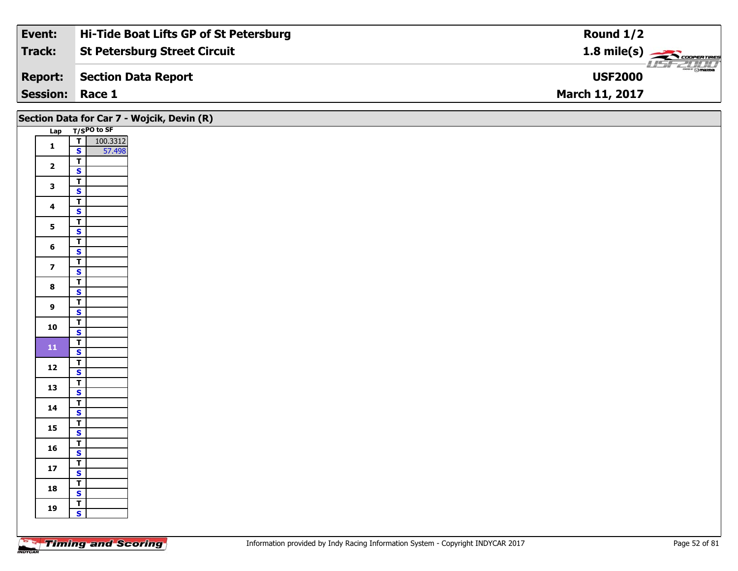| **Event:** | **Hi-Tide Boat Lifts GP of St Petersburg** | **Round 1/2** |
|---|---|---|
| **Track:** | **St Petersburg Street Circuit** | **1.8 mile(s)** |
| **Report:** | **Section Data Report** | **USF2000** |
| **Session:** | **Race 1** | **March 11, 2017** |

## Section Data for Car 7 - Wojcik, Devin (R)

| Lap | T/S | PO to SF |
|---|---|---|
| 1 | T | 100.3312 |
| | S | 57.498 |
| 2 | T | |
| | S | |
| 3 | T | |
| | S | |
| 4 | T | |
| | S | |
| 5 | T | |
| | S | |
| 6 | T | |
| | S | |
| 7 | T | |
| | S | |
| 8 | T | |
| | S | |
| 9 | T | |
| | S | |
| 10 | T | |
| | S | |
| 11 | T | |
| | S | |
| 12 | T | |
| | S | |
| 13 | T | |
| | S | |
| 14 | T | |
| | S | |
| 15 | T | |
| | S | |
| 16 | T | |
| | S | |
| 17 | T | |
| | S | |
| 18 | T | |
| | S | |
| 19 | T | |
| | S | |

Information provided by Indy Racing Information System - Copyright INDYCAR 2017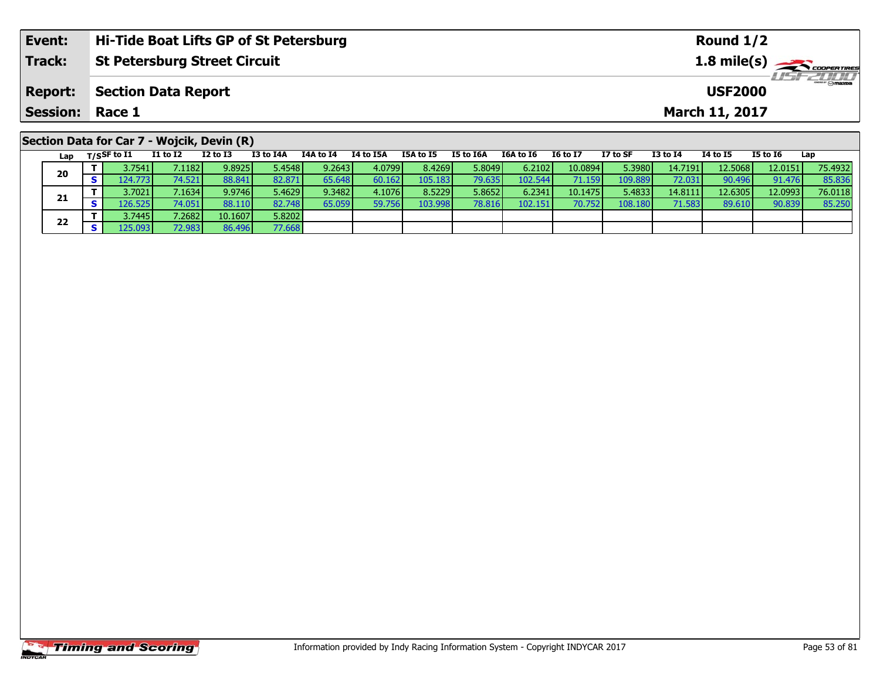| Event: | Hi-Tide Boat Lifts GP of St Petersburg | Round 1/2 |
|---|---|---|
| Track: | St Petersburg Street Circuit | 1.8 mile(s) |
| Report: | Section Data Report | USF2000 |
| Session: | Race 1 | March 11, 2017 |

## Section Data for Car 7 - Wojcik, Devin (R)

| Lap | T/S | SF to I1 | I1 to I2 | I2 to I3 | I3 to I4A | I4A to I4 | I4 to I5A | I5A to I5 | I5 to I6A | I6A to I6 | I6 to I7 | I7 to SF | I3 to I4 | I4 to I5 | I5 to I6 | Lap |
|---|---|---|---|---|---|---|---|---|---|---|---|---|---|---|---|---|
| 20 | T | 3.7541 | 7.1182 | 9.8925 | 5.4548 | 9.2643 | 4.0799 | 8.4269 | 5.8049 | 6.2102 | 10.0894 | 5.3980 | 14.7191 | 12.5068 | 12.0151 | 75.4932 |
| | S | 124.773 | 74.521 | 88.841 | 82.871 | 65.648 | 60.162 | 105.183 | 79.635 | 102.544 | 71.159 | 109.889 | 72.031 | 90.496 | 91.476 | 85.836 |
| 21 | T | 3.7021 | 7.1634 | 9.9746 | 5.4629 | 9.3482 | 4.1076 | 8.5229 | 5.8652 | 6.2341 | 10.1475 | 5.4833 | 14.8111 | 12.6305 | 12.0993 | 76.0118 |
| | S | 126.525 | 74.051 | 88.110 | 82.748 | 65.059 | 59.756 | 103.998 | 78.816 | 102.151 | 70.752 | 108.180 | 71.583 | 89.610 | 90.839 | 85.250 |
| 22 | T | 3.7445 | 7.2682 | 10.1607 | 5.8202 | | | | | | | | | | | |
| | S | 125.093 | 72.983 | 86.496 | 77.668 | | | | | | | | | | | |

Information provided by Indy Racing Information System - Copyright INDYCAR 2017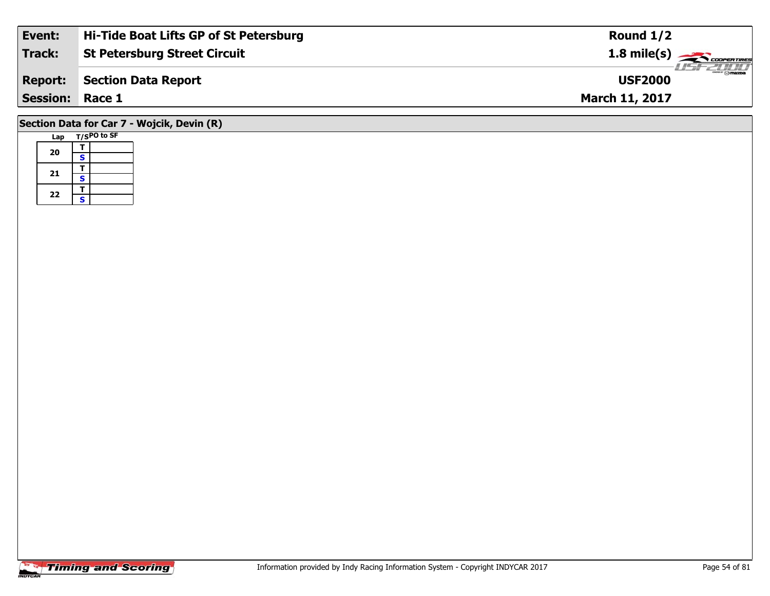| Event: | Hi-Tide Boat Lifts GP of St Petersburg | Round 1/2 |
|---|---|---|
| Track: | St Petersburg Street Circuit | 1.8 mile(s) |
| Report: | Section Data Report | USF2000 |
| Session: | Race 1 | March 11, 2017 |

## Section Data for Car 7 - Wojcik, Devin (R)

| Lap | T/S | PO to SF |
|---|---|---|
| 20 | T | |
| | S | |
| 21 | T | |
| | S | |
| 22 | T | |
| | S | |

Information provided by Indy Racing Information System - Copyright INDYCAR 2017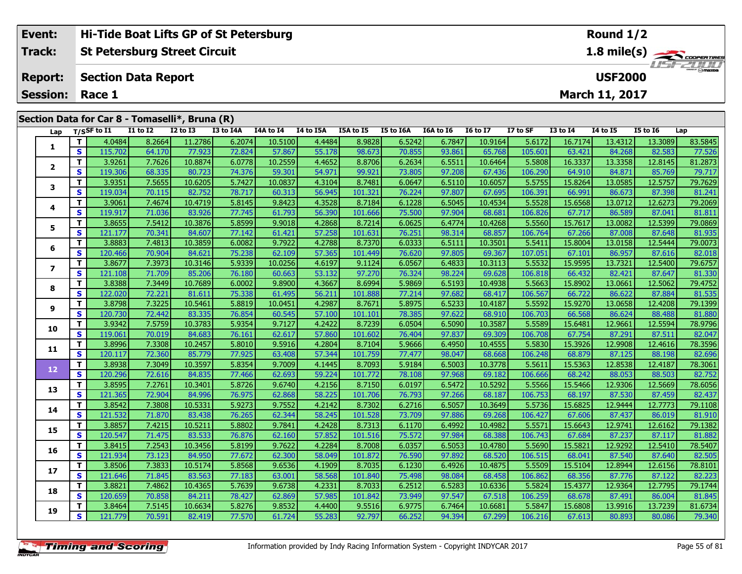| Event: | Hi-Tide Boat Lifts GP of St Petersburg | Round 1/2 |
|---|---|---|
| Track: | St Petersburg Street Circuit | 1.8 mile(s) |
| Report: | Section Data Report | USF2000 |
| Session: | Race 1 | March 11, 2017 |

## Section Data for Car 8 - Tomaselli*, Bruna (R)

| Lap | T/S | SF to I1 | I1 to I2 | I2 to I3 | I3 to I4A | I4A to I4 | I4 to I5A | I5A to I5 | I5 to I6A | I6A to I6 | I6 to I7 | I7 to SF | I3 to I4 | I4 to I5 | I5 to I6 | Lap |
|---|---|---|---|---|---|---|---|---|---|---|---|---|---|---|---|---|
| 1 | T | 4.0484 | 8.2664 | 11.2786 | 6.2074 | 10.5100 | 4.4484 | 8.9828 | 6.5242 | 6.7847 | 10.9164 | 5.6172 | 16.7174 | 13.4312 | 13.3089 | 83.5845 |
| | S | 115.702 | 64.170 | 77.923 | 72.824 | 57.867 | 55.178 | 98.673 | 70.855 | 93.861 | 65.768 | 105.601 | 63.421 | 84.268 | 82.583 | 77.526 |
| 2 | T | 3.9261 | 7.7626 | 10.8874 | 6.0778 | 10.2559 | 4.4652 | 8.8706 | 6.2634 | 6.5511 | 10.6464 | 5.5808 | 16.3337 | 13.3358 | 12.8145 | 81.2873 |
| | S | 119.306 | 68.335 | 80.723 | 74.376 | 59.301 | 54.971 | 99.921 | 73.805 | 97.208 | 67.436 | 106.290 | 64.910 | 84.871 | 85.769 | 79.717 |
| 3 | T | 3.9351 | 7.5655 | 10.6205 | 5.7427 | 10.0837 | 4.3104 | 8.7481 | 6.0647 | 6.5110 | 10.6057 | 5.5755 | 15.8264 | 13.0585 | 12.5757 | 79.7629 |
| | S | 119.034 | 70.115 | 82.752 | 78.717 | 60.313 | 56.945 | 101.321 | 76.224 | 97.807 | 67.695 | 106.391 | 66.991 | 86.673 | 87.398 | 81.241 |
| 4 | T | 3.9061 | 7.4674 | 10.4719 | 5.8145 | 9.8423 | 4.3528 | 8.7184 | 6.1228 | 6.5045 | 10.4534 | 5.5528 | 15.6568 | 13.0712 | 12.6273 | 79.2069 |
| | S | 119.917 | 71.036 | 83.926 | 77.745 | 61.793 | 56.390 | 101.666 | 75.500 | 97.904 | 68.681 | 106.826 | 67.717 | 86.589 | 87.041 | 81.811 |
| 5 | T | 3.8655 | 7.5412 | 10.3876 | 5.8599 | 9.9018 | 4.2868 | 8.7214 | 6.0625 | 6.4774 | 10.4268 | 5.5560 | 15.7617 | 13.0082 | 12.5399 | 79.0869 |
| | S | 121.177 | 70.341 | 84.607 | 77.142 | 61.421 | 57.258 | 101.631 | 76.251 | 98.314 | 68.857 | 106.764 | 67.266 | 87.008 | 87.648 | 81.935 |
| 6 | T | 3.8883 | 7.4813 | 10.3859 | 6.0082 | 9.7922 | 4.2788 | 8.7370 | 6.0333 | 6.5111 | 10.3501 | 5.5411 | 15.8004 | 13.0158 | 12.5444 | 79.0073 |
| | S | 120.466 | 70.904 | 84.621 | 75.238 | 62.109 | 57.365 | 101.449 | 76.620 | 97.805 | 69.367 | 107.051 | 67.101 | 86.957 | 87.616 | 82.018 |
| 7 | T | 3.8677 | 7.3973 | 10.3146 | 5.9339 | 10.0256 | 4.6197 | 9.1124 | 6.0567 | 6.4833 | 10.3113 | 5.5532 | 15.9595 | 13.7321 | 12.5400 | 79.6757 |
| | S | 121.108 | 71.709 | 85.206 | 76.180 | 60.663 | 53.132 | 97.270 | 76.324 | 98.224 | 69.628 | 106.818 | 66.432 | 82.421 | 87.647 | 81.330 |
| 8 | T | 3.8388 | 7.3449 | 10.7689 | 6.0002 | 9.8900 | 4.3667 | 8.6994 | 5.9869 | 6.5193 | 10.4938 | 5.5663 | 15.8902 | 13.0661 | 12.5062 | 79.4752 |
| | S | 122.020 | 72.221 | 81.611 | 75.338 | 61.495 | 56.211 | 101.888 | 77.214 | 97.682 | 68.417 | 106.567 | 66.722 | 86.622 | 87.884 | 81.535 |
| 9 | T | 3.8798 | 7.3225 | 10.5461 | 5.8819 | 10.0451 | 4.2987 | 8.7671 | 5.8975 | 6.5233 | 10.4187 | 5.5592 | 15.9270 | 13.0658 | 12.4208 | 79.1399 |
| | S | 120.730 | 72.442 | 83.335 | 76.854 | 60.545 | 57.100 | 101.101 | 78.385 | 97.622 | 68.910 | 106.703 | 66.568 | 86.624 | 88.488 | 81.880 |
| 10 | T | 3.9342 | 7.5759 | 10.3783 | 5.9354 | 9.7127 | 4.2422 | 8.7239 | 6.0504 | 6.5090 | 10.3587 | 5.5589 | 15.6481 | 12.9661 | 12.5594 | 78.9796 |
| | S | 119.061 | 70.019 | 84.683 | 76.161 | 62.617 | 57.860 | 101.602 | 76.404 | 97.837 | 69.309 | 106.708 | 67.754 | 87.291 | 87.511 | 82.047 |
| 11 | T | 3.8996 | 7.3308 | 10.2457 | 5.8010 | 9.5916 | 4.2804 | 8.7104 | 5.9666 | 6.4950 | 10.4555 | 5.5830 | 15.3926 | 12.9908 | 12.4616 | 78.3596 |
| | S | 120.117 | 72.360 | 85.779 | 77.925 | 63.408 | 57.344 | 101.759 | 77.477 | 98.047 | 68.668 | 106.248 | 68.879 | 87.125 | 88.198 | 82.696 |
| 12 | T | 3.8938 | 7.3049 | 10.3597 | 5.8354 | 9.7009 | 4.1445 | 8.7093 | 5.9184 | 6.5003 | 10.3778 | 5.5611 | 15.5363 | 12.8538 | 12.4187 | 78.3061 |
| | S | 120.296 | 72.616 | 84.835 | 77.466 | 62.693 | 59.224 | 101.772 | 78.108 | 97.968 | 69.182 | 106.666 | 68.242 | 88.053 | 88.503 | 82.752 |
| 13 | T | 3.8595 | 7.2761 | 10.3401 | 5.8726 | 9.6740 | 4.2156 | 8.7150 | 6.0197 | 6.5472 | 10.5292 | 5.5566 | 15.5466 | 12.9306 | 12.5669 | 78.6056 |
| | S | 121.365 | 72.904 | 84.996 | 76.975 | 62.868 | 58.225 | 101.706 | 76.793 | 97.266 | 68.187 | 106.753 | 68.197 | 87.530 | 87.459 | 82.437 |
| 14 | T | 3.8542 | 7.3808 | 10.5331 | 5.9273 | 9.7552 | 4.2142 | 8.7302 | 6.2716 | 6.5057 | 10.3649 | 5.5736 | 15.6825 | 12.9444 | 12.7773 | 79.1108 |
| | S | 121.532 | 71.870 | 83.438 | 76.265 | 62.344 | 58.245 | 101.528 | 73.709 | 97.886 | 69.268 | 106.427 | 67.606 | 87.437 | 86.019 | 81.910 |
| 15 | T | 3.8857 | 7.4215 | 10.5211 | 5.8802 | 9.7841 | 4.2428 | 8.7313 | 6.1170 | 6.4992 | 10.4982 | 5.5571 | 15.6643 | 12.9741 | 12.6162 | 79.1382 |
| | S | 120.547 | 71.475 | 83.533 | 76.876 | 62.160 | 57.852 | 101.516 | 75.572 | 97.984 | 68.388 | 106.743 | 67.684 | 87.237 | 87.117 | 81.882 |
| 16 | T | 3.8415 | 7.2543 | 10.3456 | 5.8199 | 9.7622 | 4.2284 | 8.7008 | 6.0357 | 6.5053 | 10.4780 | 5.5690 | 15.5821 | 12.9292 | 12.5410 | 78.5407 |
| | S | 121.934 | 73.123 | 84.950 | 77.672 | 62.300 | 58.049 | 101.872 | 76.590 | 97.892 | 68.520 | 106.515 | 68.041 | 87.540 | 87.640 | 82.505 |
| 17 | T | 3.8506 | 7.3833 | 10.5174 | 5.8568 | 9.6536 | 4.1909 | 8.7035 | 6.1230 | 6.4926 | 10.4875 | 5.5509 | 15.5104 | 12.8944 | 12.6156 | 78.8101 |
| | S | 121.646 | 71.845 | 83.563 | 77.183 | 63.001 | 58.568 | 101.840 | 75.498 | 98.084 | 68.458 | 106.862 | 68.356 | 87.776 | 87.122 | 82.223 |
| 18 | T | 3.8821 | 7.4862 | 10.4365 | 5.7639 | 9.6738 | 4.2331 | 8.7033 | 6.2512 | 6.5283 | 10.6336 | 5.5824 | 15.4377 | 12.9364 | 12.7795 | 79.1744 |
| | S | 120.659 | 70.858 | 84.211 | 78.427 | 62.869 | 57.985 | 101.842 | 73.949 | 97.547 | 67.518 | 106.259 | 68.678 | 87.491 | 86.004 | 81.845 |
| 19 | T | 3.8464 | 7.5145 | 10.6634 | 5.8276 | 9.8532 | 4.4400 | 9.5516 | 6.9775 | 6.7464 | 10.6681 | 5.5847 | 15.6808 | 13.9916 | 13.7239 | 81.6734 |
| | S | 121.779 | 70.591 | 82.419 | 77.570 | 61.724 | 55.283 | 92.797 | 66.252 | 94.394 | 67.299 | 106.216 | 67.613 | 80.893 | 80.086 | 79.340 |

Information provided by Indy Racing Information System - Copyright INDYCAR 2017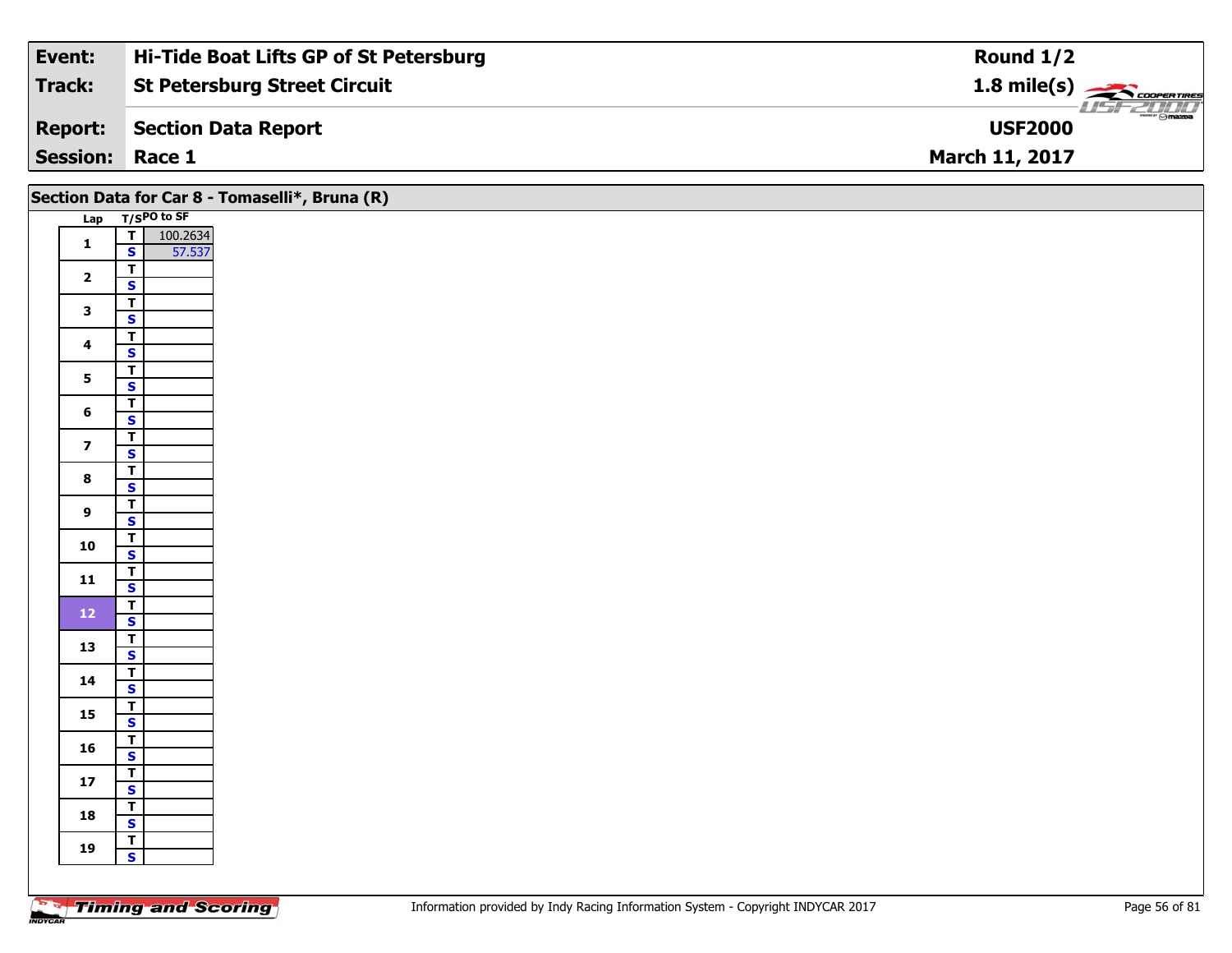| Event: | Hi-Tide Boat Lifts GP of St Petersburg | Round 1/2 |
|---|---|---|
| Track: | St Petersburg Street Circuit | 1.8 mile(s) |
| Report: | Section Data Report | USF2000 |
| Session: | Race 1 | March 11, 2017 |

## Section Data for Car 8 - Tomaselli*, Bruna (R)

| Lap | T/S | PO to SF |
|---|---|---|
| 1 | T | 100.2634 |
| | S | 57.537 |
| 2 | T | |
| | S | |
| 3 | T | |
| | S | |
| 4 | T | |
| | S | |
| 5 | T | |
| | S | |
| 6 | T | |
| | S | |
| 7 | T | |
| | S | |
| 8 | T | |
| | S | |
| 9 | T | |
| | S | |
| 10 | T | |
| | S | |
| 11 | T | |
| | S | |
| 12 | T | |
| | S | |
| 13 | T | |
| | S | |
| 14 | T | |
| | S | |
| 15 | T | |
| | S | |
| 16 | T | |
| | S | |
| 17 | T | |
| | S | |
| 18 | T | |
| | S | |
| 19 | T | |
| | S | |

Information provided by Indy Racing Information System - Copyright INDYCAR 2017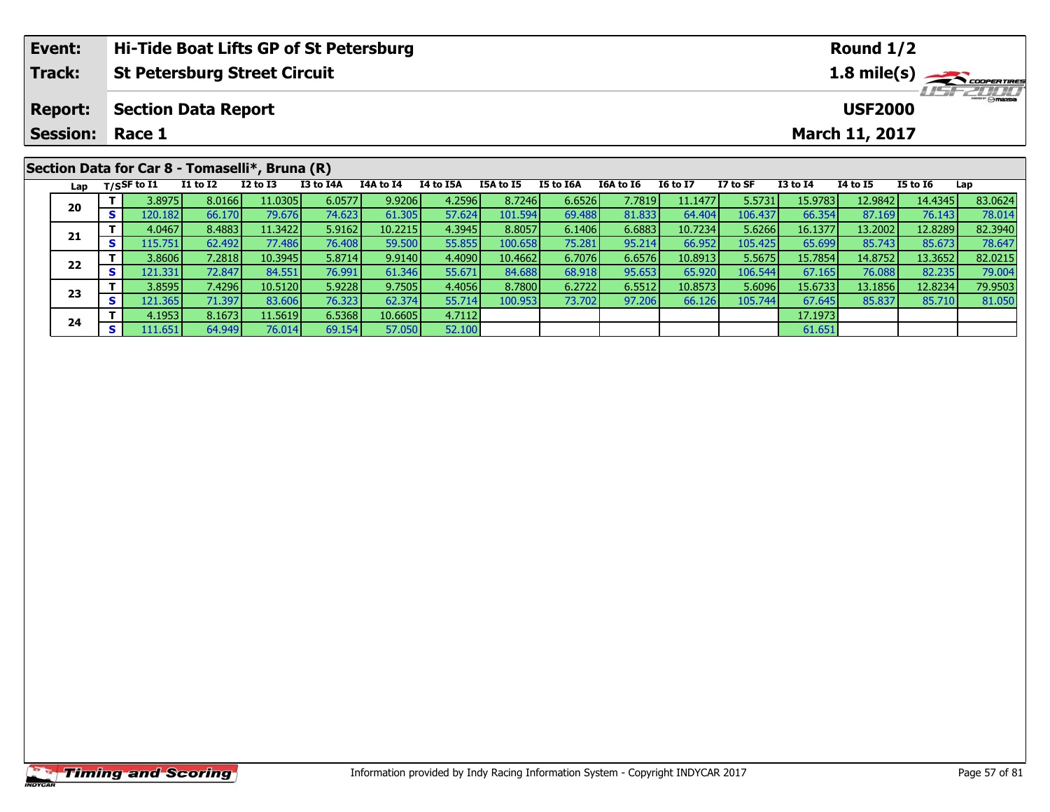| Event: | Hi-Tide Boat Lifts GP of St Petersburg | Round 1/2 |
|---|---|---|
| Track: | St Petersburg Street Circuit | 1.8 mile(s) |
| Report: | Section Data Report | USF2000 |
| Session: | Race 1 | March 11, 2017 |

## Section Data for Car 8 - Tomaselli*, Bruna (R)

| Lap | T/S | SF to I1 | I1 to I2 | I2 to I3 | I3 to I4A | I4A to I4 | I4 to I5A | I5A to I5 | I5 to I6A | I6A to I6 | I6 to I7 | I7 to SF | I3 to I4 | I4 to I5 | I5 to I6 | Lap |
|---|---|---|---|---|---|---|---|---|---|---|---|---|---|---|---|---|
| 20 | T | 3.8975 | 8.0166 | 11.0305 | 6.0577 | 9.9206 | 4.2596 | 8.7246 | 6.6526 | 7.7819 | 11.1477 | 5.5731 | 15.9783 | 12.9842 | 14.4345 | 83.0624 |
| | S | 120.182 | 66.170 | 79.676 | 74.623 | 61.305 | 57.624 | 101.594 | 69.488 | 81.833 | 64.404 | 106.437 | 66.354 | 87.169 | 76.143 | 78.014 |
| 21 | T | 4.0467 | 8.4883 | 11.3422 | 5.9162 | 10.2215 | 4.3945 | 8.8057 | 6.1406 | 6.6883 | 10.7234 | 5.6266 | 16.1377 | 13.2002 | 12.8289 | 82.3940 |
| | S | 115.751 | 62.492 | 77.486 | 76.408 | 59.500 | 55.855 | 100.658 | 75.281 | 95.214 | 66.952 | 105.425 | 65.699 | 85.743 | 85.673 | 78.647 |
| 22 | T | 3.8606 | 7.2818 | 10.3945 | 5.8714 | 9.9140 | 4.4090 | 10.4662 | 6.7076 | 6.6576 | 10.8913 | 5.5675 | 15.7854 | 14.8752 | 13.3652 | 82.0215 |
| | S | 121.331 | 72.847 | 84.551 | 76.991 | 61.346 | 55.671 | 84.688 | 68.918 | 95.653 | 65.920 | 106.544 | 67.165 | 76.088 | 82.235 | 79.004 |
| 23 | T | 3.8595 | 7.4296 | 10.5120 | 5.9228 | 9.7505 | 4.4056 | 8.7800 | 6.2722 | 6.5512 | 10.8573 | 5.6096 | 15.6733 | 13.1856 | 12.8234 | 79.9503 |
| | S | 121.365 | 71.397 | 83.606 | 76.323 | 62.374 | 55.714 | 100.953 | 73.702 | 97.206 | 66.126 | 105.744 | 67.645 | 85.837 | 85.710 | 81.050 |
| 24 | T | 4.1953 | 8.1673 | 11.5619 | 6.5368 | 10.6605 | 4.7112 | | | | | | 17.1973 | | | |
| | S | 111.651 | 64.949 | 76.014 | 69.154 | 57.050 | 52.100 | | | | | | 61.651 | | | |

Information provided by Indy Racing Information System - Copyright INDYCAR 2017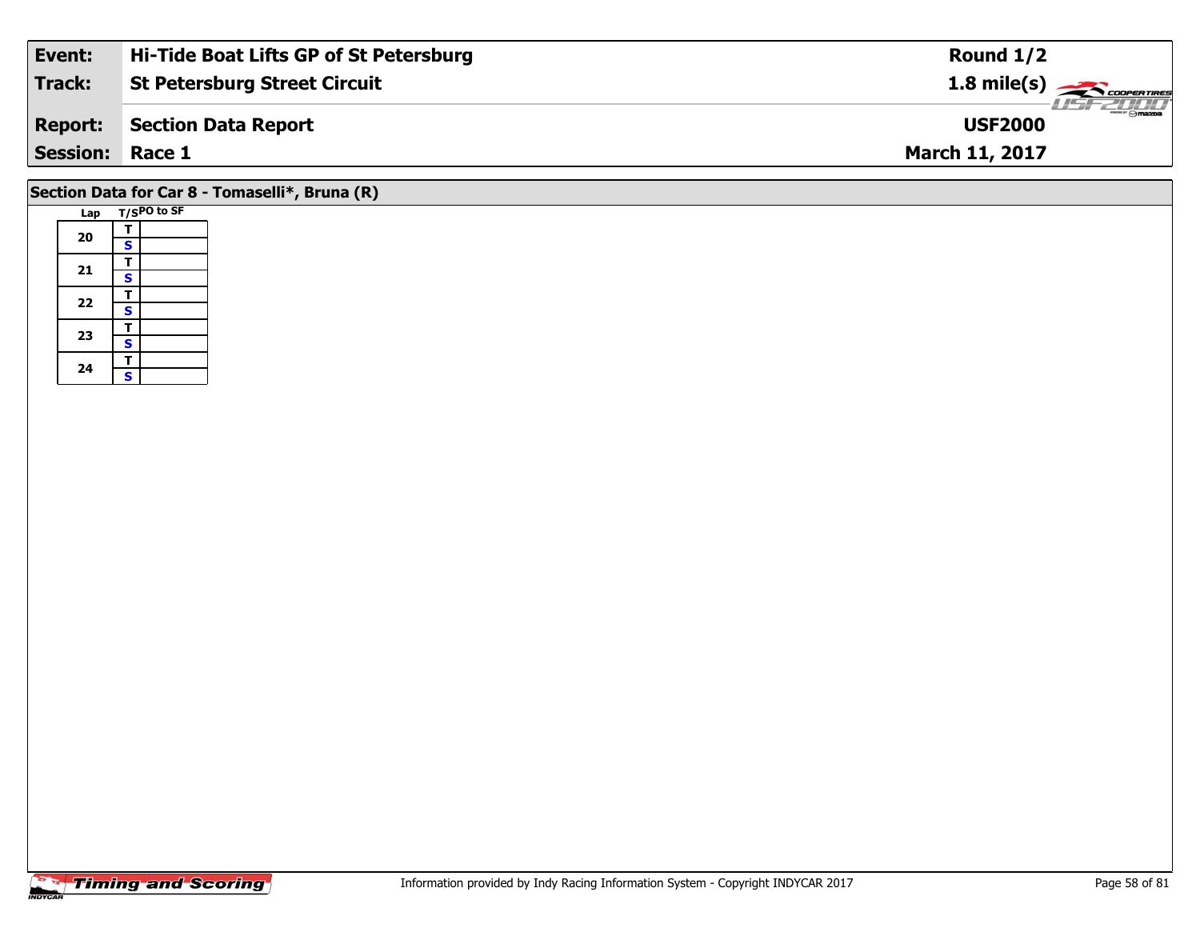| Event: | Hi-Tide Boat Lifts GP of St Petersburg | Round 1/2 |
|---|---|---|
| Track: | St Petersburg Street Circuit | 1.8 mile(s) |
| Report: | Section Data Report | USF2000 |
| Session: | Race 1 | March 11, 2017 |

## Section Data for Car 8 - Tomaselli*, Bruna (R)

| Lap | T/S | PO to SF |
|---|---|---|
| 20 | T | |
| | S | |
| 21 | T | |
| | S | |
| 22 | T | |
| | S | |
| 23 | T | |
| | S | |
| 24 | T | |
| | S | |

Information provided by Indy Racing Information System - Copyright INDYCAR 2017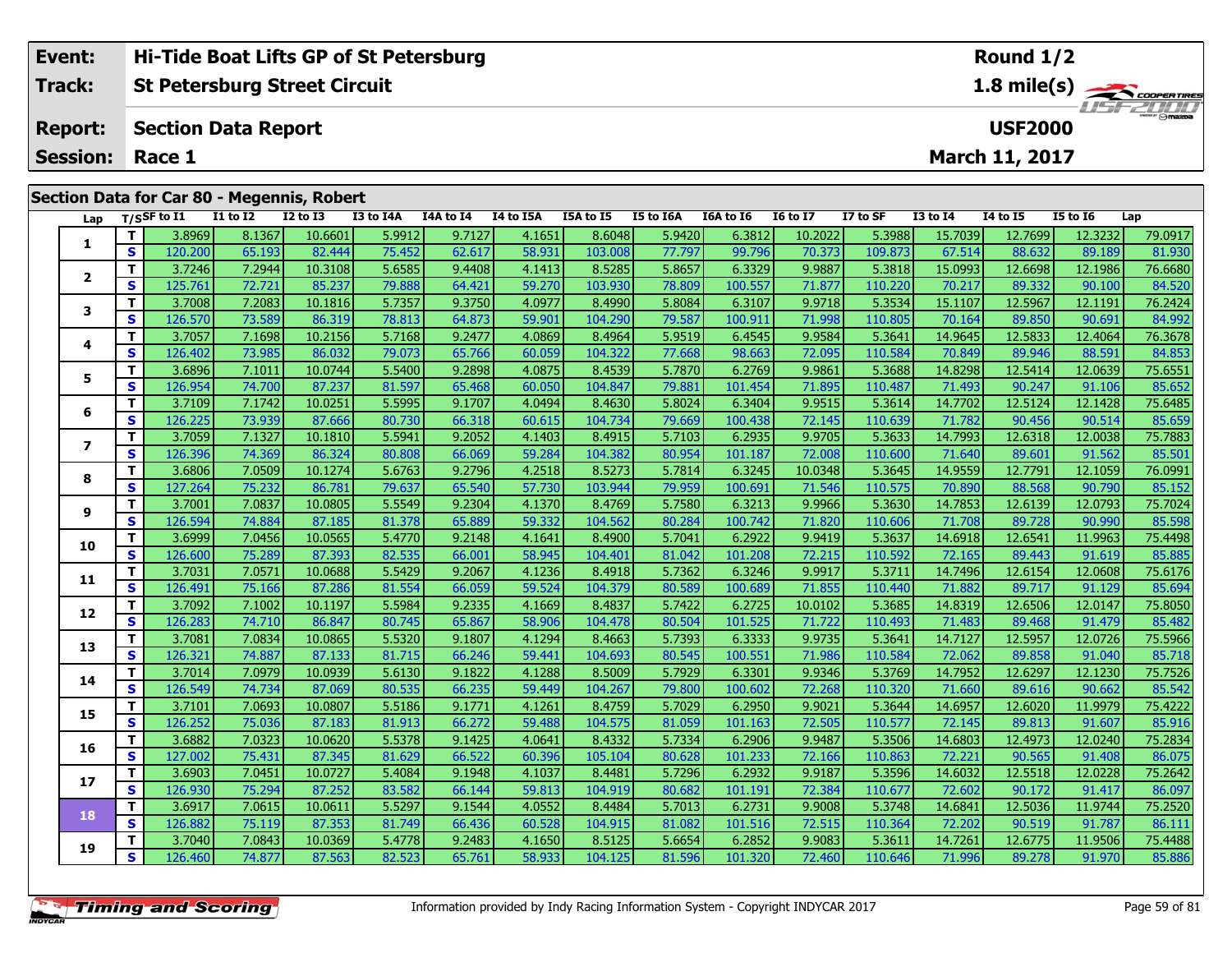| Event: | Hi-Tide Boat Lifts GP of St Petersburg | Round 1/2 |
|---|---|---|
| Track: | St Petersburg Street Circuit | 1.8 mile(s) |
| Report: | Section Data Report | USF2000 |
| Session: | Race 1 | March 11, 2017 |

## Section Data for Car 80 - Megennis, Robert

| Lap | T/S | SF to I1 | I1 to I2 | I2 to I3 | I3 to I4A | I4A to I4 | I4 to I5A | I5A to I5 | I5 to I6A | I6A to I6 | I6 to I7 | I7 to SF | I3 to I4 | I4 to I5 | I5 to I6 | Lap |
|---|---|---|---|---|---|---|---|---|---|---|---|---|---|---|---|---|
| 1 | T | 3.8969 | 8.1367 | 10.6601 | 5.9912 | 9.7127 | 4.1651 | 8.6048 | 5.9420 | 6.3812 | 10.2022 | 5.3988 | 15.7039 | 12.7699 | 12.3232 | 79.0917 |
| | S | 120.200 | 65.193 | 82.444 | 75.452 | 62.617 | 58.931 | 103.008 | 77.797 | 99.796 | 70.373 | 109.873 | 67.514 | 88.632 | 89.189 | 81.930 |
| 2 | T | 3.7246 | 7.2944 | 10.3108 | 5.6585 | 9.4408 | 4.1413 | 8.5285 | 5.8657 | 6.3329 | 9.9887 | 5.3818 | 15.0993 | 12.6698 | 12.1986 | 76.6680 |
| | S | 125.761 | 72.721 | 85.237 | 79.888 | 64.421 | 59.270 | 103.930 | 78.809 | 100.557 | 71.877 | 110.220 | 70.217 | 89.332 | 90.100 | 84.520 |
| 3 | T | 3.7008 | 7.2083 | 10.1816 | 5.7357 | 9.3750 | 4.0977 | 8.4990 | 5.8084 | 6.3107 | 9.9718 | 5.3534 | 15.1107 | 12.5967 | 12.1191 | 76.2424 |
| | S | 126.570 | 73.589 | 86.319 | 78.813 | 64.873 | 59.901 | 104.290 | 79.587 | 100.911 | 71.998 | 110.805 | 70.164 | 89.850 | 90.691 | 84.992 |
| 4 | T | 3.7057 | 7.1698 | 10.2156 | 5.7168 | 9.2477 | 4.0869 | 8.4964 | 5.9519 | 6.4545 | 9.9584 | 5.3641 | 14.9645 | 12.5833 | 12.4064 | 76.3678 |
| | S | 126.402 | 73.985 | 86.032 | 79.073 | 65.766 | 60.059 | 104.322 | 77.668 | 98.663 | 72.095 | 110.584 | 70.849 | 89.946 | 88.591 | 84.853 |
| 5 | T | 3.6896 | 7.1011 | 10.0744 | 5.5400 | 9.2898 | 4.0875 | 8.4539 | 5.7870 | 6.2769 | 9.9861 | 5.3688 | 14.8298 | 12.5414 | 12.0639 | 75.6551 |
| | S | 126.954 | 74.700 | 87.237 | 81.597 | 65.468 | 60.050 | 104.847 | 79.881 | 101.454 | 71.895 | 110.487 | 71.493 | 90.247 | 91.106 | 85.652 |
| 6 | T | 3.7109 | 7.1742 | 10.0251 | 5.5995 | 9.1707 | 4.0494 | 8.4630 | 5.8024 | 6.3404 | 9.9515 | 5.3614 | 14.7702 | 12.5124 | 12.1428 | 75.6485 |
| | S | 126.225 | 73.939 | 87.666 | 80.730 | 66.318 | 60.615 | 104.734 | 79.669 | 100.438 | 72.145 | 110.639 | 71.782 | 90.456 | 90.514 | 85.659 |
| 7 | T | 3.7059 | 7.1327 | 10.1810 | 5.5941 | 9.2052 | 4.1403 | 8.4915 | 5.7103 | 6.2935 | 9.9705 | 5.3633 | 14.7993 | 12.6318 | 12.0038 | 75.7883 |
| | S | 126.396 | 74.369 | 86.324 | 80.808 | 66.069 | 59.284 | 104.382 | 80.954 | 101.187 | 72.008 | 110.600 | 71.640 | 89.601 | 91.562 | 85.501 |
| 8 | T | 3.6806 | 7.0509 | 10.1274 | 5.6763 | 9.2796 | 4.2518 | 8.5273 | 5.7814 | 6.3245 | 10.0348 | 5.3645 | 14.9559 | 12.7791 | 12.1059 | 76.0991 |
| | S | 127.264 | 75.232 | 86.781 | 79.637 | 65.540 | 57.730 | 103.944 | 79.959 | 100.691 | 71.546 | 110.575 | 70.890 | 88.568 | 90.790 | 85.152 |
| 9 | T | 3.7001 | 7.0837 | 10.0805 | 5.5549 | 9.2304 | 4.1370 | 8.4769 | 5.7580 | 6.3213 | 9.9966 | 5.3630 | 14.7853 | 12.6139 | 12.0793 | 75.7024 |
| | S | 126.594 | 74.884 | 87.185 | 81.378 | 65.889 | 59.332 | 104.562 | 80.284 | 100.742 | 71.820 | 110.606 | 71.708 | 89.728 | 90.990 | 85.598 |
| 10 | T | 3.6999 | 7.0456 | 10.0565 | 5.4770 | 9.2148 | 4.1641 | 8.4900 | 5.7041 | 6.2922 | 9.9419 | 5.3637 | 14.6918 | 12.6541 | 11.9963 | 75.4498 |
| | S | 126.600 | 75.289 | 87.393 | 82.535 | 66.001 | 58.945 | 104.401 | 81.042 | 101.208 | 72.215 | 110.592 | 72.165 | 89.443 | 91.619 | 85.885 |
| 11 | T | 3.7031 | 7.0571 | 10.0688 | 5.5429 | 9.2067 | 4.1236 | 8.4918 | 5.7362 | 6.3246 | 9.9917 | 5.3711 | 14.7496 | 12.6154 | 12.0608 | 75.6176 |
| | S | 126.491 | 75.166 | 87.286 | 81.554 | 66.059 | 59.524 | 104.379 | 80.589 | 100.689 | 71.855 | 110.440 | 71.882 | 89.717 | 91.129 | 85.694 |
| 12 | T | 3.7092 | 7.1002 | 10.1197 | 5.5984 | 9.2335 | 4.1669 | 8.4837 | 5.7422 | 6.2725 | 10.0102 | 5.3685 | 14.8319 | 12.6506 | 12.0147 | 75.8050 |
| | S | 126.283 | 74.710 | 86.847 | 80.745 | 65.867 | 58.906 | 104.478 | 80.504 | 101.525 | 71.722 | 110.493 | 71.483 | 89.468 | 91.479 | 85.482 |
| 13 | T | 3.7081 | 7.0834 | 10.0865 | 5.5320 | 9.1807 | 4.1294 | 8.4663 | 5.7393 | 6.3333 | 9.9735 | 5.3641 | 14.7127 | 12.5957 | 12.0726 | 75.5966 |
| | S | 126.321 | 74.887 | 87.133 | 81.715 | 66.246 | 59.441 | 104.693 | 80.545 | 100.551 | 71.986 | 110.584 | 72.062 | 89.858 | 91.040 | 85.718 |
| 14 | T | 3.7014 | 7.0979 | 10.0939 | 5.6130 | 9.1822 | 4.1288 | 8.5009 | 5.7929 | 6.3301 | 9.9346 | 5.3769 | 14.7952 | 12.6297 | 12.1230 | 75.7526 |
| | S | 126.549 | 74.734 | 87.069 | 80.535 | 66.235 | 59.449 | 104.267 | 79.800 | 100.602 | 72.268 | 110.320 | 71.660 | 89.616 | 90.662 | 85.542 |
| 15 | T | 3.7101 | 7.0693 | 10.0807 | 5.5186 | 9.1771 | 4.1261 | 8.4759 | 5.7029 | 6.2950 | 9.9021 | 5.3644 | 14.6957 | 12.6020 | 11.9979 | 75.4222 |
| | S | 126.252 | 75.036 | 87.183 | 81.913 | 66.272 | 59.488 | 104.575 | 81.059 | 101.163 | 72.505 | 110.577 | 72.145 | 89.813 | 91.607 | 85.916 |
| 16 | T | 3.6882 | 7.0323 | 10.0620 | 5.5378 | 9.1425 | 4.0641 | 8.4332 | 5.7334 | 6.2906 | 9.9487 | 5.3506 | 14.6803 | 12.4973 | 12.0240 | 75.2834 |
| | S | 127.002 | 75.431 | 87.345 | 81.629 | 66.522 | 60.396 | 105.104 | 80.628 | 101.233 | 72.166 | 110.863 | 72.221 | 90.565 | 91.408 | 86.075 |
| 17 | T | 3.6903 | 7.0451 | 10.0727 | 5.4084 | 9.1948 | 4.1037 | 8.4481 | 5.7296 | 6.2932 | 9.9187 | 5.3596 | 14.6032 | 12.5518 | 12.0228 | 75.2642 |
| | S | 126.930 | 75.294 | 87.252 | 83.582 | 66.144 | 59.813 | 104.919 | 80.682 | 101.191 | 72.384 | 110.677 | 72.602 | 90.172 | 91.417 | 86.097 |
| 18 | T | 3.6917 | 7.0615 | 10.0611 | 5.5297 | 9.1544 | 4.0552 | 8.4484 | 5.7013 | 6.2731 | 9.9008 | 5.3748 | 14.6841 | 12.5036 | 11.9744 | 75.2520 |
| | S | 126.882 | 75.119 | 87.353 | 81.749 | 66.436 | 60.528 | 104.915 | 81.082 | 101.516 | 72.515 | 110.364 | 72.202 | 90.519 | 91.787 | 86.111 |
| 19 | T | 3.7040 | 7.0843 | 10.0369 | 5.4778 | 9.2483 | 4.1650 | 8.5125 | 5.6654 | 6.2852 | 9.9083 | 5.3611 | 14.7261 | 12.6775 | 11.9506 | 75.4488 |
| | S | 126.460 | 74.877 | 87.563 | 82.523 | 65.761 | 58.933 | 104.125 | 81.596 | 101.320 | 72.460 | 110.646 | 71.996 | 89.278 | 91.970 | 85.886 |

Information provided by Indy Racing Information System - Copyright INDYCAR 2017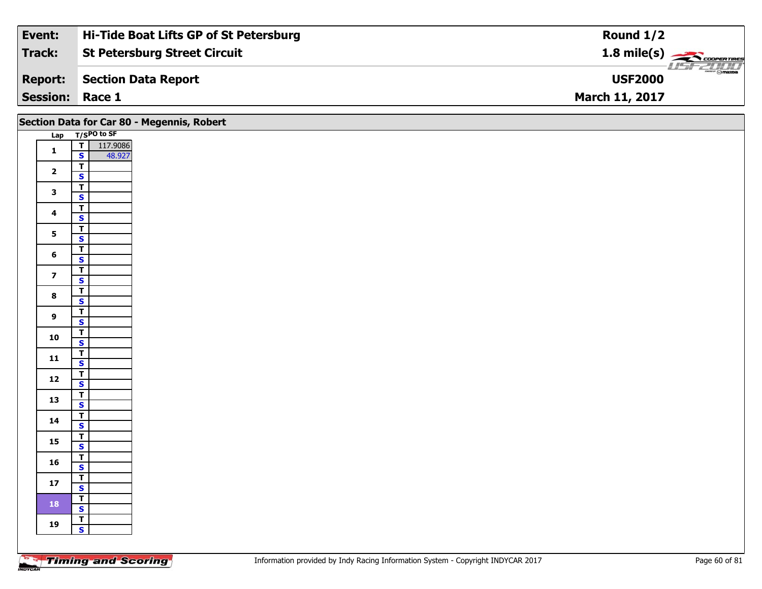| Event: | Hi-Tide Boat Lifts GP of St Petersburg | Round 1/2 |
|---|---|---|
| Track: | St Petersburg Street Circuit | 1.8 mile(s) |
| Report: | Section Data Report | USF2000 |
| Session: | Race 1 | March 11, 2017 |

## Section Data for Car 80 - Megennis, Robert

| Lap | T/S | PO to SF |
|---|---|---|
| 1 | T | 117.9086 |
| | S | 48.927 |
| 2 | T | |
| | S | |
| 3 | T | |
| | S | |
| 4 | T | |
| | S | |
| 5 | T | |
| | S | |
| 6 | T | |
| | S | |
| 7 | T | |
| | S | |
| 8 | T | |
| | S | |
| 9 | T | |
| | S | |
| 10 | T | |
| | S | |
| 11 | T | |
| | S | |
| 12 | T | |
| | S | |
| 13 | T | |
| | S | |
| 14 | T | |
| | S | |
| 15 | T | |
| | S | |
| 16 | T | |
| | S | |
| 17 | T | |
| | S | |
| 18 | T | |
| | S | |
| 19 | T | |
| | S | |

Information provided by Indy Racing Information System - Copyright INDYCAR 2017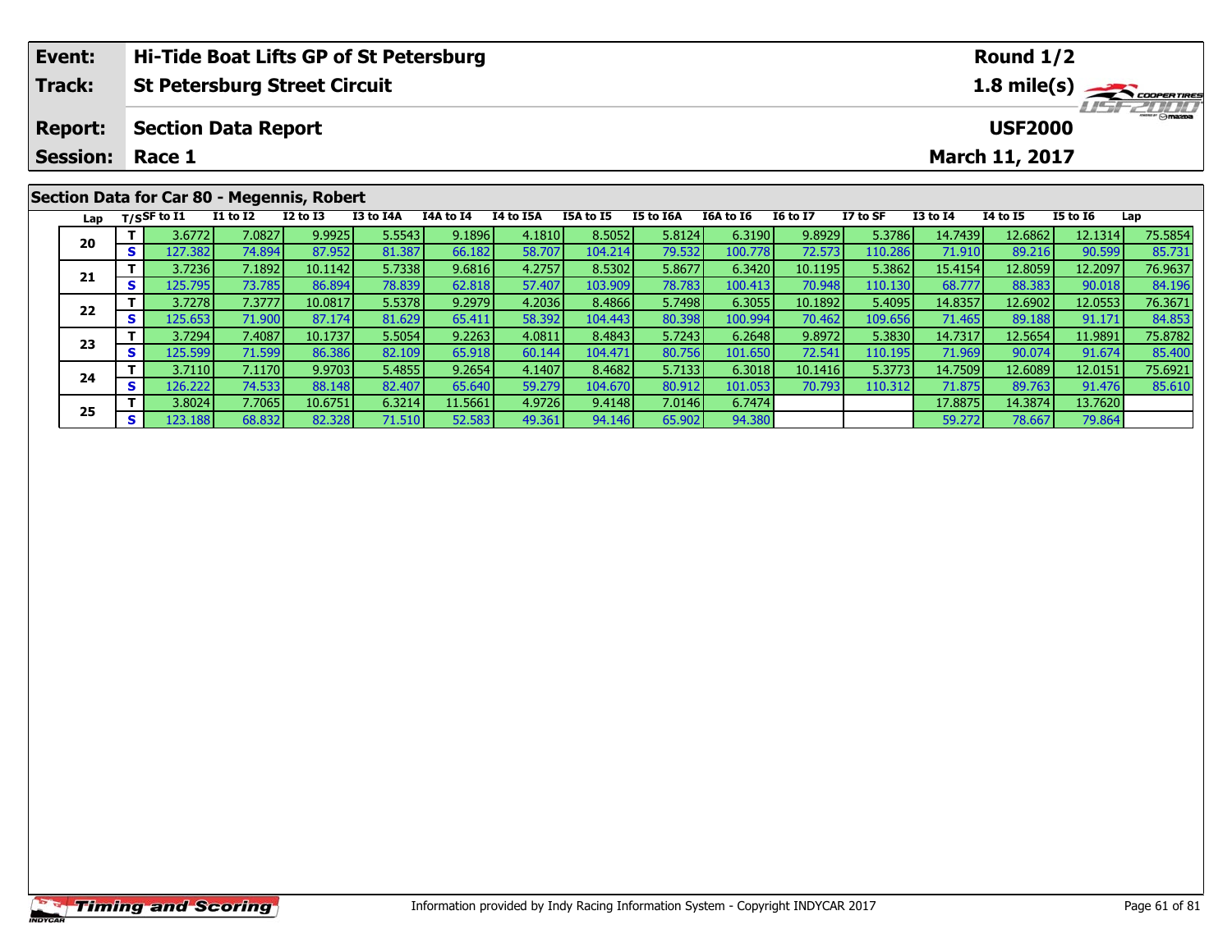| Event: | Hi-Tide Boat Lifts GP of St Petersburg | Round 1/2 |
|---|---|---|
| Track: | St Petersburg Street Circuit | 1.8 mile(s) |
| Report: | Section Data Report | USF2000 |
| Session: | Race 1 | March 11, 2017 |

## Section Data for Car 80 - Megennis, Robert

| Lap | T/S | SF to I1 | I1 to I2 | I2 to I3 | I3 to I4A | I4A to I4 | I4 to I5A | I5A to I5 | I5 to I6A | I6A to I6 | I6 to I7 | I7 to SF | I3 to I4 | I4 to I5 | I5 to I6 | Lap |
|---|---|---|---|---|---|---|---|---|---|---|---|---|---|---|---|---|
| 20 | T | 3.6772 | 7.0827 | 9.9925 | 5.5543 | 9.1896 | 4.1810 | 8.5052 | 5.8124 | 6.3190 | 9.8929 | 5.3786 | 14.7439 | 12.6862 | 12.1314 | 75.5854 |
| | S | 127.382 | 74.894 | 87.952 | 81.387 | 66.182 | 58.707 | 104.214 | 79.532 | 100.778 | 72.573 | 110.286 | 71.910 | 89.216 | 90.599 | 85.731 |
| 21 | T | 3.7236 | 7.1892 | 10.1142 | 5.7338 | 9.6816 | 4.2757 | 8.5302 | 5.8677 | 6.3420 | 10.1195 | 5.3862 | 15.4154 | 12.8059 | 12.2097 | 76.9637 |
| | S | 125.795 | 73.785 | 86.894 | 78.839 | 62.818 | 57.407 | 103.909 | 78.783 | 100.413 | 70.948 | 110.130 | 68.777 | 88.383 | 90.018 | 84.196 |
| 22 | T | 3.7278 | 7.3777 | 10.0817 | 5.5378 | 9.2979 | 4.2036 | 8.4866 | 5.7498 | 6.3055 | 10.1892 | 5.4095 | 14.8357 | 12.6902 | 12.0553 | 76.3671 |
| | S | 125.653 | 71.900 | 87.174 | 81.629 | 65.411 | 58.392 | 104.443 | 80.398 | 100.994 | 70.462 | 109.656 | 71.465 | 89.188 | 91.171 | 84.853 |
| 23 | T | 3.7294 | 7.4087 | 10.1737 | 5.5054 | 9.2263 | 4.0811 | 8.4843 | 5.7243 | 6.2648 | 9.8972 | 5.3830 | 14.7317 | 12.5654 | 11.9891 | 75.8782 |
| | S | 125.599 | 71.599 | 86.386 | 82.109 | 65.918 | 60.144 | 104.471 | 80.756 | 101.650 | 72.541 | 110.195 | 71.969 | 90.074 | 91.674 | 85.400 |
| 24 | T | 3.7110 | 7.1170 | 9.9703 | 5.4855 | 9.2654 | 4.1407 | 8.4682 | 5.7133 | 6.3018 | 10.1416 | 5.3773 | 14.7509 | 12.6089 | 12.0151 | 75.6921 |
| | S | 126.222 | 74.533 | 88.148 | 82.407 | 65.640 | 59.279 | 104.670 | 80.912 | 101.053 | 70.793 | 110.312 | 71.875 | 89.763 | 91.476 | 85.610 |
| 25 | T | 3.8024 | 7.7065 | 10.6751 | 6.3214 | 11.5661 | 4.9726 | 9.4148 | 7.0146 | 6.7474 | | | 17.8875 | 14.3874 | 13.7620 | |
| | S | 123.188 | 68.832 | 82.328 | 71.510 | 52.583 | 49.361 | 94.146 | 65.902 | 94.380 | | | 59.272 | 78.667 | 79.864 | |

Information provided by Indy Racing Information System - Copyright INDYCAR 2017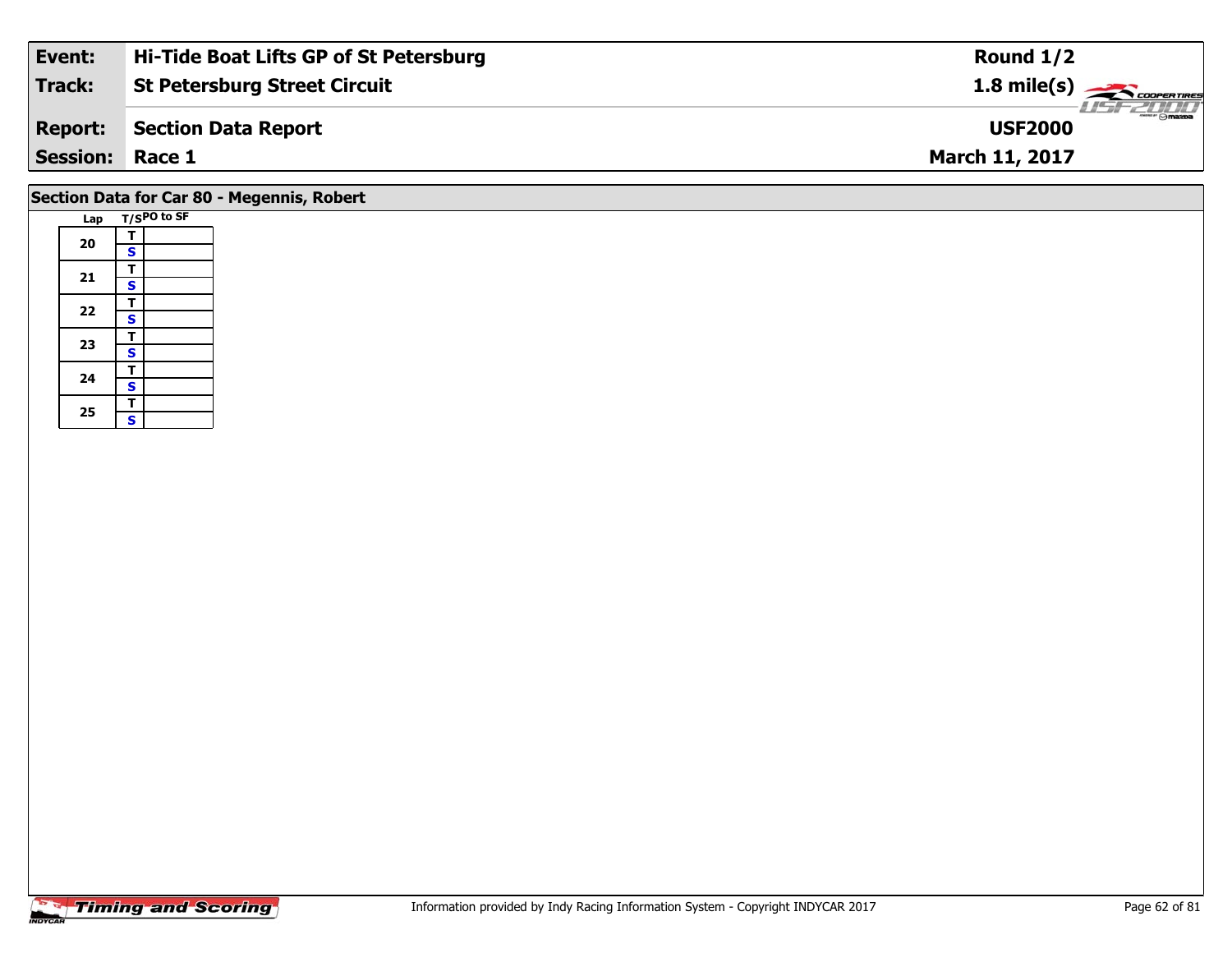| Event: | Hi-Tide Boat Lifts GP of St Petersburg | Round 1/2 |
|---|---|---|
| Track: | St Petersburg Street Circuit | 1.8 mile(s) |
| Report: | Section Data Report | USF2000 |
| Session: | Race 1 | March 11, 2017 |

## Section Data for Car 80 - Megennis, Robert

| Lap | T/S | PO to SF |
|---|---|---|
| 20 | T | |
| | S | |
| 21 | T | |
| | S | |
| 22 | T | |
| | S | |
| 23 | T | |
| | S | |
| 24 | T | |
| | S | |
| 25 | T | |
| | S | |

Information provided by Indy Racing Information System - Copyright INDYCAR 2017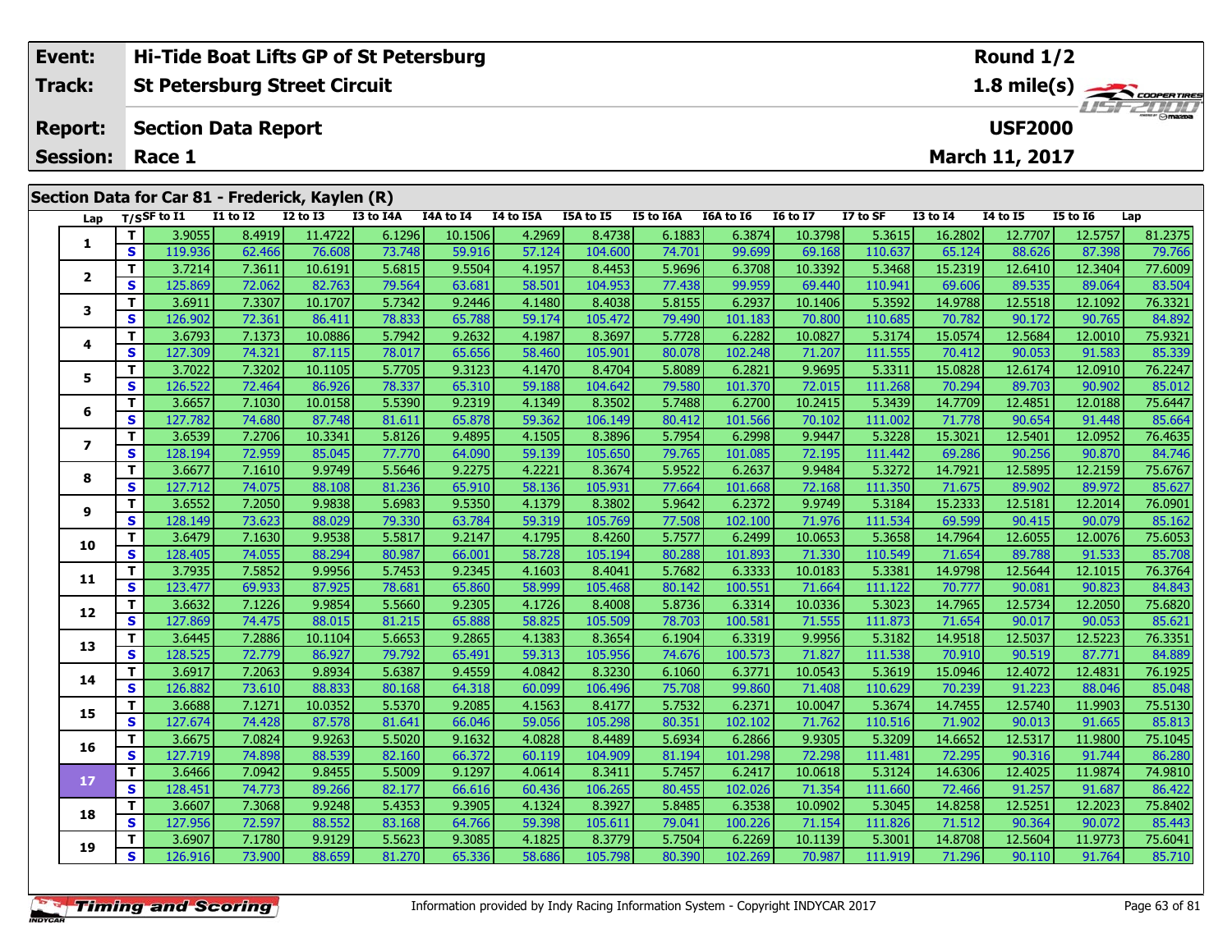| Event: | Hi-Tide Boat Lifts GP of St Petersburg | Round 1/2 |
|---|---|---|
| Track: | St Petersburg Street Circuit | 1.8 mile(s) |
| Report: | Section Data Report | USF2000 |
| Session: | Race 1 | March 11, 2017 |

## Section Data for Car 81 - Frederick, Kaylen (R)

| Lap | T/S | SF to I1 | I1 to I2 | I2 to I3 | I3 to I4A | I4A to I4 | I4 to I5A | I5A to I5 | I5 to I6A | I6A to I6 | I6 to I7 | I7 to SF | I3 to I4 | I4 to I5 | I5 to I6 | Lap |
|---|---|---|---|---|---|---|---|---|---|---|---|---|---|---|---|---|
| 1 | T | 3.9055 | 8.4919 | 11.4722 | 6.1296 | 10.1506 | 4.2969 | 8.4738 | 6.1883 | 6.3874 | 10.3798 | 5.3615 | 16.2802 | 12.7707 | 12.5757 | 81.2375 |
| | S | 119.936 | 62.466 | 76.608 | 73.748 | 59.916 | 57.124 | 104.600 | 74.701 | 99.699 | 69.168 | 110.637 | 65.124 | 88.626 | 87.398 | 79.766 |
| 2 | T | 3.7214 | 7.3611 | 10.6191 | 5.6815 | 9.5504 | 4.1957 | 8.4453 | 5.9696 | 6.3708 | 10.3392 | 5.3468 | 15.2319 | 12.6410 | 12.3404 | 77.6009 |
| | S | 125.869 | 72.062 | 82.763 | 79.564 | 63.681 | 58.501 | 104.953 | 77.438 | 99.959 | 69.440 | 110.941 | 69.606 | 89.535 | 89.064 | 83.504 |
| 3 | T | 3.6911 | 7.3307 | 10.1707 | 5.7342 | 9.2446 | 4.1480 | 8.4038 | 5.8155 | 6.2937 | 10.1406 | 5.3592 | 14.9788 | 12.5518 | 12.1092 | 76.3321 |
| | S | 126.902 | 72.361 | 86.411 | 78.833 | 65.788 | 59.174 | 105.472 | 79.490 | 101.183 | 70.800 | 110.685 | 70.782 | 90.172 | 90.765 | 84.892 |
| 4 | T | 3.6793 | 7.1373 | 10.0886 | 5.7942 | 9.2632 | 4.1987 | 8.3697 | 5.7728 | 6.2282 | 10.0827 | 5.3174 | 15.0574 | 12.5684 | 12.0010 | 75.9321 |
| | S | 127.309 | 74.321 | 87.115 | 78.017 | 65.656 | 58.460 | 105.901 | 80.078 | 102.248 | 71.207 | 111.555 | 70.412 | 90.053 | 91.583 | 85.339 |
| 5 | T | 3.7022 | 7.3202 | 10.1105 | 5.7705 | 9.3123 | 4.1470 | 8.4704 | 5.8089 | 6.2821 | 9.9695 | 5.3311 | 15.0828 | 12.6174 | 12.0910 | 76.2247 |
| | S | 126.522 | 72.464 | 86.926 | 78.337 | 65.310 | 59.188 | 104.642 | 79.580 | 101.370 | 72.015 | 111.268 | 70.294 | 89.703 | 90.902 | 85.012 |
| 6 | T | 3.6657 | 7.1030 | 10.0158 | 5.5390 | 9.2319 | 4.1349 | 8.3502 | 5.7488 | 6.2700 | 10.2415 | 5.3439 | 14.7709 | 12.4851 | 12.0188 | 75.6447 |
| | S | 127.782 | 74.680 | 87.748 | 81.611 | 65.878 | 59.362 | 106.149 | 80.412 | 101.566 | 70.102 | 111.002 | 71.778 | 90.654 | 91.448 | 85.664 |
| 7 | T | 3.6539 | 7.2706 | 10.3341 | 5.8126 | 9.4895 | 4.1505 | 8.3896 | 5.7954 | 6.2998 | 9.9447 | 5.3228 | 15.3021 | 12.5401 | 12.0952 | 76.4635 |
| | S | 128.194 | 72.959 | 85.045 | 77.770 | 64.090 | 59.139 | 105.650 | 79.765 | 101.085 | 72.195 | 111.442 | 69.286 | 90.256 | 90.870 | 84.746 |
| 8 | T | 3.6677 | 7.1610 | 9.9749 | 5.5646 | 9.2275 | 4.2221 | 8.3674 | 5.9522 | 6.2637 | 9.9484 | 5.3272 | 14.7921 | 12.5895 | 12.2159 | 75.6767 |
| | S | 127.712 | 74.075 | 88.108 | 81.236 | 65.910 | 58.136 | 105.931 | 77.664 | 101.668 | 72.168 | 111.350 | 71.675 | 89.902 | 89.972 | 85.627 |
| 9 | T | 3.6552 | 7.2050 | 9.9838 | 5.6983 | 9.5350 | 4.1379 | 8.3802 | 5.9642 | 6.2372 | 9.9749 | 5.3184 | 15.2333 | 12.5181 | 12.2014 | 76.0901 |
| | S | 128.149 | 73.623 | 88.029 | 79.330 | 63.784 | 59.319 | 105.769 | 77.508 | 102.100 | 71.976 | 111.534 | 69.599 | 90.415 | 90.079 | 85.162 |
| 10 | T | 3.6479 | 7.1630 | 9.9538 | 5.5817 | 9.2147 | 4.1795 | 8.4260 | 5.7577 | 6.2499 | 10.0653 | 5.3658 | 14.7964 | 12.6055 | 12.0076 | 75.6053 |
| | S | 128.405 | 74.055 | 88.294 | 80.987 | 66.001 | 58.728 | 105.194 | 80.288 | 101.893 | 71.330 | 110.549 | 71.654 | 89.788 | 91.533 | 85.708 |
| 11 | T | 3.7935 | 7.5852 | 9.9956 | 5.7453 | 9.2345 | 4.1603 | 8.4041 | 5.7682 | 6.3333 | 10.0183 | 5.3381 | 14.9798 | 12.5644 | 12.1015 | 76.3764 |
| | S | 123.477 | 69.933 | 87.925 | 78.681 | 65.860 | 58.999 | 105.468 | 80.142 | 100.551 | 71.664 | 111.122 | 70.777 | 90.081 | 90.823 | 84.843 |
| 12 | T | 3.6632 | 7.1226 | 9.9854 | 5.5660 | 9.2305 | 4.1726 | 8.4008 | 5.8736 | 6.3314 | 10.0336 | 5.3023 | 14.7965 | 12.5734 | 12.2050 | 75.6820 |
| | S | 127.869 | 74.475 | 88.015 | 81.215 | 65.888 | 58.825 | 105.509 | 78.703 | 100.581 | 71.555 | 111.873 | 71.654 | 90.017 | 90.053 | 85.621 |
| 13 | T | 3.6445 | 7.2886 | 10.1104 | 5.6653 | 9.2865 | 4.1383 | 8.3654 | 6.1904 | 6.3319 | 9.9956 | 5.3182 | 14.9518 | 12.5037 | 12.5223 | 76.3351 |
| | S | 128.525 | 72.779 | 86.927 | 79.792 | 65.491 | 59.313 | 105.956 | 74.676 | 100.573 | 71.827 | 111.538 | 70.910 | 90.519 | 87.771 | 84.889 |
| 14 | T | 3.6917 | 7.2063 | 9.8934 | 5.6387 | 9.4559 | 4.0842 | 8.3230 | 6.1060 | 6.3771 | 10.0543 | 5.3619 | 15.0946 | 12.4072 | 12.4831 | 76.1925 |
| | S | 126.882 | 73.610 | 88.833 | 80.168 | 64.318 | 60.099 | 106.496 | 75.708 | 99.860 | 71.408 | 110.629 | 70.239 | 91.223 | 88.046 | 85.048 |
| 15 | T | 3.6688 | 7.1271 | 10.0352 | 5.5370 | 9.2085 | 4.1563 | 8.4177 | 5.7532 | 6.2371 | 10.0047 | 5.3674 | 14.7455 | 12.5740 | 11.9903 | 75.5130 |
| | S | 127.674 | 74.428 | 87.578 | 81.641 | 66.046 | 59.056 | 105.298 | 80.351 | 102.102 | 71.762 | 110.516 | 71.902 | 90.013 | 91.665 | 85.813 |
| 16 | T | 3.6675 | 7.0824 | 9.9263 | 5.5020 | 9.1632 | 4.0828 | 8.4489 | 5.6934 | 6.2866 | 9.9305 | 5.3209 | 14.6652 | 12.5317 | 11.9800 | 75.1045 |
| | S | 127.719 | 74.898 | 88.539 | 82.160 | 66.372 | 60.119 | 104.909 | 81.194 | 101.298 | 72.298 | 111.481 | 72.295 | 90.316 | 91.744 | 86.280 |
| 17 | T | 3.6466 | 7.0942 | 9.8455 | 5.5009 | 9.1297 | 4.0614 | 8.3411 | 5.7457 | 6.2417 | 10.0618 | 5.3124 | 14.6306 | 12.4025 | 11.9874 | 74.9810 |
| | S | 128.451 | 74.773 | 89.266 | 82.177 | 66.616 | 60.436 | 106.265 | 80.455 | 102.026 | 71.354 | 111.660 | 72.466 | 91.257 | 91.687 | 86.422 |
| 18 | T | 3.6607 | 7.3068 | 9.9248 | 5.4353 | 9.3905 | 4.1324 | 8.3927 | 5.8485 | 6.3538 | 10.0902 | 5.3045 | 14.8258 | 12.5251 | 12.2023 | 75.8402 |
| | S | 127.956 | 72.597 | 88.552 | 83.168 | 64.766 | 59.398 | 105.611 | 79.041 | 100.226 | 71.154 | 111.826 | 71.512 | 90.364 | 90.072 | 85.443 |
| 19 | T | 3.6907 | 7.1780 | 9.9129 | 5.5623 | 9.3085 | 4.1825 | 8.3779 | 5.7504 | 6.2269 | 10.1139 | 5.3001 | 14.8708 | 12.5604 | 11.9773 | 75.6041 |
| | S | 126.916 | 73.900 | 88.659 | 81.270 | 65.336 | 58.686 | 105.798 | 80.390 | 102.269 | 70.987 | 111.919 | 71.296 | 90.110 | 91.764 | 85.710 |

Information provided by Indy Racing Information System - Copyright INDYCAR 2017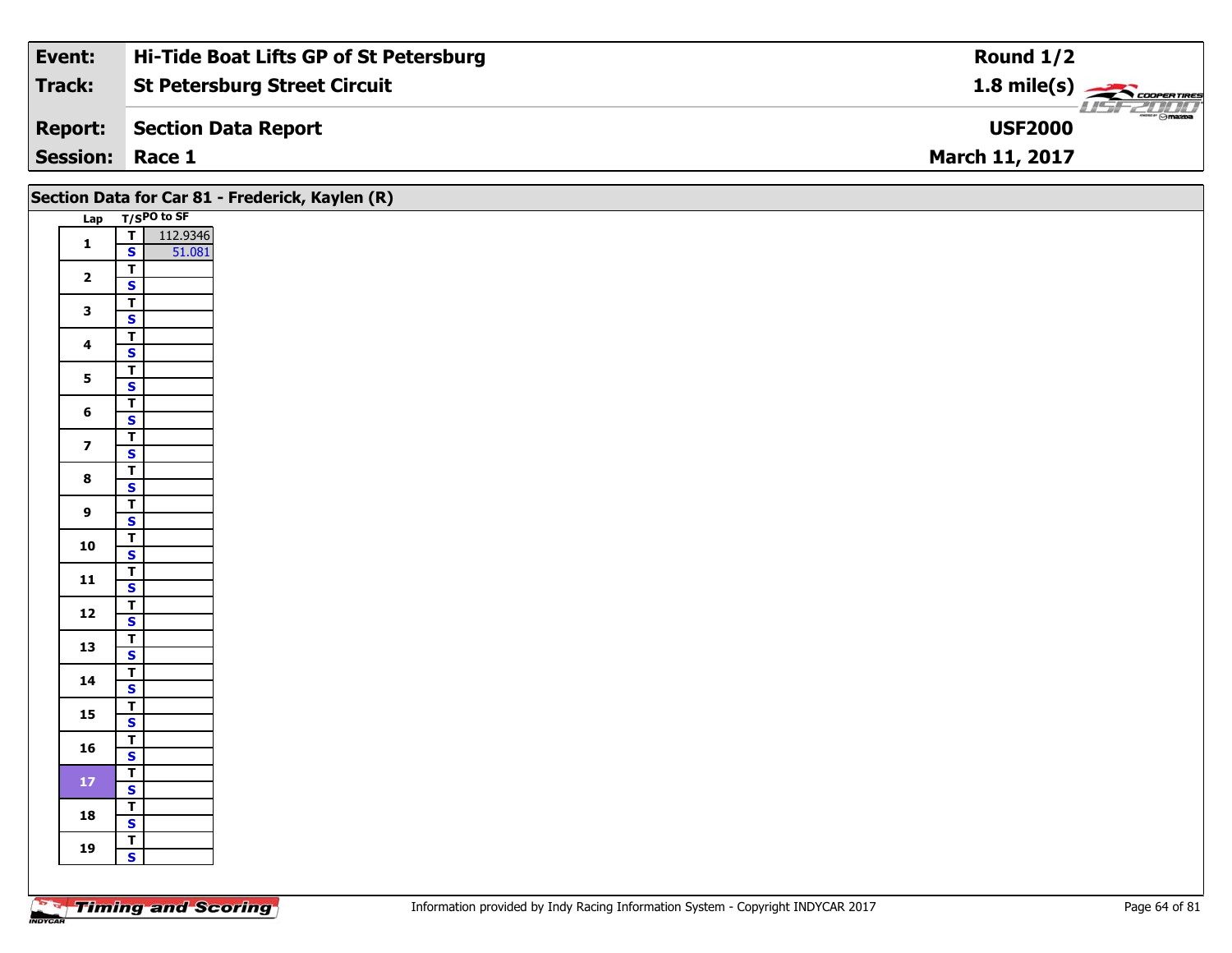| Event: | Hi-Tide Boat Lifts GP of St Petersburg | Round 1/2 |
|---|---|---|
| Track: | St Petersburg Street Circuit | 1.8 mile(s) |
| Report: | Section Data Report | USF2000 |
| Session: | Race 1 | March 11, 2017 |

## Section Data for Car 81 - Frederick, Kaylen (R)

| Lap | T/S | PO to SF |
|---|---|---|
| 1 | T | 112.9346 |
| | S | 51.081 |
| 2 | T | |
| | S | |
| 3 | T | |
| | S | |
| 4 | T | |
| | S | |
| 5 | T | |
| | S | |
| 6 | T | |
| | S | |
| 7 | T | |
| | S | |
| 8 | T | |
| | S | |
| 9 | T | |
| | S | |
| 10 | T | |
| | S | |
| 11 | T | |
| | S | |
| 12 | T | |
| | S | |
| 13 | T | |
| | S | |
| 14 | T | |
| | S | |
| 15 | T | |
| | S | |
| 16 | T | |
| | S | |
| 17 | T | |
| | S | |
| 18 | T | |
| | S | |
| 19 | T | |
| | S | |

Information provided by Indy Racing Information System - Copyright INDYCAR 2017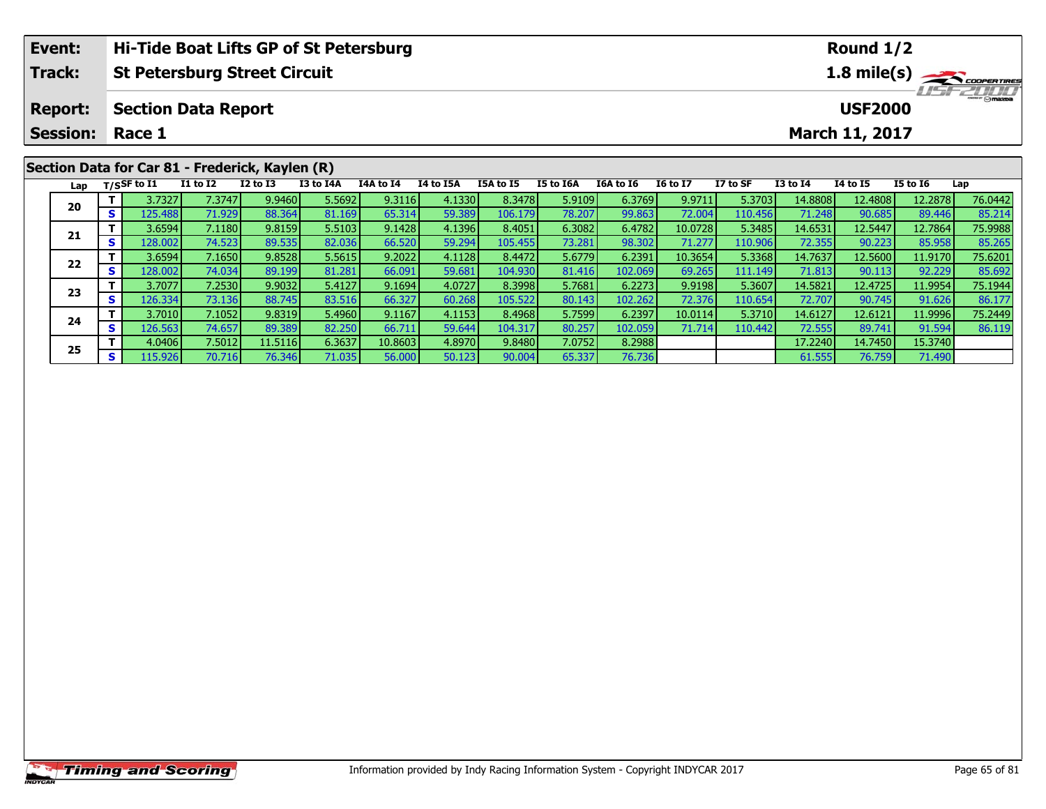| Event: | Hi-Tide Boat Lifts GP of St Petersburg | Round 1/2 |
|---|---|---|
| Track: | St Petersburg Street Circuit | 1.8 mile(s) |
| Report: | Section Data Report | USF2000 |
| Session: | Race 1 | March 11, 2017 |

## Section Data for Car 81 - Frederick, Kaylen (R)

| Lap | T/S | SF to I1 | I1 to I2 | I2 to I3 | I3 to I4A | I4A to I4 | I4 to I5A | I5A to I5 | I5 to I6A | I6A to I6 | I6 to I7 | I7 to SF | I3 to I4 | I4 to I5 | I5 to I6 | Lap |
|---|---|---|---|---|---|---|---|---|---|---|---|---|---|---|---|---|
| 20 | T | 3.7327 | 7.3747 | 9.9460 | 5.5692 | 9.3116 | 4.1330 | 8.3478 | 5.9109 | 6.3769 | 9.9711 | 5.3703 | 14.8808 | 12.4808 | 12.2878 | 76.0442 |
| | S | 125.488 | 71.929 | 88.364 | 81.169 | 65.314 | 59.389 | 106.179 | 78.207 | 99.863 | 72.004 | 110.456 | 71.248 | 90.685 | 89.446 | 85.214 |
| 21 | T | 3.6594 | 7.1180 | 9.8159 | 5.5103 | 9.1428 | 4.1396 | 8.4051 | 6.3082 | 6.4782 | 10.0728 | 5.3485 | 14.6531 | 12.5447 | 12.7864 | 75.9988 |
| | S | 128.002 | 74.523 | 89.535 | 82.036 | 66.520 | 59.294 | 105.455 | 73.281 | 98.302 | 71.277 | 110.906 | 72.355 | 90.223 | 85.958 | 85.265 |
| 22 | T | 3.6594 | 7.1650 | 9.8528 | 5.5615 | 9.2022 | 4.1128 | 8.4472 | 5.6779 | 6.2391 | 10.3654 | 5.3368 | 14.7637 | 12.5600 | 11.9170 | 75.6201 |
| | S | 128.002 | 74.034 | 89.199 | 81.281 | 66.091 | 59.681 | 104.930 | 81.416 | 102.069 | 69.265 | 111.149 | 71.813 | 90.113 | 92.229 | 85.692 |
| 23 | T | 3.7077 | 7.2530 | 9.9032 | 5.4127 | 9.1694 | 4.0727 | 8.3998 | 5.7681 | 6.2273 | 9.9198 | 5.3607 | 14.5821 | 12.4725 | 11.9954 | 75.1944 |
| | S | 126.334 | 73.136 | 88.745 | 83.516 | 66.327 | 60.268 | 105.522 | 80.143 | 102.262 | 72.376 | 110.654 | 72.707 | 90.745 | 91.626 | 86.177 |
| 24 | T | 3.7010 | 7.1052 | 9.8319 | 5.4960 | 9.1167 | 4.1153 | 8.4968 | 5.7599 | 6.2397 | 10.0114 | 5.3710 | 14.6127 | 12.6121 | 11.9996 | 75.2449 |
| | S | 126.563 | 74.657 | 89.389 | 82.250 | 66.711 | 59.644 | 104.317 | 80.257 | 102.059 | 71.714 | 110.442 | 72.555 | 89.741 | 91.594 | 86.119 |
| 25 | T | 4.0406 | 7.5012 | 11.5116 | 6.3637 | 10.8603 | 4.8970 | 9.8480 | 7.0752 | 8.2988 | | | 17.2240 | 14.7450 | 15.3740 | |
| | S | 115.926 | 70.716 | 76.346 | 71.035 | 56.000 | 50.123 | 90.004 | 65.337 | 76.736 | | | 61.555 | 76.759 | 71.490 | |

Information provided by Indy Racing Information System - Copyright INDYCAR 2017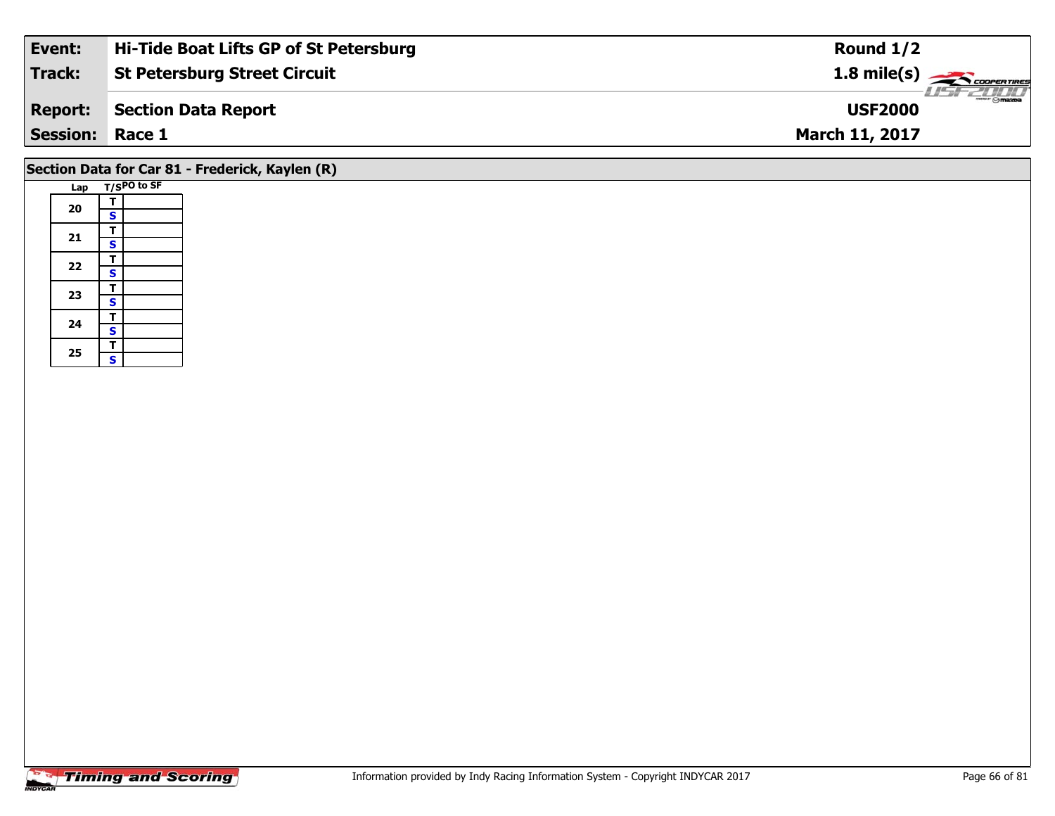| Event: | Hi-Tide Boat Lifts GP of St Petersburg | Round 1/2 |
|---|---|---|
| Track: | St Petersburg Street Circuit | 1.8 mile(s) |
| Report: | Section Data Report | USF2000 |
| Session: | Race 1 | March 11, 2017 |

## Section Data for Car 81 - Frederick, Kaylen (R)

| Lap | T/S | PO to SF |
|---|---|---|
| 20 | T | |
| | S | |
| 21 | T | |
| | S | |
| 22 | T | |
| | S | |
| 23 | T | |
| | S | |
| 24 | T | |
| | S | |
| 25 | T | |
| | S | |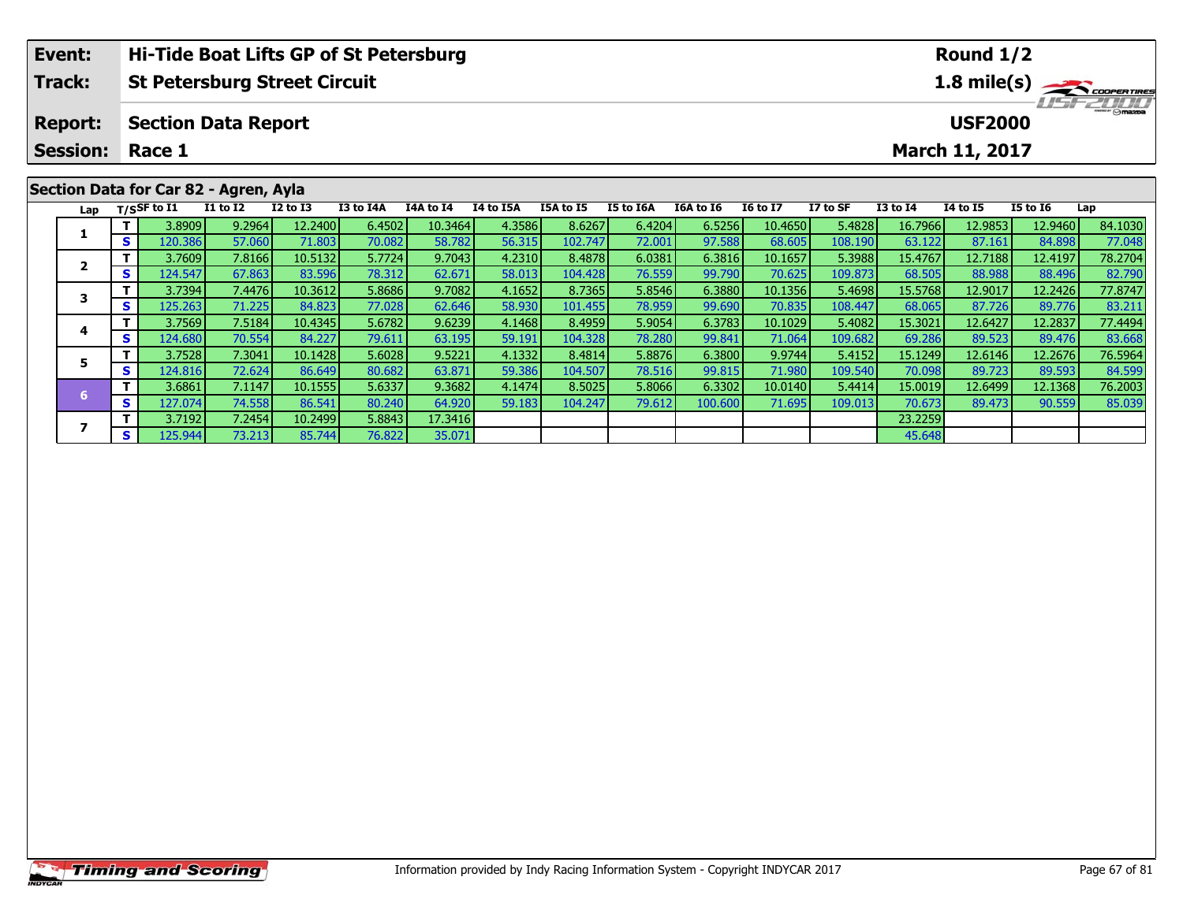| Event: | Hi-Tide Boat Lifts GP of St Petersburg | Round 1/2 |
|---|---|---|
| Track: | St Petersburg Street Circuit | 1.8 mile(s) |
| Report: | Section Data Report | USF2000 |
| Session: | Race 1 | March 11, 2017 |

## Section Data for Car 82 - Agren, Ayla

| Lap | T/S | SF to I1 | I1 to I2 | I2 to I3 | I3 to I4A | I4A to I4 | I4 to I5A | I5A to I5 | I5 to I6A | I6A to I6 | I6 to I7 | I7 to SF | I3 to I4 | I4 to I5 | I5 to I6 | Lap |
|---|---|---|---|---|---|---|---|---|---|---|---|---|---|---|---|---|
| 1 | T | 3.8909 | 9.2964 | 12.2400 | 6.4502 | 10.3464 | 4.3586 | 8.6267 | 6.4204 | 6.5256 | 10.4650 | 5.4828 | 16.7966 | 12.9853 | 12.9460 | 84.1030 |
| | S | 120.386 | 57.060 | 71.803 | 70.082 | 58.782 | 56.315 | 102.747 | 72.001 | 97.588 | 68.605 | 108.190 | 63.122 | 87.161 | 84.898 | 77.048 |
| 2 | T | 3.7609 | 7.8166 | 10.5132 | 5.7724 | 9.7043 | 4.2310 | 8.4878 | 6.0381 | 6.3816 | 10.1657 | 5.3988 | 15.4767 | 12.7188 | 12.4197 | 78.2704 |
| | S | 124.547 | 67.863 | 83.596 | 78.312 | 62.671 | 58.013 | 104.428 | 76.559 | 99.790 | 70.625 | 109.873 | 68.505 | 88.988 | 88.496 | 82.790 |
| 3 | T | 3.7394 | 7.4476 | 10.3612 | 5.8686 | 9.7082 | 4.1652 | 8.7365 | 5.8546 | 6.3880 | 10.1356 | 5.4698 | 15.5768 | 12.9017 | 12.2426 | 77.8747 |
| | S | 125.263 | 71.225 | 84.823 | 77.028 | 62.646 | 58.930 | 101.455 | 78.959 | 99.690 | 70.835 | 108.447 | 68.065 | 87.726 | 89.776 | 83.211 |
| 4 | T | 3.7569 | 7.5184 | 10.4345 | 5.6782 | 9.6239 | 4.1468 | 8.4959 | 5.9054 | 6.3783 | 10.1029 | 5.4082 | 15.3021 | 12.6427 | 12.2837 | 77.4494 |
| | S | 124.680 | 70.554 | 84.227 | 79.611 | 63.195 | 59.191 | 104.328 | 78.280 | 99.841 | 71.064 | 109.682 | 69.286 | 89.523 | 89.476 | 83.668 |
| 5 | T | 3.7528 | 7.3041 | 10.1428 | 5.6028 | 9.5221 | 4.1332 | 8.4814 | 5.8876 | 6.3800 | 9.9744 | 5.4152 | 15.1249 | 12.6146 | 12.2676 | 76.5964 |
| | S | 124.816 | 72.624 | 86.649 | 80.682 | 63.871 | 59.386 | 104.507 | 78.516 | 99.815 | 71.980 | 109.540 | 70.098 | 89.723 | 89.593 | 84.599 |
| 6 | T | 3.6861 | 7.1147 | 10.1555 | 5.6337 | 9.3682 | 4.1474 | 8.5025 | 5.8066 | 6.3302 | 10.0140 | 5.4414 | 15.0019 | 12.6499 | 12.1368 | 76.2003 |
| | S | 127.074 | 74.558 | 86.541 | 80.240 | 64.920 | 59.183 | 104.247 | 79.612 | 100.600 | 71.695 | 109.013 | 70.673 | 89.473 | 90.559 | 85.039 |
| 7 | T | 3.7192 | 7.2454 | 10.2499 | 5.8843 | 17.3416 | | | | | | | 23.2259 | | | |
| | S | 125.944 | 73.213 | 85.744 | 76.822 | 35.071 | | | | | | | 45.648 | | | |

Information provided by Indy Racing Information System - Copyright INDYCAR 2017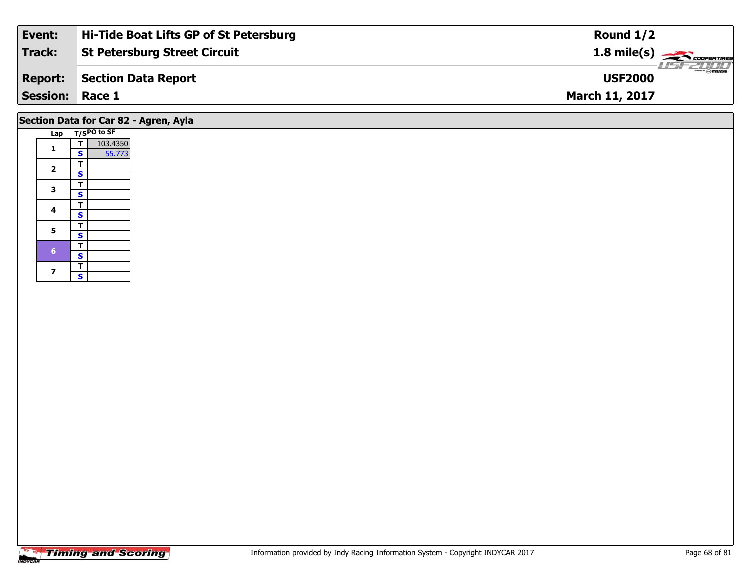| Event: | Hi-Tide Boat Lifts GP of St Petersburg | Round 1/2 |
|---|---|---|
| Track: | St Petersburg Street Circuit | 1.8 mile(s) |
| Report: | Section Data Report | USF2000 |
| Session: | Race 1 | March 11, 2017 |

## Section Data for Car 82 - Agren, Ayla

| Lap | T/S | PO to SF |
|---|---|---|
| 1 | T | 103.4350 |
| | S | 55.773 |
| 2 | T | |
| | S | |
| 3 | T | |
| | S | |
| 4 | T | |
| | S | |
| 5 | T | |
| | S | |
| 6 | T | |
| | S | |
| 7 | T | |
| | S | |

Information provided by Indy Racing Information System - Copyright INDYCAR 2017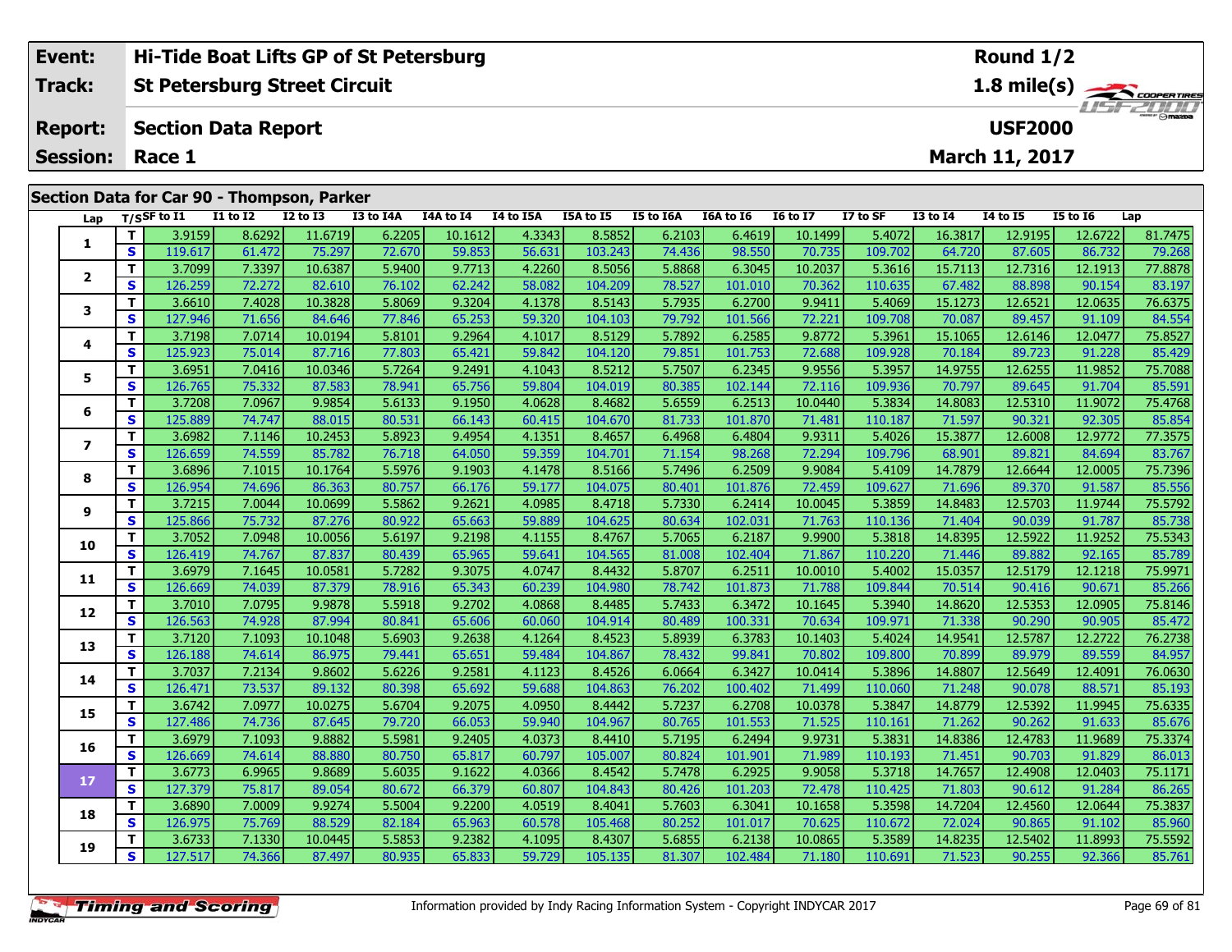| Event: | Hi-Tide Boat Lifts GP of St Petersburg | Round 1/2 |
|---|---|---|
| Track: | St Petersburg Street Circuit | 1.8 mile(s) |
| Report: | Section Data Report | USF2000 |
| Session: | Race 1 | March 11, 2017 |

## Section Data for Car 90 - Thompson, Parker

| Lap | T/S | SF to I1 | I1 to I2 | I2 to I3 | I3 to I4A | I4A to I4 | I4 to I5A | I5A to I5 | I5 to I6A | I6A to I6 | I6 to I7 | I7 to SF | I3 to I4 | I4 to I5 | I5 to I6 | Lap |
|---|---|---|---|---|---|---|---|---|---|---|---|---|---|---|---|---|
| 1 | T | 3.9159 | 8.6292 | 11.6719 | 6.2205 | 10.1612 | 4.3343 | 8.5852 | 6.2103 | 6.4619 | 10.1499 | 5.4072 | 16.3817 | 12.9195 | 12.6722 | 81.7475 |
| | S | 119.617 | 61.472 | 75.297 | 72.670 | 59.853 | 56.631 | 103.243 | 74.436 | 98.550 | 70.735 | 109.702 | 64.720 | 87.605 | 86.732 | 79.268 |
| 2 | T | 3.7099 | 7.3397 | 10.6387 | 5.9400 | 9.7713 | 4.2260 | 8.5056 | 5.8868 | 6.3045 | 10.2037 | 5.3616 | 15.7113 | 12.7316 | 12.1913 | 77.8878 |
| | S | 126.259 | 72.272 | 82.610 | 76.102 | 62.242 | 58.082 | 104.209 | 78.527 | 101.010 | 70.362 | 110.635 | 67.482 | 88.898 | 90.154 | 83.197 |
| 3 | T | 3.6610 | 7.4028 | 10.3828 | 5.8069 | 9.3204 | 4.1378 | 8.5143 | 5.7935 | 6.2700 | 9.9411 | 5.4069 | 15.1273 | 12.6521 | 12.0635 | 76.6375 |
| | S | 127.946 | 71.656 | 84.646 | 77.846 | 65.253 | 59.320 | 104.103 | 79.792 | 101.566 | 72.221 | 109.708 | 70.087 | 89.457 | 91.109 | 84.554 |
| 4 | T | 3.7198 | 7.0714 | 10.0194 | 5.8101 | 9.2964 | 4.1017 | 8.5129 | 5.7892 | 6.2585 | 9.8772 | 5.3961 | 15.1065 | 12.6146 | 12.0477 | 75.8527 |
| | S | 125.923 | 75.014 | 87.716 | 77.803 | 65.421 | 59.842 | 104.120 | 79.851 | 101.753 | 72.688 | 109.928 | 70.184 | 89.723 | 91.228 | 85.429 |
| 5 | T | 3.6951 | 7.0416 | 10.0346 | 5.7264 | 9.2491 | 4.1043 | 8.5212 | 5.7507 | 6.2345 | 9.9556 | 5.3957 | 14.9755 | 12.6255 | 11.9852 | 75.7088 |
| | S | 126.765 | 75.332 | 87.583 | 78.941 | 65.756 | 59.804 | 104.019 | 80.385 | 102.144 | 72.116 | 109.936 | 70.797 | 89.645 | 91.704 | 85.591 |
| 6 | T | 3.7208 | 7.0967 | 9.9854 | 5.6133 | 9.1950 | 4.0628 | 8.4682 | 5.6559 | 6.2513 | 10.0440 | 5.3834 | 14.8083 | 12.5310 | 11.9072 | 75.4768 |
| | S | 125.889 | 74.747 | 88.015 | 80.531 | 66.143 | 60.415 | 104.670 | 81.733 | 101.870 | 71.481 | 110.187 | 71.597 | 90.321 | 92.305 | 85.854 |
| 7 | T | 3.6982 | 7.1146 | 10.2453 | 5.8923 | 9.4954 | 4.1351 | 8.4657 | 6.4968 | 6.4804 | 9.9311 | 5.4026 | 15.3877 | 12.6008 | 12.9772 | 77.3575 |
| | S | 126.659 | 74.559 | 85.782 | 76.718 | 64.050 | 59.359 | 104.701 | 71.154 | 98.268 | 72.294 | 109.796 | 68.901 | 89.821 | 84.694 | 83.767 |
| 8 | T | 3.6896 | 7.1015 | 10.1764 | 5.5976 | 9.1903 | 4.1478 | 8.5166 | 5.7496 | 6.2509 | 9.9084 | 5.4109 | 14.7879 | 12.6644 | 12.0005 | 75.7396 |
| | S | 126.954 | 74.696 | 86.363 | 80.757 | 66.176 | 59.177 | 104.075 | 80.401 | 101.876 | 72.459 | 109.627 | 71.696 | 89.370 | 91.587 | 85.556 |
| 9 | T | 3.7215 | 7.0044 | 10.0699 | 5.5862 | 9.2621 | 4.0985 | 8.4718 | 5.7330 | 6.2414 | 10.0045 | 5.3859 | 14.8483 | 12.5703 | 11.9744 | 75.5792 |
| | S | 125.866 | 75.732 | 87.276 | 80.922 | 65.663 | 59.889 | 104.625 | 80.634 | 102.031 | 71.763 | 110.136 | 71.404 | 90.039 | 91.787 | 85.738 |
| 10 | T | 3.7052 | 7.0948 | 10.0056 | 5.6197 | 9.2198 | 4.1155 | 8.4767 | 5.7065 | 6.2187 | 9.9900 | 5.3818 | 14.8395 | 12.5922 | 11.9252 | 75.5343 |
| | S | 126.419 | 74.767 | 87.837 | 80.439 | 65.965 | 59.641 | 104.565 | 81.008 | 102.404 | 71.867 | 110.220 | 71.446 | 89.882 | 92.165 | 85.789 |
| 11 | T | 3.6979 | 7.1645 | 10.0581 | 5.7282 | 9.3075 | 4.0747 | 8.4432 | 5.8707 | 6.2511 | 10.0010 | 5.4002 | 15.0357 | 12.5179 | 12.1218 | 75.9971 |
| | S | 126.669 | 74.039 | 87.379 | 78.916 | 65.343 | 60.239 | 104.980 | 78.742 | 101.873 | 71.788 | 109.844 | 70.514 | 90.416 | 90.671 | 85.266 |
| 12 | T | 3.7010 | 7.0795 | 9.9878 | 5.5918 | 9.2702 | 4.0868 | 8.4485 | 5.7433 | 6.3472 | 10.1645 | 5.3940 | 14.8620 | 12.5353 | 12.0905 | 75.8146 |
| | S | 126.563 | 74.928 | 87.994 | 80.841 | 65.606 | 60.060 | 104.914 | 80.489 | 100.331 | 70.634 | 109.971 | 71.338 | 90.290 | 90.905 | 85.472 |
| 13 | T | 3.7120 | 7.1093 | 10.1048 | 5.6903 | 9.2638 | 4.1264 | 8.4523 | 5.8939 | 6.3783 | 10.1403 | 5.4024 | 14.9541 | 12.5787 | 12.2722 | 76.2738 |
| | S | 126.188 | 74.614 | 86.975 | 79.441 | 65.651 | 59.484 | 104.867 | 78.432 | 99.841 | 70.802 | 109.800 | 70.899 | 89.979 | 89.559 | 84.957 |
| 14 | T | 3.7037 | 7.2134 | 9.8602 | 5.6226 | 9.2581 | 4.1123 | 8.4526 | 6.0664 | 6.3427 | 10.0414 | 5.3896 | 14.8807 | 12.5649 | 12.4091 | 76.0630 |
| | S | 126.471 | 73.537 | 89.132 | 80.398 | 65.692 | 59.688 | 104.863 | 76.202 | 100.402 | 71.499 | 110.060 | 71.248 | 90.078 | 88.571 | 85.193 |
| 15 | T | 3.6742 | 7.0977 | 10.0275 | 5.6704 | 9.2075 | 4.0950 | 8.4442 | 5.7237 | 6.2708 | 10.0378 | 5.3847 | 14.8779 | 12.5392 | 11.9945 | 75.6335 |
| | S | 127.486 | 74.736 | 87.645 | 79.720 | 66.053 | 59.940 | 104.967 | 80.765 | 101.553 | 71.525 | 110.161 | 71.262 | 90.262 | 91.633 | 85.676 |
| 16 | T | 3.6979 | 7.1093 | 9.8882 | 5.5981 | 9.2405 | 4.0373 | 8.4410 | 5.7195 | 6.2494 | 9.9731 | 5.3831 | 14.8386 | 12.4783 | 11.9689 | 75.3374 |
| | S | 126.669 | 74.614 | 88.880 | 80.750 | 65.817 | 60.797 | 105.007 | 80.824 | 101.901 | 71.989 | 110.193 | 71.451 | 90.703 | 91.829 | 86.013 |
| 17 | T | 3.6773 | 6.9965 | 9.8689 | 5.6035 | 9.1622 | 4.0366 | 8.4542 | 5.7478 | 6.2925 | 9.9058 | 5.3718 | 14.7657 | 12.4908 | 12.0403 | 75.1171 |
| | S | 127.379 | 75.817 | 89.054 | 80.672 | 66.379 | 60.807 | 104.843 | 80.426 | 101.203 | 72.478 | 110.425 | 71.803 | 90.612 | 91.284 | 86.265 |
| 18 | T | 3.6890 | 7.0009 | 9.9274 | 5.5004 | 9.2200 | 4.0519 | 8.4041 | 5.7603 | 6.3041 | 10.1658 | 5.3598 | 14.7204 | 12.4560 | 12.0644 | 75.3837 |
| | S | 126.975 | 75.769 | 88.529 | 82.184 | 65.963 | 60.578 | 105.468 | 80.252 | 101.017 | 70.625 | 110.672 | 72.024 | 90.865 | 91.102 | 85.960 |
| 19 | T | 3.6733 | 7.1330 | 10.0445 | 5.5853 | 9.2382 | 4.1095 | 8.4307 | 5.6855 | 6.2138 | 10.0865 | 5.3589 | 14.8235 | 12.5402 | 11.8993 | 75.5592 |
| | S | 127.517 | 74.366 | 87.497 | 80.935 | 65.833 | 59.729 | 105.135 | 81.307 | 102.484 | 71.180 | 110.691 | 71.523 | 90.255 | 92.366 | 85.761 |

Information provided by Indy Racing Information System - Copyright INDYCAR 2017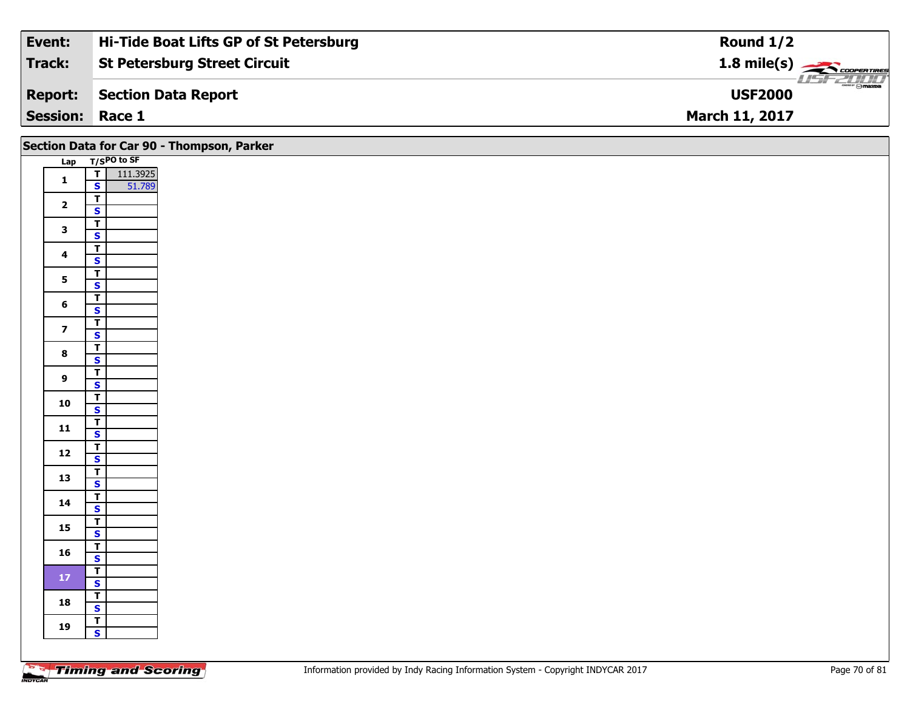| Event: | Hi-Tide Boat Lifts GP of St Petersburg | Round 1/2 |
|---|---|---|
| Track: | St Petersburg Street Circuit | 1.8 mile(s) |
| Report: | Section Data Report | USF2000 |
| Session: | Race 1 | March 11, 2017 |

## Section Data for Car 90 - Thompson, Parker

| Lap | T/S | PO to SF |
|---|---|---|
| 1 | T | 111.3925 |
| | S | 51.789 |
| 2 | T | |
| | S | |
| 3 | T | |
| | S | |
| 4 | T | |
| | S | |
| 5 | T | |
| | S | |
| 6 | T | |
| | S | |
| 7 | T | |
| | S | |
| 8 | T | |
| | S | |
| 9 | T | |
| | S | |
| 10 | T | |
| | S | |
| 11 | T | |
| | S | |
| 12 | T | |
| | S | |
| 13 | T | |
| | S | |
| 14 | T | |
| | S | |
| 15 | T | |
| | S | |
| 16 | T | |
| | S | |
| 17 | T | |
| | S | |
| 18 | T | |
| | S | |
| 19 | T | |
| | S | |

Information provided by Indy Racing Information System - Copyright INDYCAR 2017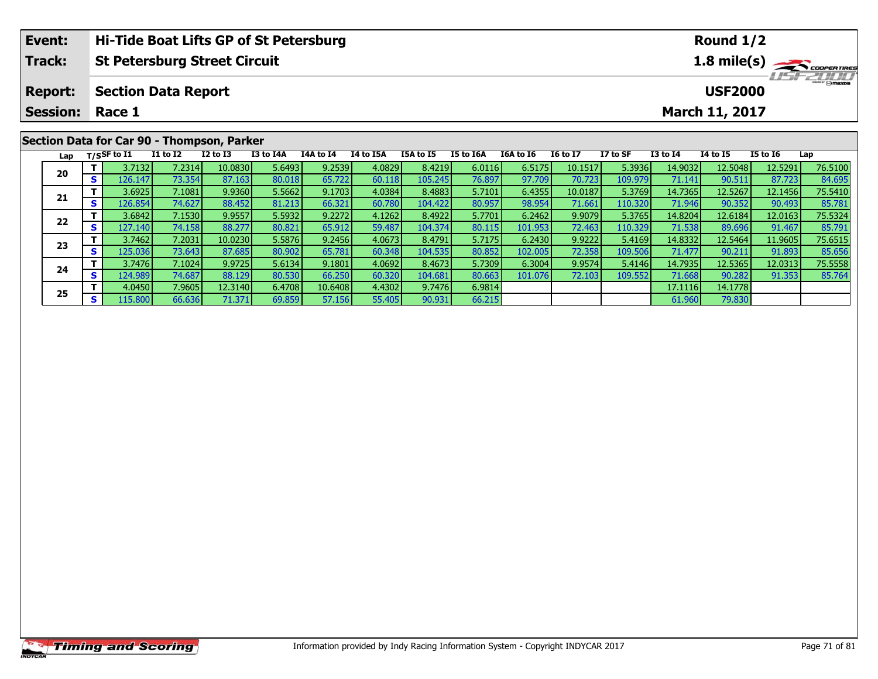| Event: | Hi-Tide Boat Lifts GP of St Petersburg | Round 1/2 |
|---|---|---|
| Track: | St Petersburg Street Circuit | 1.8 mile(s) |
| Report: | Section Data Report | USF2000 |
| Session: | Race 1 | March 11, 2017 |

## Section Data for Car 90 - Thompson, Parker

| Lap | T/S | SF to I1 | I1 to I2 | I2 to I3 | I3 to I4A | I4A to I4 | I4 to I5A | I5A to I5 | I5 to I6A | I6A to I6 | I6 to I7 | I7 to SF | I3 to I4 | I4 to I5 | I5 to I6 | Lap |
|---|---|---|---|---|---|---|---|---|---|---|---|---|---|---|---|---|
| 20 | T | 3.7132 | 7.2314 | 10.0830 | 5.6493 | 9.2539 | 4.0829 | 8.4219 | 6.0116 | 6.5175 | 10.1517 | 5.3936 | 14.9032 | 12.5048 | 12.5291 | 76.5100 |
| | S | 126.147 | 73.354 | 87.163 | 80.018 | 65.722 | 60.118 | 105.245 | 76.897 | 97.709 | 70.723 | 109.979 | 71.141 | 90.511 | 87.723 | 84.695 |
| 21 | T | 3.6925 | 7.1081 | 9.9360 | 5.5662 | 9.1703 | 4.0384 | 8.4883 | 5.7101 | 6.4355 | 10.0187 | 5.3769 | 14.7365 | 12.5267 | 12.1456 | 75.5410 |
| | S | 126.854 | 74.627 | 88.452 | 81.213 | 66.321 | 60.780 | 104.422 | 80.957 | 98.954 | 71.661 | 110.320 | 71.946 | 90.352 | 90.493 | 85.781 |
| 22 | T | 3.6842 | 7.1530 | 9.9557 | 5.5932 | 9.2272 | 4.1262 | 8.4922 | 5.7701 | 6.2462 | 9.9079 | 5.3765 | 14.8204 | 12.6184 | 12.0163 | 75.5324 |
| | S | 127.140 | 74.158 | 88.277 | 80.821 | 65.912 | 59.487 | 104.374 | 80.115 | 101.953 | 72.463 | 110.329 | 71.538 | 89.696 | 91.467 | 85.791 |
| 23 | T | 3.7462 | 7.2031 | 10.0230 | 5.5876 | 9.2456 | 4.0673 | 8.4791 | 5.7175 | 6.2430 | 9.9222 | 5.4169 | 14.8332 | 12.5464 | 11.9605 | 75.6515 |
| | S | 125.036 | 73.643 | 87.685 | 80.902 | 65.781 | 60.348 | 104.535 | 80.852 | 102.005 | 72.358 | 109.506 | 71.477 | 90.211 | 91.893 | 85.656 |
| 24 | T | 3.7476 | 7.1024 | 9.9725 | 5.6134 | 9.1801 | 4.0692 | 8.4673 | 5.7309 | 6.3004 | 9.9574 | 5.4146 | 14.7935 | 12.5365 | 12.0313 | 75.5558 |
| | S | 124.989 | 74.687 | 88.129 | 80.530 | 66.250 | 60.320 | 104.681 | 80.663 | 101.076 | 72.103 | 109.552 | 71.668 | 90.282 | 91.353 | 85.764 |
| 25 | T | 4.0450 | 7.9605 | 12.3140 | 6.4708 | 10.6408 | 4.4302 | 9.7476 | 6.9814 | | | | 17.1116 | 14.1778 | | |
| | S | 115.800 | 66.636 | 71.371 | 69.859 | 57.156 | 55.405 | 90.931 | 66.215 | | | | 61.960 | 79.830 | | |

Information provided by Indy Racing Information System - Copyright INDYCAR 2017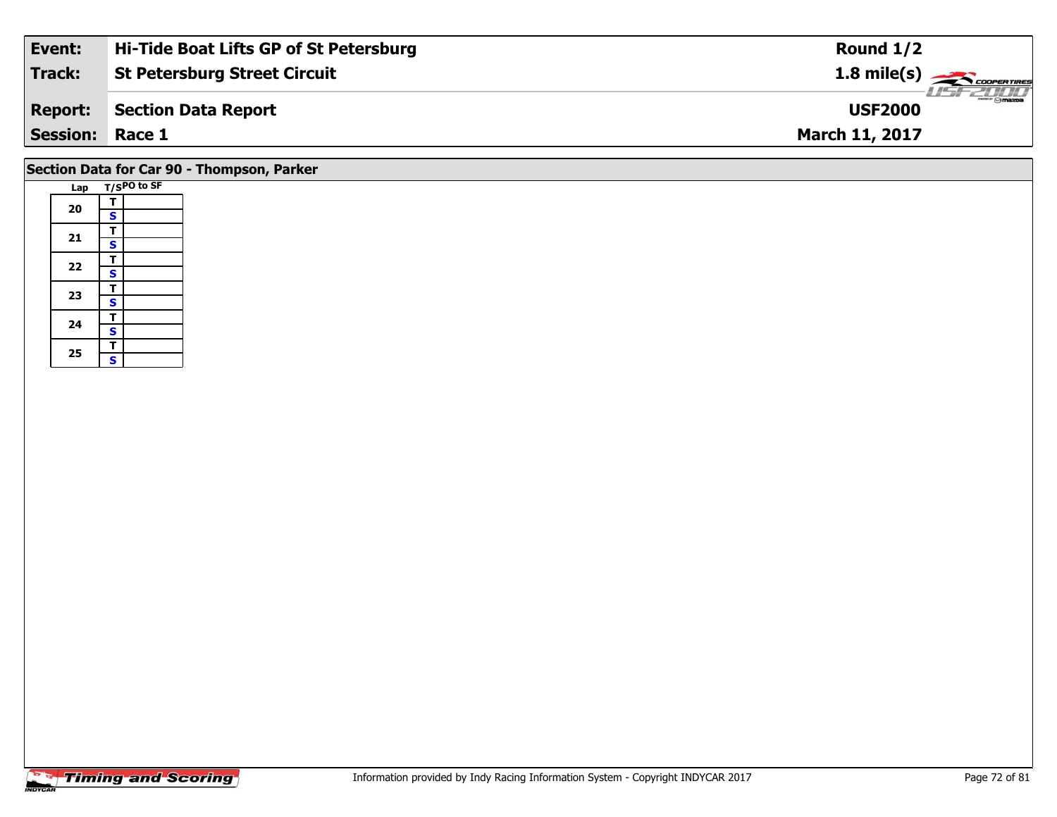| Event: | Hi-Tide Boat Lifts GP of St Petersburg | Round 1/2 |
|---|---|---|
| Track: | St Petersburg Street Circuit | 1.8 mile(s) |
| Report: | Section Data Report | USF2000 |
| Session: | Race 1 | March 11, 2017 |

## Section Data for Car 90 - Thompson, Parker

| Lap | T/S | PO to SF |
|---|---|---|
| 20 | T | |
| | S | |
| 21 | T | |
| | S | |
| 22 | T | |
| | S | |
| 23 | T | |
| | S | |
| 24 | T | |
| | S | |
| 25 | T | |
| | S | |

Information provided by Indy Racing Information System - Copyright INDYCAR 2017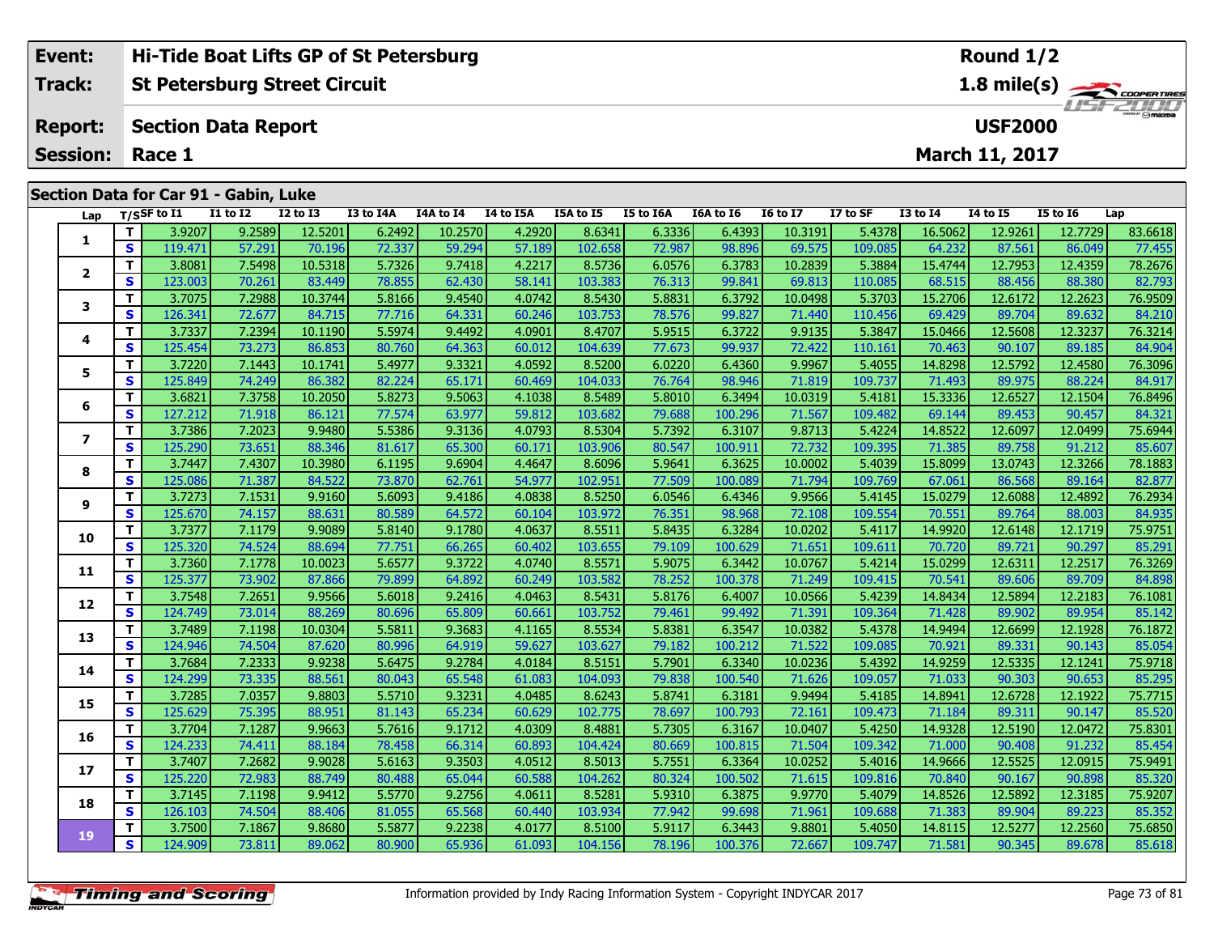| Event: | Hi-Tide Boat Lifts GP of St Petersburg | Round 1/2 |
|---|---|---|
| Track: | St Petersburg Street Circuit | 1.8 mile(s) |
| Report: | Section Data Report | USF2000 |
| Session: | Race 1 | March 11, 2017 |

## Section Data for Car 91 - Gabin, Luke

| Lap | T/S | SF to I1 | I1 to I2 | I2 to I3 | I3 to I4A | I4A to I4 | I4 to I5A | I5A to I5 | I5 to I6A | I6A to I6 | I6 to I7 | I7 to SF | I3 to I4 | I4 to I5 | I5 to I6 | Lap |
|---|---|---|---|---|---|---|---|---|---|---|---|---|---|---|---|---|
| 1 | T | 3.9207 | 9.2589 | 12.5201 | 6.2492 | 10.2570 | 4.2920 | 8.6341 | 6.3336 | 6.4393 | 10.3191 | 5.4378 | 16.5062 | 12.9261 | 12.7729 | 83.6618 |
| | S | 119.471 | 57.291 | 70.196 | 72.337 | 59.294 | 57.189 | 102.658 | 72.987 | 98.896 | 69.575 | 109.085 | 64.232 | 87.561 | 86.049 | 77.455 |
| 2 | T | 3.8081 | 7.5498 | 10.5318 | 5.7326 | 9.7418 | 4.2217 | 8.5736 | 6.0576 | 6.3783 | 10.2839 | 5.3884 | 15.4744 | 12.7953 | 12.4359 | 78.2676 |
| | S | 123.003 | 70.261 | 83.449 | 78.855 | 62.430 | 58.141 | 103.383 | 76.313 | 99.841 | 69.813 | 110.085 | 68.515 | 88.456 | 88.380 | 82.793 |
| 3 | T | 3.7075 | 7.2988 | 10.3744 | 5.8166 | 9.4540 | 4.0742 | 8.5430 | 5.8831 | 6.3792 | 10.0498 | 5.3703 | 15.2706 | 12.6172 | 12.2623 | 76.9509 |
| | S | 126.341 | 72.677 | 84.715 | 77.716 | 64.331 | 60.246 | 103.753 | 78.576 | 99.827 | 71.440 | 110.456 | 69.429 | 89.704 | 89.632 | 84.210 |
| 4 | T | 3.7337 | 7.2394 | 10.1190 | 5.5974 | 9.4492 | 4.0901 | 8.4707 | 5.9515 | 6.3722 | 9.9135 | 5.3847 | 15.0466 | 12.5608 | 12.3237 | 76.3214 |
| | S | 125.454 | 73.273 | 86.853 | 80.760 | 64.363 | 60.012 | 104.639 | 77.673 | 99.937 | 72.422 | 110.161 | 70.463 | 90.107 | 89.185 | 84.904 |
| 5 | T | 3.7220 | 7.1443 | 10.1741 | 5.4977 | 9.3321 | 4.0592 | 8.5200 | 6.0220 | 6.4360 | 9.9967 | 5.4055 | 14.8298 | 12.5792 | 12.4580 | 76.3096 |
| | S | 125.849 | 74.249 | 86.382 | 82.224 | 65.171 | 60.469 | 104.033 | 76.764 | 98.946 | 71.819 | 109.737 | 71.493 | 89.975 | 88.224 | 84.917 |
| 6 | T | 3.6821 | 7.3758 | 10.2050 | 5.8273 | 9.5063 | 4.1038 | 8.5489 | 5.8010 | 6.3494 | 10.0319 | 5.4181 | 15.3336 | 12.6527 | 12.1504 | 76.8496 |
| | S | 127.212 | 71.918 | 86.121 | 77.574 | 63.977 | 59.812 | 103.682 | 79.688 | 100.296 | 71.567 | 109.482 | 69.144 | 89.453 | 90.457 | 84.321 |
| 7 | T | 3.7386 | 7.2023 | 9.9480 | 5.5386 | 9.3136 | 4.0793 | 8.5304 | 5.7392 | 6.3107 | 9.8713 | 5.4224 | 14.8522 | 12.6097 | 12.0499 | 75.6944 |
| | S | 125.290 | 73.651 | 88.346 | 81.617 | 65.300 | 60.171 | 103.906 | 80.547 | 100.911 | 72.732 | 109.395 | 71.385 | 89.758 | 91.212 | 85.607 |
| 8 | T | 3.7447 | 7.4307 | 10.3980 | 6.1195 | 9.6904 | 4.4647 | 8.6096 | 5.9641 | 6.3625 | 10.0002 | 5.4039 | 15.8099 | 13.0743 | 12.3266 | 78.1883 |
| | S | 125.086 | 71.387 | 84.522 | 73.870 | 62.761 | 54.977 | 102.951 | 77.509 | 100.089 | 71.794 | 109.769 | 67.061 | 86.568 | 89.164 | 82.877 |
| 9 | T | 3.7273 | 7.1531 | 9.9160 | 5.6093 | 9.4186 | 4.0838 | 8.5250 | 6.0546 | 6.4346 | 9.9566 | 5.4145 | 15.0279 | 12.6088 | 12.4892 | 76.2934 |
| | S | 125.670 | 74.157 | 88.631 | 80.589 | 64.572 | 60.104 | 103.972 | 76.351 | 98.968 | 72.108 | 109.554 | 70.551 | 89.764 | 88.003 | 84.935 |
| 10 | T | 3.7377 | 7.1179 | 9.9089 | 5.8140 | 9.1780 | 4.0637 | 8.5511 | 5.8435 | 6.3284 | 10.0202 | 5.4117 | 14.9920 | 12.6148 | 12.1719 | 75.9751 |
| | S | 125.320 | 74.524 | 88.694 | 77.751 | 66.265 | 60.402 | 103.655 | 79.109 | 100.629 | 71.651 | 109.611 | 70.720 | 89.721 | 90.297 | 85.291 |
| 11 | T | 3.7360 | 7.1778 | 10.0023 | 5.6577 | 9.3722 | 4.0740 | 8.5571 | 5.9075 | 6.3442 | 10.0767 | 5.4214 | 15.0299 | 12.6311 | 12.2517 | 76.3269 |
| | S | 125.377 | 73.902 | 87.866 | 79.899 | 64.892 | 60.249 | 103.582 | 78.252 | 100.378 | 71.249 | 109.415 | 70.541 | 89.606 | 89.709 | 84.898 |
| 12 | T | 3.7548 | 7.2651 | 9.9566 | 5.6018 | 9.2416 | 4.0463 | 8.5431 | 5.8176 | 6.4007 | 10.0566 | 5.4239 | 14.8434 | 12.5894 | 12.2183 | 76.1081 |
| | S | 124.749 | 73.014 | 88.269 | 80.696 | 65.809 | 60.661 | 103.752 | 79.461 | 99.492 | 71.391 | 109.364 | 71.428 | 89.902 | 89.954 | 85.142 |
| 13 | T | 3.7489 | 7.1198 | 10.0304 | 5.5811 | 9.3683 | 4.1165 | 8.5534 | 5.8381 | 6.3547 | 10.0382 | 5.4378 | 14.9494 | 12.6699 | 12.1928 | 76.1872 |
| | S | 124.946 | 74.504 | 87.620 | 80.996 | 64.919 | 59.627 | 103.627 | 79.182 | 100.212 | 71.522 | 109.085 | 70.921 | 89.331 | 90.143 | 85.054 |
| 14 | T | 3.7684 | 7.2333 | 9.9238 | 5.6475 | 9.2784 | 4.0184 | 8.5151 | 5.7901 | 6.3340 | 10.0236 | 5.4392 | 14.9259 | 12.5335 | 12.1241 | 75.9718 |
| | S | 124.299 | 73.335 | 88.561 | 80.043 | 65.548 | 61.083 | 104.093 | 79.838 | 100.540 | 71.626 | 109.057 | 71.033 | 90.303 | 90.653 | 85.295 |
| 15 | T | 3.7285 | 7.0357 | 9.8803 | 5.5710 | 9.3231 | 4.0485 | 8.6243 | 5.8741 | 6.3181 | 9.9494 | 5.4185 | 14.8941 | 12.6728 | 12.1922 | 75.7715 |
| | S | 125.629 | 75.395 | 88.951 | 81.143 | 65.234 | 60.629 | 102.775 | 78.697 | 100.793 | 72.161 | 109.473 | 71.184 | 89.311 | 90.147 | 85.520 |
| 16 | T | 3.7704 | 7.1287 | 9.9663 | 5.7616 | 9.1712 | 4.0309 | 8.4881 | 5.7305 | 6.3167 | 10.0407 | 5.4250 | 14.9328 | 12.5190 | 12.0472 | 75.8301 |
| | S | 124.233 | 74.411 | 88.184 | 78.458 | 66.314 | 60.893 | 104.424 | 80.669 | 100.815 | 71.504 | 109.342 | 71.000 | 90.408 | 91.232 | 85.454 |
| 17 | T | 3.7407 | 7.2682 | 9.9028 | 5.6163 | 9.3503 | 4.0512 | 8.5013 | 5.7551 | 6.3364 | 10.0252 | 5.4016 | 14.9666 | 12.5525 | 12.0915 | 75.9491 |
| | S | 125.220 | 72.983 | 88.749 | 80.488 | 65.044 | 60.588 | 104.262 | 80.324 | 100.502 | 71.615 | 109.816 | 70.840 | 90.167 | 90.898 | 85.320 |
| 18 | T | 3.7145 | 7.1198 | 9.9412 | 5.5770 | 9.2756 | 4.0611 | 8.5281 | 5.9310 | 6.3875 | 9.9770 | 5.4079 | 14.8526 | 12.5892 | 12.3185 | 75.9207 |
| | S | 126.103 | 74.504 | 88.406 | 81.055 | 65.568 | 60.440 | 103.934 | 77.942 | 99.698 | 71.961 | 109.688 | 71.383 | 89.904 | 89.223 | 85.352 |
| 19 | T | 3.7500 | 7.1867 | 9.8680 | 5.5877 | 9.2238 | 4.0177 | 8.5100 | 5.9117 | 6.3443 | 9.8801 | 5.4050 | 14.8115 | 12.5277 | 12.2560 | 75.6850 |
| | S | 124.909 | 73.811 | 89.062 | 80.900 | 65.936 | 61.093 | 104.156 | 78.196 | 100.376 | 72.667 | 109.747 | 71.581 | 90.345 | 89.678 | 85.618 |

Information provided by Indy Racing Information System - Copyright INDYCAR 2017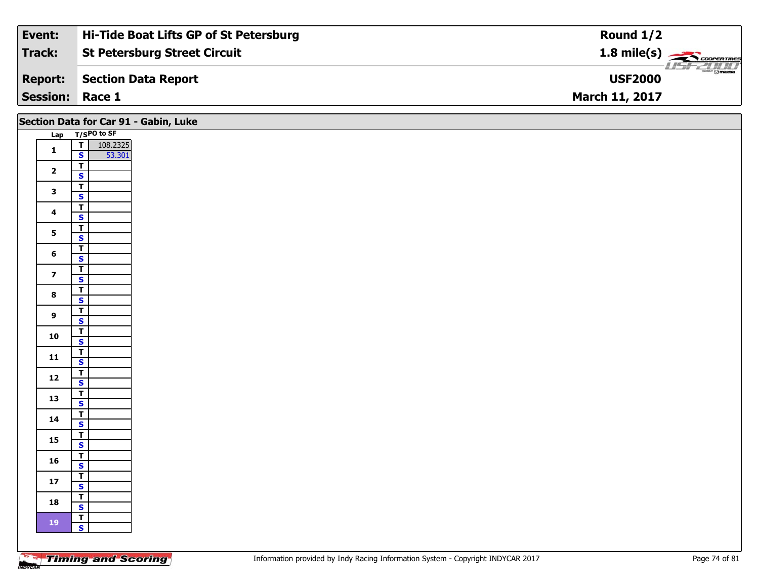| Event: | Hi-Tide Boat Lifts GP of St Petersburg | Round 1/2 |
|---|---|---|
| Track: | St Petersburg Street Circuit | 1.8 mile(s) |
| Report: | Section Data Report | USF2000 |
| Session: | Race 1 | March 11, 2017 |

## Section Data for Car 91 - Gabin, Luke

| Lap | T/S | PO to SF |
|---|---|---|
| 1 | T | 108.2325 |
| | S | 53.301 |
| 2 | T | |
| | S | |
| 3 | T | |
| | S | |
| 4 | T | |
| | S | |
| 5 | T | |
| | S | |
| 6 | T | |
| | S | |
| 7 | T | |
| | S | |
| 8 | T | |
| | S | |
| 9 | T | |
| | S | |
| 10 | T | |
| | S | |
| 11 | T | |
| | S | |
| 12 | T | |
| | S | |
| 13 | T | |
| | S | |
| 14 | T | |
| | S | |
| 15 | T | |
| | S | |
| 16 | T | |
| | S | |
| 17 | T | |
| | S | |
| 18 | T | |
| | S | |
| 19 | T | |
| | S | |

Information provided by Indy Racing Information System - Copyright INDYCAR 2017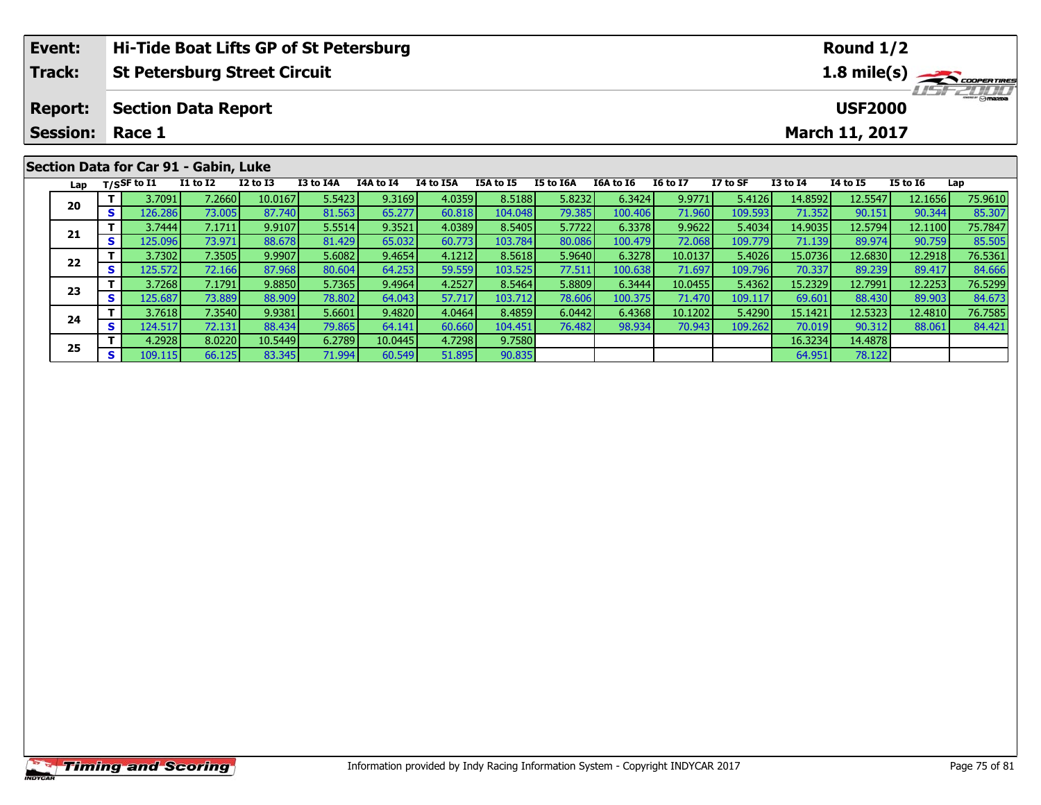| Event: | Hi-Tide Boat Lifts GP of St Petersburg | Round 1/2 |
|---|---|---|
| Track: | St Petersburg Street Circuit | 1.8 mile(s) |
| Report: | Section Data Report | USF2000 |
| Session: | Race 1 | March 11, 2017 |

## Section Data for Car 91 - Gabin, Luke

| Lap | T/S | SF to I1 | I1 to I2 | I2 to I3 | I3 to I4A | I4A to I4 | I4 to I5A | I5A to I5 | I5 to I6A | I6A to I6 | I6 to I7 | I7 to SF | I3 to I4 | I4 to I5 | I5 to I6 | Lap |
|---|---|---|---|---|---|---|---|---|---|---|---|---|---|---|---|---|
| 20 | T | 3.7091 | 7.2660 | 10.0167 | 5.5423 | 9.3169 | 4.0359 | 8.5188 | 5.8232 | 6.3424 | 9.9771 | 5.4126 | 14.8592 | 12.5547 | 12.1656 | 75.9610 |
| | S | 126.286 | 73.005 | 87.740 | 81.563 | 65.277 | 60.818 | 104.048 | 79.385 | 100.406 | 71.960 | 109.593 | 71.352 | 90.151 | 90.344 | 85.307 |
| 21 | T | 3.7444 | 7.1711 | 9.9107 | 5.5514 | 9.3521 | 4.0389 | 8.5405 | 5.7722 | 6.3378 | 9.9622 | 5.4034 | 14.9035 | 12.5794 | 12.1100 | 75.7847 |
| | S | 125.096 | 73.971 | 88.678 | 81.429 | 65.032 | 60.773 | 103.784 | 80.086 | 100.479 | 72.068 | 109.779 | 71.139 | 89.974 | 90.759 | 85.505 |
| 22 | T | 3.7302 | 7.3505 | 9.9907 | 5.6082 | 9.4654 | 4.1212 | 8.5618 | 5.9640 | 6.3278 | 10.0137 | 5.4026 | 15.0736 | 12.6830 | 12.2918 | 76.5361 |
| | S | 125.572 | 72.166 | 87.968 | 80.604 | 64.253 | 59.559 | 103.525 | 77.511 | 100.638 | 71.697 | 109.796 | 70.337 | 89.239 | 89.417 | 84.666 |
| 23 | T | 3.7268 | 7.1791 | 9.8850 | 5.7365 | 9.4964 | 4.2527 | 8.5464 | 5.8809 | 6.3444 | 10.0455 | 5.4362 | 15.2329 | 12.7991 | 12.2253 | 76.5299 |
| | S | 125.687 | 73.889 | 88.909 | 78.802 | 64.043 | 57.717 | 103.712 | 78.606 | 100.375 | 71.470 | 109.117 | 69.601 | 88.430 | 89.903 | 84.673 |
| 24 | T | 3.7618 | 7.3540 | 9.9381 | 5.6601 | 9.4820 | 4.0464 | 8.4859 | 6.0442 | 6.4368 | 10.1202 | 5.4290 | 15.1421 | 12.5323 | 12.4810 | 76.7585 |
| | S | 124.517 | 72.131 | 88.434 | 79.865 | 64.141 | 60.660 | 104.451 | 76.482 | 98.934 | 70.943 | 109.262 | 70.019 | 90.312 | 88.061 | 84.421 |
| 25 | T | 4.2928 | 8.0220 | 10.5449 | 6.2789 | 10.0445 | 4.7298 | 9.7580 | | | | | 16.3234 | 14.4878 | | |
| | S | 109.115 | 66.125 | 83.345 | 71.994 | 60.549 | 51.895 | 90.835 | | | | | 64.951 | 78.122 | | |

Information provided by Indy Racing Information System - Copyright INDYCAR 2017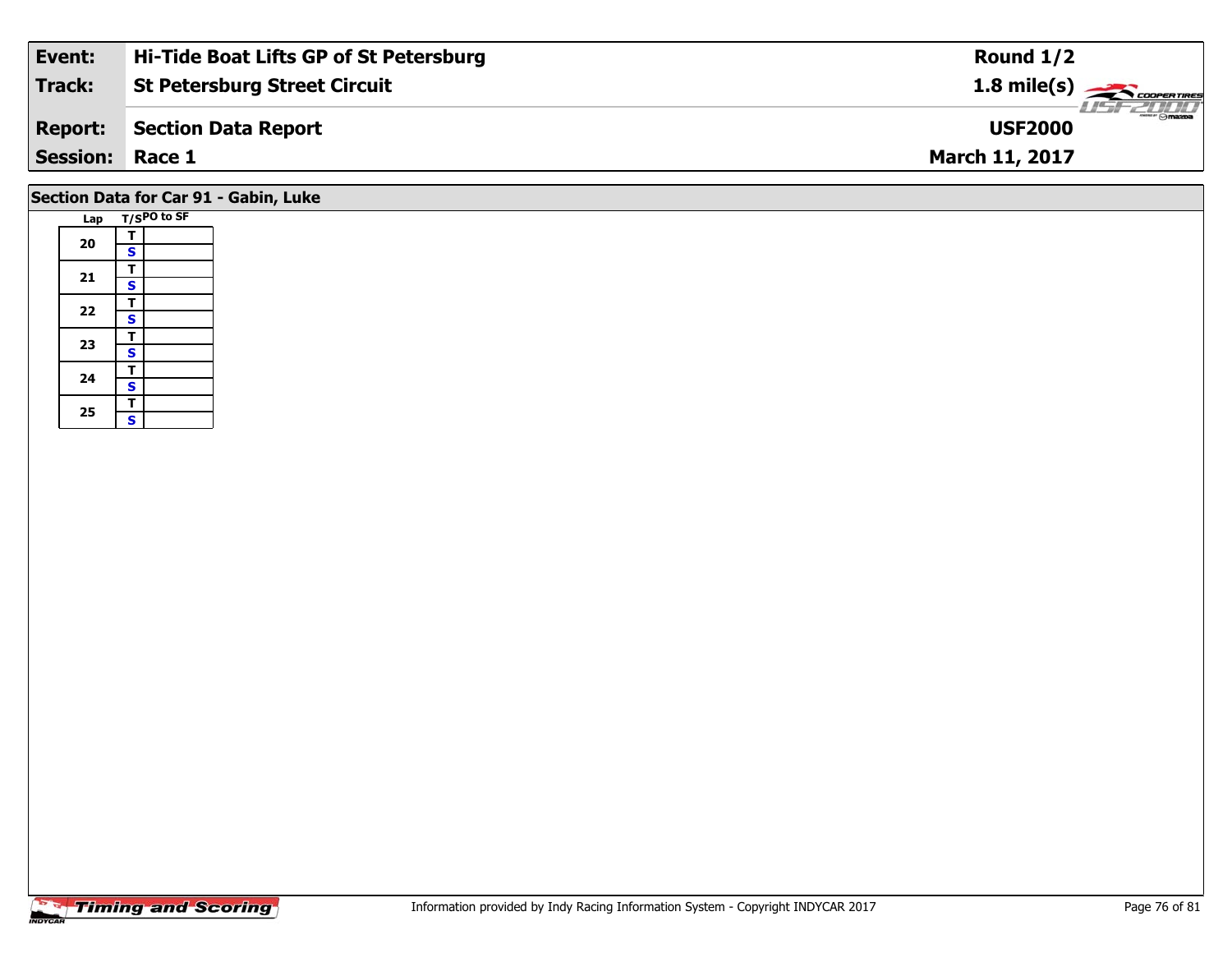| Event: | Hi-Tide Boat Lifts GP of St Petersburg | Round 1/2 |
|---|---|---|
| Track: | St Petersburg Street Circuit | 1.8 mile(s) |
| Report: | Section Data Report | USF2000 |
| Session: | Race 1 | March 11, 2017 |

## Section Data for Car 91 - Gabin, Luke

| Lap | T/S | PO to SF |
|---|---|---|
| 20 | T | |
| | S | |
| 21 | T | |
| | S | |
| 22 | T | |
| | S | |
| 23 | T | |
| | S | |
| 24 | T | |
| | S | |
| 25 | T | |
| | S | |

Information provided by Indy Racing Information System - Copyright INDYCAR 2017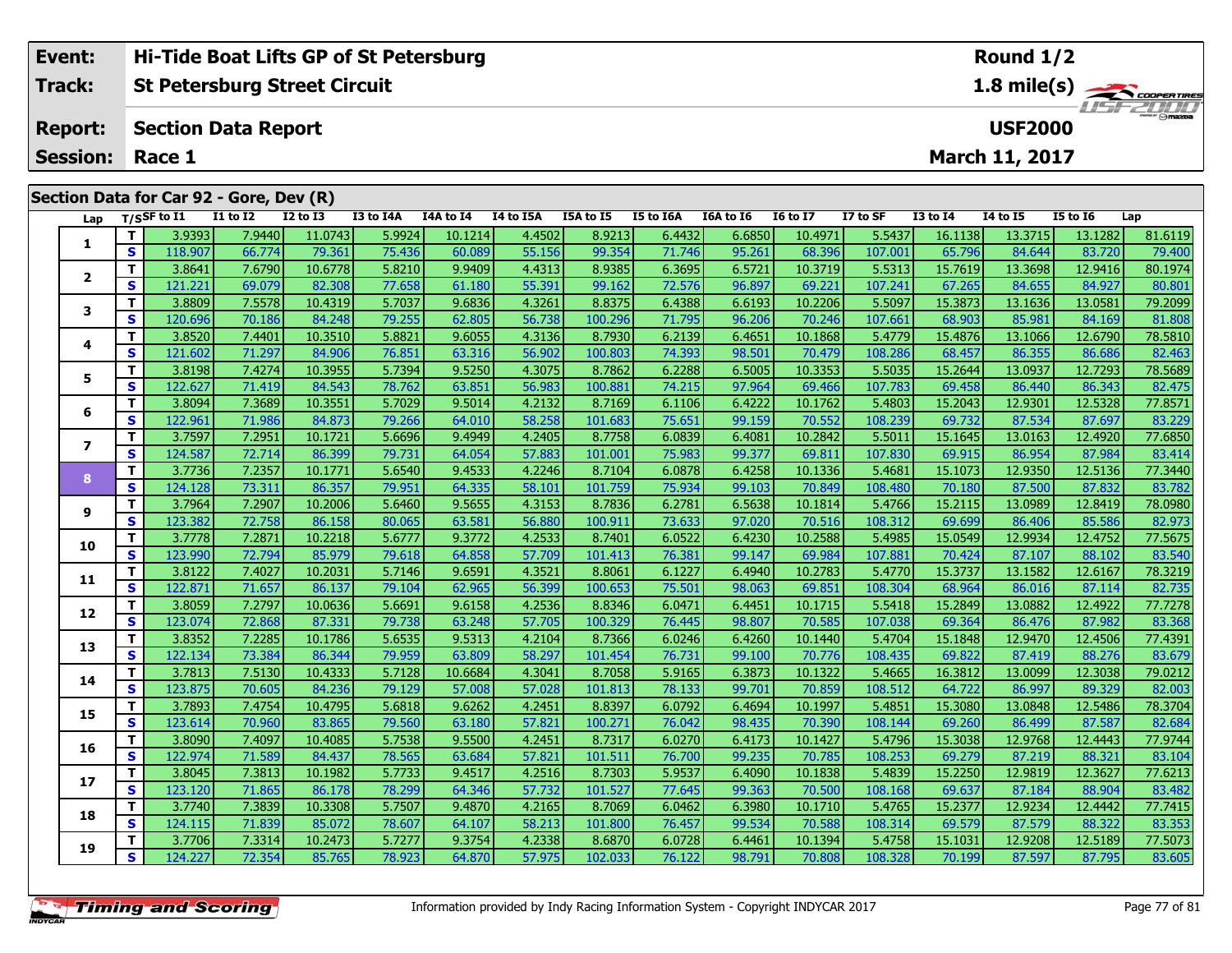| Event: | Hi-Tide Boat Lifts GP of St Petersburg | Round 1/2 |
|---|---|---|
| Track: | St Petersburg Street Circuit | 1.8 mile(s) |
| Report: | Section Data Report | USF2000 |
| Session: | Race 1 | March 11, 2017 |

## Section Data for Car 92 - Gore, Dev (R)

| Lap | T/S | SF to I1 | I1 to I2 | I2 to I3 | I3 to I4A | I4A to I4 | I4 to I5A | I5A to I5 | I5 to I6A | I6A to I6 | I6 to I7 | I7 to SF | I3 to I4 | I4 to I5 | I5 to I6 | Lap |
|---|---|---|---|---|---|---|---|---|---|---|---|---|---|---|---|---|
| 1 | T | 3.9393 | 7.9440 | 11.0743 | 5.9924 | 10.1214 | 4.4502 | 8.9213 | 6.4432 | 6.6850 | 10.4971 | 5.5437 | 16.1138 | 13.3715 | 13.1282 | 81.6119 |
| | S | 118.907 | 66.774 | 79.361 | 75.436 | 60.089 | 55.156 | 99.354 | 71.746 | 95.261 | 68.396 | 107.001 | 65.796 | 84.644 | 83.720 | 79.400 |
| 2 | T | 3.8641 | 7.6790 | 10.6778 | 5.8210 | 9.9409 | 4.4313 | 8.9385 | 6.3695 | 6.5721 | 10.3719 | 5.5313 | 15.7619 | 13.3698 | 12.9416 | 80.1974 |
| | S | 121.221 | 69.079 | 82.308 | 77.658 | 61.180 | 55.391 | 99.162 | 72.576 | 96.897 | 69.221 | 107.241 | 67.265 | 84.655 | 84.927 | 80.801 |
| 3 | T | 3.8809 | 7.5578 | 10.4319 | 5.7037 | 9.6836 | 4.3261 | 8.8375 | 6.4388 | 6.6193 | 10.2206 | 5.5097 | 15.3873 | 13.1636 | 13.0581 | 79.2099 |
| | S | 120.696 | 70.186 | 84.248 | 79.255 | 62.805 | 56.738 | 100.296 | 71.795 | 96.206 | 70.246 | 107.661 | 68.903 | 85.981 | 84.169 | 81.808 |
| 4 | T | 3.8520 | 7.4401 | 10.3510 | 5.8821 | 9.6055 | 4.3136 | 8.7930 | 6.2139 | 6.4651 | 10.1868 | 5.4779 | 15.4876 | 13.1066 | 12.6790 | 78.5810 |
| | S | 121.602 | 71.297 | 84.906 | 76.851 | 63.316 | 56.902 | 100.803 | 74.393 | 98.501 | 70.479 | 108.286 | 68.457 | 86.355 | 86.686 | 82.463 |
| 5 | T | 3.8198 | 7.4274 | 10.3955 | 5.7394 | 9.5250 | 4.3075 | 8.7862 | 6.2288 | 6.5005 | 10.3353 | 5.5035 | 15.2644 | 13.0937 | 12.7293 | 78.5689 |
| | S | 122.627 | 71.419 | 84.543 | 78.762 | 63.851 | 56.983 | 100.881 | 74.215 | 97.964 | 69.466 | 107.783 | 69.458 | 86.440 | 86.343 | 82.475 |
| 6 | T | 3.8094 | 7.3689 | 10.3551 | 5.7029 | 9.5014 | 4.2132 | 8.7169 | 6.1106 | 6.4222 | 10.1762 | 5.4803 | 15.2043 | 12.9301 | 12.5328 | 77.8571 |
| | S | 122.961 | 71.986 | 84.873 | 79.266 | 64.010 | 58.258 | 101.683 | 75.651 | 99.159 | 70.552 | 108.239 | 69.732 | 87.534 | 87.697 | 83.229 |
| 7 | T | 3.7597 | 7.2951 | 10.1721 | 5.6696 | 9.4949 | 4.2405 | 8.7758 | 6.0839 | 6.4081 | 10.2842 | 5.5011 | 15.1645 | 13.0163 | 12.4920 | 77.6850 |
| | S | 124.587 | 72.714 | 86.399 | 79.731 | 64.054 | 57.883 | 101.001 | 75.983 | 99.377 | 69.811 | 107.830 | 69.915 | 86.954 | 87.984 | 83.414 |
| 8 | T | 3.7736 | 7.2357 | 10.1771 | 5.6540 | 9.4533 | 4.2246 | 8.7104 | 6.0878 | 6.4258 | 10.1336 | 5.4681 | 15.1073 | 12.9350 | 12.5136 | 77.3440 |
| | S | 124.128 | 73.311 | 86.357 | 79.951 | 64.335 | 58.101 | 101.759 | 75.934 | 99.103 | 70.849 | 108.480 | 70.180 | 87.500 | 87.832 | 83.782 |
| 9 | T | 3.7964 | 7.2907 | 10.2006 | 5.6460 | 9.5655 | 4.3153 | 8.7836 | 6.2781 | 6.5638 | 10.1814 | 5.4766 | 15.2115 | 13.0989 | 12.8419 | 78.0980 |
| | S | 123.382 | 72.758 | 86.158 | 80.065 | 63.581 | 56.880 | 100.911 | 73.633 | 97.020 | 70.516 | 108.312 | 69.699 | 86.406 | 85.586 | 82.973 |
| 10 | T | 3.7778 | 7.2871 | 10.2218 | 5.6777 | 9.3772 | 4.2533 | 8.7401 | 6.0522 | 6.4230 | 10.2588 | 5.4985 | 15.0549 | 12.9934 | 12.4752 | 77.5675 |
| | S | 123.990 | 72.794 | 85.979 | 79.618 | 64.858 | 57.709 | 101.413 | 76.381 | 99.147 | 69.984 | 107.881 | 70.424 | 87.107 | 88.102 | 83.540 |
| 11 | T | 3.8122 | 7.4027 | 10.2031 | 5.7146 | 9.6591 | 4.3521 | 8.8061 | 6.1227 | 6.4940 | 10.2783 | 5.4770 | 15.3737 | 13.1582 | 12.6167 | 78.3219 |
| | S | 122.871 | 71.657 | 86.137 | 79.104 | 62.965 | 56.399 | 100.653 | 75.501 | 98.063 | 69.851 | 108.304 | 68.964 | 86.016 | 87.114 | 82.735 |
| 12 | T | 3.8059 | 7.2797 | 10.0636 | 5.6691 | 9.6158 | 4.2536 | 8.8346 | 6.0471 | 6.4451 | 10.1715 | 5.5418 | 15.2849 | 13.0882 | 12.4922 | 77.7278 |
| | S | 123.074 | 72.868 | 87.331 | 79.738 | 63.248 | 57.705 | 100.329 | 76.445 | 98.807 | 70.585 | 107.038 | 69.364 | 86.476 | 87.982 | 83.368 |
| 13 | T | 3.8352 | 7.2285 | 10.1786 | 5.6535 | 9.5313 | 4.2104 | 8.7366 | 6.0246 | 6.4260 | 10.1440 | 5.4704 | 15.1848 | 12.9470 | 12.4506 | 77.4391 |
| | S | 122.134 | 73.384 | 86.344 | 79.959 | 63.809 | 58.297 | 101.454 | 76.731 | 99.100 | 70.776 | 108.435 | 69.822 | 87.419 | 88.276 | 83.679 |
| 14 | T | 3.7813 | 7.5130 | 10.4333 | 5.7128 | 10.6684 | 4.3041 | 8.7058 | 5.9165 | 6.3873 | 10.1322 | 5.4665 | 16.3812 | 13.0099 | 12.3038 | 79.0212 |
| | S | 123.875 | 70.605 | 84.236 | 79.129 | 57.008 | 57.028 | 101.813 | 78.133 | 99.701 | 70.859 | 108.512 | 64.722 | 86.997 | 89.329 | 82.003 |
| 15 | T | 3.7893 | 7.4754 | 10.4795 | 5.6818 | 9.6262 | 4.2451 | 8.8397 | 6.0792 | 6.4694 | 10.1997 | 5.4851 | 15.3080 | 13.0848 | 12.5486 | 78.3704 |
| | S | 123.614 | 70.960 | 83.865 | 79.560 | 63.180 | 57.821 | 100.271 | 76.042 | 98.435 | 70.390 | 108.144 | 69.260 | 86.499 | 87.587 | 82.684 |
| 16 | T | 3.8090 | 7.4097 | 10.4085 | 5.7538 | 9.5500 | 4.2451 | 8.7317 | 6.0270 | 6.4173 | 10.1427 | 5.4796 | 15.3038 | 12.9768 | 12.4443 | 77.9744 |
| | S | 122.974 | 71.589 | 84.437 | 78.565 | 63.684 | 57.821 | 101.511 | 76.700 | 99.235 | 70.785 | 108.253 | 69.279 | 87.219 | 88.321 | 83.104 |
| 17 | T | 3.8045 | 7.3813 | 10.1982 | 5.7733 | 9.4517 | 4.2516 | 8.7303 | 5.9537 | 6.4090 | 10.1838 | 5.4839 | 15.2250 | 12.9819 | 12.3627 | 77.6213 |
| | S | 123.120 | 71.865 | 86.178 | 78.299 | 64.346 | 57.732 | 101.527 | 77.645 | 99.363 | 70.500 | 108.168 | 69.637 | 87.184 | 88.904 | 83.482 |
| 18 | T | 3.7740 | 7.3839 | 10.3308 | 5.7507 | 9.4870 | 4.2165 | 8.7069 | 6.0462 | 6.3980 | 10.1710 | 5.4765 | 15.2377 | 12.9234 | 12.4442 | 77.7415 |
| | S | 124.115 | 71.839 | 85.072 | 78.607 | 64.107 | 58.213 | 101.800 | 76.457 | 99.534 | 70.588 | 108.314 | 69.579 | 87.579 | 88.322 | 83.353 |
| 19 | T | 3.7706 | 7.3314 | 10.2473 | 5.7277 | 9.3754 | 4.2338 | 8.6870 | 6.0728 | 6.4461 | 10.1394 | 5.4758 | 15.1031 | 12.9208 | 12.5189 | 77.5073 |
| | S | 124.227 | 72.354 | 85.765 | 78.923 | 64.870 | 57.975 | 102.033 | 76.122 | 98.791 | 70.808 | 108.328 | 70.199 | 87.597 | 87.795 | 83.605 |

Information provided by Indy Racing Information System - Copyright INDYCAR 2017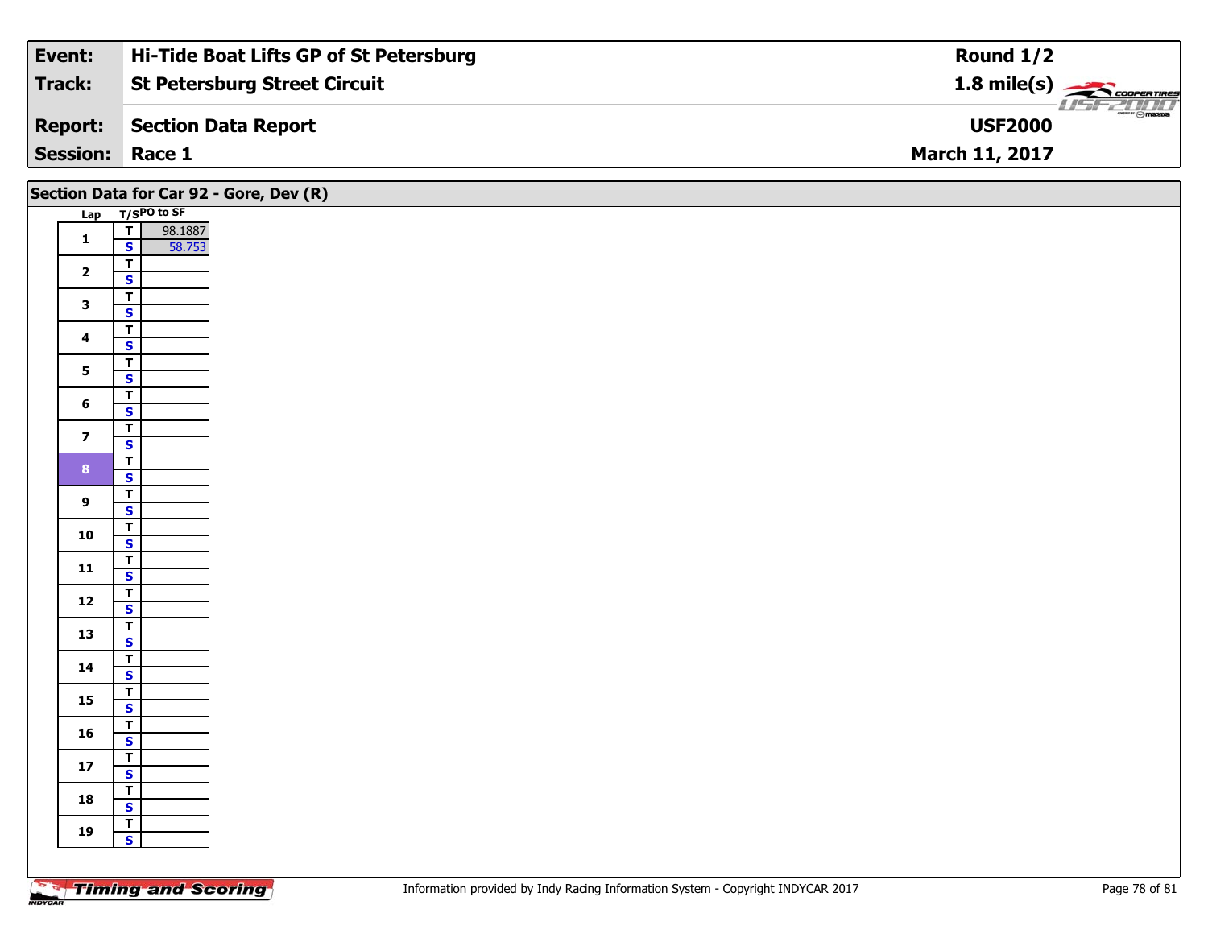| | |
|---|---|
| **Event:** | **Hi-Tide Boat Lifts GP of St Petersburg** |
| **Track:** | **St Petersburg Street Circuit** |
| **Report:** | **Section Data Report** |
| **Session:** | **Race 1** |

**Round 1/2**
**1.8 mile(s)**
**USF2000**
**March 11, 2017**

## Section Data for Car 92 - Gore, Dev (R)

| Lap | T/S | PO to SF |
|---|---|---|
| 1 | T | 98.1887 |
| | S | 58.753 |
| 2 | T | |
| | S | |
| 3 | T | |
| | S | |
| 4 | T | |
| | S | |
| 5 | T | |
| | S | |
| 6 | T | |
| | S | |
| 7 | T | |
| | S | |
| 8 | T | |
| | S | |
| 9 | T | |
| | S | |
| 10 | T | |
| | S | |
| 11 | T | |
| | S | |
| 12 | T | |
| | S | |
| 13 | T | |
| | S | |
| 14 | T | |
| | S | |
| 15 | T | |
| | S | |
| 16 | T | |
| | S | |
| 17 | T | |
| | S | |
| 18 | T | |
| | S | |
| 19 | T | |
| | S | |

Information provided by Indy Racing Information System - Copyright INDYCAR 2017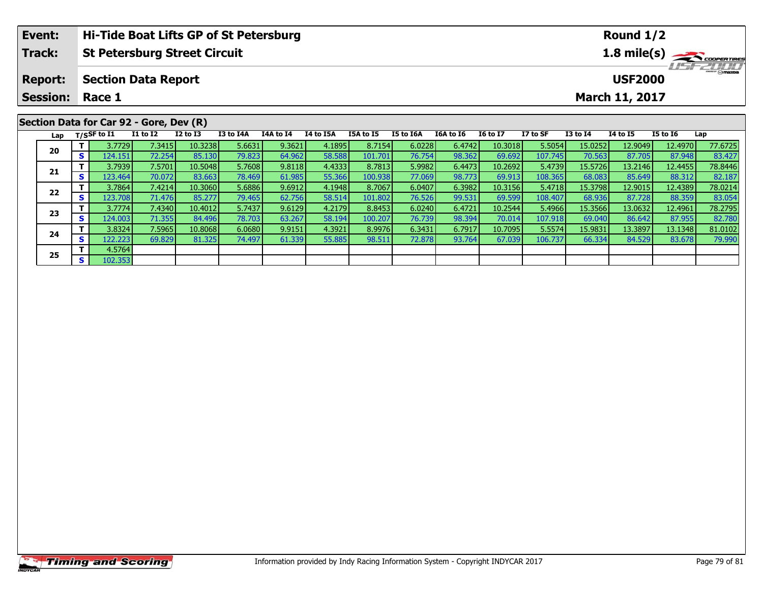| Event: | Hi-Tide Boat Lifts GP of St Petersburg | Round 1/2 |
|---|---|---|
| Track: | St Petersburg Street Circuit | 1.8 mile(s) |
| Report: | Section Data Report | USF2000 |
| Session: | Race 1 | March 11, 2017 |

## Section Data for Car 92 - Gore, Dev (R)

| Lap | T/S | SF to I1 | I1 to I2 | I2 to I3 | I3 to I4A | I4A to I4 | I4 to I5A | I5A to I5 | I5 to I6A | I6A to I6 | I6 to I7 | I7 to SF | I3 to I4 | I4 to I5 | I5 to I6 | Lap |
|---|---|---|---|---|---|---|---|---|---|---|---|---|---|---|---|---|
| 20 | T | 3.7729 | 7.3415 | 10.3238 | 5.6631 | 9.3621 | 4.1895 | 8.7154 | 6.0228 | 6.4742 | 10.3018 | 5.5054 | 15.0252 | 12.9049 | 12.4970 | 77.6725 |
| | S | 124.151 | 72.254 | 85.130 | 79.823 | 64.962 | 58.588 | 101.701 | 76.754 | 98.362 | 69.692 | 107.745 | 70.563 | 87.705 | 87.948 | 83.427 |
| 21 | T | 3.7939 | 7.5701 | 10.5048 | 5.7608 | 9.8118 | 4.4333 | 8.7813 | 5.9982 | 6.4473 | 10.2692 | 5.4739 | 15.5726 | 13.2146 | 12.4455 | 78.8446 |
| | S | 123.464 | 70.072 | 83.663 | 78.469 | 61.985 | 55.366 | 100.938 | 77.069 | 98.773 | 69.913 | 108.365 | 68.083 | 85.649 | 88.312 | 82.187 |
| 22 | T | 3.7864 | 7.4214 | 10.3060 | 5.6886 | 9.6912 | 4.1948 | 8.7067 | 6.0407 | 6.3982 | 10.3156 | 5.4718 | 15.3798 | 12.9015 | 12.4389 | 78.0214 |
| | S | 123.708 | 71.476 | 85.277 | 79.465 | 62.756 | 58.514 | 101.802 | 76.526 | 99.531 | 69.599 | 108.407 | 68.936 | 87.728 | 88.359 | 83.054 |
| 23 | T | 3.7774 | 7.4340 | 10.4012 | 5.7437 | 9.6129 | 4.2179 | 8.8453 | 6.0240 | 6.4721 | 10.2544 | 5.4966 | 15.3566 | 13.0632 | 12.4961 | 78.2795 |
| | S | 124.003 | 71.355 | 84.496 | 78.703 | 63.267 | 58.194 | 100.207 | 76.739 | 98.394 | 70.014 | 107.918 | 69.040 | 86.642 | 87.955 | 82.780 |
| 24 | T | 3.8324 | 7.5965 | 10.8068 | 6.0680 | 9.9151 | 4.3921 | 8.9976 | 6.3431 | 6.7917 | 10.7095 | 5.5574 | 15.9831 | 13.3897 | 13.1348 | 81.0102 |
| | S | 122.223 | 69.829 | 81.325 | 74.497 | 61.339 | 55.885 | 98.511 | 72.878 | 93.764 | 67.039 | 106.737 | 66.334 | 84.529 | 83.678 | 79.990 |
| 25 | T | 4.5764 | | | | | | | | | | | | | | |
| | S | 102.353 | | | | | | | | | | | | | | |

Information provided by Indy Racing Information System - Copyright INDYCAR 2017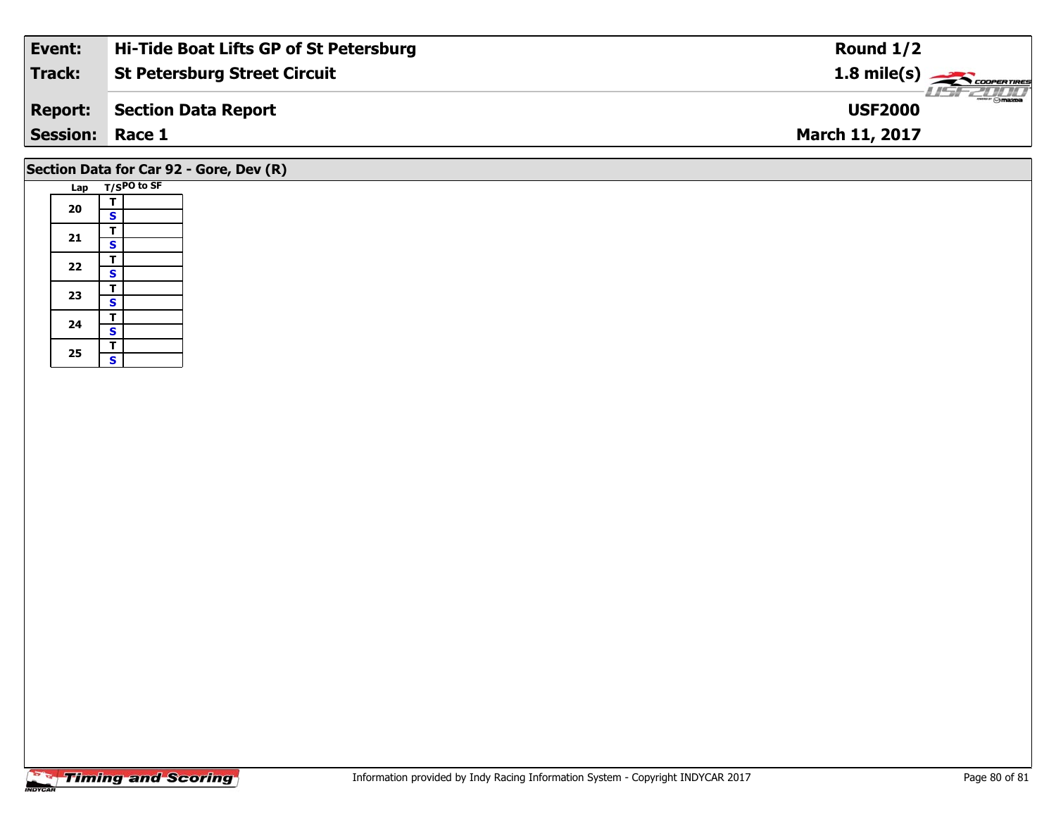| Event: | Hi-Tide Boat Lifts GP of St Petersburg | Round 1/2 |
|---|---|---|
| Track: | St Petersburg Street Circuit | 1.8 mile(s) |
| Report: | Section Data Report | USF2000 |
| Session: | Race 1 | March 11, 2017 |

## Section Data for Car 92 - Gore, Dev (R)

| Lap | T/S | PO to SF |
|---|---|---|
| 20 | T | |
| | S | |
| 21 | T | |
| | S | |
| 22 | T | |
| | S | |
| 23 | T | |
| | S | |
| 24 | T | |
| | S | |
| 25 | T | |
| | S | |

Information provided by Indy Racing Information System - Copyright INDYCAR 2017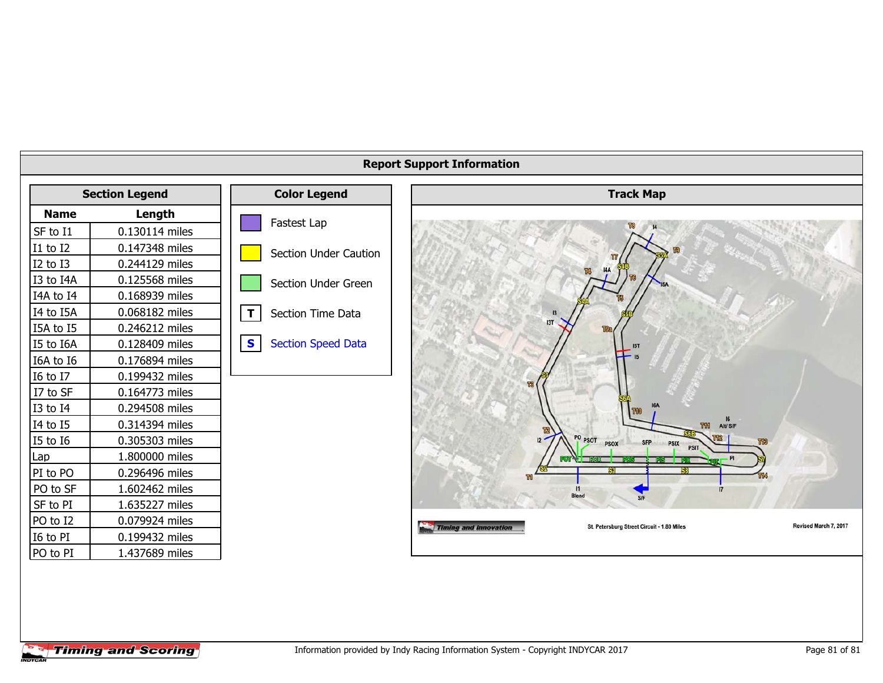## Report Support Information

### Section Legend

| Name | Length |
|---|---|
| SF to I1 | 0.130114 miles |
| I1 to I2 | 0.147348 miles |
| I2 to I3 | 0.244129 miles |
| I3 to I4A | 0.125568 miles |
| I4A to I4 | 0.168939 miles |
| I4 to I5A | 0.068182 miles |
| I5A to I5 | 0.246212 miles |
| I5 to I6A | 0.128409 miles |
| I6A to I6 | 0.176894 miles |
| I6 to I7 | 0.199432 miles |
| I7 to SF | 0.164773 miles |
| I3 to I4 | 0.294508 miles |
| I4 to I5 | 0.314394 miles |
| I5 to I6 | 0.305303 miles |
| Lap | 1.800000 miles |
| PI to PO | 0.296496 miles |
| PO to SF | 1.602462 miles |
| SF to PI | 1.635227 miles |
| PO to I2 | 0.079924 miles |
| I6 to PI | 0.199432 miles |
| PO to PI | 1.437689 miles |

### Color Legend

- Fastest Lap
- Section Under Caution
- Section Under Green
- T Section Time Data
- S Section Speed Data

### Track Map

T8 I4 T9 S5A T7 I4A S4B T4 T6 I5A S4A T5 S5B I3 I3T T9a I5T I5 S3 T3 S6A T10 I6A I6 T11 Alt S/F S6B T12 T13 T2 I2 PO PSOT PSOX SFP PSIX PSIT POT POX POS PIS PIX PIT PI S7 S2 S1 S8 T1 T14 I1 Blend S/F I7

Timing and Innovation

St. Petersburg Street Circuit - 1.80 Miles

Revised March 7, 2017

Information provided by Indy Racing Information System - Copyright INDYCAR 2017